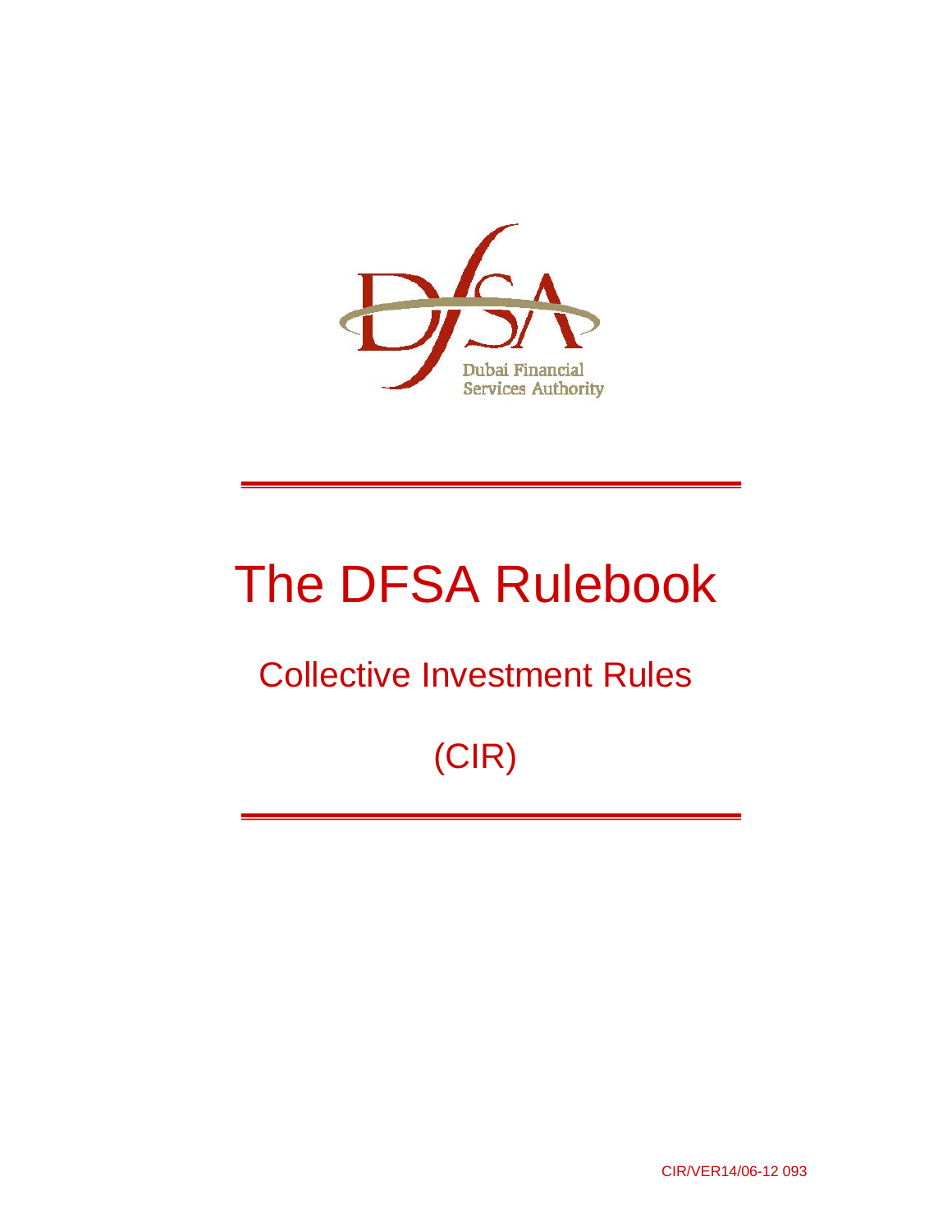Dubai Financial Services Authority

# The DFSA Rulebook

## Collective Investment Rules

## (CIR)

CIR/VER14/06-12 093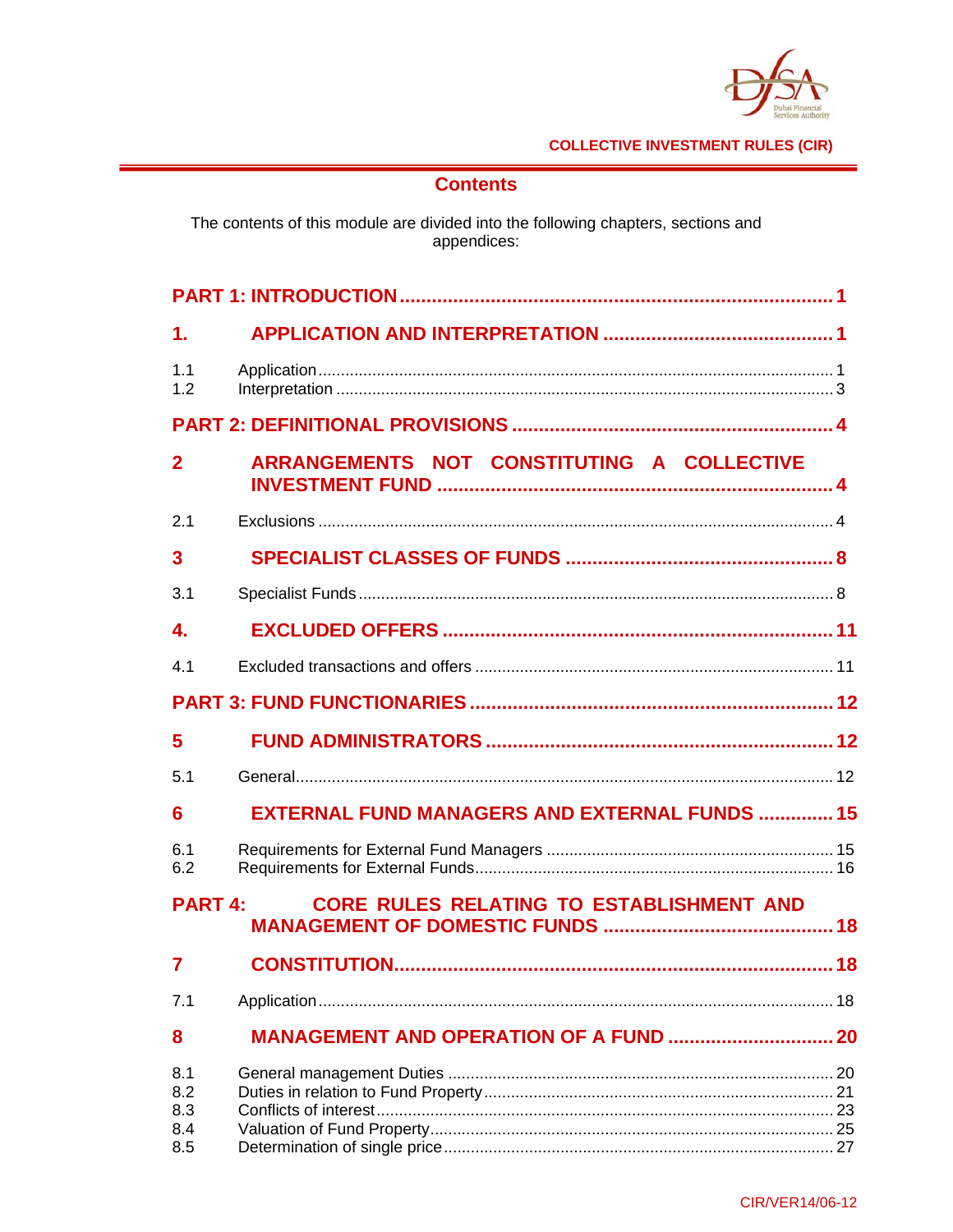## Contents

The contents of this module are divided into the following chapters, sections and appendices:

**PART 1: INTRODUCTION** ........ 1

**1. APPLICATION AND INTERPRETATION** ........ 1

1.1 Application ........ 1
1.2 Interpretation ........ 3

**PART 2: DEFINITIONAL PROVISIONS** ........ 4

**2 ARRANGEMENTS NOT CONSTITUTING A COLLECTIVE INVESTMENT FUND** ........ 4

2.1 Exclusions ........ 4

**3 SPECIALIST CLASSES OF FUNDS** ........ 8

3.1 Specialist Funds ........ 8

**4. EXCLUDED OFFERS** ........ 11

4.1 Excluded transactions and offers ........ 11

**PART 3: FUND FUNCTIONARIES** ........ 12

**5 FUND ADMINISTRATORS** ........ 12

5.1 General ........ 12

**6 EXTERNAL FUND MANAGERS AND EXTERNAL FUNDS** ........ 15

6.1 Requirements for External Fund Managers ........ 15
6.2 Requirements for External Funds ........ 16

**PART 4: CORE RULES RELATING TO ESTABLISHMENT AND MANAGEMENT OF DOMESTIC FUNDS** ........ 18

**7 CONSTITUTION** ........ 18

7.1 Application ........ 18

**8 MANAGEMENT AND OPERATION OF A FUND** ........ 20

8.1 General management Duties ........ 20
8.2 Duties in relation to Fund Property ........ 21
8.3 Conflicts of interest ........ 23
8.4 Valuation of Fund Property ........ 25
8.5 Determination of single price ........ 27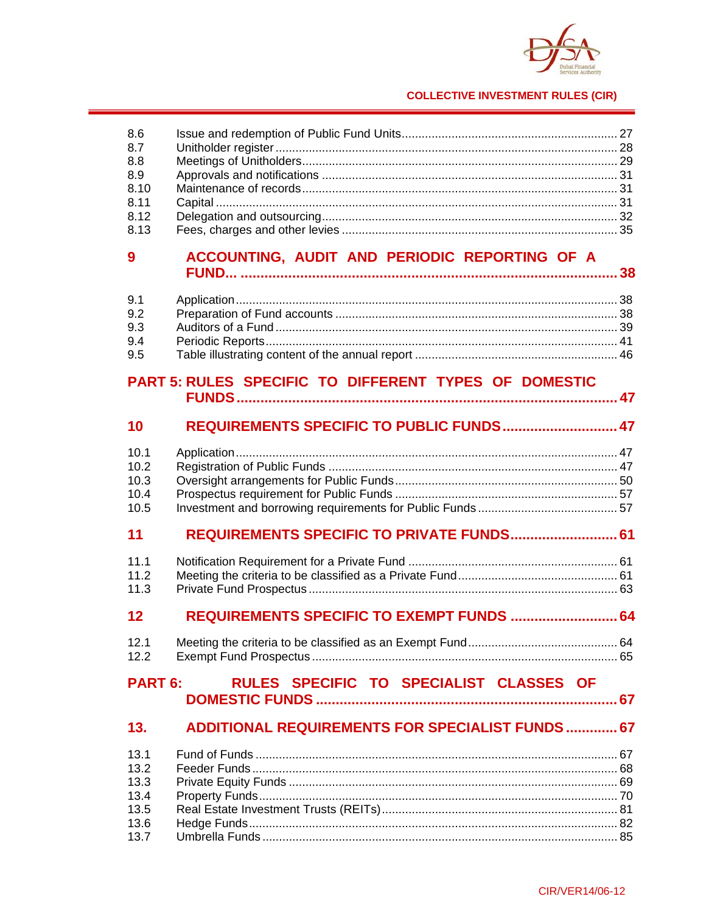| | | |
|---|---|---|
| 8.6 | Issue and redemption of Public Fund Units | 27 |
| 8.7 | Unitholder register | 28 |
| 8.8 | Meetings of Unitholders | 29 |
| 8.9 | Approvals and notifications | 31 |
| 8.10 | Maintenance of records | 31 |
| 8.11 | Capital | 31 |
| 8.12 | Delegation and outsourcing | 32 |
| 8.13 | Fees, charges and other levies | 35 |

**9 ACCOUNTING, AUDIT AND PERIODIC REPORTING OF A FUND... 38**

| | | |
|---|---|---|
| 9.1 | Application | 38 |
| 9.2 | Preparation of Fund accounts | 38 |
| 9.3 | Auditors of a Fund | 39 |
| 9.4 | Periodic Reports | 41 |
| 9.5 | Table illustrating content of the annual report | 46 |

**PART 5: RULES SPECIFIC TO DIFFERENT TYPES OF DOMESTIC FUNDS 47**

**10 REQUIREMENTS SPECIFIC TO PUBLIC FUNDS 47**

| | | |
|---|---|---|
| 10.1 | Application | 47 |
| 10.2 | Registration of Public Funds | 47 |
| 10.3 | Oversight arrangements for Public Funds | 50 |
| 10.4 | Prospectus requirement for Public Funds | 57 |
| 10.5 | Investment and borrowing requirements for Public Funds | 57 |

**11 REQUIREMENTS SPECIFIC TO PRIVATE FUNDS 61**

| | | |
|---|---|---|
| 11.1 | Notification Requirement for a Private Fund | 61 |
| 11.2 | Meeting the criteria to be classified as a Private Fund | 61 |
| 11.3 | Private Fund Prospectus | 63 |

**12 REQUIREMENTS SPECIFIC TO EXEMPT FUNDS 64**

| | | |
|---|---|---|
| 12.1 | Meeting the criteria to be classified as an Exempt Fund | 64 |
| 12.2 | Exempt Fund Prospectus | 65 |

**PART 6: RULES SPECIFIC TO SPECIALIST CLASSES OF DOMESTIC FUNDS 67**

**13. ADDITIONAL REQUIREMENTS FOR SPECIALIST FUNDS 67**

| | | |
|---|---|---|
| 13.1 | Fund of Funds | 67 |
| 13.2 | Feeder Funds | 68 |
| 13.3 | Private Equity Funds | 69 |
| 13.4 | Property Funds | 70 |
| 13.5 | Real Estate Investment Trusts (REITs) | 81 |
| 13.6 | Hedge Funds | 82 |
| 13.7 | Umbrella Funds | 85 |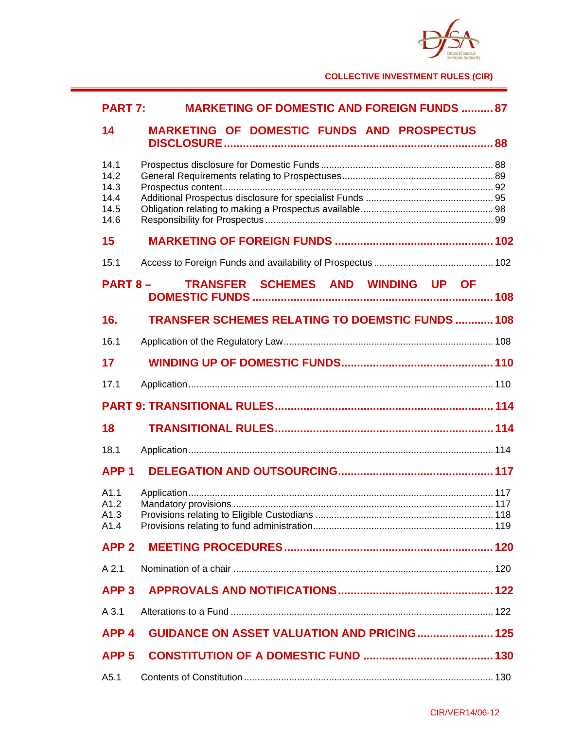**PART 7: MARKETING OF DOMESTIC AND FOREIGN FUNDS .......... 87**

**14 MARKETING OF DOMESTIC FUNDS AND PROSPECTUS DISCLOSURE ........................................................................... 88**

14.1 Prospectus disclosure for Domestic Funds ........................................................... 88
14.2 General Requirements relating to Prospectuses.................................................. 89
14.3 Prospectus content.................................................................................................. 92
14.4 Additional Prospectus disclosure for specialist Funds ......................................... 95
14.5 Obligation relating to making a Prospectus available........................................... 98
14.6 Responsibility for Prospectus .................................................................................. 99

**15 MARKETING OF FOREIGN FUNDS ............................................. 102**

15.1 Access to Foreign Funds and availability of Prospectus ..................................... 102

**PART 8 – TRANSFER SCHEMES AND WINDING UP OF DOMESTIC FUNDS ........................................................................... 108**

**16. TRANSFER SCHEMES RELATING TO DOEMSTIC FUNDS ............ 108**

16.1 Application of the Regulatory Law........................................................................ 108

**17 WINDING UP OF DOMESTIC FUNDS............................................. 110**

17.1 Application ............................................................................................................. 110

**PART 9: TRANSITIONAL RULES.................................................................. 114**

**18 TRANSITIONAL RULES.................................................................. 114**

18.1 Application ............................................................................................................. 114

**APP 1 DELEGATION AND OUTSOURCING............................................. 117**

A1.1 Application ............................................................................................................. 117
A1.2 Mandatory provisions ............................................................................................ 117
A1.3 Provisions relating to Eligible Custodians ............................................................ 118
A1.4 Provisions relating to fund administration............................................................. 119

**APP 2 MEETING PROCEDURES.............................................................. 120**

A 2.1 Nomination of a chair ............................................................................................ 120

**APP 3 APPROVALS AND NOTIFICATIONS............................................. 122**

A 3.1 Alterations to a Fund .............................................................................................. 122

**APP 4 GUIDANCE ON ASSET VALUATION AND PRICING ...................... 125**

**APP 5 CONSTITUTION OF A DOMESTIC FUND ....................................... 130**

A5.1 Contents of Constitution ....................................................................................... 130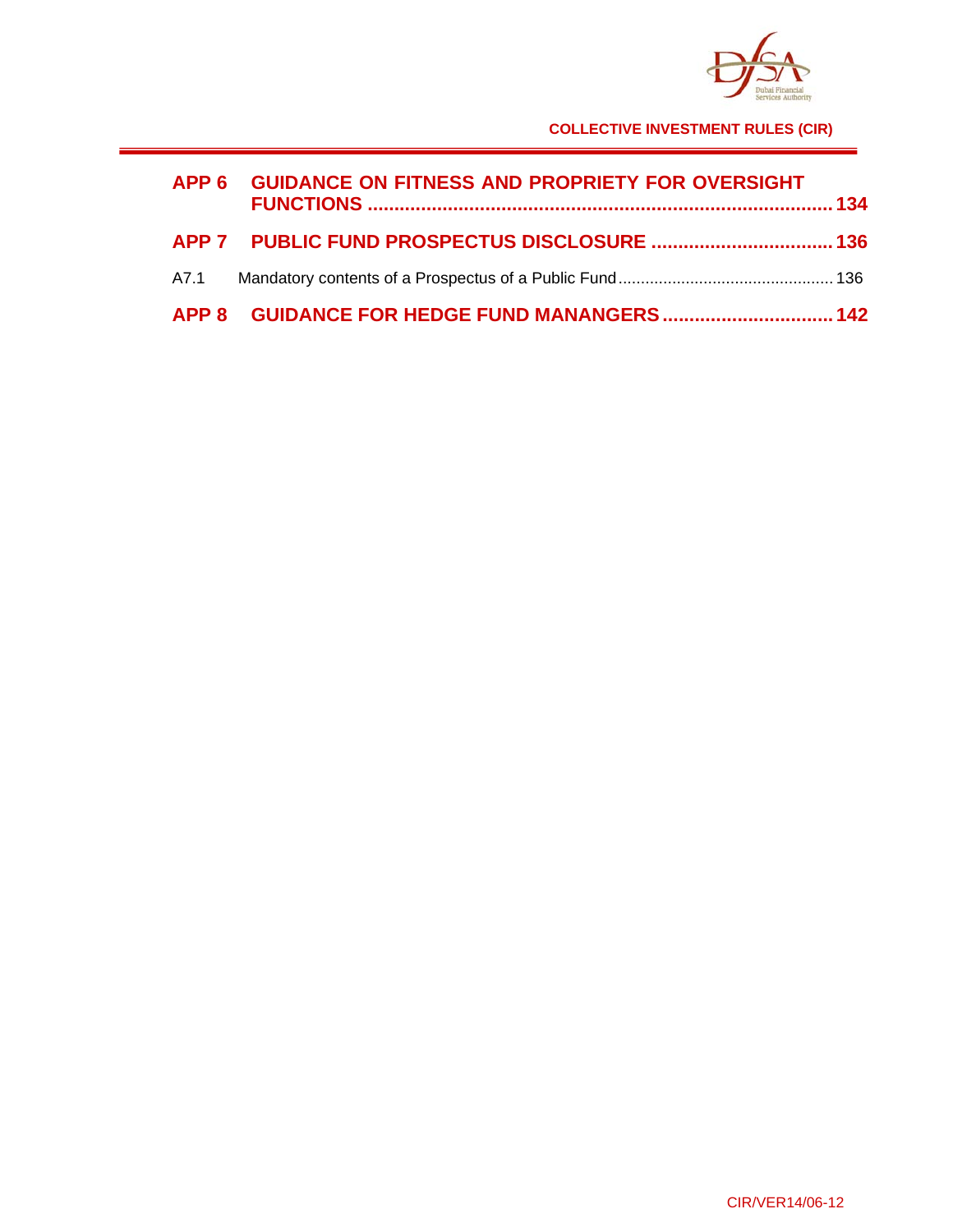**APP 6 GUIDANCE ON FITNESS AND PROPRIETY FOR OVERSIGHT FUNCTIONS ........................................................................................ 134**

**APP 7 PUBLIC FUND PROSPECTUS DISCLOSURE .................................. 136**

A7.1 Mandatory contents of a Prospectus of a Public Fund ................................................ 136

**APP 8 GUIDANCE FOR HEDGE FUND MANANGERS ................................ 142**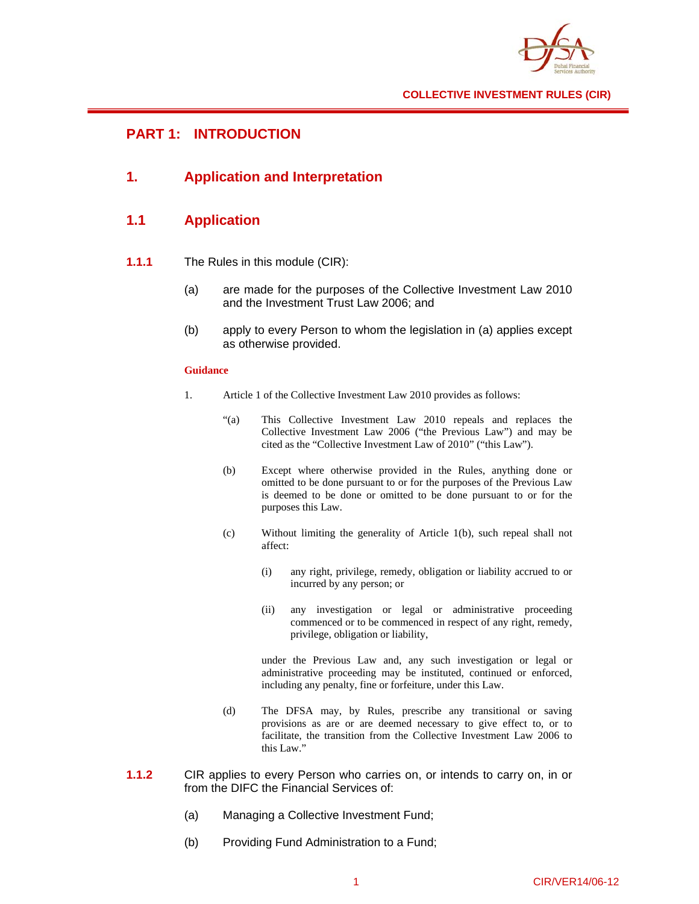# PART 1: INTRODUCTION

## 1. Application and Interpretation

### 1.1 Application

**1.1.1** The Rules in this module (CIR):

(a) are made for the purposes of the Collective Investment Law 2010 and the Investment Trust Law 2006; and

(b) apply to every Person to whom the legislation in (a) applies except as otherwise provided.

**Guidance**

1. Article 1 of the Collective Investment Law 2010 provides as follows:

"(a) This Collective Investment Law 2010 repeals and replaces the Collective Investment Law 2006 ("the Previous Law") and may be cited as the "Collective Investment Law of 2010" ("this Law").

(b) Except where otherwise provided in the Rules, anything done or omitted to be done pursuant to or for the purposes of the Previous Law is deemed to be done or omitted to be done pursuant to or for the purposes this Law.

(c) Without limiting the generality of Article 1(b), such repeal shall not affect:

(i) any right, privilege, remedy, obligation or liability accrued to or incurred by any person; or

(ii) any investigation or legal or administrative proceeding commenced or to be commenced in respect of any right, remedy, privilege, obligation or liability,

under the Previous Law and, any such investigation or legal or administrative proceeding may be instituted, continued or enforced, including any penalty, fine or forfeiture, under this Law.

(d) The DFSA may, by Rules, prescribe any transitional or saving provisions as are or are deemed necessary to give effect to, or to facilitate, the transition from the Collective Investment Law 2006 to this Law."

**1.1.2** CIR applies to every Person who carries on, or intends to carry on, in or from the DIFC the Financial Services of:

(a) Managing a Collective Investment Fund;

(b) Providing Fund Administration to a Fund;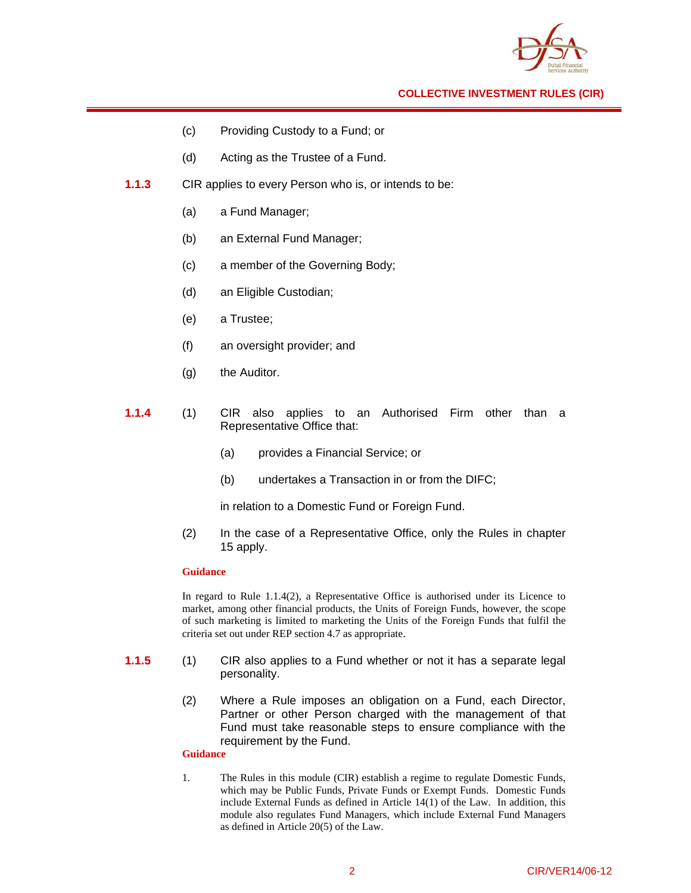(c) Providing Custody to a Fund; or

(d) Acting as the Trustee of a Fund.

**1.1.3** CIR applies to every Person who is, or intends to be:

(a) a Fund Manager;

(b) an External Fund Manager;

(c) a member of the Governing Body;

(d) an Eligible Custodian;

(e) a Trustee;

(f) an oversight provider; and

(g) the Auditor.

**1.1.4** (1) CIR also applies to an Authorised Firm other than a Representative Office that:

(a) provides a Financial Service; or

(b) undertakes a Transaction in or from the DIFC;

in relation to a Domestic Fund or Foreign Fund.

(2) In the case of a Representative Office, only the Rules in chapter 15 apply.

**Guidance**

In regard to Rule 1.1.4(2), a Representative Office is authorised under its Licence to market, among other financial products, the Units of Foreign Funds, however, the scope of such marketing is limited to marketing the Units of the Foreign Funds that fulfil the criteria set out under REP section 4.7 as appropriate.

**1.1.5** (1) CIR also applies to a Fund whether or not it has a separate legal personality.

(2) Where a Rule imposes an obligation on a Fund, each Director, Partner or other Person charged with the management of that Fund must take reasonable steps to ensure compliance with the requirement by the Fund.

**Guidance**

1. The Rules in this module (CIR) establish a regime to regulate Domestic Funds, which may be Public Funds, Private Funds or Exempt Funds. Domestic Funds include External Funds as defined in Article 14(1) of the Law. In addition, this module also regulates Fund Managers, which include External Fund Managers as defined in Article 20(5) of the Law.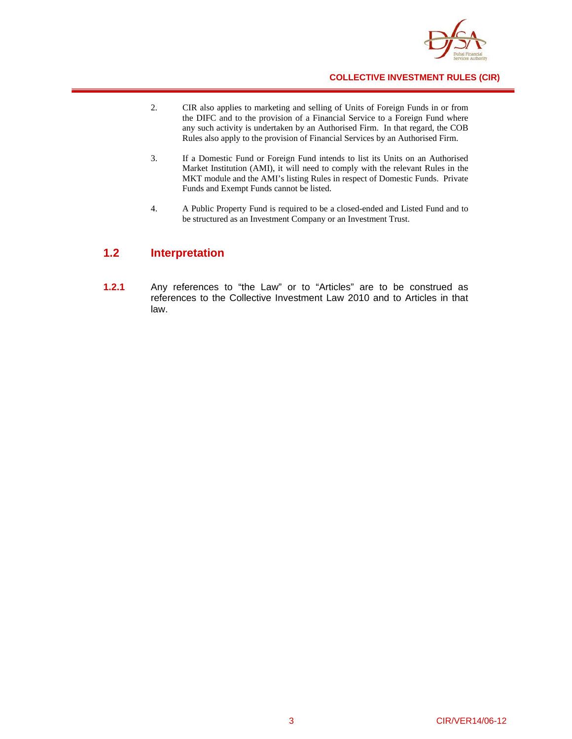2. CIR also applies to marketing and selling of Units of Foreign Funds in or from the DIFC and to the provision of a Financial Service to a Foreign Fund where any such activity is undertaken by an Authorised Firm. In that regard, the COB Rules also apply to the provision of Financial Services by an Authorised Firm.

3. If a Domestic Fund or Foreign Fund intends to list its Units on an Authorised Market Institution (AMI), it will need to comply with the relevant Rules in the MKT module and the AMI's listing Rules in respect of Domestic Funds. Private Funds and Exempt Funds cannot be listed.

4. A Public Property Fund is required to be a closed-ended and Listed Fund and to be structured as an Investment Company or an Investment Trust.

## 1.2 Interpretation

**1.2.1** Any references to "the Law" or to "Articles" are to be construed as references to the Collective Investment Law 2010 and to Articles in that law.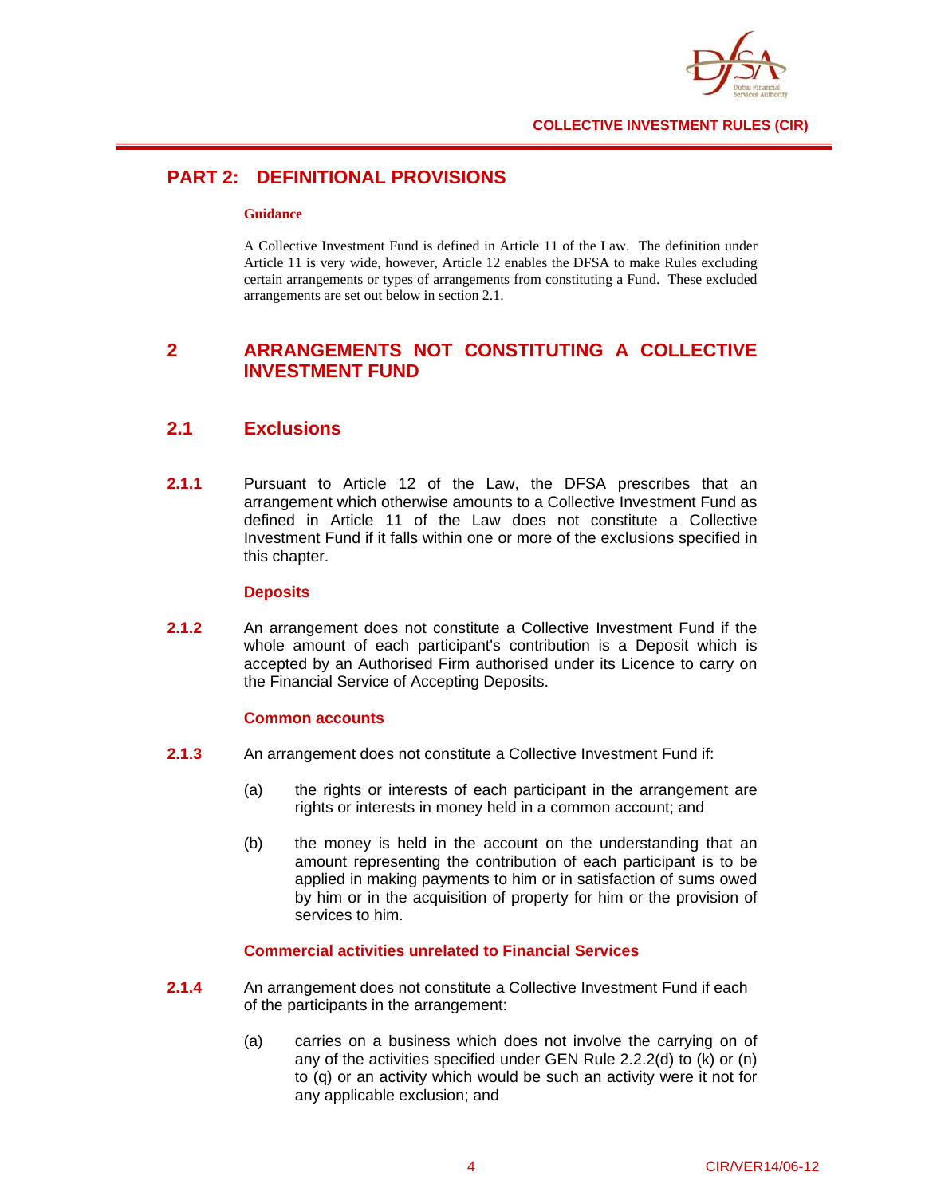# PART 2: DEFINITIONAL PROVISIONS

**Guidance**

A Collective Investment Fund is defined in Article 11 of the Law. The definition under Article 11 is very wide, however, Article 12 enables the DFSA to make Rules excluding certain arrangements or types of arrangements from constituting a Fund. These excluded arrangements are set out below in section 2.1.

## 2 ARRANGEMENTS NOT CONSTITUTING A COLLECTIVE INVESTMENT FUND

### 2.1 Exclusions

**2.1.1** Pursuant to Article 12 of the Law, the DFSA prescribes that an arrangement which otherwise amounts to a Collective Investment Fund as defined in Article 11 of the Law does not constitute a Collective Investment Fund if it falls within one or more of the exclusions specified in this chapter.

**Deposits**

**2.1.2** An arrangement does not constitute a Collective Investment Fund if the whole amount of each participant's contribution is a Deposit which is accepted by an Authorised Firm authorised under its Licence to carry on the Financial Service of Accepting Deposits.

**Common accounts**

**2.1.3** An arrangement does not constitute a Collective Investment Fund if:

(a) the rights or interests of each participant in the arrangement are rights or interests in money held in a common account; and

(b) the money is held in the account on the understanding that an amount representing the contribution of each participant is to be applied in making payments to him or in satisfaction of sums owed by him or in the acquisition of property for him or the provision of services to him.

**Commercial activities unrelated to Financial Services**

**2.1.4** An arrangement does not constitute a Collective Investment Fund if each of the participants in the arrangement:

(a) carries on a business which does not involve the carrying on of any of the activities specified under GEN Rule 2.2.2(d) to (k) or (n) to (q) or an activity which would be such an activity were it not for any applicable exclusion; and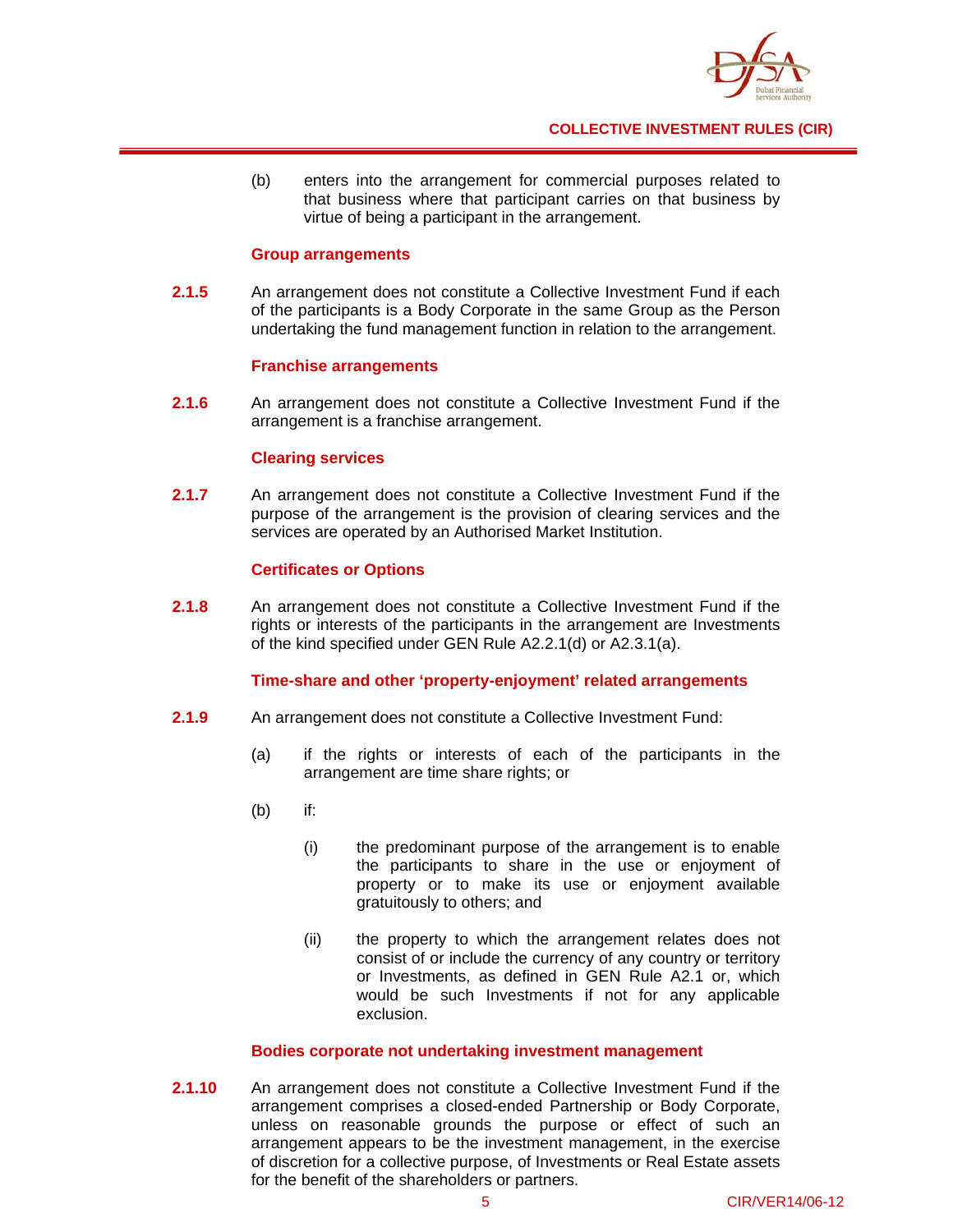(b) enters into the arrangement for commercial purposes related to that business where that participant carries on that business by virtue of being a participant in the arrangement.

#### Group arrangements

**2.1.5** An arrangement does not constitute a Collective Investment Fund if each of the participants is a Body Corporate in the same Group as the Person undertaking the fund management function in relation to the arrangement.

#### Franchise arrangements

**2.1.6** An arrangement does not constitute a Collective Investment Fund if the arrangement is a franchise arrangement.

#### Clearing services

**2.1.7** An arrangement does not constitute a Collective Investment Fund if the purpose of the arrangement is the provision of clearing services and the services are operated by an Authorised Market Institution.

#### Certificates or Options

**2.1.8** An arrangement does not constitute a Collective Investment Fund if the rights or interests of the participants in the arrangement are Investments of the kind specified under GEN Rule A2.2.1(d) or A2.3.1(a).

#### Time-share and other 'property-enjoyment' related arrangements

**2.1.9** An arrangement does not constitute a Collective Investment Fund:

(a) if the rights or interests of each of the participants in the arrangement are time share rights; or

(b) if:

(i) the predominant purpose of the arrangement is to enable the participants to share in the use or enjoyment of property or to make its use or enjoyment available gratuitously to others; and

(ii) the property to which the arrangement relates does not consist of or include the currency of any country or territory or Investments, as defined in GEN Rule A2.1 or, which would be such Investments if not for any applicable exclusion.

#### Bodies corporate not undertaking investment management

**2.1.10** An arrangement does not constitute a Collective Investment Fund if the arrangement comprises a closed-ended Partnership or Body Corporate, unless on reasonable grounds the purpose or effect of such an arrangement appears to be the investment management, in the exercise of discretion for a collective purpose, of Investments or Real Estate assets for the benefit of the shareholders or partners.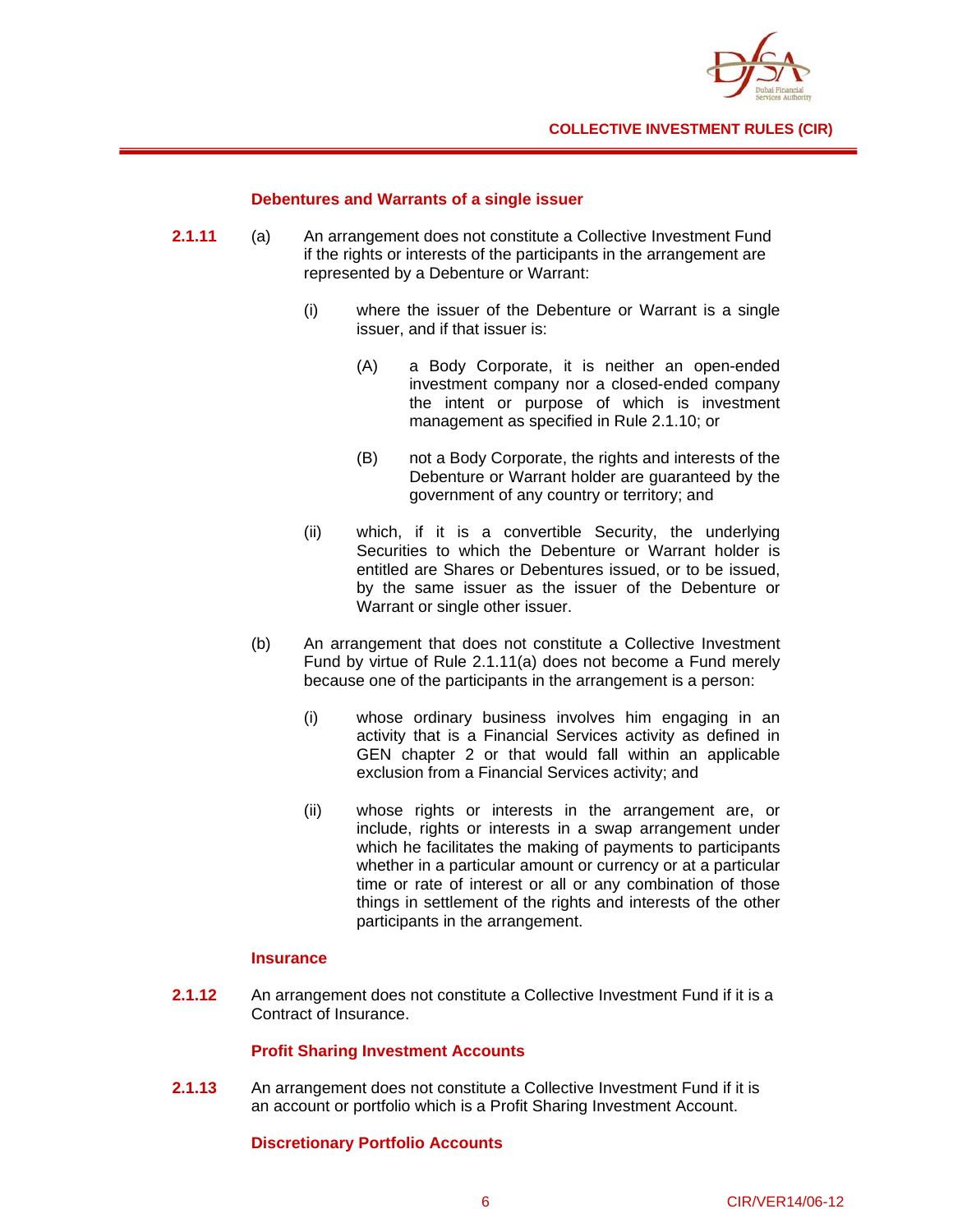#### Debentures and Warrants of a single issuer

**2.1.11** (a) An arrangement does not constitute a Collective Investment Fund if the rights or interests of the participants in the arrangement are represented by a Debenture or Warrant:

  (i) where the issuer of the Debenture or Warrant is a single issuer, and if that issuer is:

    (A) a Body Corporate, it is neither an open-ended investment company nor a closed-ended company the intent or purpose of which is investment management as specified in Rule 2.1.10; or

    (B) not a Body Corporate, the rights and interests of the Debenture or Warrant holder are guaranteed by the government of any country or territory; and

  (ii) which, if it is a convertible Security, the underlying Securities to which the Debenture or Warrant holder is entitled are Shares or Debentures issued, or to be issued, by the same issuer as the issuer of the Debenture or Warrant or single other issuer.

(b) An arrangement that does not constitute a Collective Investment Fund by virtue of Rule 2.1.11(a) does not become a Fund merely because one of the participants in the arrangement is a person:

  (i) whose ordinary business involves him engaging in an activity that is a Financial Services activity as defined in GEN chapter 2 or that would fall within an applicable exclusion from a Financial Services activity; and

  (ii) whose rights or interests in the arrangement are, or include, rights or interests in a swap arrangement under which he facilitates the making of payments to participants whether in a particular amount or currency or at a particular time or rate of interest or all or any combination of those things in settlement of the rights and interests of the other participants in the arrangement.

#### Insurance

**2.1.12** An arrangement does not constitute a Collective Investment Fund if it is a Contract of Insurance.

#### Profit Sharing Investment Accounts

**2.1.13** An arrangement does not constitute a Collective Investment Fund if it is an account or portfolio which is a Profit Sharing Investment Account.

#### Discretionary Portfolio Accounts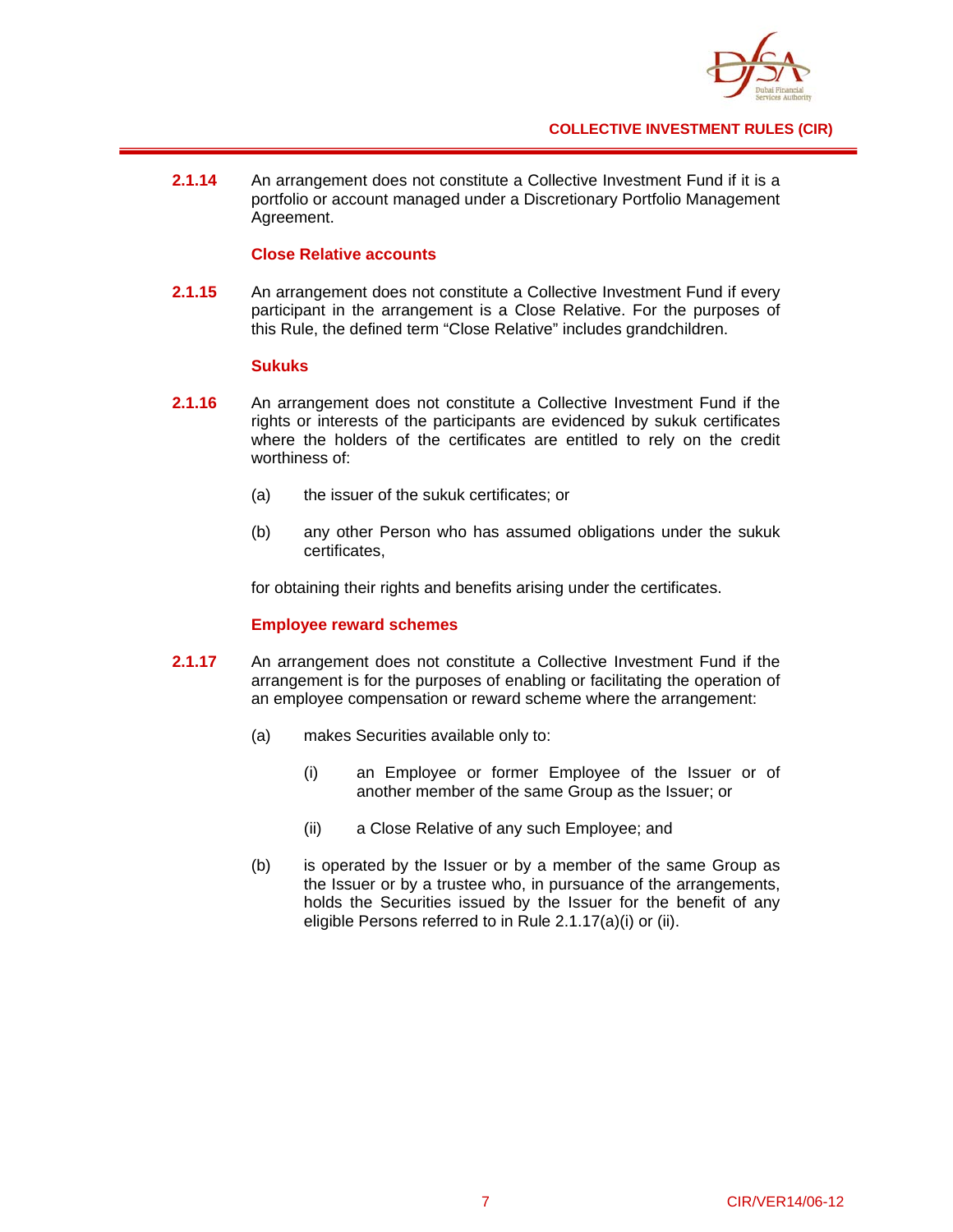**2.1.14** An arrangement does not constitute a Collective Investment Fund if it is a portfolio or account managed under a Discretionary Portfolio Management Agreement.

### Close Relative accounts

**2.1.15** An arrangement does not constitute a Collective Investment Fund if every participant in the arrangement is a Close Relative. For the purposes of this Rule, the defined term "Close Relative" includes grandchildren.

### Sukuks

**2.1.16** An arrangement does not constitute a Collective Investment Fund if the rights or interests of the participants are evidenced by sukuk certificates where the holders of the certificates are entitled to rely on the credit worthiness of:

(a) the issuer of the sukuk certificates; or

(b) any other Person who has assumed obligations under the sukuk certificates,

for obtaining their rights and benefits arising under the certificates.

### Employee reward schemes

**2.1.17** An arrangement does not constitute a Collective Investment Fund if the arrangement is for the purposes of enabling or facilitating the operation of an employee compensation or reward scheme where the arrangement:

(a) makes Securities available only to:

   (i) an Employee or former Employee of the Issuer or of another member of the same Group as the Issuer; or

   (ii) a Close Relative of any such Employee; and

(b) is operated by the Issuer or by a member of the same Group as the Issuer or by a trustee who, in pursuance of the arrangements, holds the Securities issued by the Issuer for the benefit of any eligible Persons referred to in Rule 2.1.17(a)(i) or (ii).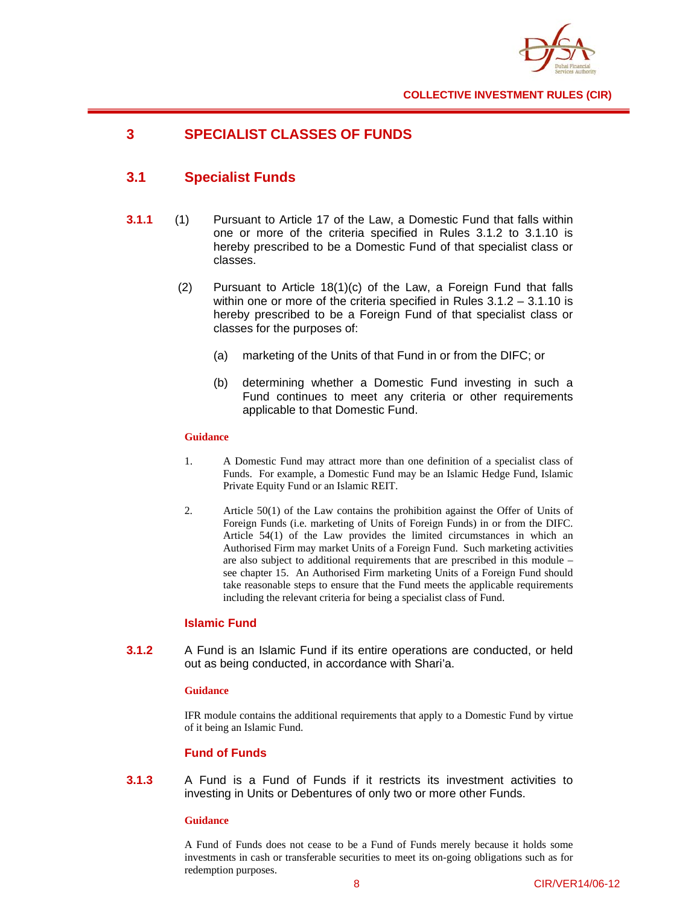# 3 SPECIALIST CLASSES OF FUNDS

## 3.1 Specialist Funds

**3.1.1** (1) Pursuant to Article 17 of the Law, a Domestic Fund that falls within one or more of the criteria specified in Rules 3.1.2 to 3.1.10 is hereby prescribed to be a Domestic Fund of that specialist class or classes.

(2) Pursuant to Article 18(1)(c) of the Law, a Foreign Fund that falls within one or more of the criteria specified in Rules 3.1.2 – 3.1.10 is hereby prescribed to be a Foreign Fund of that specialist class or classes for the purposes of:

(a) marketing of the Units of that Fund in or from the DIFC; or

(b) determining whether a Domestic Fund investing in such a Fund continues to meet any criteria or other requirements applicable to that Domestic Fund.

**Guidance**

1. A Domestic Fund may attract more than one definition of a specialist class of Funds. For example, a Domestic Fund may be an Islamic Hedge Fund, Islamic Private Equity Fund or an Islamic REIT.

2. Article 50(1) of the Law contains the prohibition against the Offer of Units of Foreign Funds (i.e. marketing of Units of Foreign Funds) in or from the DIFC. Article 54(1) of the Law provides the limited circumstances in which an Authorised Firm may market Units of a Foreign Fund. Such marketing activities are also subject to additional requirements that are prescribed in this module – see chapter 15. An Authorised Firm marketing Units of a Foreign Fund should take reasonable steps to ensure that the Fund meets the applicable requirements including the relevant criteria for being a specialist class of Fund.

### Islamic Fund

**3.1.2** A Fund is an Islamic Fund if its entire operations are conducted, or held out as being conducted, in accordance with Shari'a.

**Guidance**

IFR module contains the additional requirements that apply to a Domestic Fund by virtue of it being an Islamic Fund.

### Fund of Funds

**3.1.3** A Fund is a Fund of Funds if it restricts its investment activities to investing in Units or Debentures of only two or more other Funds.

**Guidance**

A Fund of Funds does not cease to be a Fund of Funds merely because it holds some investments in cash or transferable securities to meet its on-going obligations such as for redemption purposes.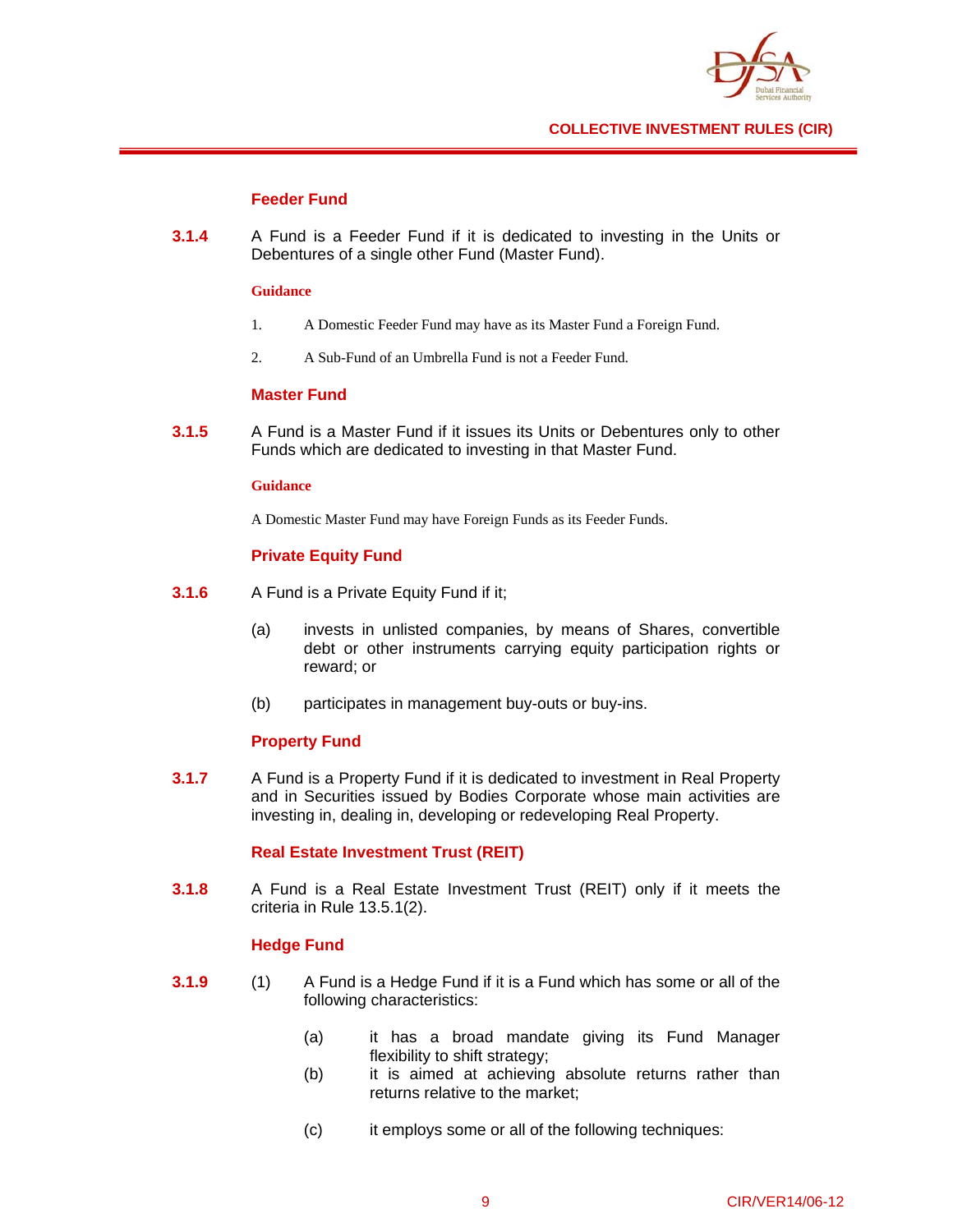### Feeder Fund

**3.1.4** A Fund is a Feeder Fund if it is dedicated to investing in the Units or Debentures of a single other Fund (Master Fund).

**Guidance**

1. A Domestic Feeder Fund may have as its Master Fund a Foreign Fund.
2. A Sub-Fund of an Umbrella Fund is not a Feeder Fund.

### Master Fund

**3.1.5** A Fund is a Master Fund if it issues its Units or Debentures only to other Funds which are dedicated to investing in that Master Fund.

**Guidance**

A Domestic Master Fund may have Foreign Funds as its Feeder Funds.

### Private Equity Fund

**3.1.6** A Fund is a Private Equity Fund if it;

(a) invests in unlisted companies, by means of Shares, convertible debt or other instruments carrying equity participation rights or reward; or

(b) participates in management buy-outs or buy-ins.

### Property Fund

**3.1.7** A Fund is a Property Fund if it is dedicated to investment in Real Property and in Securities issued by Bodies Corporate whose main activities are investing in, dealing in, developing or redeveloping Real Property.

### Real Estate Investment Trust (REIT)

**3.1.8** A Fund is a Real Estate Investment Trust (REIT) only if it meets the criteria in Rule 13.5.1(2).

### Hedge Fund

**3.1.9** (1) A Fund is a Hedge Fund if it is a Fund which has some or all of the following characteristics:

(a) it has a broad mandate giving its Fund Manager flexibility to shift strategy;

(b) it is aimed at achieving absolute returns rather than returns relative to the market;

(c) it employs some or all of the following techniques: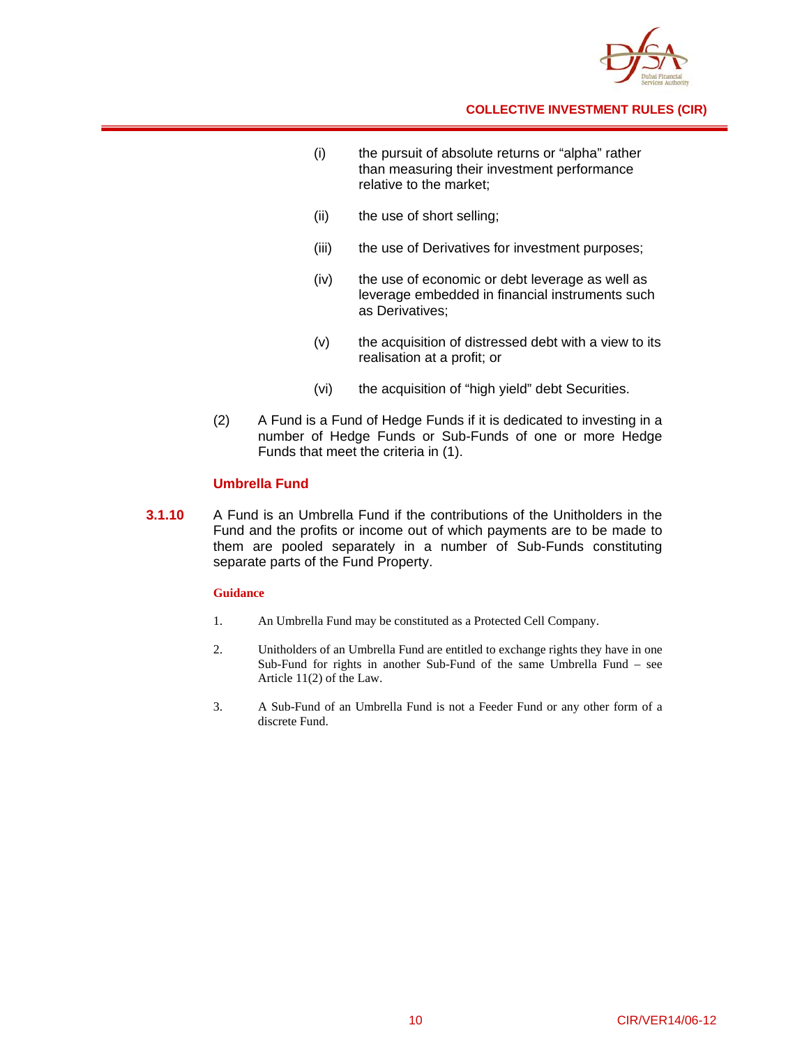(i) the pursuit of absolute returns or "alpha" rather than measuring their investment performance relative to the market;

(ii) the use of short selling;

(iii) the use of Derivatives for investment purposes;

(iv) the use of economic or debt leverage as well as leverage embedded in financial instruments such as Derivatives;

(v) the acquisition of distressed debt with a view to its realisation at a profit; or

(vi) the acquisition of "high yield" debt Securities.

(2) A Fund is a Fund of Hedge Funds if it is dedicated to investing in a number of Hedge Funds or Sub-Funds of one or more Hedge Funds that meet the criteria in (1).

### Umbrella Fund

**3.1.10** A Fund is an Umbrella Fund if the contributions of the Unitholders in the Fund and the profits or income out of which payments are to be made to them are pooled separately in a number of Sub-Funds constituting separate parts of the Fund Property.

**Guidance**

1. An Umbrella Fund may be constituted as a Protected Cell Company.

2. Unitholders of an Umbrella Fund are entitled to exchange rights they have in one Sub-Fund for rights in another Sub-Fund of the same Umbrella Fund – see Article 11(2) of the Law.

3. A Sub-Fund of an Umbrella Fund is not a Feeder Fund or any other form of a discrete Fund.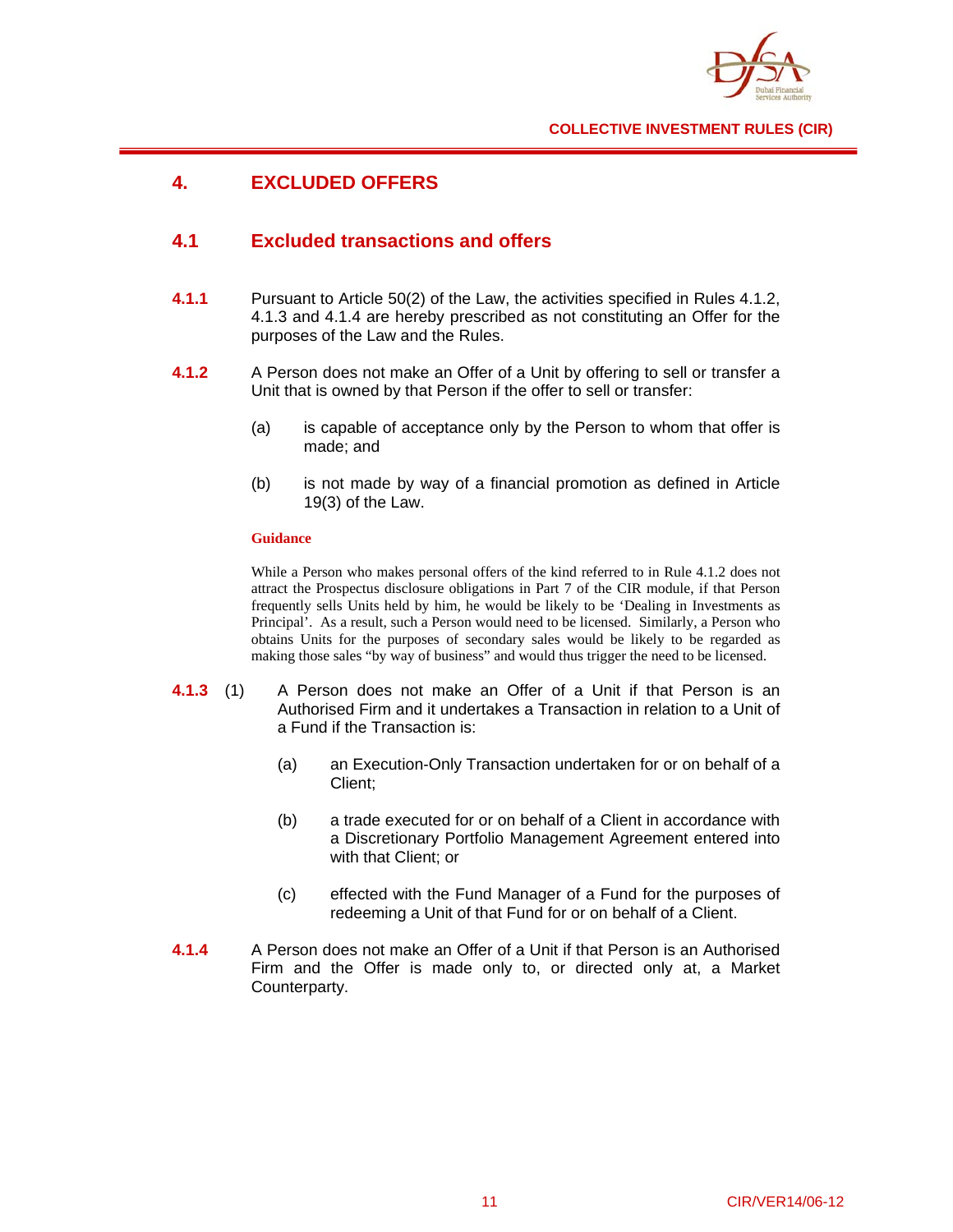## 4. EXCLUDED OFFERS

### 4.1 Excluded transactions and offers

**4.1.1** Pursuant to Article 50(2) of the Law, the activities specified in Rules 4.1.2, 4.1.3 and 4.1.4 are hereby prescribed as not constituting an Offer for the purposes of the Law and the Rules.

**4.1.2** A Person does not make an Offer of a Unit by offering to sell or transfer a Unit that is owned by that Person if the offer to sell or transfer:

(a) is capable of acceptance only by the Person to whom that offer is made; and

(b) is not made by way of a financial promotion as defined in Article 19(3) of the Law.

**Guidance**

While a Person who makes personal offers of the kind referred to in Rule 4.1.2 does not attract the Prospectus disclosure obligations in Part 7 of the CIR module, if that Person frequently sells Units held by him, he would be likely to be 'Dealing in Investments as Principal'. As a result, such a Person would need to be licensed. Similarly, a Person who obtains Units for the purposes of secondary sales would be likely to be regarded as making those sales "by way of business" and would thus trigger the need to be licensed.

**4.1.3** (1) A Person does not make an Offer of a Unit if that Person is an Authorised Firm and it undertakes a Transaction in relation to a Unit of a Fund if the Transaction is:

(a) an Execution-Only Transaction undertaken for or on behalf of a Client;

(b) a trade executed for or on behalf of a Client in accordance with a Discretionary Portfolio Management Agreement entered into with that Client; or

(c) effected with the Fund Manager of a Fund for the purposes of redeeming a Unit of that Fund for or on behalf of a Client.

**4.1.4** A Person does not make an Offer of a Unit if that Person is an Authorised Firm and the Offer is made only to, or directed only at, a Market Counterparty.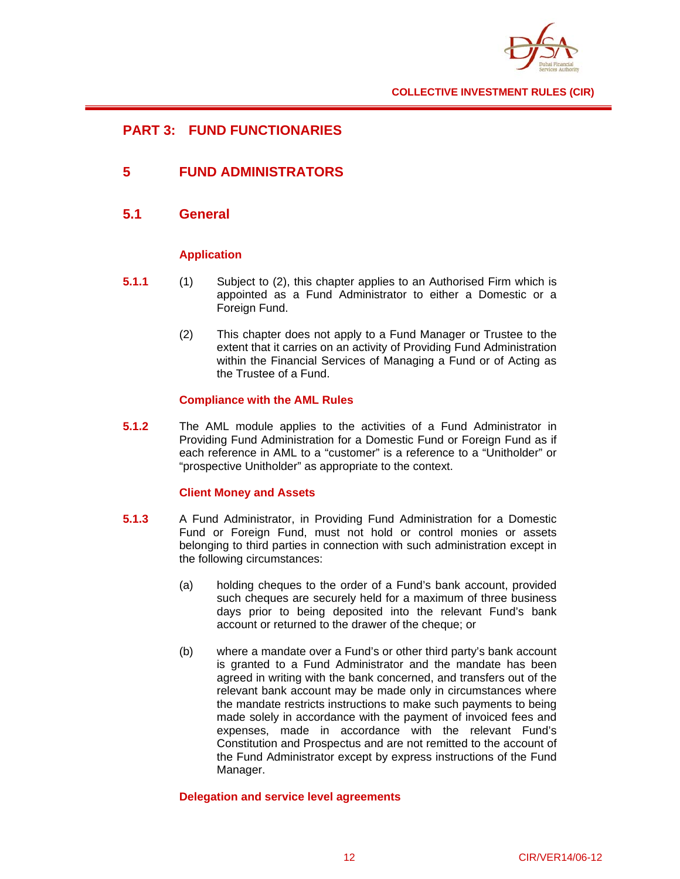# PART 3: FUNDFUNCTIONARIES

## 5 FUND ADMINISTRATORS

### 5.1 General

#### Application

**5.1.1** (1) Subject to (2), this chapter applies to an Authorised Firm which is appointed as a Fund Administrator to either a Domestic or a Foreign Fund.

(2) This chapter does not apply to a Fund Manager or Trustee to the extent that it carries on an activity of Providing Fund Administration within the Financial Services of Managing a Fund or of Acting as the Trustee of a Fund.

#### Compliance with the AML Rules

**5.1.2** The AML module applies to the activities of a Fund Administrator in Providing Fund Administration for a Domestic Fund or Foreign Fund as if each reference in AML to a "customer" is a reference to a "Unitholder" or "prospective Unitholder" as appropriate to the context.

#### Client Money and Assets

**5.1.3** A Fund Administrator, in Providing Fund Administration for a Domestic Fund or Foreign Fund, must not hold or control monies or assets belonging to third parties in connection with such administration except in the following circumstances:

(a) holding cheques to the order of a Fund's bank account, provided such cheques are securely held for a maximum of three business days prior to being deposited into the relevant Fund's bank account or returned to the drawer of the cheque; or

(b) where a mandate over a Fund's or other third party's bank account is granted to a Fund Administrator and the mandate has been agreed in writing with the bank concerned, and transfers out of the relevant bank account may be made only in circumstances where the mandate restricts instructions to make such payments to being made solely in accordance with the payment of invoiced fees and expenses, made in accordance with the relevant Fund's Constitution and Prospectus and are not remitted to the account of the Fund Administrator except by express instructions of the Fund Manager.

#### Delegation and service level agreements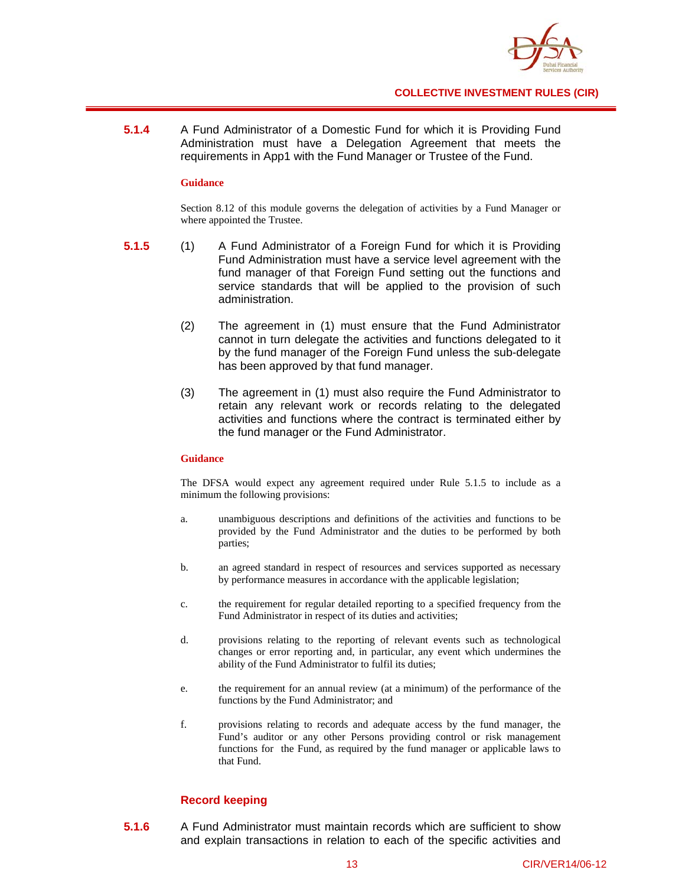**5.1.4** A Fund Administrator of a Domestic Fund for which it is Providing Fund Administration must have a Delegation Agreement that meets the requirements in App1 with the Fund Manager or Trustee of the Fund.

**Guidance**

Section 8.12 of this module governs the delegation of activities by a Fund Manager or where appointed the Trustee.

**5.1.5** (1) A Fund Administrator of a Foreign Fund for which it is Providing Fund Administration must have a service level agreement with the fund manager of that Foreign Fund setting out the functions and service standards that will be applied to the provision of such administration.

(2) The agreement in (1) must ensure that the Fund Administrator cannot in turn delegate the activities and functions delegated to it by the fund manager of the Foreign Fund unless the sub-delegate has been approved by that fund manager.

(3) The agreement in (1) must also require the Fund Administrator to retain any relevant work or records relating to the delegated activities and functions where the contract is terminated either by the fund manager or the Fund Administrator.

**Guidance**

The DFSA would expect any agreement required under Rule 5.1.5 to include as a minimum the following provisions:

a. unambiguous descriptions and definitions of the activities and functions to be provided by the Fund Administrator and the duties to be performed by both parties;

b. an agreed standard in respect of resources and services supported as necessary by performance measures in accordance with the applicable legislation;

c. the requirement for regular detailed reporting to a specified frequency from the Fund Administrator in respect of its duties and activities;

d. provisions relating to the reporting of relevant events such as technological changes or error reporting and, in particular, any event which undermines the ability of the Fund Administrator to fulfil its duties;

e. the requirement for an annual review (at a minimum) of the performance of the functions by the Fund Administrator; and

f. provisions relating to records and adequate access by the fund manager, the Fund's auditor or any other Persons providing control or risk management functions for the Fund, as required by the fund manager or applicable laws to that Fund.

**Record keeping**

**5.1.6** A Fund Administrator must maintain records which are sufficient to show and explain transactions in relation to each of the specific activities and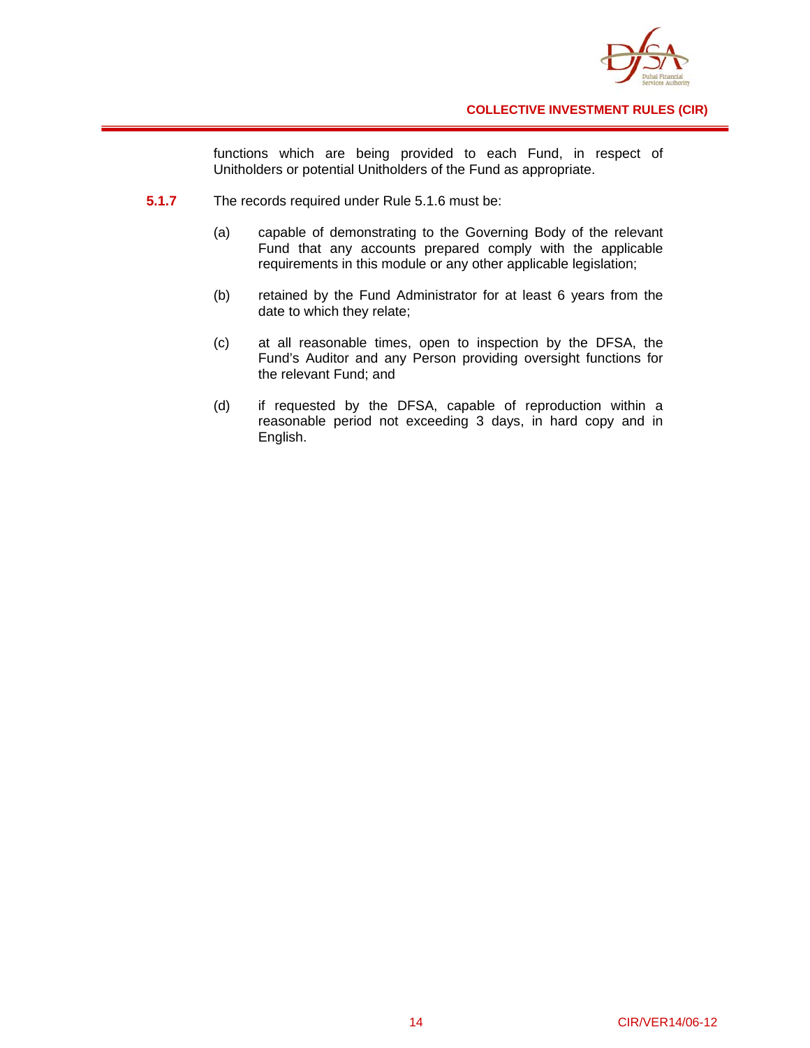functions which are being provided to each Fund, in respect of Unitholders or potential Unitholders of the Fund as appropriate.

**5.1.7** The records required under Rule 5.1.6 must be:

(a) capable of demonstrating to the Governing Body of the relevant Fund that any accounts prepared comply with the applicable requirements in this module or any other applicable legislation;

(b) retained by the Fund Administrator for at least 6 years from the date to which they relate;

(c) at all reasonable times, open to inspection by the DFSA, the Fund's Auditor and any Person providing oversight functions for the relevant Fund; and

(d) if requested by the DFSA, capable of reproduction within a reasonable period not exceeding 3 days, in hard copy and in English.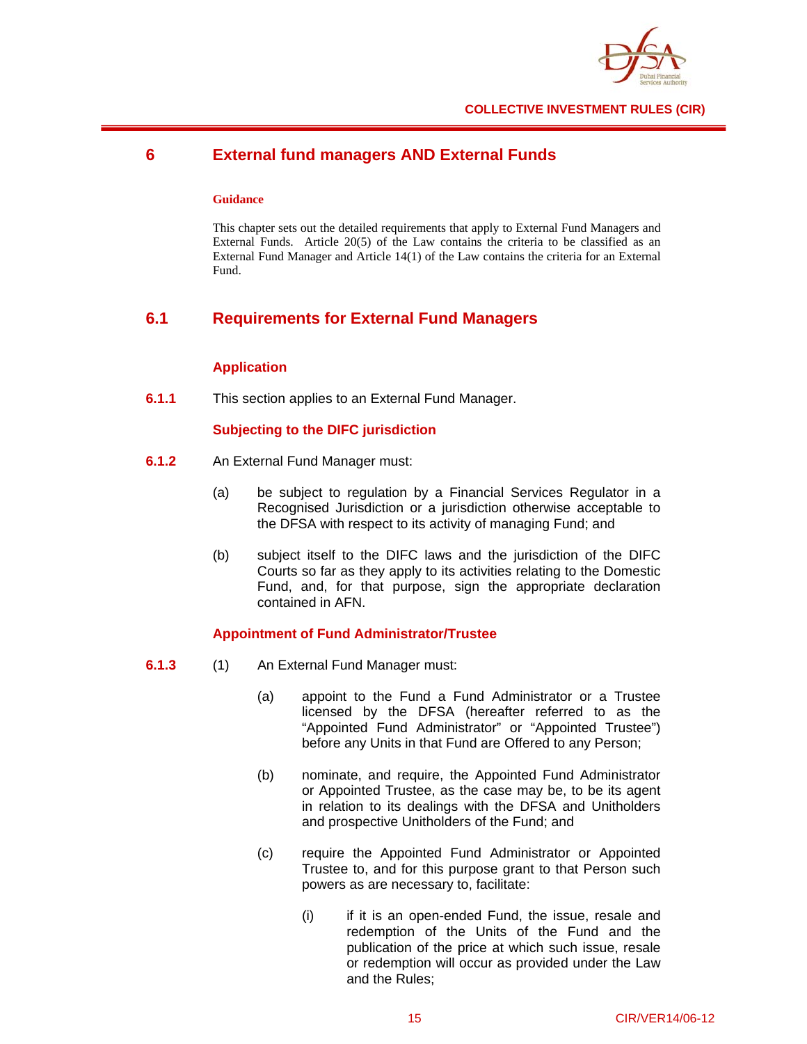# 6 External fund managers AND External Funds

**Guidance**

This chapter sets out the detailed requirements that apply to External Fund Managers and External Funds. Article 20(5) of the Law contains the criteria to be classified as an External Fund Manager and Article 14(1) of the Law contains the criteria for an External Fund.

## 6.1 Requirements for External Fund Managers

### Application

**6.1.1** This section applies to an External Fund Manager.

### Subjecting to the DIFC jurisdiction

**6.1.2** An External Fund Manager must:

(a) be subject to regulation by a Financial Services Regulator in a Recognised Jurisdiction or a jurisdiction otherwise acceptable to the DFSA with respect to its activity of managing Fund; and

(b) subject itself to the DIFC laws and the jurisdiction of the DIFC Courts so far as they apply to its activities relating to the Domestic Fund, and, for that purpose, sign the appropriate declaration contained in AFN.

### Appointment of Fund Administrator/Trustee

**6.1.3** (1) An External Fund Manager must:

(a) appoint to the Fund a Fund Administrator or a Trustee licensed by the DFSA (hereafter referred to as the "Appointed Fund Administrator" or "Appointed Trustee") before any Units in that Fund are Offered to any Person;

(b) nominate, and require, the Appointed Fund Administrator or Appointed Trustee, as the case may be, to be its agent in relation to its dealings with the DFSA and Unitholders and prospective Unitholders of the Fund; and

(c) require the Appointed Fund Administrator or Appointed Trustee to, and for this purpose grant to that Person such powers as are necessary to, facilitate:

(i) if it is an open-ended Fund, the issue, resale and redemption of the Units of the Fund and the publication of the price at which such issue, resale or redemption will occur as provided under the Law and the Rules;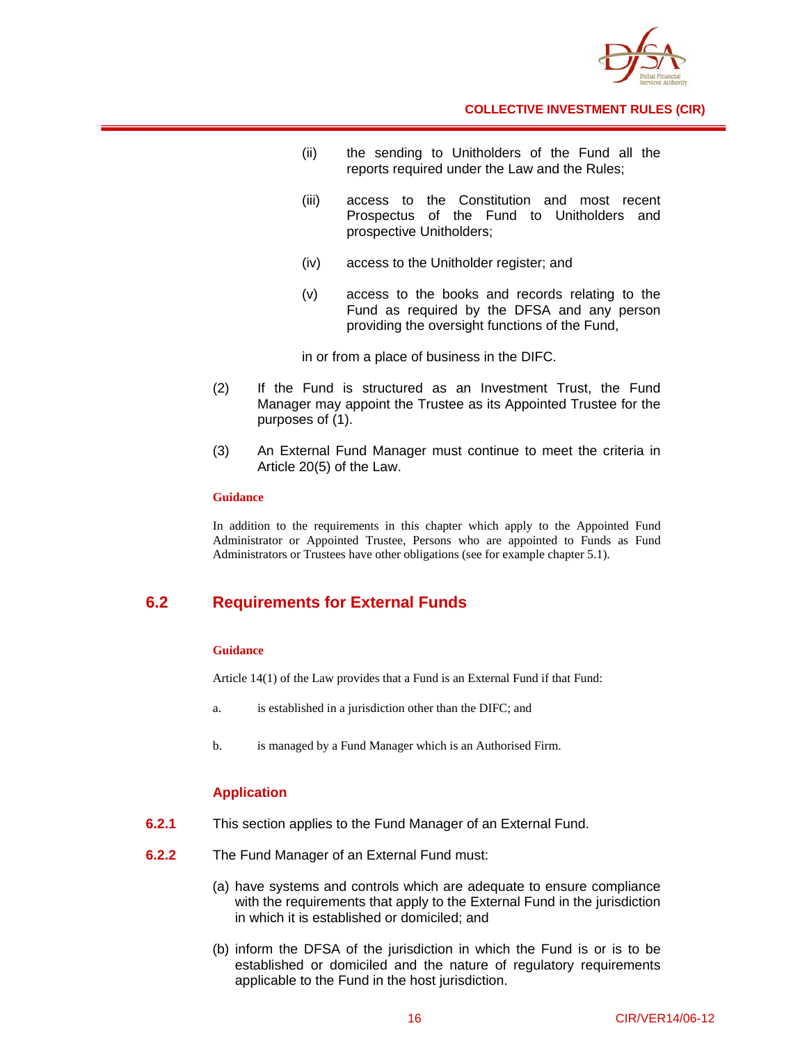(ii) the sending to Unitholders of the Fund all the reports required under the Law and the Rules;

(iii) access to the Constitution and most recent Prospectus of the Fund to Unitholders and prospective Unitholders;

(iv) access to the Unitholder register; and

(v) access to the books and records relating to the Fund as required by the DFSA and any person providing the oversight functions of the Fund,

in or from a place of business in the DIFC.

(2) If the Fund is structured as an Investment Trust, the Fund Manager may appoint the Trustee as its Appointed Trustee for the purposes of (1).

(3) An External Fund Manager must continue to meet the criteria in Article 20(5) of the Law.

**Guidance**

In addition to the requirements in this chapter which apply to the Appointed Fund Administrator or Appointed Trustee, Persons who are appointed to Funds as Fund Administrators or Trustees have other obligations (see for example chapter 5.1).

## 6.2 Requirements for External Funds

**Guidance**

Article 14(1) of the Law provides that a Fund is an External Fund if that Fund:

a. is established in a jurisdiction other than the DIFC; and

b. is managed by a Fund Manager which is an Authorised Firm.

### Application

**6.2.1** This section applies to the Fund Manager of an External Fund.

**6.2.2** The Fund Manager of an External Fund must:

(a) have systems and controls which are adequate to ensure compliance with the requirements that apply to the External Fund in the jurisdiction in which it is established or domiciled; and

(b) inform the DFSA of the jurisdiction in which the Fund is or is to be established or domiciled and the nature of regulatory requirements applicable to the Fund in the host jurisdiction.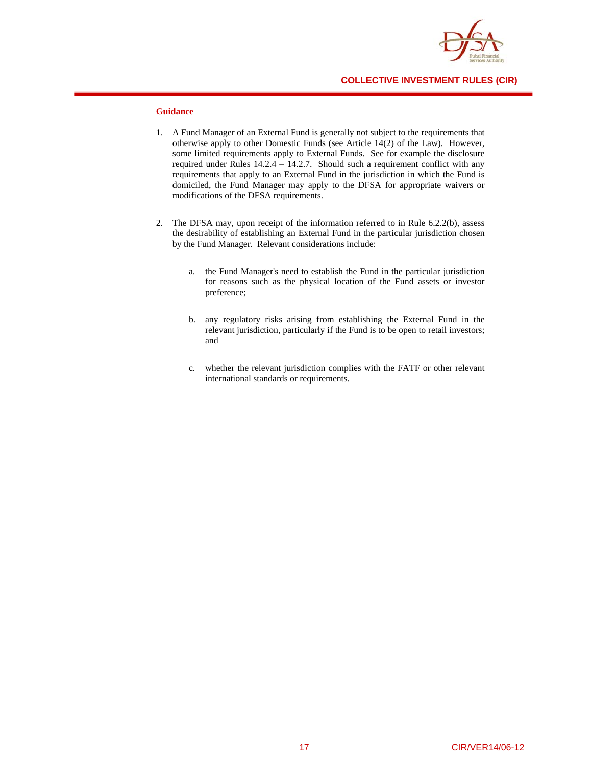#### Guidance

1. A Fund Manager of an External Fund is generally not subject to the requirements that otherwise apply to other Domestic Funds (see Article 14(2) of the Law). However, some limited requirements apply to External Funds. See for example the disclosure required under Rules 14.2.4 – 14.2.7. Should such a requirement conflict with any requirements that apply to an External Fund in the jurisdiction in which the Fund is domiciled, the Fund Manager may apply to the DFSA for appropriate waivers or modifications of the DFSA requirements.

2. The DFSA may, upon receipt of the information referred to in Rule 6.2.2(b), assess the desirability of establishing an External Fund in the particular jurisdiction chosen by the Fund Manager. Relevant considerations include:

   a. the Fund Manager's need to establish the Fund in the particular jurisdiction for reasons such as the physical location of the Fund assets or investor preference;

   b. any regulatory risks arising from establishing the External Fund in the relevant jurisdiction, particularly if the Fund is to be open to retail investors; and

   c. whether the relevant jurisdiction complies with the FATF or other relevant international standards or requirements.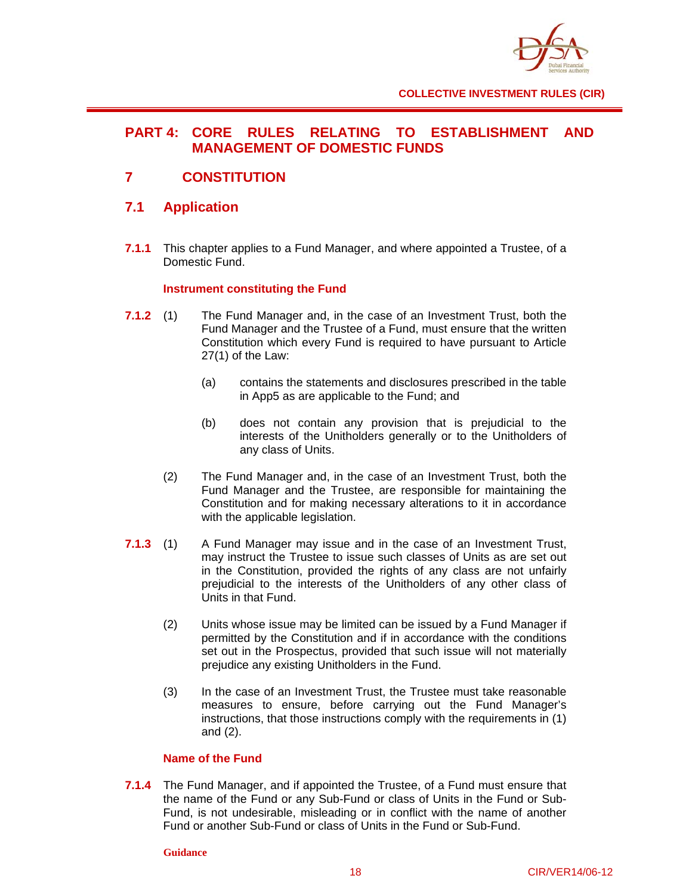# PART 4: CORE RULES RELATING TO ESTABLISHMENT AND MANAGEMENT OF DOMESTIC FUNDS

## 7 CONSTITUTION

### 7.1 Application

**7.1.1** This chapter applies to a Fund Manager, and where appointed a Trustee, of a Domestic Fund.

**Instrument constituting the Fund**

**7.1.2** (1) The Fund Manager and, in the case of an Investment Trust, both the Fund Manager and the Trustee of a Fund, must ensure that the written Constitution which every Fund is required to have pursuant to Article 27(1) of the Law:

(a) contains the statements and disclosures prescribed in the table in App5 as are applicable to the Fund; and

(b) does not contain any provision that is prejudicial to the interests of the Unitholders generally or to the Unitholders of any class of Units.

(2) The Fund Manager and, in the case of an Investment Trust, both the Fund Manager and the Trustee, are responsible for maintaining the Constitution and for making necessary alterations to it in accordance with the applicable legislation.

**7.1.3** (1) A Fund Manager may issue and in the case of an Investment Trust, may instruct the Trustee to issue such classes of Units as are set out in the Constitution, provided the rights of any class are not unfairly prejudicial to the interests of the Unitholders of any other class of Units in that Fund.

(2) Units whose issue may be limited can be issued by a Fund Manager if permitted by the Constitution and if in accordance with the conditions set out in the Prospectus, provided that such issue will not materially prejudice any existing Unitholders in the Fund.

(3) In the case of an Investment Trust, the Trustee must take reasonable measures to ensure, before carrying out the Fund Manager's instructions, that those instructions comply with the requirements in (1) and (2).

**Name of the Fund**

**7.1.4** The Fund Manager, and if appointed the Trustee, of a Fund must ensure that the name of the Fund or any Sub-Fund or class of Units in the Fund or Sub-Fund, is not undesirable, misleading or in conflict with the name of another Fund or another Sub-Fund or class of Units in the Fund or Sub-Fund.

**Guidance**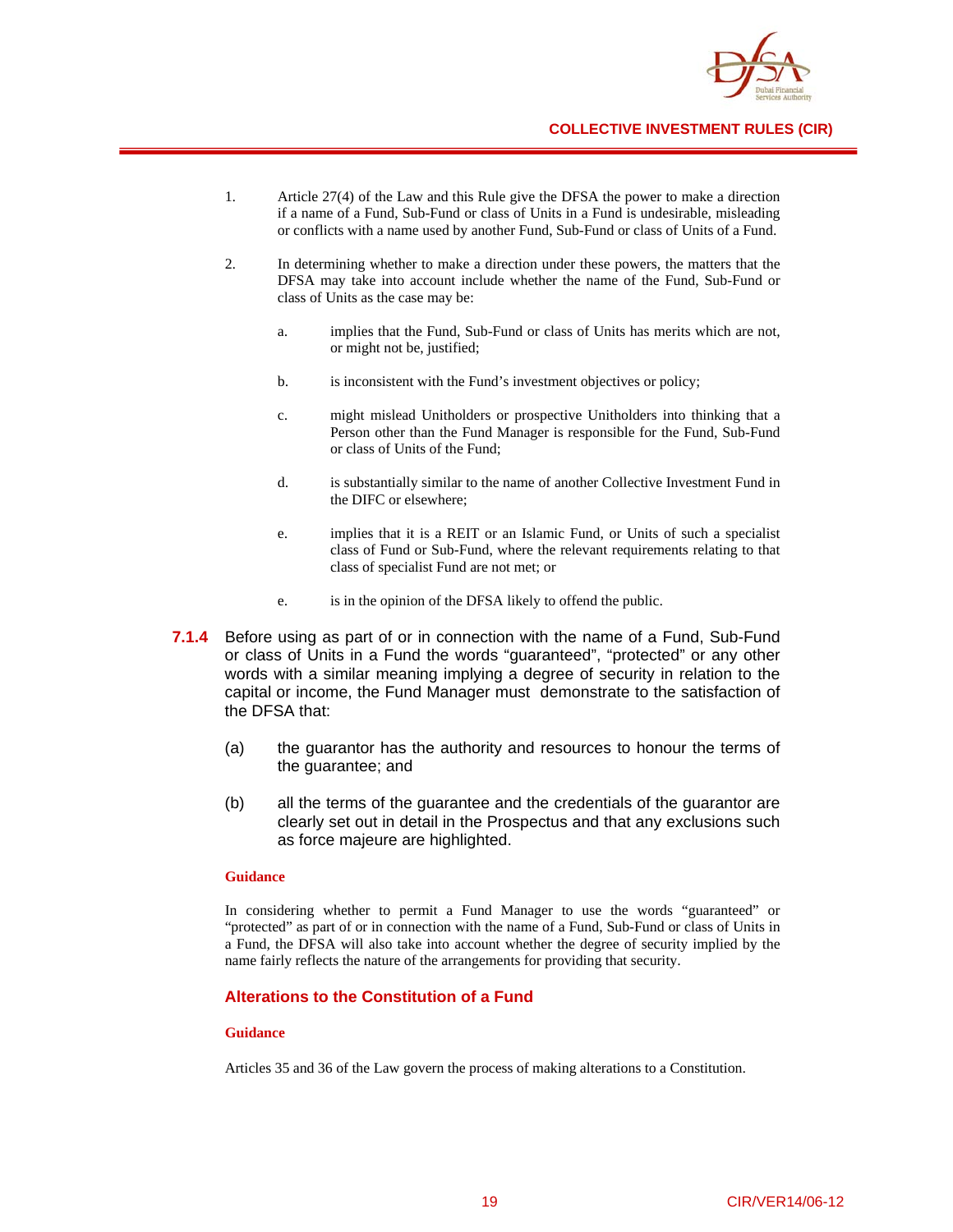1. Article 27(4) of the Law and this Rule give the DFSA the power to make a direction if a name of a Fund, Sub-Fund or class of Units in a Fund is undesirable, misleading or conflicts with a name used by another Fund, Sub-Fund or class of Units of a Fund.

2. In determining whether to make a direction under these powers, the matters that the DFSA may take into account include whether the name of the Fund, Sub-Fund or class of Units as the case may be:

   a. implies that the Fund, Sub-Fund or class of Units has merits which are not, or might not be, justified;

   b. is inconsistent with the Fund's investment objectives or policy;

   c. might mislead Unitholders or prospective Unitholders into thinking that a Person other than the Fund Manager is responsible for the Fund, Sub-Fund or class of Units of the Fund;

   d. is substantially similar to the name of another Collective Investment Fund in the DIFC or elsewhere;

   e. implies that it is a REIT or an Islamic Fund, or Units of such a specialist class of Fund or Sub-Fund, where the relevant requirements relating to that class of specialist Fund are not met; or

   e. is in the opinion of the DFSA likely to offend the public.

**7.1.4** Before using as part of or in connection with the name of a Fund, Sub-Fund or class of Units in a Fund the words "guaranteed", "protected" or any other words with a similar meaning implying a degree of security in relation to the capital or income, the Fund Manager must demonstrate to the satisfaction of the DFSA that:

(a) the guarantor has the authority and resources to honour the terms of the guarantee; and

(b) all the terms of the guarantee and the credentials of the guarantor are clearly set out in detail in the Prospectus and that any exclusions such as force majeure are highlighted.

**Guidance**

In considering whether to permit a Fund Manager to use the words "guaranteed" or "protected" as part of or in connection with the name of a Fund, Sub-Fund or class of Units in a Fund, the DFSA will also take into account whether the degree of security implied by the name fairly reflects the nature of the arrangements for providing that security.

## Alterations to the Constitution of a Fund

**Guidance**

Articles 35 and 36 of the Law govern the process of making alterations to a Constitution.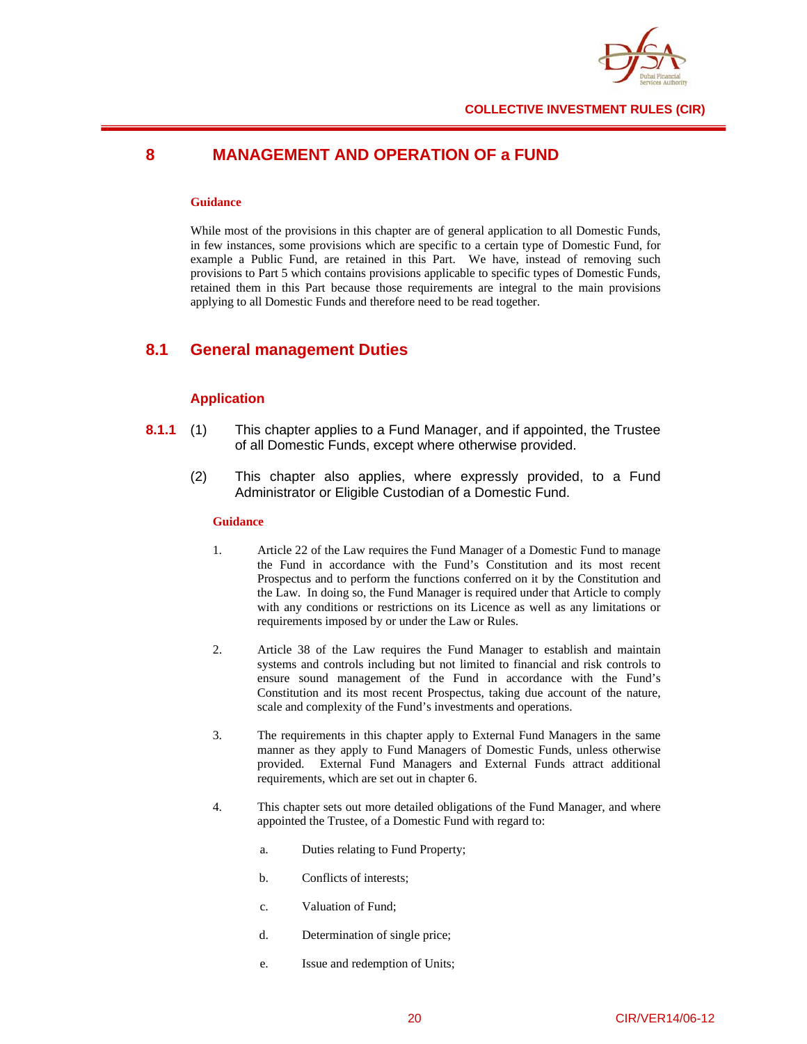# 8 MANAGEMENT AND OPERATION OF a FUND

**Guidance**

While most of the provisions in this chapter are of general application to all Domestic Funds, in few instances, some provisions which are specific to a certain type of Domestic Fund, for example a Public Fund, are retained in this Part. We have, instead of removing such provisions to Part 5 which contains provisions applicable to specific types of Domestic Funds, retained them in this Part because those requirements are integral to the main provisions applying to all Domestic Funds and therefore need to be read together.

## 8.1 General management Duties

### Application

**8.1.1** (1) This chapter applies to a Fund Manager, and if appointed, the Trustee of all Domestic Funds, except where otherwise provided.

(2) This chapter also applies, where expressly provided, to a Fund Administrator or Eligible Custodian of a Domestic Fund.

**Guidance**

1. Article 22 of the Law requires the Fund Manager of a Domestic Fund to manage the Fund in accordance with the Fund's Constitution and its most recent Prospectus and to perform the functions conferred on it by the Constitution and the Law. In doing so, the Fund Manager is required under that Article to comply with any conditions or restrictions on its Licence as well as any limitations or requirements imposed by or under the Law or Rules.

2. Article 38 of the Law requires the Fund Manager to establish and maintain systems and controls including but not limited to financial and risk controls to ensure sound management of the Fund in accordance with the Fund's Constitution and its most recent Prospectus, taking due account of the nature, scale and complexity of the Fund's investments and operations.

3. The requirements in this chapter apply to External Fund Managers in the same manner as they apply to Fund Managers of Domestic Funds, unless otherwise provided. External Fund Managers and External Funds attract additional requirements, which are set out in chapter 6.

4. This chapter sets out more detailed obligations of the Fund Manager, and where appointed the Trustee, of a Domestic Fund with regard to:

   a. Duties relating to Fund Property;

   b. Conflicts of interests;

   c. Valuation of Fund;

   d. Determination of single price;

   e. Issue and redemption of Units;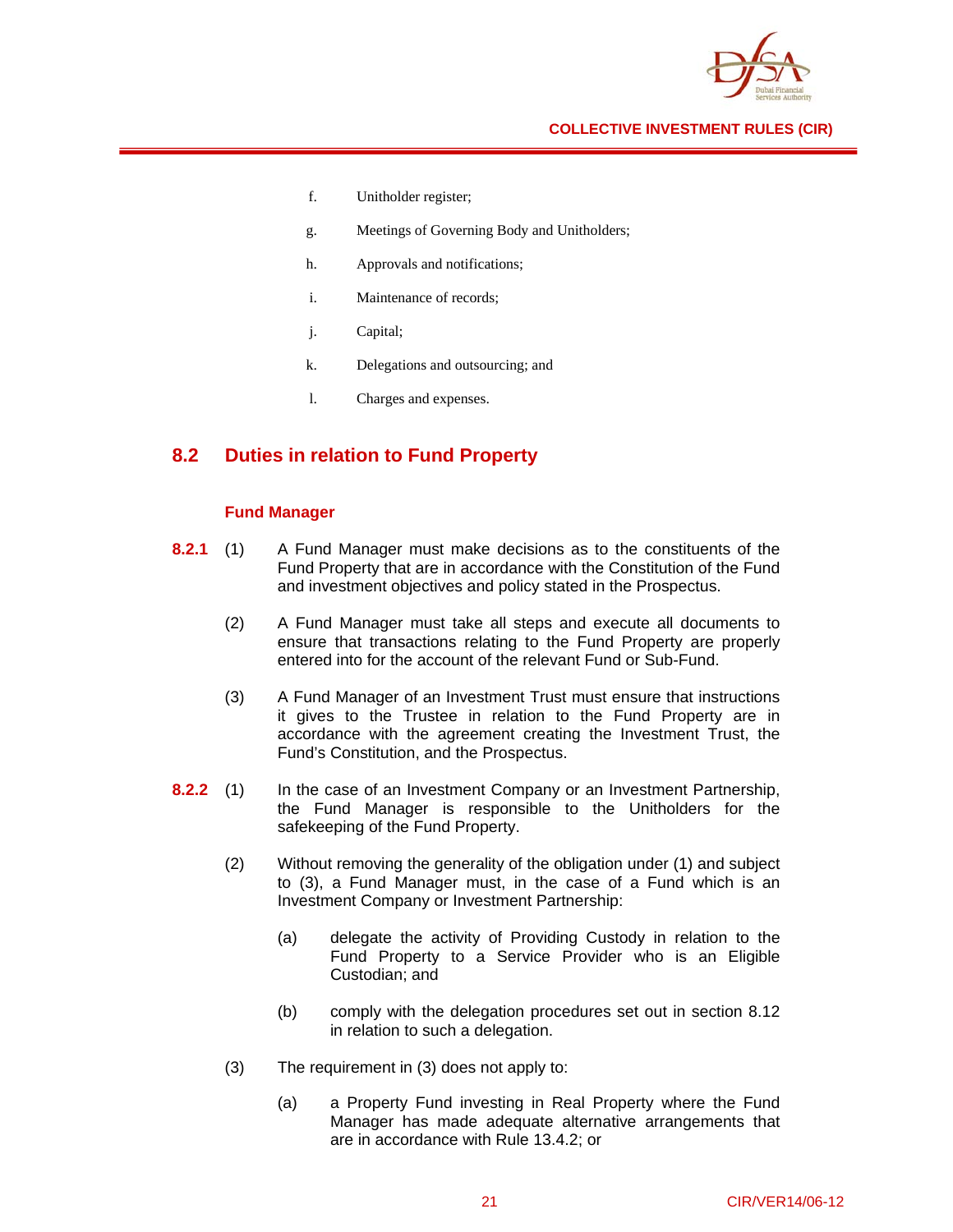f. Unitholder register;

g. Meetings of Governing Body and Unitholders;

h. Approvals and notifications;

i. Maintenance of records;

j. Capital;

k. Delegations and outsourcing; and

l. Charges and expenses.

## 8.2 Duties in relation to Fund Property

### Fund Manager

**8.2.1** (1) A Fund Manager must make decisions as to the constituents of the Fund Property that are in accordance with the Constitution of the Fund and investment objectives and policy stated in the Prospectus.

(2) A Fund Manager must take all steps and execute all documents to ensure that transactions relating to the Fund Property are properly entered into for the account of the relevant Fund or Sub-Fund.

(3) A Fund Manager of an Investment Trust must ensure that instructions it gives to the Trustee in relation to the Fund Property are in accordance with the agreement creating the Investment Trust, the Fund's Constitution, and the Prospectus.

**8.2.2** (1) In the case of an Investment Company or an Investment Partnership, the Fund Manager is responsible to the Unitholders for the safekeeping of the Fund Property.

(2) Without removing the generality of the obligation under (1) and subject to (3), a Fund Manager must, in the case of a Fund which is an Investment Company or Investment Partnership:

(a) delegate the activity of Providing Custody in relation to the Fund Property to a Service Provider who is an Eligible Custodian; and

(b) comply with the delegation procedures set out in section 8.12 in relation to such a delegation.

(3) The requirement in (3) does not apply to:

(a) a Property Fund investing in Real Property where the Fund Manager has made adequate alternative arrangements that are in accordance with Rule 13.4.2; or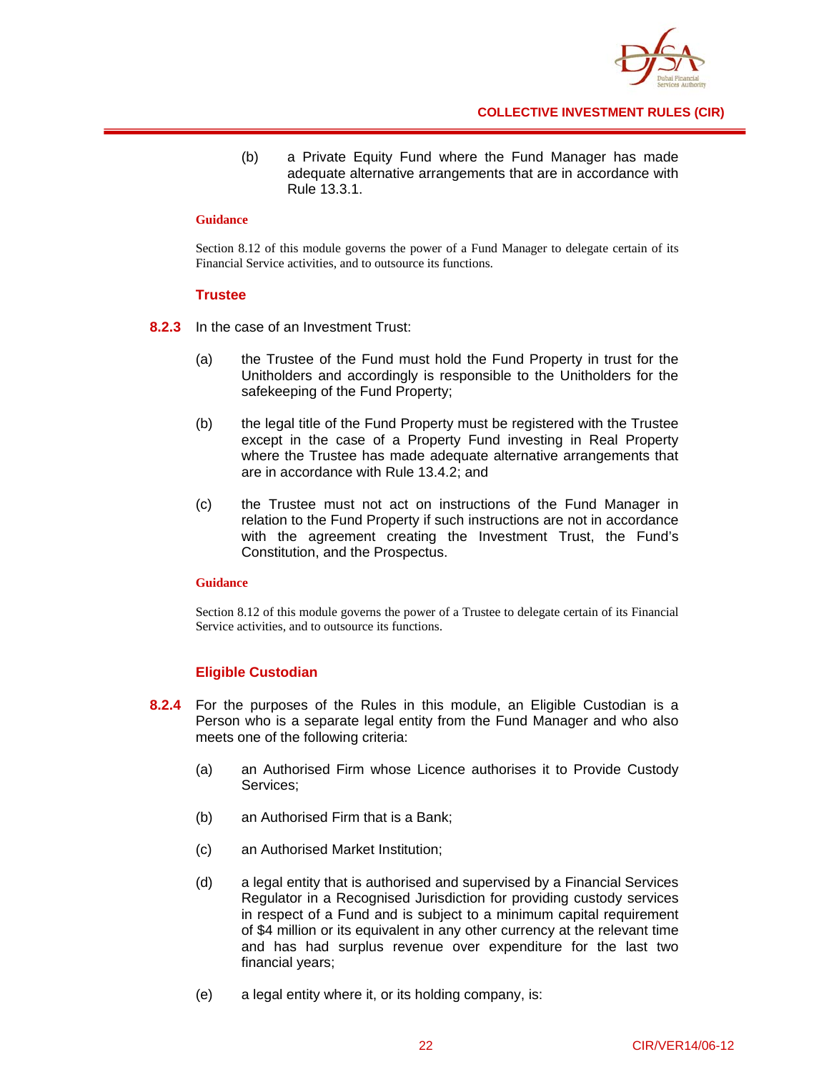(b) a Private Equity Fund where the Fund Manager has made adequate alternative arrangements that are in accordance with Rule 13.3.1.

**Guidance**

Section 8.12 of this module governs the power of a Fund Manager to delegate certain of its Financial Service activities, and to outsource its functions.

### Trustee

**8.2.3** In the case of an Investment Trust:

(a) the Trustee of the Fund must hold the Fund Property in trust for the Unitholders and accordingly is responsible to the Unitholders for the safekeeping of the Fund Property;

(b) the legal title of the Fund Property must be registered with the Trustee except in the case of a Property Fund investing in Real Property where the Trustee has made adequate alternative arrangements that are in accordance with Rule 13.4.2; and

(c) the Trustee must not act on instructions of the Fund Manager in relation to the Fund Property if such instructions are not in accordance with the agreement creating the Investment Trust, the Fund's Constitution, and the Prospectus.

**Guidance**

Section 8.12 of this module governs the power of a Trustee to delegate certain of its Financial Service activities, and to outsource its functions.

### Eligible Custodian

**8.2.4** For the purposes of the Rules in this module, an Eligible Custodian is a Person who is a separate legal entity from the Fund Manager and who also meets one of the following criteria:

(a) an Authorised Firm whose Licence authorises it to Provide Custody Services;

(b) an Authorised Firm that is a Bank;

(c) an Authorised Market Institution;

(d) a legal entity that is authorised and supervised by a Financial Services Regulator in a Recognised Jurisdiction for providing custody services in respect of a Fund and is subject to a minimum capital requirement of $4 million or its equivalent in any other currency at the relevant time and has had surplus revenue over expenditure for the last two financial years;

(e) a legal entity where it, or its holding company, is: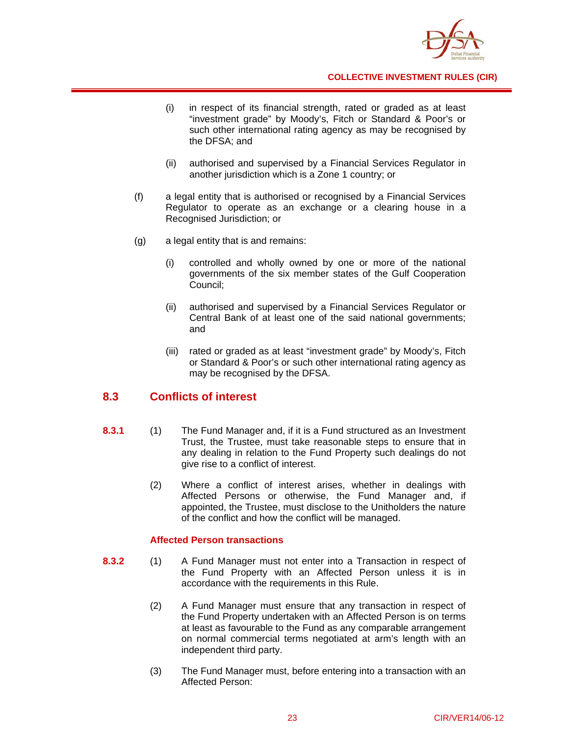(i) in respect of its financial strength, rated or graded as at least "investment grade" by Moody's, Fitch or Standard & Poor's or such other international rating agency as may be recognised by the DFSA; and

(ii) authorised and supervised by a Financial Services Regulator in another jurisdiction which is a Zone 1 country; or

(f) a legal entity that is authorised or recognised by a Financial Services Regulator to operate as an exchange or a clearing house in a Recognised Jurisdiction; or

(g) a legal entity that is and remains:

(i) controlled and wholly owned by one or more of the national governments of the six member states of the Gulf Cooperation Council;

(ii) authorised and supervised by a Financial Services Regulator or Central Bank of at least one of the said national governments; and

(iii) rated or graded as at least "investment grade" by Moody's, Fitch or Standard & Poor's or such other international rating agency as may be recognised by the DFSA.

## 8.3 Conflicts of interest

**8.3.1** (1) The Fund Manager and, if it is a Fund structured as an Investment Trust, the Trustee, must take reasonable steps to ensure that in any dealing in relation to the Fund Property such dealings do not give rise to a conflict of interest.

(2) Where a conflict of interest arises, whether in dealings with Affected Persons or otherwise, the Fund Manager and, if appointed, the Trustee, must disclose to the Unitholders the nature of the conflict and how the conflict will be managed.

### Affected Person transactions

**8.3.2** (1) A Fund Manager must not enter into a Transaction in respect of the Fund Property with an Affected Person unless it is in accordance with the requirements in this Rule.

(2) A Fund Manager must ensure that any transaction in respect of the Fund Property undertaken with an Affected Person is on terms at least as favourable to the Fund as any comparable arrangement on normal commercial terms negotiated at arm's length with an independent third party.

(3) The Fund Manager must, before entering into a transaction with an Affected Person: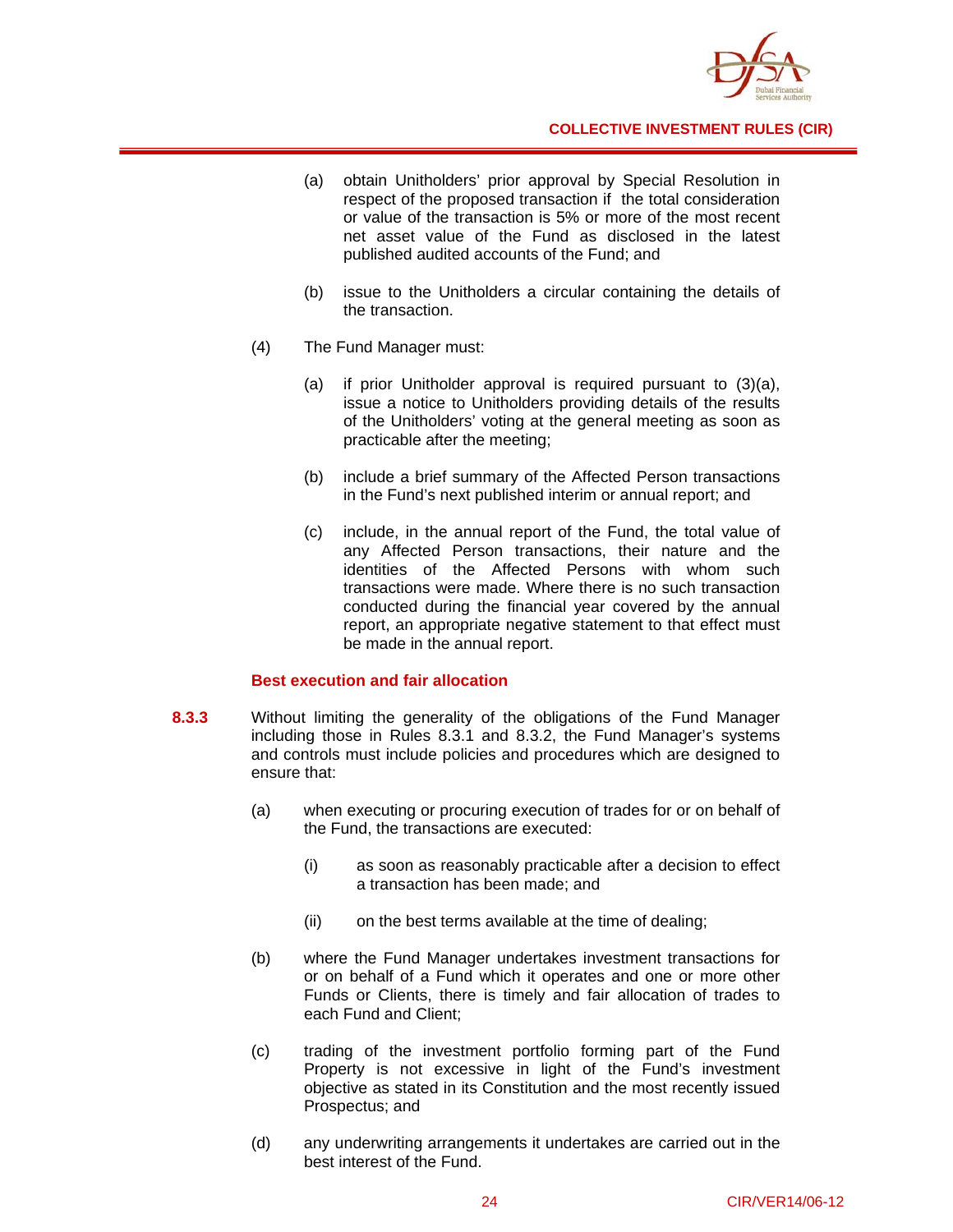(a) obtain Unitholders' prior approval by Special Resolution in respect of the proposed transaction if the total consideration or value of the transaction is 5% or more of the most recent net asset value of the Fund as disclosed in the latest published audited accounts of the Fund; and

(b) issue to the Unitholders a circular containing the details of the transaction.

(4) The Fund Manager must:

(a) if prior Unitholder approval is required pursuant to (3)(a), issue a notice to Unitholders providing details of the results of the Unitholders' voting at the general meeting as soon as practicable after the meeting;

(b) include a brief summary of the Affected Person transactions in the Fund's next published interim or annual report; and

(c) include, in the annual report of the Fund, the total value of any Affected Person transactions, their nature and the identities of the Affected Persons with whom such transactions were made. Where there is no such transaction conducted during the financial year covered by the annual report, an appropriate negative statement to that effect must be made in the annual report.

### Best execution and fair allocation

**8.3.3** Without limiting the generality of the obligations of the Fund Manager including those in Rules 8.3.1 and 8.3.2, the Fund Manager's systems and controls must include policies and procedures which are designed to ensure that:

(a) when executing or procuring execution of trades for or on behalf of the Fund, the transactions are executed:

(i) as soon as reasonably practicable after a decision to effect a transaction has been made; and

(ii) on the best terms available at the time of dealing;

(b) where the Fund Manager undertakes investment transactions for or on behalf of a Fund which it operates and one or more other Funds or Clients, there is timely and fair allocation of trades to each Fund and Client;

(c) trading of the investment portfolio forming part of the Fund Property is not excessive in light of the Fund's investment objective as stated in its Constitution and the most recently issued Prospectus; and

(d) any underwriting arrangements it undertakes are carried out in the best interest of the Fund.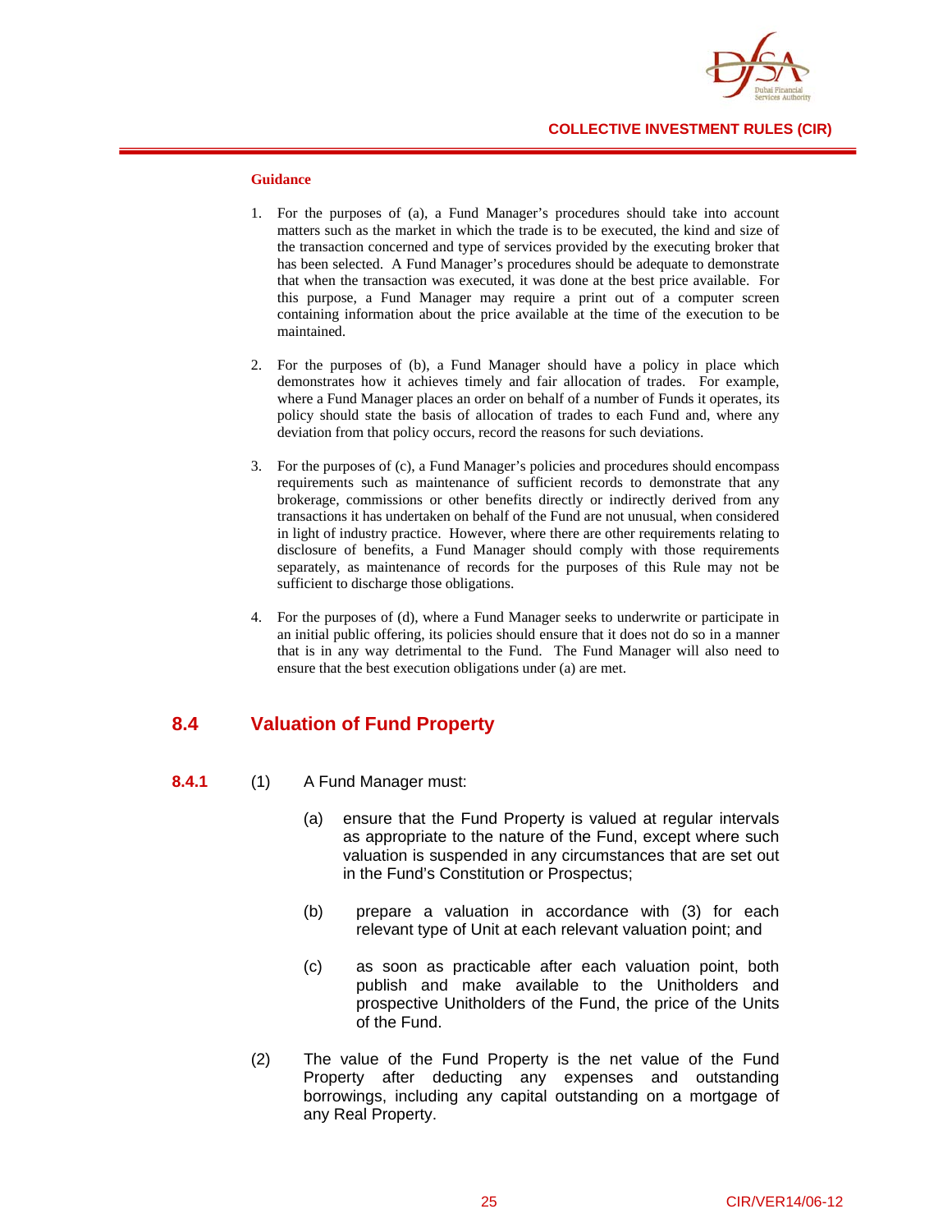**Guidance**

1. For the purposes of (a), a Fund Manager's procedures should take into account matters such as the market in which the trade is to be executed, the kind and size of the transaction concerned and type of services provided by the executing broker that has been selected. A Fund Manager's procedures should be adequate to demonstrate that when the transaction was executed, it was done at the best price available. For this purpose, a Fund Manager may require a print out of a computer screen containing information about the price available at the time of the execution to be maintained.

2. For the purposes of (b), a Fund Manager should have a policy in place which demonstrates how it achieves timely and fair allocation of trades. For example, where a Fund Manager places an order on behalf of a number of Funds it operates, its policy should state the basis of allocation of trades to each Fund and, where any deviation from that policy occurs, record the reasons for such deviations.

3. For the purposes of (c), a Fund Manager's policies and procedures should encompass requirements such as maintenance of sufficient records to demonstrate that any brokerage, commissions or other benefits directly or indirectly derived from any transactions it has undertaken on behalf of the Fund are not unusual, when considered in light of industry practice. However, where there are other requirements relating to disclosure of benefits, a Fund Manager should comply with those requirements separately, as maintenance of records for the purposes of this Rule may not be sufficient to discharge those obligations.

4. For the purposes of (d), where a Fund Manager seeks to underwrite or participate in an initial public offering, its policies should ensure that it does not do so in a manner that is in any way detrimental to the Fund. The Fund Manager will also need to ensure that the best execution obligations under (a) are met.

## 8.4 Valuation of Fund Property

**8.4.1** (1) A Fund Manager must:

(a) ensure that the Fund Property is valued at regular intervals as appropriate to the nature of the Fund, except where such valuation is suspended in any circumstances that are set out in the Fund's Constitution or Prospectus;

(b) prepare a valuation in accordance with (3) for each relevant type of Unit at each relevant valuation point; and

(c) as soon as practicable after each valuation point, both publish and make available to the Unitholders and prospective Unitholders of the Fund, the price of the Units of the Fund.

(2) The value of the Fund Property is the net value of the Fund Property after deducting any expenses and outstanding borrowings, including any capital outstanding on a mortgage of any Real Property.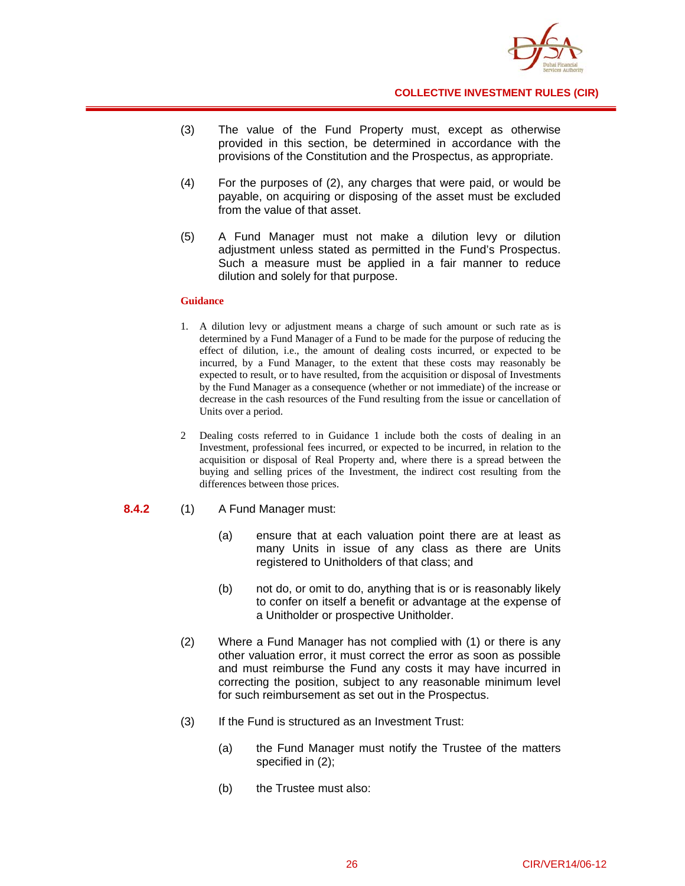(3) The value of the Fund Property must, except as otherwise provided in this section, be determined in accordance with the provisions of the Constitution and the Prospectus, as appropriate.

(4) For the purposes of (2), any charges that were paid, or would be payable, on acquiring or disposing of the asset must be excluded from the value of that asset.

(5) A Fund Manager must not make a dilution levy or dilution adjustment unless stated as permitted in the Fund's Prospectus. Such a measure must be applied in a fair manner to reduce dilution and solely for that purpose.

**Guidance**

1. A dilution levy or adjustment means a charge of such amount or such rate as is determined by a Fund Manager of a Fund to be made for the purpose of reducing the effect of dilution, i.e., the amount of dealing costs incurred, or expected to be incurred, by a Fund Manager, to the extent that these costs may reasonably be expected to result, or to have resulted, from the acquisition or disposal of Investments by the Fund Manager as a consequence (whether or not immediate) of the increase or decrease in the cash resources of the Fund resulting from the issue or cancellation of Units over a period.

2 Dealing costs referred to in Guidance 1 include both the costs of dealing in an Investment, professional fees incurred, or expected to be incurred, in relation to the acquisition or disposal of Real Property and, where there is a spread between the buying and selling prices of the Investment, the indirect cost resulting from the differences between those prices.

**8.4.2** (1) A Fund Manager must:

(a) ensure that at each valuation point there are at least as many Units in issue of any class as there are Units registered to Unitholders of that class; and

(b) not do, or omit to do, anything that is or is reasonably likely to confer on itself a benefit or advantage at the expense of a Unitholder or prospective Unitholder.

(2) Where a Fund Manager has not complied with (1) or there is any other valuation error, it must correct the error as soon as possible and must reimburse the Fund any costs it may have incurred in correcting the position, subject to any reasonable minimum level for such reimbursement as set out in the Prospectus.

(3) If the Fund is structured as an Investment Trust:

(a) the Fund Manager must notify the Trustee of the matters specified in (2);

(b) the Trustee must also: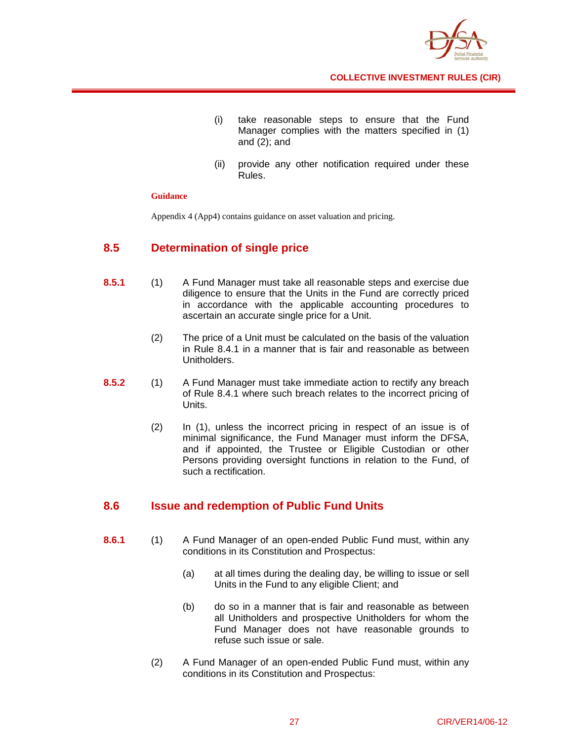(i) take reasonable steps to ensure that the Fund Manager complies with the matters specified in (1) and (2); and

(ii) provide any other notification required under these Rules.

**Guidance**

Appendix 4 (App4) contains guidance on asset valuation and pricing.

## 8.5 Determination of single price

**8.5.1** (1) A Fund Manager must take all reasonable steps and exercise due diligence to ensure that the Units in the Fund are correctly priced in accordance with the applicable accounting procedures to ascertain an accurate single price for a Unit.

(2) The price of a Unit must be calculated on the basis of the valuation in Rule 8.4.1 in a manner that is fair and reasonable as between Unitholders.

**8.5.2** (1) A Fund Manager must take immediate action to rectify any breach of Rule 8.4.1 where such breach relates to the incorrect pricing of Units.

(2) In (1), unless the incorrect pricing in respect of an issue is of minimal significance, the Fund Manager must inform the DFSA, and if appointed, the Trustee or Eligible Custodian or other Persons providing oversight functions in relation to the Fund, of such a rectification.

## 8.6 Issue and redemption of Public Fund Units

**8.6.1** (1) A Fund Manager of an open-ended Public Fund must, within any conditions in its Constitution and Prospectus:

(a) at all times during the dealing day, be willing to issue or sell Units in the Fund to any eligible Client; and

(b) do so in a manner that is fair and reasonable as between all Unitholders and prospective Unitholders for whom the Fund Manager does not have reasonable grounds to refuse such issue or sale.

(2) A Fund Manager of an open-ended Public Fund must, within any conditions in its Constitution and Prospectus: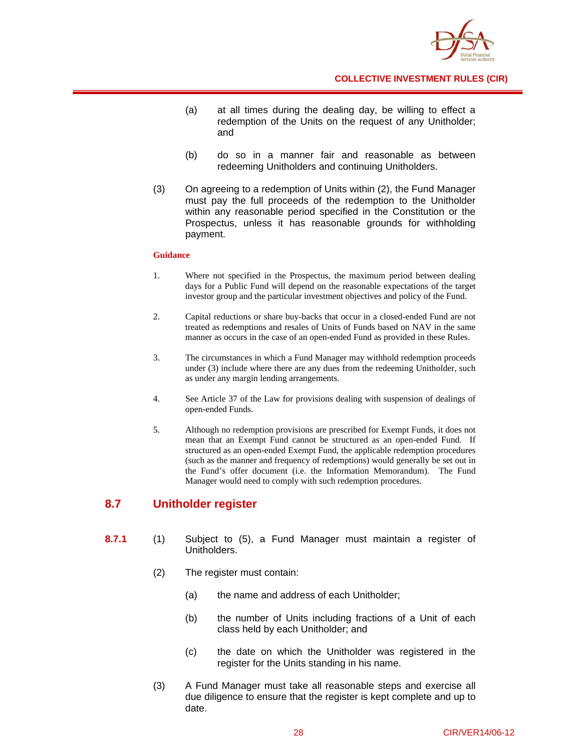(a) at all times during the dealing day, be willing to effect a redemption of the Units on the request of any Unitholder; and

(b) do so in a manner fair and reasonable as between redeeming Unitholders and continuing Unitholders.

(3) On agreeing to a redemption of Units within (2), the Fund Manager must pay the full proceeds of the redemption to the Unitholder within any reasonable period specified in the Constitution or the Prospectus, unless it has reasonable grounds for withholding payment.

**Guidance**

1. Where not specified in the Prospectus, the maximum period between dealing days for a Public Fund will depend on the reasonable expectations of the target investor group and the particular investment objectives and policy of the Fund.

2. Capital reductions or share buy-backs that occur in a closed-ended Fund are not treated as redemptions and resales of Units of Funds based on NAV in the same manner as occurs in the case of an open-ended Fund as provided in these Rules.

3. The circumstances in which a Fund Manager may withhold redemption proceeds under (3) include where there are any dues from the redeeming Unitholder, such as under any margin lending arrangements.

4. See Article 37 of the Law for provisions dealing with suspension of dealings of open-ended Funds.

5. Although no redemption provisions are prescribed for Exempt Funds, it does not mean that an Exempt Fund cannot be structured as an open-ended Fund. If structured as an open-ended Exempt Fund, the applicable redemption procedures (such as the manner and frequency of redemptions) would generally be set out in the Fund's offer document (i.e. the Information Memorandum). The Fund Manager would need to comply with such redemption procedures.

## 8.7 Unitholder register

**8.7.1** (1) Subject to (5), a Fund Manager must maintain a register of Unitholders.

(2) The register must contain:

(a) the name and address of each Unitholder;

(b) the number of Units including fractions of a Unit of each class held by each Unitholder; and

(c) the date on which the Unitholder was registered in the register for the Units standing in his name.

(3) A Fund Manager must take all reasonable steps and exercise all due diligence to ensure that the register is kept complete and up to date.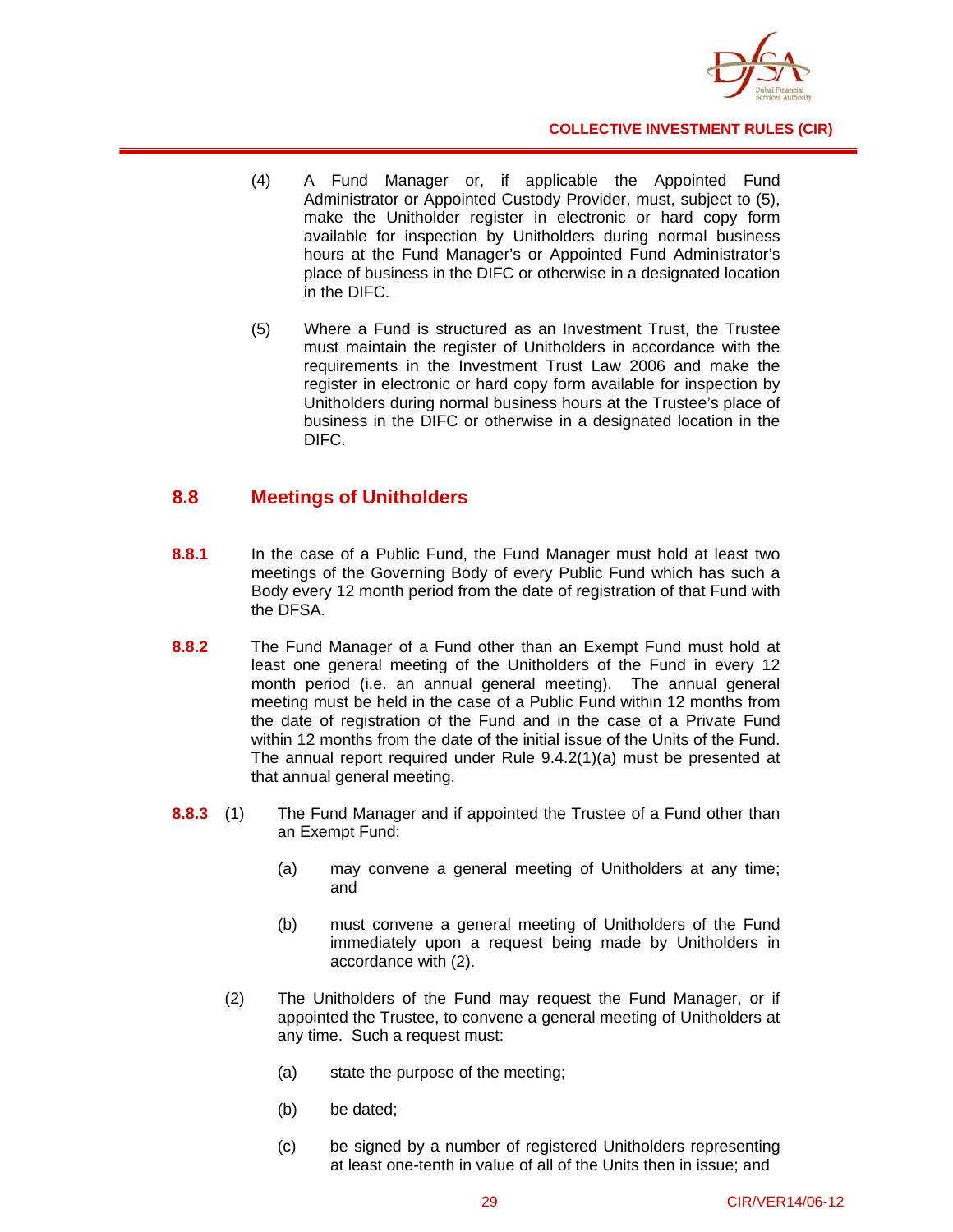(4) A Fund Manager or, if applicable the Appointed Fund Administrator or Appointed Custody Provider, must, subject to (5), make the Unitholder register in electronic or hard copy form available for inspection by Unitholders during normal business hours at the Fund Manager's or Appointed Fund Administrator's place of business in the DIFC or otherwise in a designated location in the DIFC.

(5) Where a Fund is structured as an Investment Trust, the Trustee must maintain the register of Unitholders in accordance with the requirements in the Investment Trust Law 2006 and make the register in electronic or hard copy form available for inspection by Unitholders during normal business hours at the Trustee's place of business in the DIFC or otherwise in a designated location in the DIFC.

## 8.8 Meetings of Unitholders

**8.8.1** In the case of a Public Fund, the Fund Manager must hold at least two meetings of the Governing Body of every Public Fund which has such a Body every 12 month period from the date of registration of that Fund with the DFSA.

**8.8.2** The Fund Manager of a Fund other than an Exempt Fund must hold at least one general meeting of the Unitholders of the Fund in every 12 month period (i.e. an annual general meeting). The annual general meeting must be held in the case of a Public Fund within 12 months from the date of registration of the Fund and in the case of a Private Fund within 12 months from the date of the initial issue of the Units of the Fund. The annual report required under Rule 9.4.2(1)(a) must be presented at that annual general meeting.

**8.8.3** (1) The Fund Manager and if appointed the Trustee of a Fund other than an Exempt Fund:

(a) may convene a general meeting of Unitholders at any time; and

(b) must convene a general meeting of Unitholders of the Fund immediately upon a request being made by Unitholders in accordance with (2).

(2) The Unitholders of the Fund may request the Fund Manager, or if appointed the Trustee, to convene a general meeting of Unitholders at any time. Such a request must:

(a) state the purpose of the meeting;

(b) be dated;

(c) be signed by a number of registered Unitholders representing at least one-tenth in value of all of the Units then in issue; and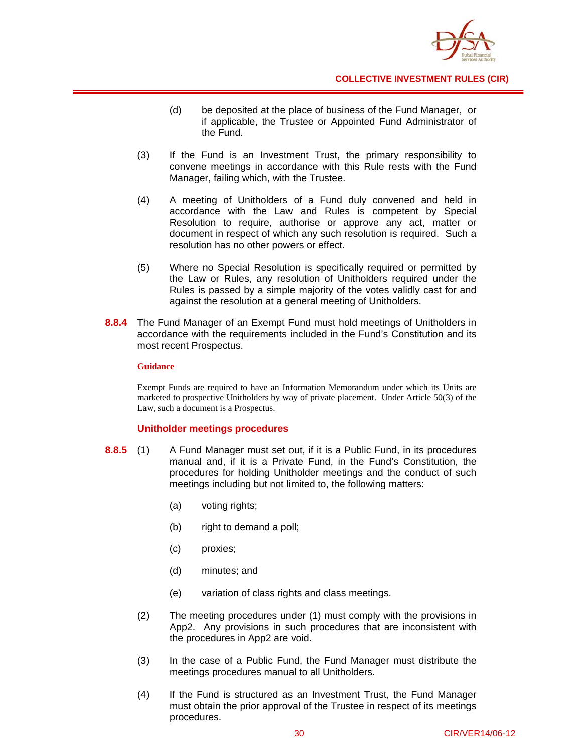(d) be deposited at the place of business of the Fund Manager, or if applicable, the Trustee or Appointed Fund Administrator of the Fund.

(3) If the Fund is an Investment Trust, the primary responsibility to convene meetings in accordance with this Rule rests with the Fund Manager, failing which, with the Trustee.

(4) A meeting of Unitholders of a Fund duly convened and held in accordance with the Law and Rules is competent by Special Resolution to require, authorise or approve any act, matter or document in respect of which any such resolution is required. Such a resolution has no other powers or effect.

(5) Where no Special Resolution is specifically required or permitted by the Law or Rules, any resolution of Unitholders required under the Rules is passed by a simple majority of the votes validly cast for and against the resolution at a general meeting of Unitholders.

**8.8.4** The Fund Manager of an Exempt Fund must hold meetings of Unitholders in accordance with the requirements included in the Fund's Constitution and its most recent Prospectus.

**Guidance**

Exempt Funds are required to have an Information Memorandum under which its Units are marketed to prospective Unitholders by way of private placement. Under Article 50(3) of the Law, such a document is a Prospectus.

### Unitholder meetings procedures

**8.8.5** (1) A Fund Manager must set out, if it is a Public Fund, in its procedures manual and, if it is a Private Fund, in the Fund's Constitution, the procedures for holding Unitholder meetings and the conduct of such meetings including but not limited to, the following matters:

(a) voting rights;

(b) right to demand a poll;

(c) proxies;

(d) minutes; and

(e) variation of class rights and class meetings.

(2) The meeting procedures under (1) must comply with the provisions in App2. Any provisions in such procedures that are inconsistent with the procedures in App2 are void.

(3) In the case of a Public Fund, the Fund Manager must distribute the meetings procedures manual to all Unitholders.

(4) If the Fund is structured as an Investment Trust, the Fund Manager must obtain the prior approval of the Trustee in respect of its meetings procedures.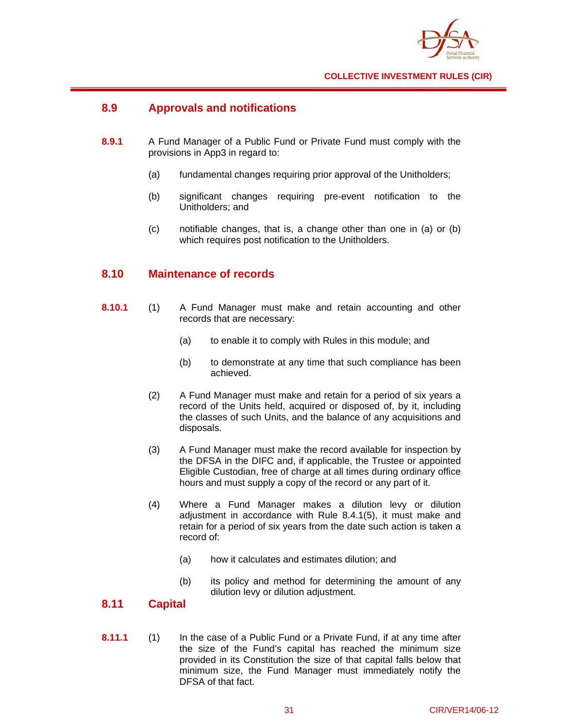## 8.9 Approvals and notifications

**8.9.1** A Fund Manager of a Public Fund or Private Fund must comply with the provisions in App3 in regard to:

(a) fundamental changes requiring prior approval of the Unitholders;

(b) significant changes requiring pre-event notification to the Unitholders; and

(c) notifiable changes, that is, a change other than one in (a) or (b) which requires post notification to the Unitholders.

## 8.10 Maintenance of records

**8.10.1** (1) A Fund Manager must make and retain accounting and other records that are necessary:

(a) to enable it to comply with Rules in this module; and

(b) to demonstrate at any time that such compliance has been achieved.

(2) A Fund Manager must make and retain for a period of six years a record of the Units held, acquired or disposed of, by it, including the classes of such Units, and the balance of any acquisitions and disposals.

(3) A Fund Manager must make the record available for inspection by the DFSA in the DIFC and, if applicable, the Trustee or appointed Eligible Custodian, free of charge at all times during ordinary office hours and must supply a copy of the record or any part of it.

(4) Where a Fund Manager makes a dilution levy or dilution adjustment in accordance with Rule 8.4.1(5), it must make and retain for a period of six years from the date such action is taken a record of:

(a) how it calculates and estimates dilution; and

(b) its policy and method for determining the amount of any dilution levy or dilution adjustment.

## 8.11 Capital

**8.11.1** (1) In the case of a Public Fund or a Private Fund, if at any time after the size of the Fund's capital has reached the minimum size provided in its Constitution the size of that capital falls below that minimum size, the Fund Manager must immediately notify the DFSA of that fact.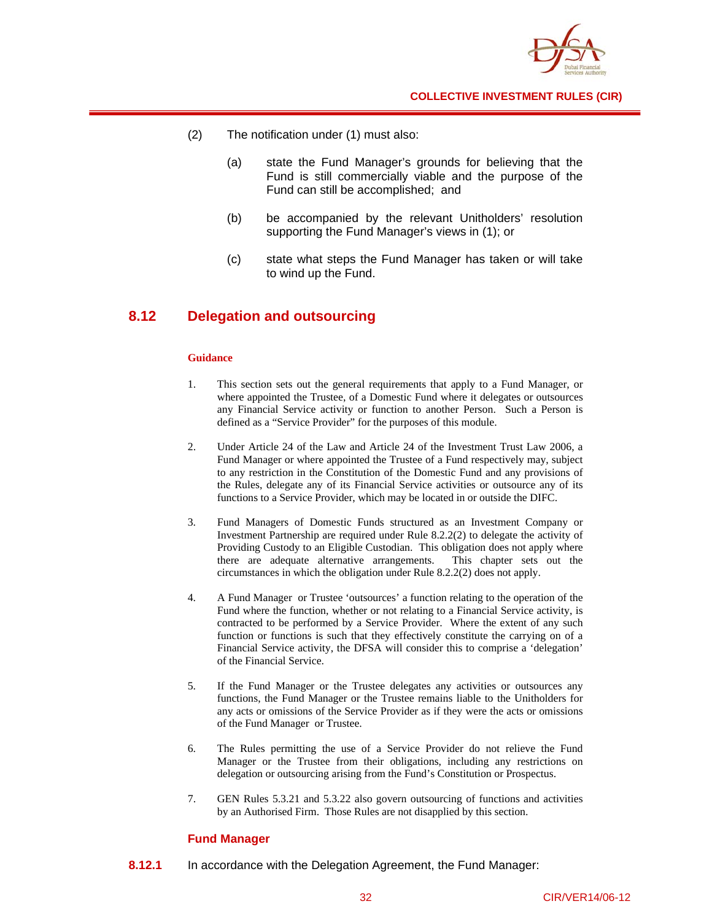(2) The notification under (1) must also:

(a) state the Fund Manager's grounds for believing that the Fund is still commercially viable and the purpose of the Fund can still be accomplished; and

(b) be accompanied by the relevant Unitholders' resolution supporting the Fund Manager's views in (1); or

(c) state what steps the Fund Manager has taken or will take to wind up the Fund.

## 8.12 Delegation and outsourcing

**Guidance**

1. This section sets out the general requirements that apply to a Fund Manager, or where appointed the Trustee, of a Domestic Fund where it delegates or outsources any Financial Service activity or function to another Person. Such a Person is defined as a "Service Provider" for the purposes of this module.

2. Under Article 24 of the Law and Article 24 of the Investment Trust Law 2006, a Fund Manager or where appointed the Trustee of a Fund respectively may, subject to any restriction in the Constitution of the Domestic Fund and any provisions of the Rules, delegate any of its Financial Service activities or outsource any of its functions to a Service Provider, which may be located in or outside the DIFC.

3. Fund Managers of Domestic Funds structured as an Investment Company or Investment Partnership are required under Rule 8.2.2(2) to delegate the activity of Providing Custody to an Eligible Custodian. This obligation does not apply where there are adequate alternative arrangements. This chapter sets out the circumstances in which the obligation under Rule 8.2.2(2) does not apply.

4. A Fund Manager or Trustee 'outsources' a function relating to the operation of the Fund where the function, whether or not relating to a Financial Service activity, is contracted to be performed by a Service Provider. Where the extent of any such function or functions is such that they effectively constitute the carrying on of a Financial Service activity, the DFSA will consider this to comprise a 'delegation' of the Financial Service.

5. If the Fund Manager or the Trustee delegates any activities or outsources any functions, the Fund Manager or the Trustee remains liable to the Unitholders for any acts or omissions of the Service Provider as if they were the acts or omissions of the Fund Manager or Trustee.

6. The Rules permitting the use of a Service Provider do not relieve the Fund Manager or the Trustee from their obligations, including any restrictions on delegation or outsourcing arising from the Fund's Constitution or Prospectus.

7. GEN Rules 5.3.21 and 5.3.22 also govern outsourcing of functions and activities by an Authorised Firm. Those Rules are not disapplied by this section.

### Fund Manager

**8.12.1** In accordance with the Delegation Agreement, the Fund Manager: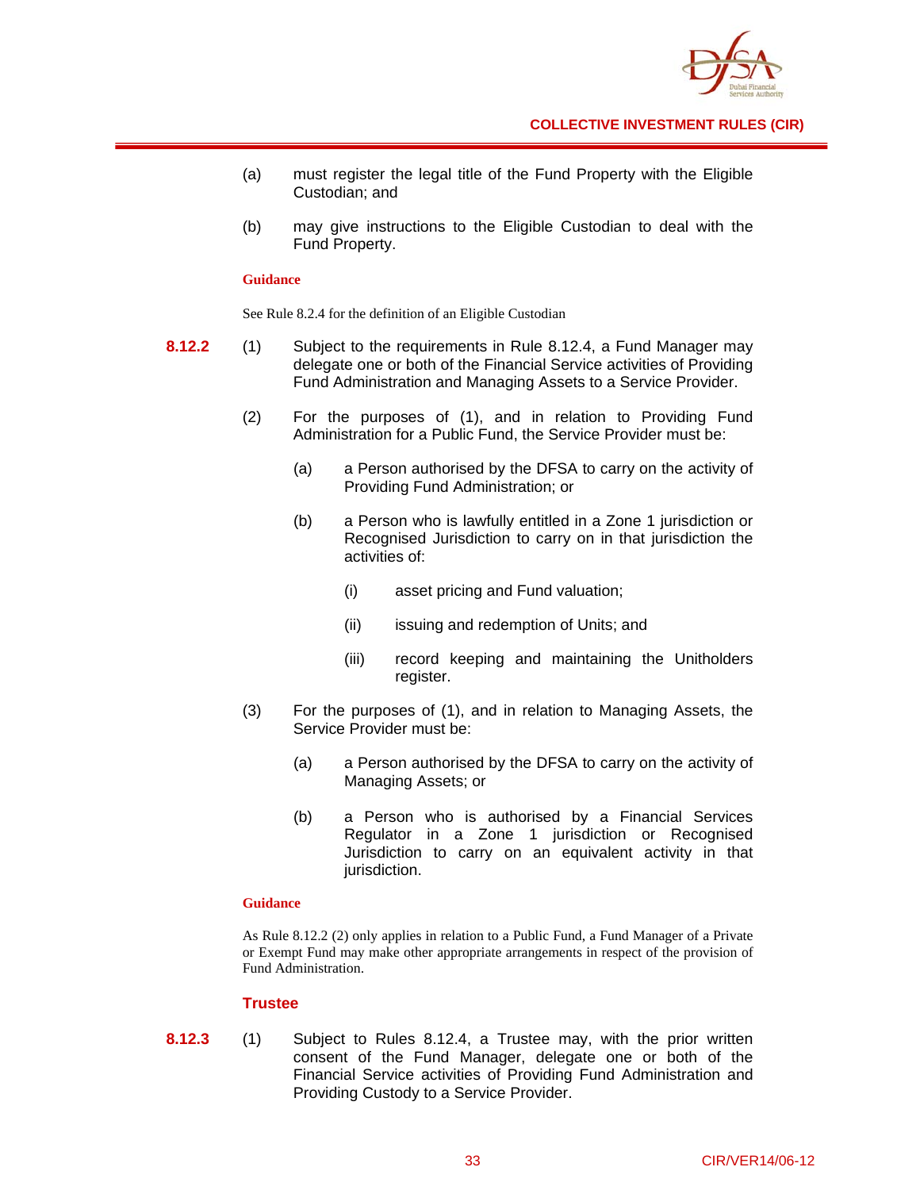(a) must register the legal title of the Fund Property with the Eligible Custodian; and

(b) may give instructions to the Eligible Custodian to deal with the Fund Property.

**Guidance**

See Rule 8.2.4 for the definition of an Eligible Custodian

**8.12.2** (1) Subject to the requirements in Rule 8.12.4, a Fund Manager may delegate one or both of the Financial Service activities of Providing Fund Administration and Managing Assets to a Service Provider.

(2) For the purposes of (1), and in relation to Providing Fund Administration for a Public Fund, the Service Provider must be:

(a) a Person authorised by the DFSA to carry on the activity of Providing Fund Administration; or

(b) a Person who is lawfully entitled in a Zone 1 jurisdiction or Recognised Jurisdiction to carry on in that jurisdiction the activities of:

(i) asset pricing and Fund valuation;

(ii) issuing and redemption of Units; and

(iii) record keeping and maintaining the Unitholders register.

(3) For the purposes of (1), and in relation to Managing Assets, the Service Provider must be:

(a) a Person authorised by the DFSA to carry on the activity of Managing Assets; or

(b) a Person who is authorised by a Financial Services Regulator in a Zone 1 jurisdiction or Recognised Jurisdiction to carry on an equivalent activity in that jurisdiction.

**Guidance**

As Rule 8.12.2 (2) only applies in relation to a Public Fund, a Fund Manager of a Private or Exempt Fund may make other appropriate arrangements in respect of the provision of Fund Administration.

### Trustee

**8.12.3** (1) Subject to Rules 8.12.4, a Trustee may, with the prior written consent of the Fund Manager, delegate one or both of the Financial Service activities of Providing Fund Administration and Providing Custody to a Service Provider.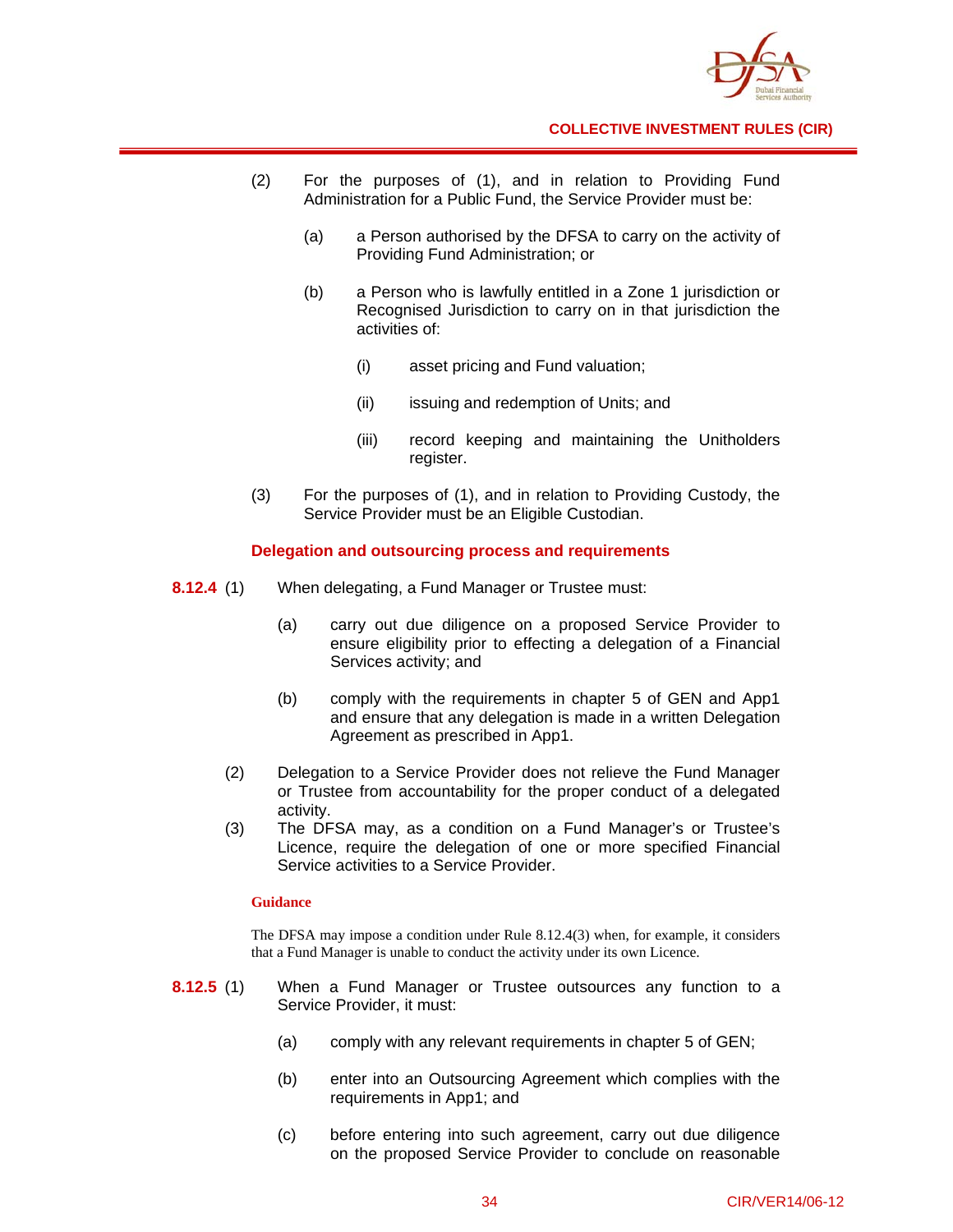(2) For the purposes of (1), and in relation to Providing Fund Administration for a Public Fund, the Service Provider must be:

(a) a Person authorised by the DFSA to carry on the activity of Providing Fund Administration; or

(b) a Person who is lawfully entitled in a Zone 1 jurisdiction or Recognised Jurisdiction to carry on in that jurisdiction the activities of:

(i) asset pricing and Fund valuation;

(ii) issuing and redemption of Units; and

(iii) record keeping and maintaining the Unitholders register.

(3) For the purposes of (1), and in relation to Providing Custody, the Service Provider must be an Eligible Custodian.

### Delegation and outsourcing process and requirements

**8.12.4** (1) When delegating, a Fund Manager or Trustee must:

(a) carry out due diligence on a proposed Service Provider to ensure eligibility prior to effecting a delegation of a Financial Services activity; and

(b) comply with the requirements in chapter 5 of GEN and App1 and ensure that any delegation is made in a written Delegation Agreement as prescribed in App1.

(2) Delegation to a Service Provider does not relieve the Fund Manager or Trustee from accountability for the proper conduct of a delegated activity.

(3) The DFSA may, as a condition on a Fund Manager's or Trustee's Licence, require the delegation of one or more specified Financial Service activities to a Service Provider.

**Guidance**

The DFSA may impose a condition under Rule 8.12.4(3) when, for example, it considers that a Fund Manager is unable to conduct the activity under its own Licence.

**8.12.5** (1) When a Fund Manager or Trustee outsources any function to a Service Provider, it must:

(a) comply with any relevant requirements in chapter 5 of GEN;

(b) enter into an Outsourcing Agreement which complies with the requirements in App1; and

(c) before entering into such agreement, carry out due diligence on the proposed Service Provider to conclude on reasonable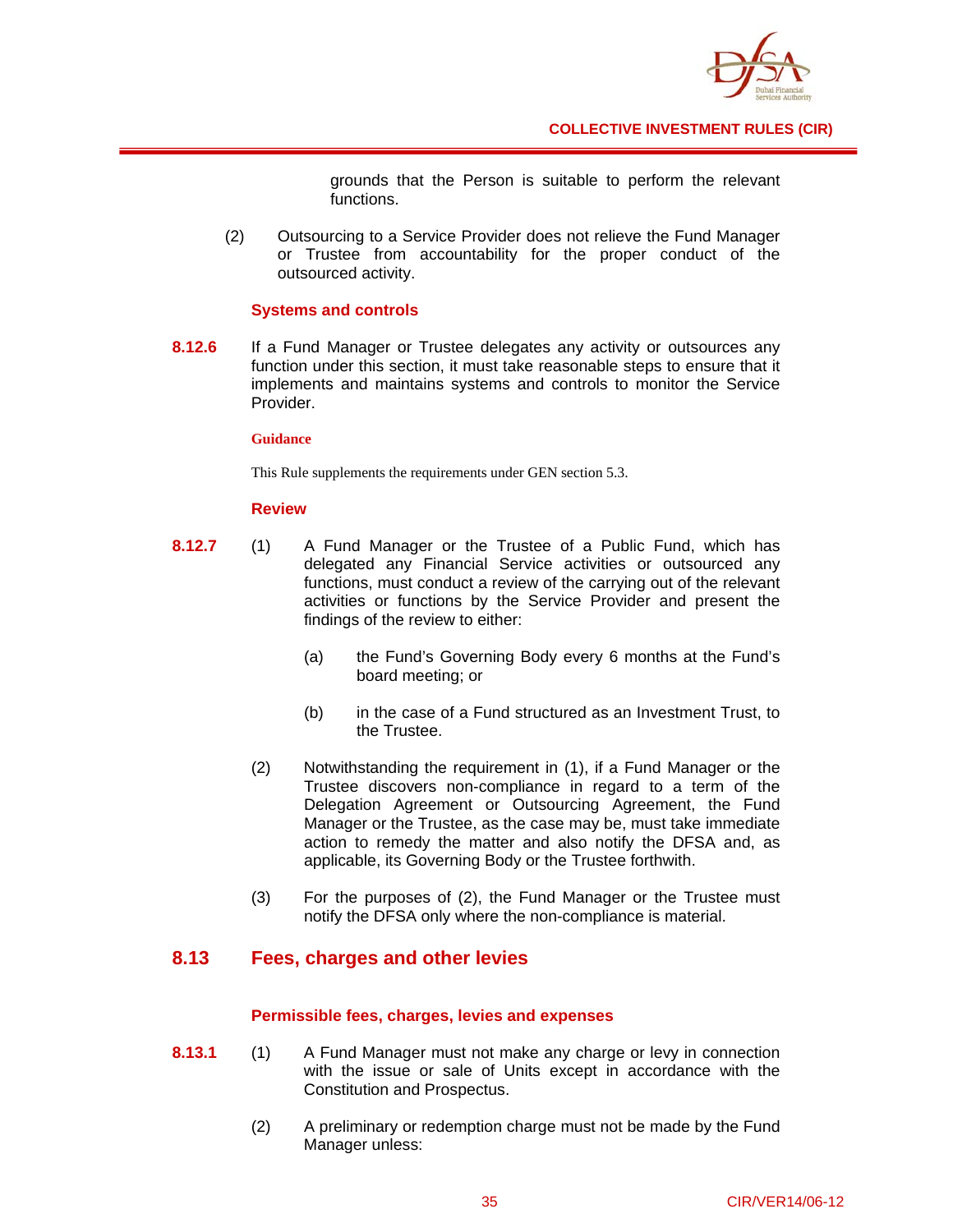grounds that the Person is suitable to perform the relevant functions.

(2) Outsourcing to a Service Provider does not relieve the Fund Manager or Trustee from accountability for the proper conduct of the outsourced activity.

### Systems and controls

**8.12.6** If a Fund Manager or Trustee delegates any activity or outsources any function under this section, it must take reasonable steps to ensure that it implements and maintains systems and controls to monitor the Service Provider.

**Guidance**

This Rule supplements the requirements under GEN section 5.3.

### Review

**8.12.7** (1) A Fund Manager or the Trustee of a Public Fund, which has delegated any Financial Service activities or outsourced any functions, must conduct a review of the carrying out of the relevant activities or functions by the Service Provider and present the findings of the review to either:

(a) the Fund's Governing Body every 6 months at the Fund's board meeting; or

(b) in the case of a Fund structured as an Investment Trust, to the Trustee.

(2) Notwithstanding the requirement in (1), if a Fund Manager or the Trustee discovers non-compliance in regard to a term of the Delegation Agreement or Outsourcing Agreement, the Fund Manager or the Trustee, as the case may be, must take immediate action to remedy the matter and also notify the DFSA and, as applicable, its Governing Body or the Trustee forthwith.

(3) For the purposes of (2), the Fund Manager or the Trustee must notify the DFSA only where the non-compliance is material.

## 8.13 Fees, charges and other levies

### Permissible fees, charges, levies and expenses

**8.13.1** (1) A Fund Manager must not make any charge or levy in connection with the issue or sale of Units except in accordance with the Constitution and Prospectus.

(2) A preliminary or redemption charge must not be made by the Fund Manager unless: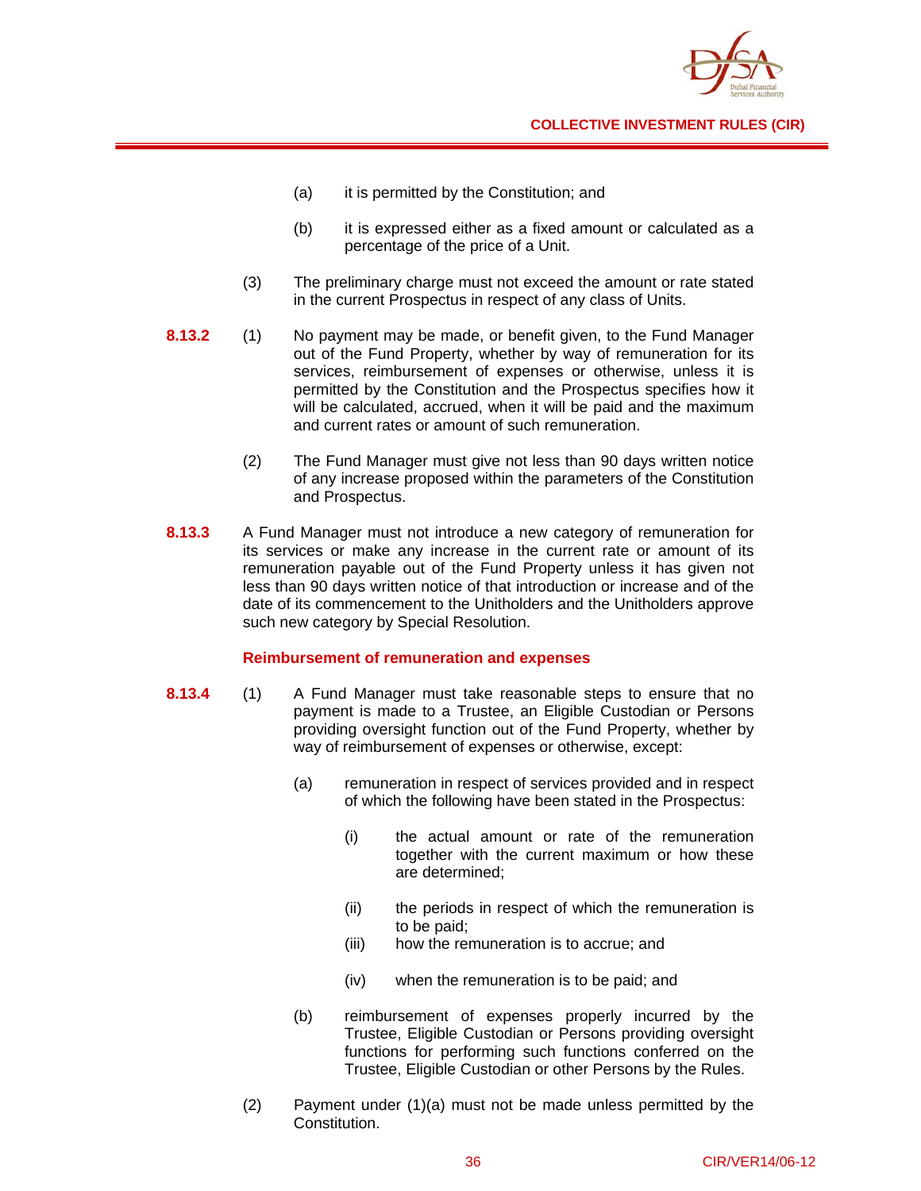(a) it is permitted by the Constitution; and

(b) it is expressed either as a fixed amount or calculated as a percentage of the price of a Unit.

(3) The preliminary charge must not exceed the amount or rate stated in the current Prospectus in respect of any class of Units.

**8.13.2** (1) No payment may be made, or benefit given, to the Fund Manager out of the Fund Property, whether by way of remuneration for its services, reimbursement of expenses or otherwise, unless it is permitted by the Constitution and the Prospectus specifies how it will be calculated, accrued, when it will be paid and the maximum and current rates or amount of such remuneration.

(2) The Fund Manager must give not less than 90 days written notice of any increase proposed within the parameters of the Constitution and Prospectus.

**8.13.3** A Fund Manager must not introduce a new category of remuneration for its services or make any increase in the current rate or amount of its remuneration payable out of the Fund Property unless it has given not less than 90 days written notice of that introduction or increase and of the date of its commencement to the Unitholders and the Unitholders approve such new category by Special Resolution.

### Reimbursement of remuneration and expenses

**8.13.4** (1) A Fund Manager must take reasonable steps to ensure that no payment is made to a Trustee, an Eligible Custodian or Persons providing oversight function out of the Fund Property, whether by way of reimbursement of expenses or otherwise, except:

(a) remuneration in respect of services provided and in respect of which the following have been stated in the Prospectus:

(i) the actual amount or rate of the remuneration together with the current maximum or how these are determined;

(ii) the periods in respect of which the remuneration is to be paid;

(iii) how the remuneration is to accrue; and

(iv) when the remuneration is to be paid; and

(b) reimbursement of expenses properly incurred by the Trustee, Eligible Custodian or Persons providing oversight functions for performing such functions conferred on the Trustee, Eligible Custodian or other Persons by the Rules.

(2) Payment under (1)(a) must not be made unless permitted by the Constitution.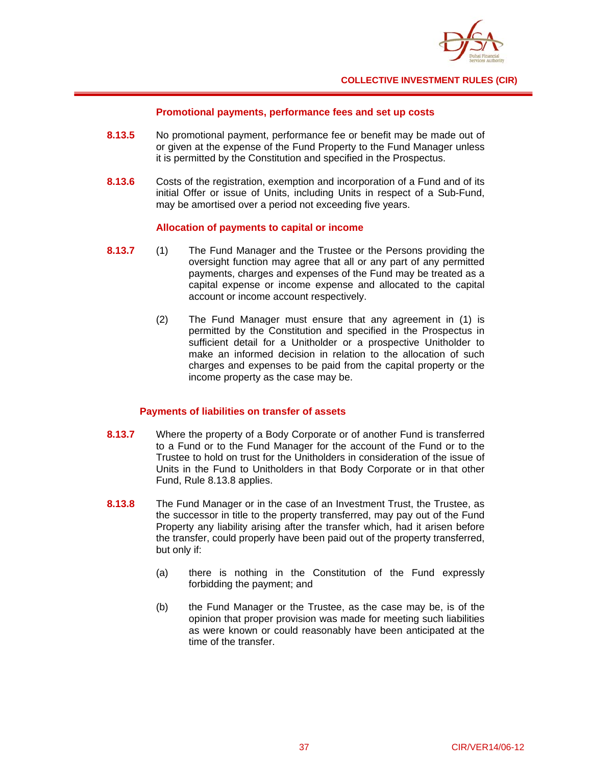### Promotional payments, performance fees and set up costs

**8.13.5** No promotional payment, performance fee or benefit may be made out of or given at the expense of the Fund Property to the Fund Manager unless it is permitted by the Constitution and specified in the Prospectus.

**8.13.6** Costs of the registration, exemption and incorporation of a Fund and of its initial Offer or issue of Units, including Units in respect of a Sub-Fund, may be amortised over a period not exceeding five years.

### Allocation of payments to capital or income

**8.13.7** (1) The Fund Manager and the Trustee or the Persons providing the oversight function may agree that all or any part of any permitted payments, charges and expenses of the Fund may be treated as a capital expense or income expense and allocated to the capital account or income account respectively.

(2) The Fund Manager must ensure that any agreement in (1) is permitted by the Constitution and specified in the Prospectus in sufficient detail for a Unitholder or a prospective Unitholder to make an informed decision in relation to the allocation of such charges and expenses to be paid from the capital property or the income property as the case may be.

### Payments of liabilities on transfer of assets

**8.13.7** Where the property of a Body Corporate or of another Fund is transferred to a Fund or to the Fund Manager for the account of the Fund or to the Trustee to hold on trust for the Unitholders in consideration of the issue of Units in the Fund to Unitholders in that Body Corporate or in that other Fund, Rule 8.13.8 applies.

**8.13.8** The Fund Manager or in the case of an Investment Trust, the Trustee, as the successor in title to the property transferred, may pay out of the Fund Property any liability arising after the transfer which, had it arisen before the transfer, could properly have been paid out of the property transferred, but only if:

(a) there is nothing in the Constitution of the Fund expressly forbidding the payment; and

(b) the Fund Manager or the Trustee, as the case may be, is of the opinion that proper provision was made for meeting such liabilities as were known or could reasonably have been anticipated at the time of the transfer.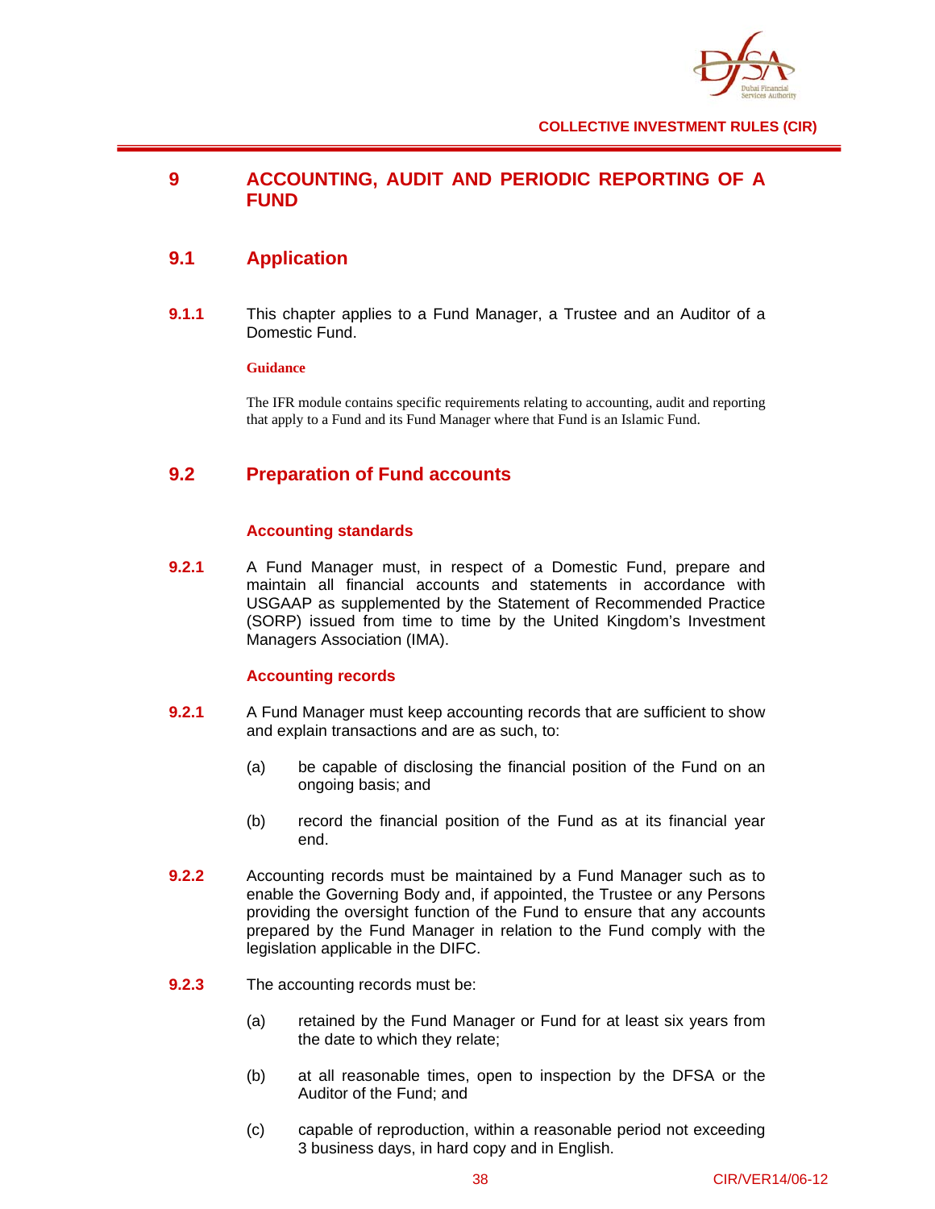# 9 ACCOUNTING, AUDIT AND PERIODIC REPORTING OF A FUND

## 9.1 Application

**9.1.1** This chapter applies to a Fund Manager, a Trustee and an Auditor of a Domestic Fund.

**Guidance**

The IFR module contains specific requirements relating to accounting, audit and reporting that apply to a Fund and its Fund Manager where that Fund is an Islamic Fund.

## 9.2 Preparation of Fund accounts

### Accounting standards

**9.2.1** A Fund Manager must, in respect of a Domestic Fund, prepare and maintain all financial accounts and statements in accordance with USGAAP as supplemented by the Statement of Recommended Practice (SORP) issued from time to time by the United Kingdom's Investment Managers Association (IMA).

### Accounting records

**9.2.1** A Fund Manager must keep accounting records that are sufficient to show and explain transactions and are as such, to:

(a) be capable of disclosing the financial position of the Fund on an ongoing basis; and

(b) record the financial position of the Fund as at its financial year end.

**9.2.2** Accounting records must be maintained by a Fund Manager such as to enable the Governing Body and, if appointed, the Trustee or any Persons providing the oversight function of the Fund to ensure that any accounts prepared by the Fund Manager in relation to the Fund comply with the legislation applicable in the DIFC.

**9.2.3** The accounting records must be:

(a) retained by the Fund Manager or Fund for at least six years from the date to which they relate;

(b) at all reasonable times, open to inspection by the DFSA or the Auditor of the Fund; and

(c) capable of reproduction, within a reasonable period not exceeding 3 business days, in hard copy and in English.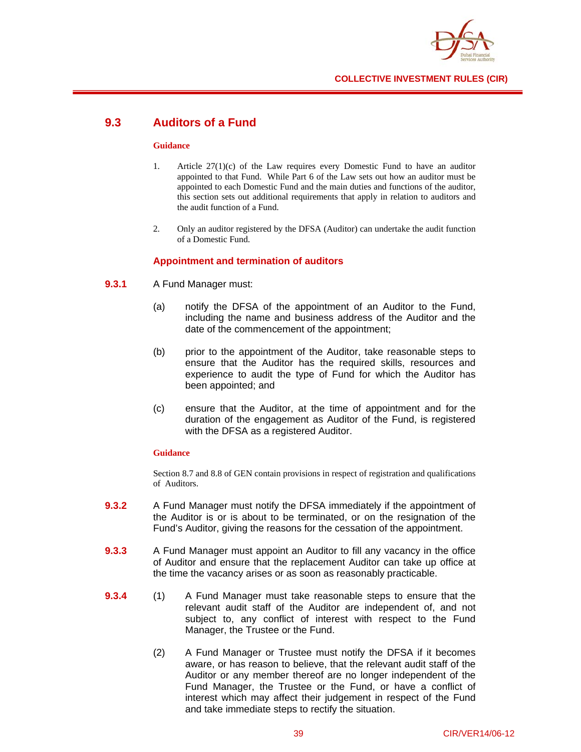## 9.3 Auditors of a Fund

**Guidance**

1. Article 27(1)(c) of the Law requires every Domestic Fund to have an auditor appointed to that Fund. While Part 6 of the Law sets out how an auditor must be appointed to each Domestic Fund and the main duties and functions of the auditor, this section sets out additional requirements that apply in relation to auditors and the audit function of a Fund.

2. Only an auditor registered by the DFSA (Auditor) can undertake the audit function of a Domestic Fund.

### Appointment and termination of auditors

**9.3.1** A Fund Manager must:

(a) notify the DFSA of the appointment of an Auditor to the Fund, including the name and business address of the Auditor and the date of the commencement of the appointment;

(b) prior to the appointment of the Auditor, take reasonable steps to ensure that the Auditor has the required skills, resources and experience to audit the type of Fund for which the Auditor has been appointed; and

(c) ensure that the Auditor, at the time of appointment and for the duration of the engagement as Auditor of the Fund, is registered with the DFSA as a registered Auditor.

**Guidance**

Section 8.7 and 8.8 of GEN contain provisions in respect of registration and qualifications of Auditors.

**9.3.2** A Fund Manager must notify the DFSA immediately if the appointment of the Auditor is or is about to be terminated, or on the resignation of the Fund's Auditor, giving the reasons for the cessation of the appointment.

**9.3.3** A Fund Manager must appoint an Auditor to fill any vacancy in the office of Auditor and ensure that the replacement Auditor can take up office at the time the vacancy arises or as soon as reasonably practicable.

**9.3.4** (1) A Fund Manager must take reasonable steps to ensure that the relevant audit staff of the Auditor are independent of, and not subject to, any conflict of interest with respect to the Fund Manager, the Trustee or the Fund.

(2) A Fund Manager or Trustee must notify the DFSA if it becomes aware, or has reason to believe, that the relevant audit staff of the Auditor or any member thereof are no longer independent of the Fund Manager, the Trustee or the Fund, or have a conflict of interest which may affect their judgement in respect of the Fund and take immediate steps to rectify the situation.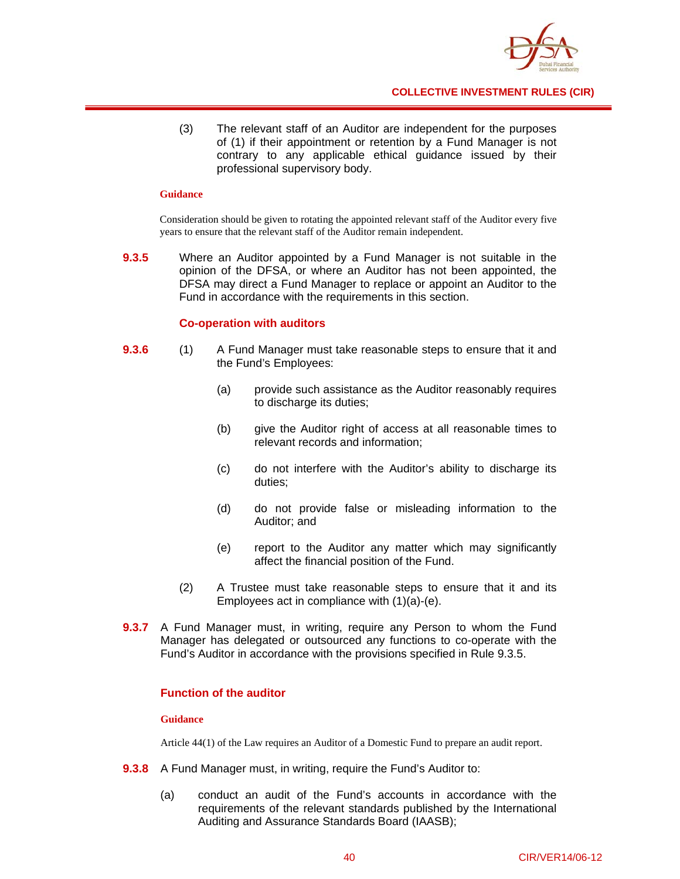(3) The relevant staff of an Auditor are independent for the purposes of (1) if their appointment or retention by a Fund Manager is not contrary to any applicable ethical guidance issued by their professional supervisory body.

**Guidance**

Consideration should be given to rotating the appointed relevant staff of the Auditor every five years to ensure that the relevant staff of the Auditor remain independent.

**9.3.5** Where an Auditor appointed by a Fund Manager is not suitable in the opinion of the DFSA, or where an Auditor has not been appointed, the DFSA may direct a Fund Manager to replace or appoint an Auditor to the Fund in accordance with the requirements in this section.

### Co-operation with auditors

**9.3.6** (1) A Fund Manager must take reasonable steps to ensure that it and the Fund's Employees:

(a) provide such assistance as the Auditor reasonably requires to discharge its duties;

(b) give the Auditor right of access at all reasonable times to relevant records and information;

(c) do not interfere with the Auditor's ability to discharge its duties;

(d) do not provide false or misleading information to the Auditor; and

(e) report to the Auditor any matter which may significantly affect the financial position of the Fund.

(2) A Trustee must take reasonable steps to ensure that it and its Employees act in compliance with (1)(a)-(e).

**9.3.7** A Fund Manager must, in writing, require any Person to whom the Fund Manager has delegated or outsourced any functions to co-operate with the Fund's Auditor in accordance with the provisions specified in Rule 9.3.5.

### Function of the auditor

**Guidance**

Article 44(1) of the Law requires an Auditor of a Domestic Fund to prepare an audit report.

**9.3.8** A Fund Manager must, in writing, require the Fund's Auditor to:

(a) conduct an audit of the Fund's accounts in accordance with the requirements of the relevant standards published by the International Auditing and Assurance Standards Board (IAASB);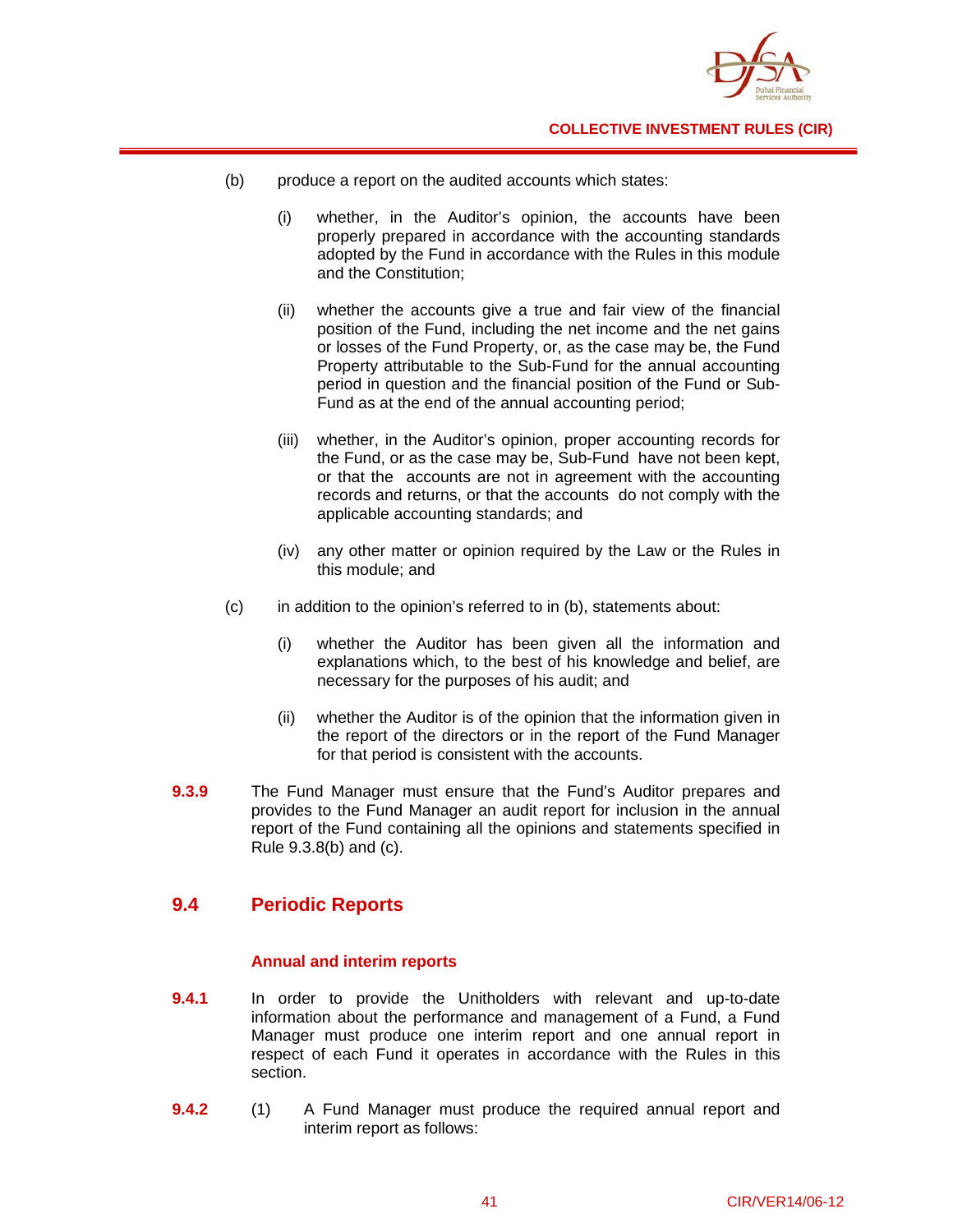(b) produce a report on the audited accounts which states:

   (i) whether, in the Auditor's opinion, the accounts have been properly prepared in accordance with the accounting standards adopted by the Fund in accordance with the Rules in this module and the Constitution;

   (ii) whether the accounts give a true and fair view of the financial position of the Fund, including the net income and the net gains or losses of the Fund Property, or, as the case may be, the Fund Property attributable to the Sub-Fund for the annual accounting period in question and the financial position of the Fund or Sub-Fund as at the end of the annual accounting period;

   (iii) whether, in the Auditor's opinion, proper accounting records for the Fund, or as the case may be, Sub-Fund have not been kept, or that the accounts are not in agreement with the accounting records and returns, or that the accounts do not comply with the applicable accounting standards; and

   (iv) any other matter or opinion required by the Law or the Rules in this module; and

(c) in addition to the opinion's referred to in (b), statements about:

   (i) whether the Auditor has been given all the information and explanations which, to the best of his knowledge and belief, are necessary for the purposes of his audit; and

   (ii) whether the Auditor is of the opinion that the information given in the report of the directors or in the report of the Fund Manager for that period is consistent with the accounts.

**9.3.9** The Fund Manager must ensure that the Fund's Auditor prepares and provides to the Fund Manager an audit report for inclusion in the annual report of the Fund containing all the opinions and statements specified in Rule 9.3.8(b) and (c).

## 9.4 Periodic Reports

### Annual and interim reports

**9.4.1** In order to provide the Unitholders with relevant and up-to-date information about the performance and management of a Fund, a Fund Manager must produce one interim report and one annual report in respect of each Fund it operates in accordance with the Rules in this section.

**9.4.2** (1) A Fund Manager must produce the required annual report and interim report as follows: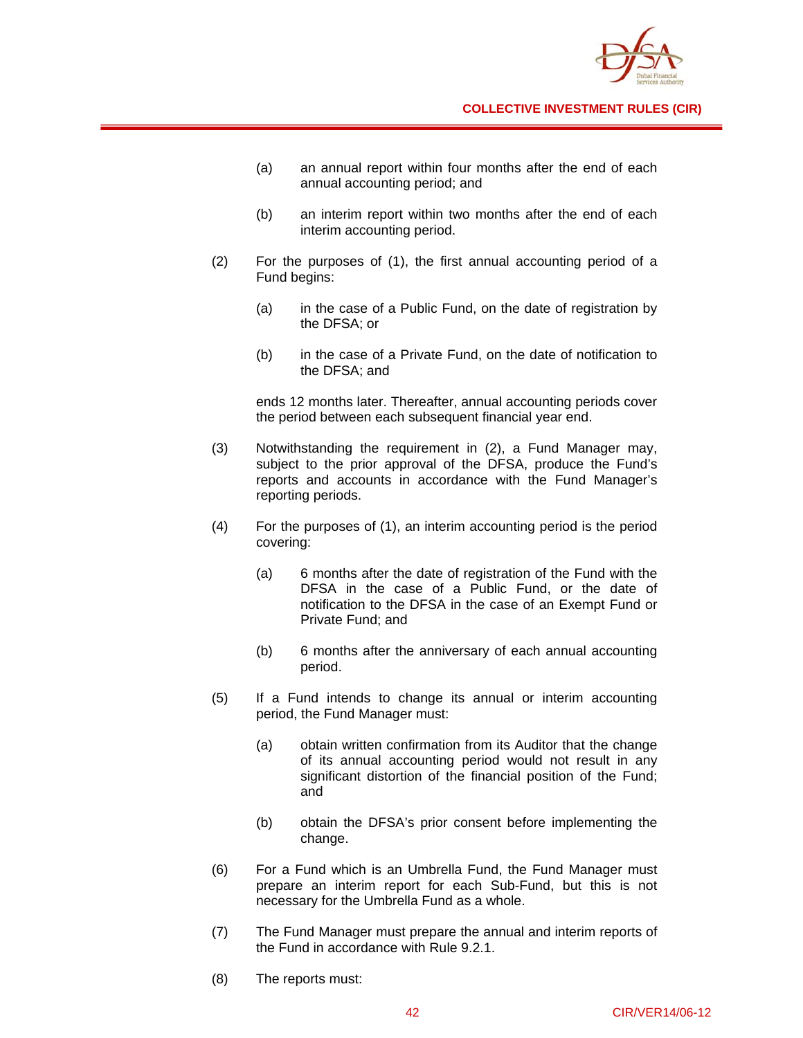(a) an annual report within four months after the end of each annual accounting period; and

(b) an interim report within two months after the end of each interim accounting period.

(2) For the purposes of (1), the first annual accounting period of a Fund begins:

(a) in the case of a Public Fund, on the date of registration by the DFSA; or

(b) in the case of a Private Fund, on the date of notification to the DFSA; and

ends 12 months later. Thereafter, annual accounting periods cover the period between each subsequent financial year end.

(3) Notwithstanding the requirement in (2), a Fund Manager may, subject to the prior approval of the DFSA, produce the Fund's reports and accounts in accordance with the Fund Manager's reporting periods.

(4) For the purposes of (1), an interim accounting period is the period covering:

(a) 6 months after the date of registration of the Fund with the DFSA in the case of a Public Fund, or the date of notification to the DFSA in the case of an Exempt Fund or Private Fund; and

(b) 6 months after the anniversary of each annual accounting period.

(5) If a Fund intends to change its annual or interim accounting period, the Fund Manager must:

(a) obtain written confirmation from its Auditor that the change of its annual accounting period would not result in any significant distortion of the financial position of the Fund; and

(b) obtain the DFSA's prior consent before implementing the change.

(6) For a Fund which is an Umbrella Fund, the Fund Manager must prepare an interim report for each Sub-Fund, but this is not necessary for the Umbrella Fund as a whole.

(7) The Fund Manager must prepare the annual and interim reports of the Fund in accordance with Rule 9.2.1.

(8) The reports must: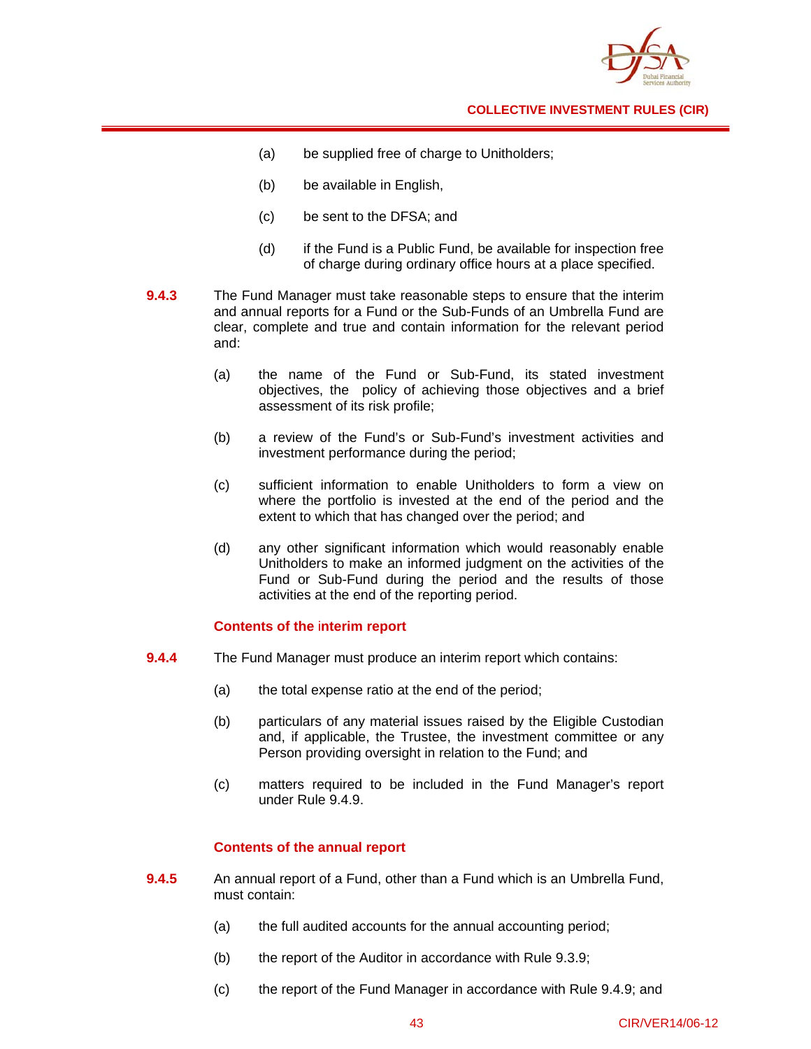(a) be supplied free of charge to Unitholders;

(b) be available in English,

(c) be sent to the DFSA; and

(d) if the Fund is a Public Fund, be available for inspection free of charge during ordinary office hours at a place specified.

**9.4.3** The Fund Manager must take reasonable steps to ensure that the interim and annual reports for a Fund or the Sub-Funds of an Umbrella Fund are clear, complete and true and contain information for the relevant period and:

(a) the name of the Fund or Sub-Fund, its stated investment objectives, the policy of achieving those objectives and a brief assessment of its risk profile;

(b) a review of the Fund's or Sub-Fund's investment activities and investment performance during the period;

(c) sufficient information to enable Unitholders to form a view on where the portfolio is invested at the end of the period and the extent to which that has changed over the period; and

(d) any other significant information which would reasonably enable Unitholders to make an informed judgment on the activities of the Fund or Sub-Fund during the period and the results of those activities at the end of the reporting period.

### Contents of the interim report

**9.4.4** The Fund Manager must produce an interim report which contains:

(a) the total expense ratio at the end of the period;

(b) particulars of any material issues raised by the Eligible Custodian and, if applicable, the Trustee, the investment committee or any Person providing oversight in relation to the Fund; and

(c) matters required to be included in the Fund Manager's report under Rule 9.4.9.

### Contents of the annual report

**9.4.5** An annual report of a Fund, other than a Fund which is an Umbrella Fund, must contain:

(a) the full audited accounts for the annual accounting period;

(b) the report of the Auditor in accordance with Rule 9.3.9;

(c) the report of the Fund Manager in accordance with Rule 9.4.9; and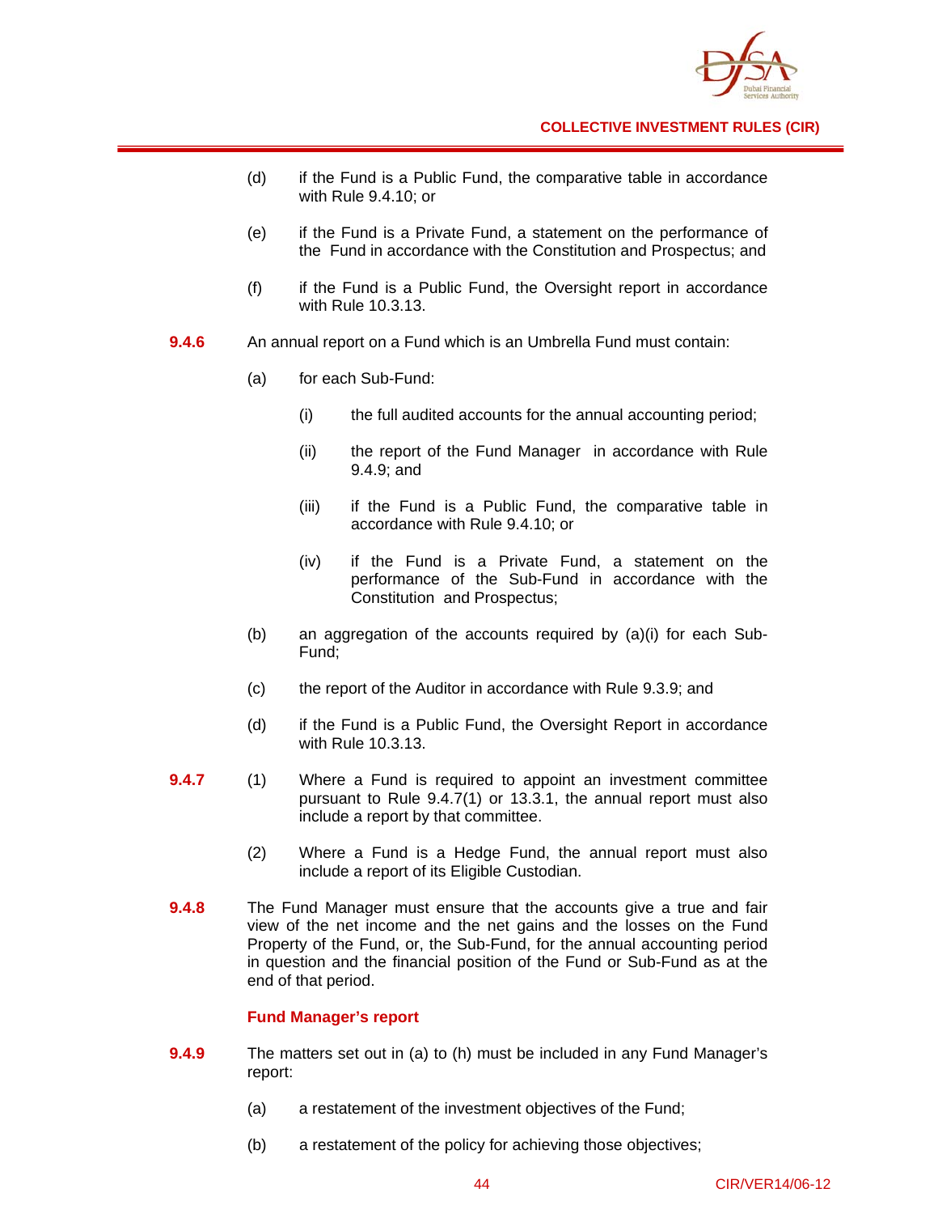(d) if the Fund is a Public Fund, the comparative table in accordance with Rule 9.4.10; or

(e) if the Fund is a Private Fund, a statement on the performance of the Fund in accordance with the Constitution and Prospectus; and

(f) if the Fund is a Public Fund, the Oversight report in accordance with Rule 10.3.13.

**9.4.6** An annual report on a Fund which is an Umbrella Fund must contain:

(a) for each Sub-Fund:

(i) the full audited accounts for the annual accounting period;

(ii) the report of the Fund Manager in accordance with Rule 9.4.9; and

(iii) if the Fund is a Public Fund, the comparative table in accordance with Rule 9.4.10; or

(iv) if the Fund is a Private Fund, a statement on the performance of the Sub-Fund in accordance with the Constitution and Prospectus;

(b) an aggregation of the accounts required by (a)(i) for each Sub-Fund;

(c) the report of the Auditor in accordance with Rule 9.3.9; and

(d) if the Fund is a Public Fund, the Oversight Report in accordance with Rule 10.3.13.

**9.4.7** (1) Where a Fund is required to appoint an investment committee pursuant to Rule 9.4.7(1) or 13.3.1, the annual report must also include a report by that committee.

(2) Where a Fund is a Hedge Fund, the annual report must also include a report of its Eligible Custodian.

**9.4.8** The Fund Manager must ensure that the accounts give a true and fair view of the net income and the net gains and the losses on the Fund Property of the Fund, or, the Sub-Fund, for the annual accounting period in question and the financial position of the Fund or Sub-Fund as at the end of that period.

**Fund Manager's report**

**9.4.9** The matters set out in (a) to (h) must be included in any Fund Manager's report:

(a) a restatement of the investment objectives of the Fund;

(b) a restatement of the policy for achieving those objectives;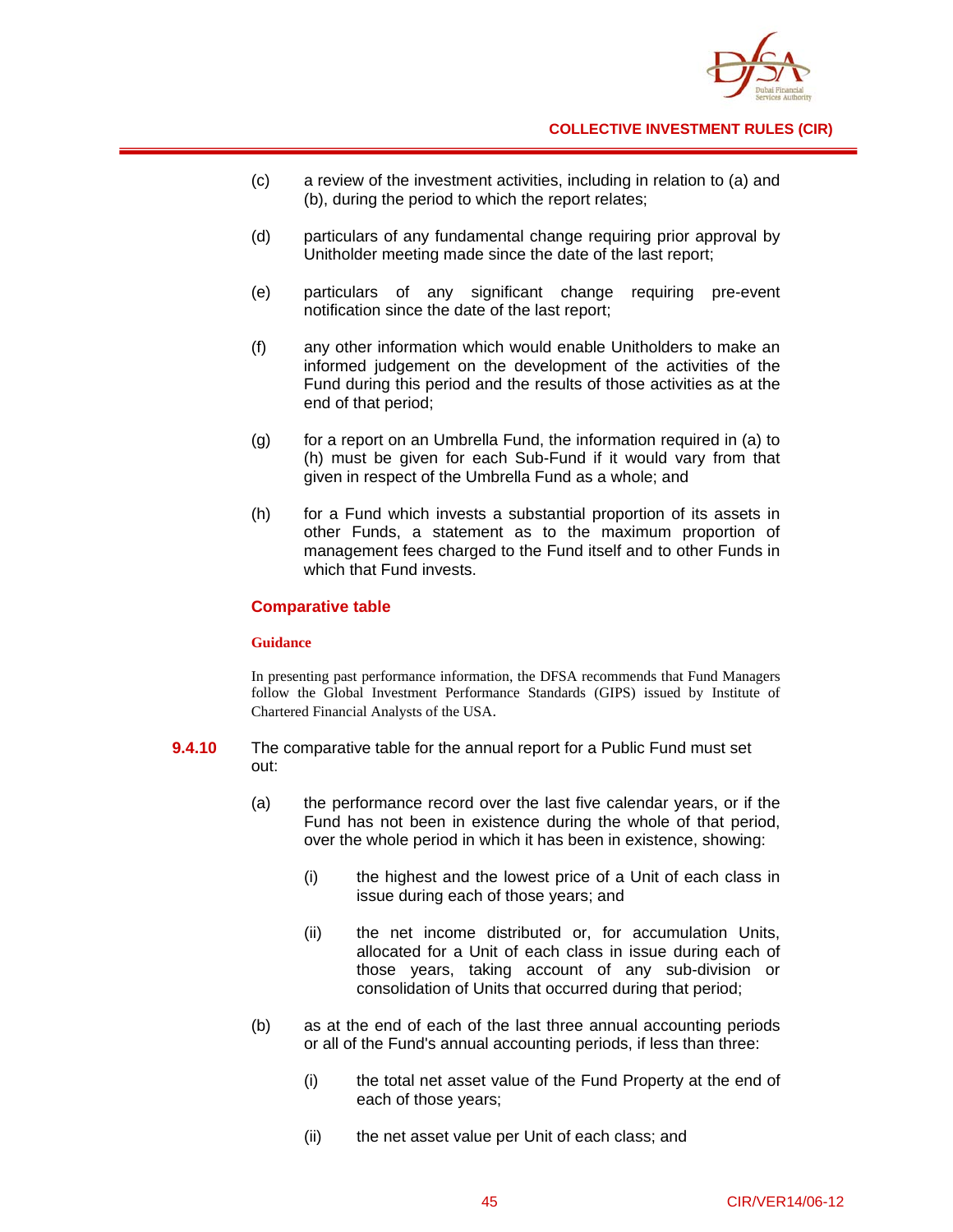(c) a review of the investment activities, including in relation to (a) and (b), during the period to which the report relates;

(d) particulars of any fundamental change requiring prior approval by Unitholder meeting made since the date of the last report;

(e) particulars of any significant change requiring pre-event notification since the date of the last report;

(f) any other information which would enable Unitholders to make an informed judgement on the development of the activities of the Fund during this period and the results of those activities as at the end of that period;

(g) for a report on an Umbrella Fund, the information required in (a) to (h) must be given for each Sub-Fund if it would vary from that given in respect of the Umbrella Fund as a whole; and

(h) for a Fund which invests a substantial proportion of its assets in other Funds, a statement as to the maximum proportion of management fees charged to the Fund itself and to other Funds in which that Fund invests.

### Comparative table

**Guidance**

In presenting past performance information, the DFSA recommends that Fund Managers follow the Global Investment Performance Standards (GIPS) issued by Institute of Chartered Financial Analysts of the USA.

**9.4.10** The comparative table for the annual report for a Public Fund must set out:

(a) the performance record over the last five calendar years, or if the Fund has not been in existence during the whole of that period, over the whole period in which it has been in existence, showing:

(i) the highest and the lowest price of a Unit of each class in issue during each of those years; and

(ii) the net income distributed or, for accumulation Units, allocated for a Unit of each class in issue during each of those years, taking account of any sub-division or consolidation of Units that occurred during that period;

(b) as at the end of each of the last three annual accounting periods or all of the Fund's annual accounting periods, if less than three:

(i) the total net asset value of the Fund Property at the end of each of those years;

(ii) the net asset value per Unit of each class; and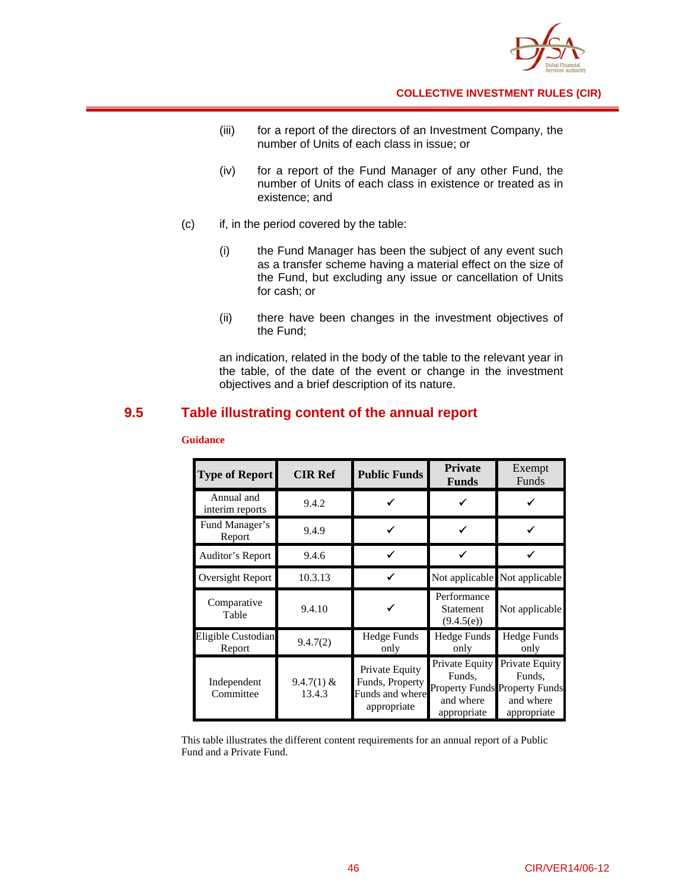(iii) for a report of the directors of an Investment Company, the number of Units of each class in issue; or

(iv) for a report of the Fund Manager of any other Fund, the number of Units of each class in existence or treated as in existence; and

(c) if, in the period covered by the table:

(i) the Fund Manager has been the subject of any event such as a transfer scheme having a material effect on the size of the Fund, but excluding any issue or cancellation of Units for cash; or

(ii) there have been changes in the investment objectives of the Fund;

an indication, related in the body of the table to the relevant year in the table, of the date of the event or change in the investment objectives and a brief description of its nature.

## 9.5 Table illustrating content of the annual report

**Guidance**

| Type of Report | CIR Ref | Public Funds | Private Funds | Exempt Funds |
|---|---|---|---|---|
| Annual and interim reports | 9.4.2 | ✓ | ✓ | ✓ |
| Fund Manager's Report | 9.4.9 | ✓ | ✓ | ✓ |
| Auditor's Report | 9.4.6 | ✓ | ✓ | ✓ |
| Oversight Report | 10.3.13 | ✓ | Not applicable | Not applicable |
| Comparative Table | 9.4.10 | ✓ | Performance Statement (9.4.5(e)) | Not applicable |
| Eligible Custodian Report | 9.4.7(2) | Hedge Funds only | Hedge Funds only | Hedge Funds only |
| Independent Committee | 9.4.7(1) & 13.4.3 | Private Equity Funds, Property Funds and where appropriate | Private Equity Funds, Property Funds and where appropriate | Private Equity Funds, Property Funds and where appropriate |

This table illustrates the different content requirements for an annual report of a Public Fund and a Private Fund.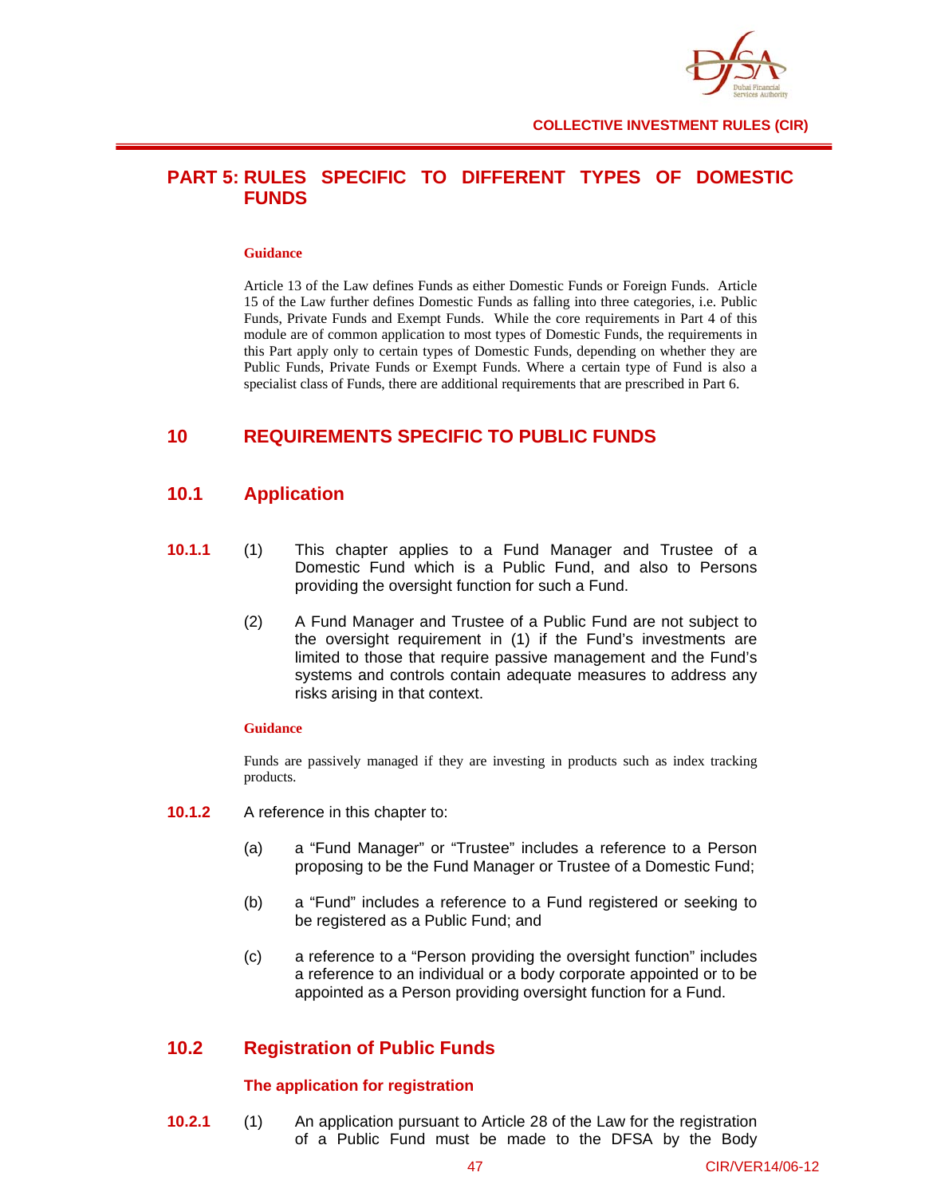# PART 5: RULES SPECIFIC TO DIFFERENT TYPES OF DOMESTIC FUNDS

**Guidance**

Article 13 of the Law defines Funds as either Domestic Funds or Foreign Funds. Article 15 of the Law further defines Domestic Funds as falling into three categories, i.e. Public Funds, Private Funds and Exempt Funds. While the core requirements in Part 4 of this module are of common application to most types of Domestic Funds, the requirements in this Part apply only to certain types of Domestic Funds, depending on whether they are Public Funds, Private Funds or Exempt Funds. Where a certain type of Fund is also a specialist class of Funds, there are additional requirements that are prescribed in Part 6.

## 10 REQUIREMENTS SPECIFIC TO PUBLIC FUNDS

### 10.1 Application

**10.1.1** (1) This chapter applies to a Fund Manager and Trustee of a Domestic Fund which is a Public Fund, and also to Persons providing the oversight function for such a Fund.

(2) A Fund Manager and Trustee of a Public Fund are not subject to the oversight requirement in (1) if the Fund's investments are limited to those that require passive management and the Fund's systems and controls contain adequate measures to address any risks arising in that context.

**Guidance**

Funds are passively managed if they are investing in products such as index tracking products.

**10.1.2** A reference in this chapter to:

(a) a "Fund Manager" or "Trustee" includes a reference to a Person proposing to be the Fund Manager or Trustee of a Domestic Fund;

(b) a "Fund" includes a reference to a Fund registered or seeking to be registered as a Public Fund; and

(c) a reference to a "Person providing the oversight function" includes a reference to an individual or a body corporate appointed or to be appointed as a Person providing oversight function for a Fund.

### 10.2 Registration of Public Funds

#### The application for registration

**10.2.1** (1) An application pursuant to Article 28 of the Law for the registration of a Public Fund must be made to the DFSA by the Body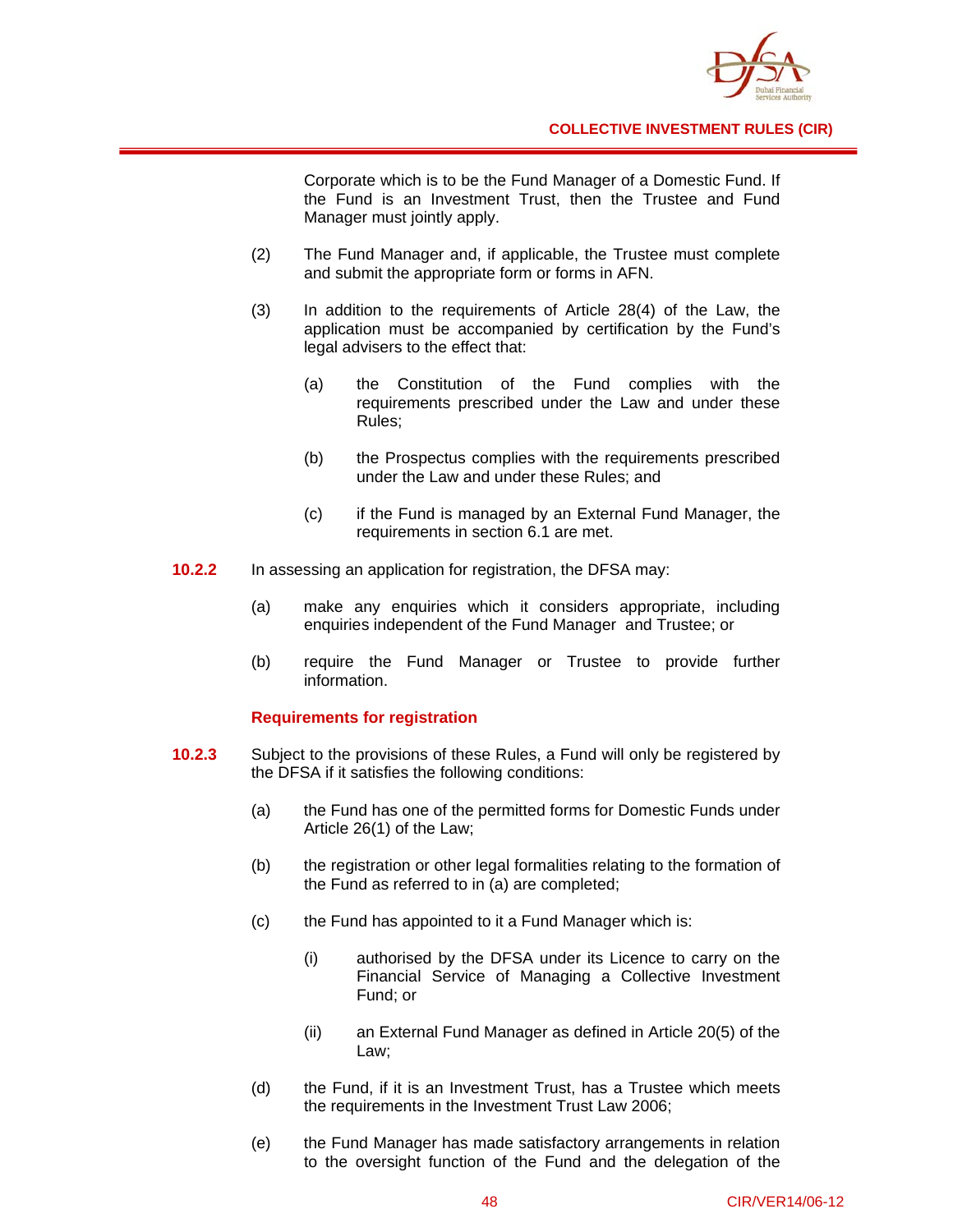Corporate which is to be the Fund Manager of a Domestic Fund. If the Fund is an Investment Trust, then the Trustee and Fund Manager must jointly apply.

(2) The Fund Manager and, if applicable, the Trustee must complete and submit the appropriate form or forms in AFN.

(3) In addition to the requirements of Article 28(4) of the Law, the application must be accompanied by certification by the Fund's legal advisers to the effect that:

(a) the Constitution of the Fund complies with the requirements prescribed under the Law and under these Rules;

(b) the Prospectus complies with the requirements prescribed under the Law and under these Rules; and

(c) if the Fund is managed by an External Fund Manager, the requirements in section 6.1 are met.

**10.2.2** In assessing an application for registration, the DFSA may:

(a) make any enquiries which it considers appropriate, including enquiries independent of the Fund Manager and Trustee; or

(b) require the Fund Manager or Trustee to provide further information.

### Requirements for registration

**10.2.3** Subject to the provisions of these Rules, a Fund will only be registered by the DFSA if it satisfies the following conditions:

(a) the Fund has one of the permitted forms for Domestic Funds under Article 26(1) of the Law;

(b) the registration or other legal formalities relating to the formation of the Fund as referred to in (a) are completed;

(c) the Fund has appointed to it a Fund Manager which is:

(i) authorised by the DFSA under its Licence to carry on the Financial Service of Managing a Collective Investment Fund; or

(ii) an External Fund Manager as defined in Article 20(5) of the Law;

(d) the Fund, if it is an Investment Trust, has a Trustee which meets the requirements in the Investment Trust Law 2006;

(e) the Fund Manager has made satisfactory arrangements in relation to the oversight function of the Fund and the delegation of the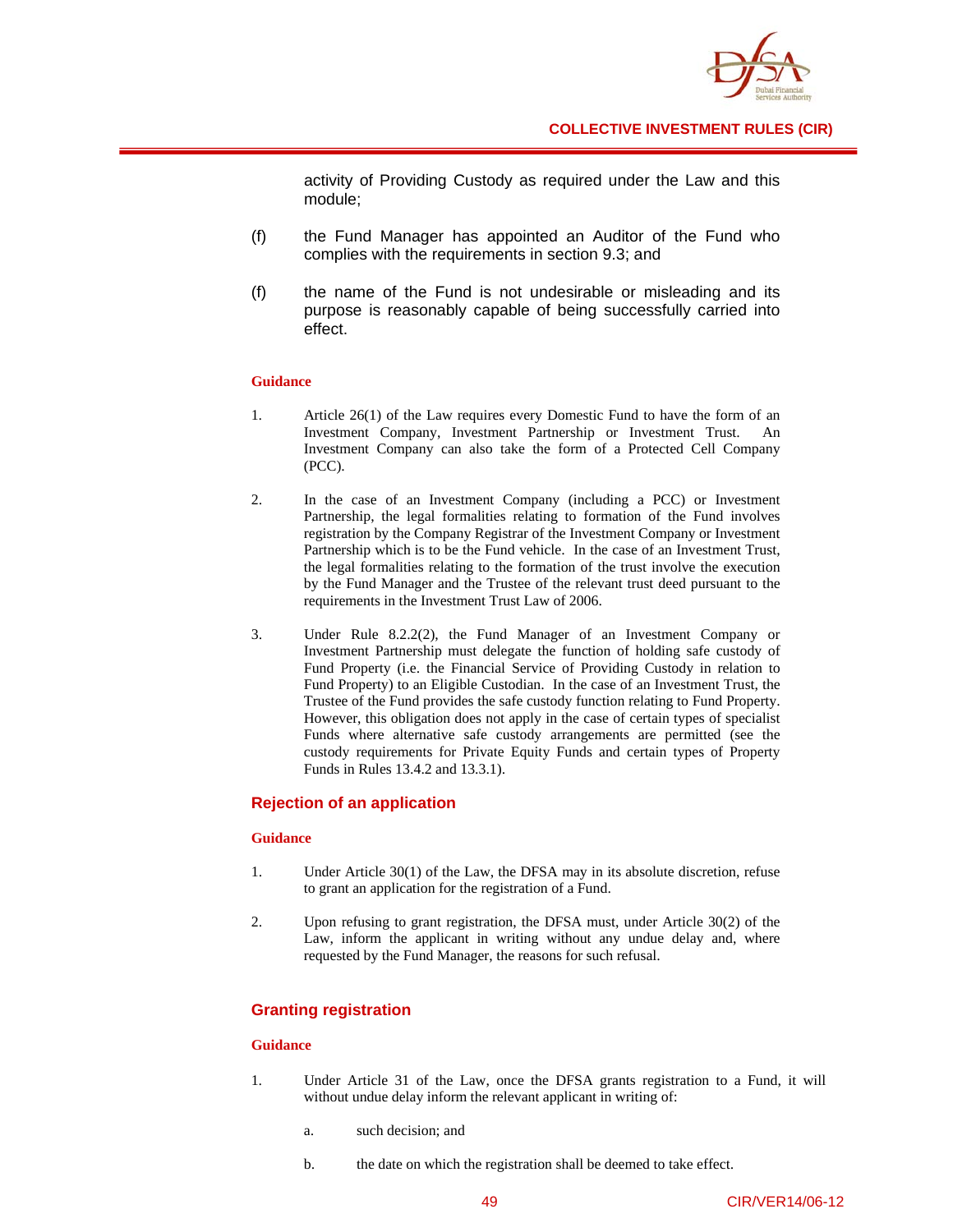activity of Providing Custody as required under the Law and this module;

(f) the Fund Manager has appointed an Auditor of the Fund who complies with the requirements in section 9.3; and

(f) the name of the Fund is not undesirable or misleading and its purpose is reasonably capable of being successfully carried into effect.

**Guidance**

1. Article 26(1) of the Law requires every Domestic Fund to have the form of an Investment Company, Investment Partnership or Investment Trust. An Investment Company can also take the form of a Protected Cell Company (PCC).

2. In the case of an Investment Company (including a PCC) or Investment Partnership, the legal formalities relating to formation of the Fund involves registration by the Company Registrar of the Investment Company or Investment Partnership which is to be the Fund vehicle. In the case of an Investment Trust, the legal formalities relating to the formation of the trust involve the execution by the Fund Manager and the Trustee of the relevant trust deed pursuant to the requirements in the Investment Trust Law of 2006.

3. Under Rule 8.2.2(2), the Fund Manager of an Investment Company or Investment Partnership must delegate the function of holding safe custody of Fund Property (i.e. the Financial Service of Providing Custody in relation to Fund Property) to an Eligible Custodian. In the case of an Investment Trust, the Trustee of the Fund provides the safe custody function relating to Fund Property. However, this obligation does not apply in the case of certain types of specialist Funds where alternative safe custody arrangements are permitted (see the custody requirements for Private Equity Funds and certain types of Property Funds in Rules 13.4.2 and 13.3.1).

## Rejection of an application

**Guidance**

1. Under Article 30(1) of the Law, the DFSA may in its absolute discretion, refuse to grant an application for the registration of a Fund.

2. Upon refusing to grant registration, the DFSA must, under Article 30(2) of the Law, inform the applicant in writing without any undue delay and, where requested by the Fund Manager, the reasons for such refusal.

## Granting registration

**Guidance**

1. Under Article 31 of the Law, once the DFSA grants registration to a Fund, it will without undue delay inform the relevant applicant in writing of:

   a. such decision; and

   b. the date on which the registration shall be deemed to take effect.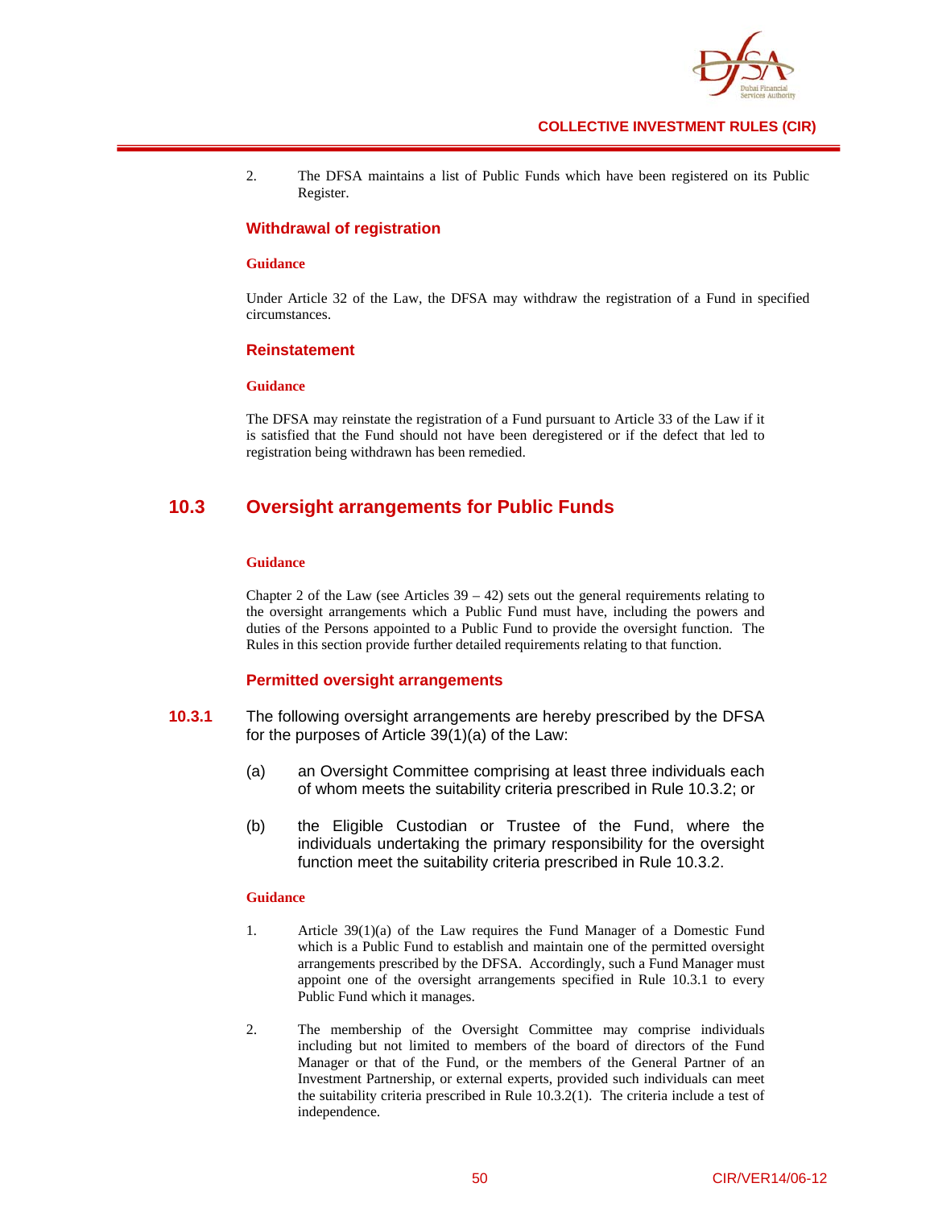2. The DFSA maintains a list of Public Funds which have been registered on its Public Register.

### Withdrawal of registration

**Guidance**

Under Article 32 of the Law, the DFSA may withdraw the registration of a Fund in specified circumstances.

### Reinstatement

**Guidance**

The DFSA may reinstate the registration of a Fund pursuant to Article 33 of the Law if it is satisfied that the Fund should not have been deregistered or if the defect that led to registration being withdrawn has been remedied.

## 10.3 Oversight arrangements for Public Funds

**Guidance**

Chapter 2 of the Law (see Articles 39 – 42) sets out the general requirements relating to the oversight arrangements which a Public Fund must have, including the powers and duties of the Persons appointed to a Public Fund to provide the oversight function. The Rules in this section provide further detailed requirements relating to that function.

### Permitted oversight arrangements

**10.3.1** The following oversight arrangements are hereby prescribed by the DFSA for the purposes of Article 39(1)(a) of the Law:

(a) an Oversight Committee comprising at least three individuals each of whom meets the suitability criteria prescribed in Rule 10.3.2; or

(b) the Eligible Custodian or Trustee of the Fund, where the individuals undertaking the primary responsibility for the oversight function meet the suitability criteria prescribed in Rule 10.3.2.

**Guidance**

1. Article 39(1)(a) of the Law requires the Fund Manager of a Domestic Fund which is a Public Fund to establish and maintain one of the permitted oversight arrangements prescribed by the DFSA. Accordingly, such a Fund Manager must appoint one of the oversight arrangements specified in Rule 10.3.1 to every Public Fund which it manages.

2. The membership of the Oversight Committee may comprise individuals including but not limited to members of the board of directors of the Fund Manager or that of the Fund, or the members of the General Partner of an Investment Partnership, or external experts, provided such individuals can meet the suitability criteria prescribed in Rule 10.3.2(1). The criteria include a test of independence.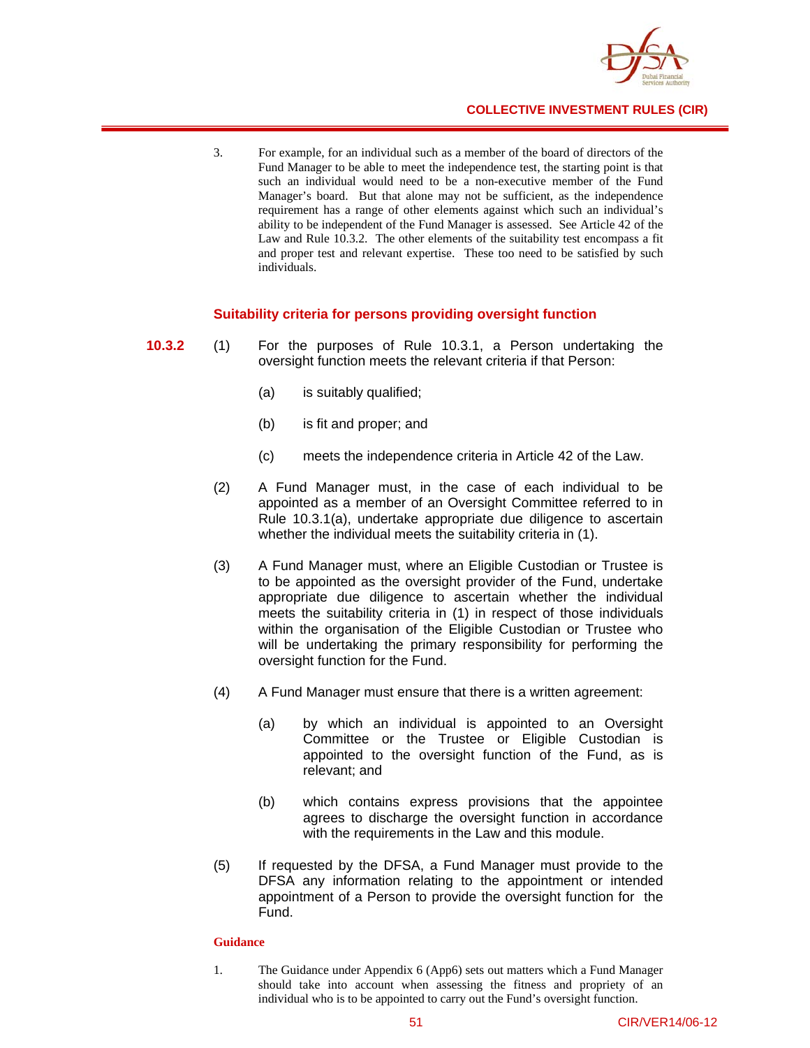3. For example, for an individual such as a member of the board of directors of the Fund Manager to be able to meet the independence test, the starting point is that such an individual would need to be a non-executive member of the Fund Manager's board. But that alone may not be sufficient, as the independence requirement has a range of other elements against which such an individual's ability to be independent of the Fund Manager is assessed. See Article 42 of the Law and Rule 10.3.2. The other elements of the suitability test encompass a fit and proper test and relevant expertise. These too need to be satisfied by such individuals.

### Suitability criteria for persons providing oversight function

**10.3.2** (1) For the purposes of Rule 10.3.1, a Person undertaking the oversight function meets the relevant criteria if that Person:

(a) is suitably qualified;

(b) is fit and proper; and

(c) meets the independence criteria in Article 42 of the Law.

(2) A Fund Manager must, in the case of each individual to be appointed as a member of an Oversight Committee referred to in Rule 10.3.1(a), undertake appropriate due diligence to ascertain whether the individual meets the suitability criteria in (1).

(3) A Fund Manager must, where an Eligible Custodian or Trustee is to be appointed as the oversight provider of the Fund, undertake appropriate due diligence to ascertain whether the individual meets the suitability criteria in (1) in respect of those individuals within the organisation of the Eligible Custodian or Trustee who will be undertaking the primary responsibility for performing the oversight function for the Fund.

(4) A Fund Manager must ensure that there is a written agreement:

(a) by which an individual is appointed to an Oversight Committee or the Trustee or Eligible Custodian is appointed to the oversight function of the Fund, as is relevant; and

(b) which contains express provisions that the appointee agrees to discharge the oversight function in accordance with the requirements in the Law and this module.

(5) If requested by the DFSA, a Fund Manager must provide to the DFSA any information relating to the appointment or intended appointment of a Person to provide the oversight function for the Fund.

**Guidance**

1. The Guidance under Appendix 6 (App6) sets out matters which a Fund Manager should take into account when assessing the fitness and propriety of an individual who is to be appointed to carry out the Fund's oversight function.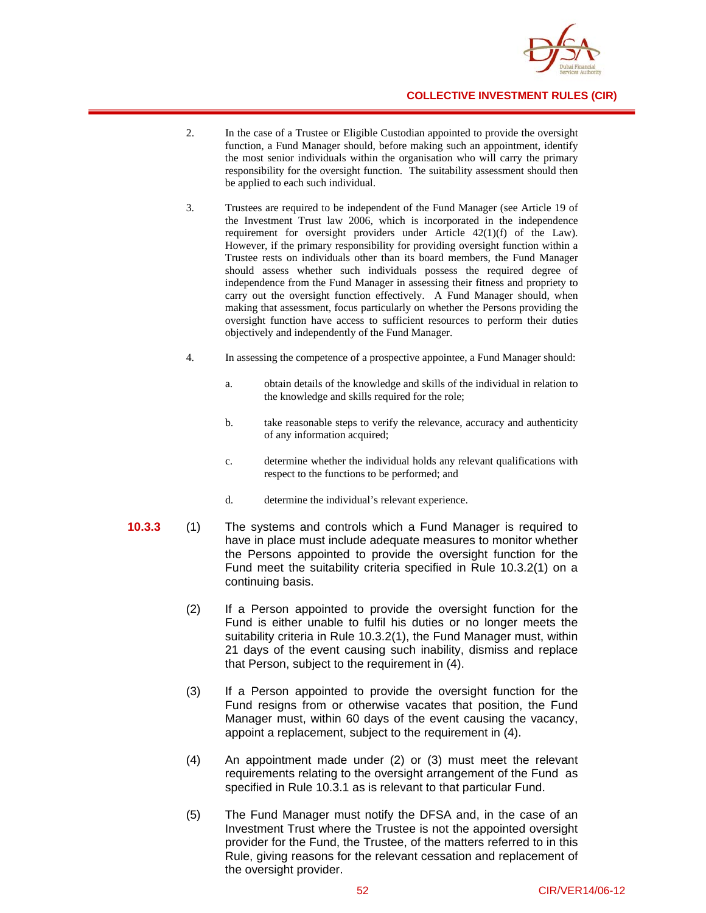2. In the case of a Trustee or Eligible Custodian appointed to provide the oversight function, a Fund Manager should, before making such an appointment, identify the most senior individuals within the organisation who will carry the primary responsibility for the oversight function. The suitability assessment should then be applied to each such individual.

3. Trustees are required to be independent of the Fund Manager (see Article 19 of the Investment Trust law 2006, which is incorporated in the independence requirement for oversight providers under Article 42(1)(f) of the Law). However, if the primary responsibility for providing oversight function within a Trustee rests on individuals other than its board members, the Fund Manager should assess whether such individuals possess the required degree of independence from the Fund Manager in assessing their fitness and propriety to carry out the oversight function effectively. A Fund Manager should, when making that assessment, focus particularly on whether the Persons providing the oversight function have access to sufficient resources to perform their duties objectively and independently of the Fund Manager.

4. In assessing the competence of a prospective appointee, a Fund Manager should:

   a. obtain details of the knowledge and skills of the individual in relation to the knowledge and skills required for the role;

   b. take reasonable steps to verify the relevance, accuracy and authenticity of any information acquired;

   c. determine whether the individual holds any relevant qualifications with respect to the functions to be performed; and

   d. determine the individual's relevant experience.

**10.3.3** (1) The systems and controls which a Fund Manager is required to have in place must include adequate measures to monitor whether the Persons appointed to provide the oversight function for the Fund meet the suitability criteria specified in Rule 10.3.2(1) on a continuing basis.

(2) If a Person appointed to provide the oversight function for the Fund is either unable to fulfil his duties or no longer meets the suitability criteria in Rule 10.3.2(1), the Fund Manager must, within 21 days of the event causing such inability, dismiss and replace that Person, subject to the requirement in (4).

(3) If a Person appointed to provide the oversight function for the Fund resigns from or otherwise vacates that position, the Fund Manager must, within 60 days of the event causing the vacancy, appoint a replacement, subject to the requirement in (4).

(4) An appointment made under (2) or (3) must meet the relevant requirements relating to the oversight arrangement of the Fund as specified in Rule 10.3.1 as is relevant to that particular Fund.

(5) The Fund Manager must notify the DFSA and, in the case of an Investment Trust where the Trustee is not the appointed oversight provider for the Fund, the Trustee, of the matters referred to in this Rule, giving reasons for the relevant cessation and replacement of the oversight provider.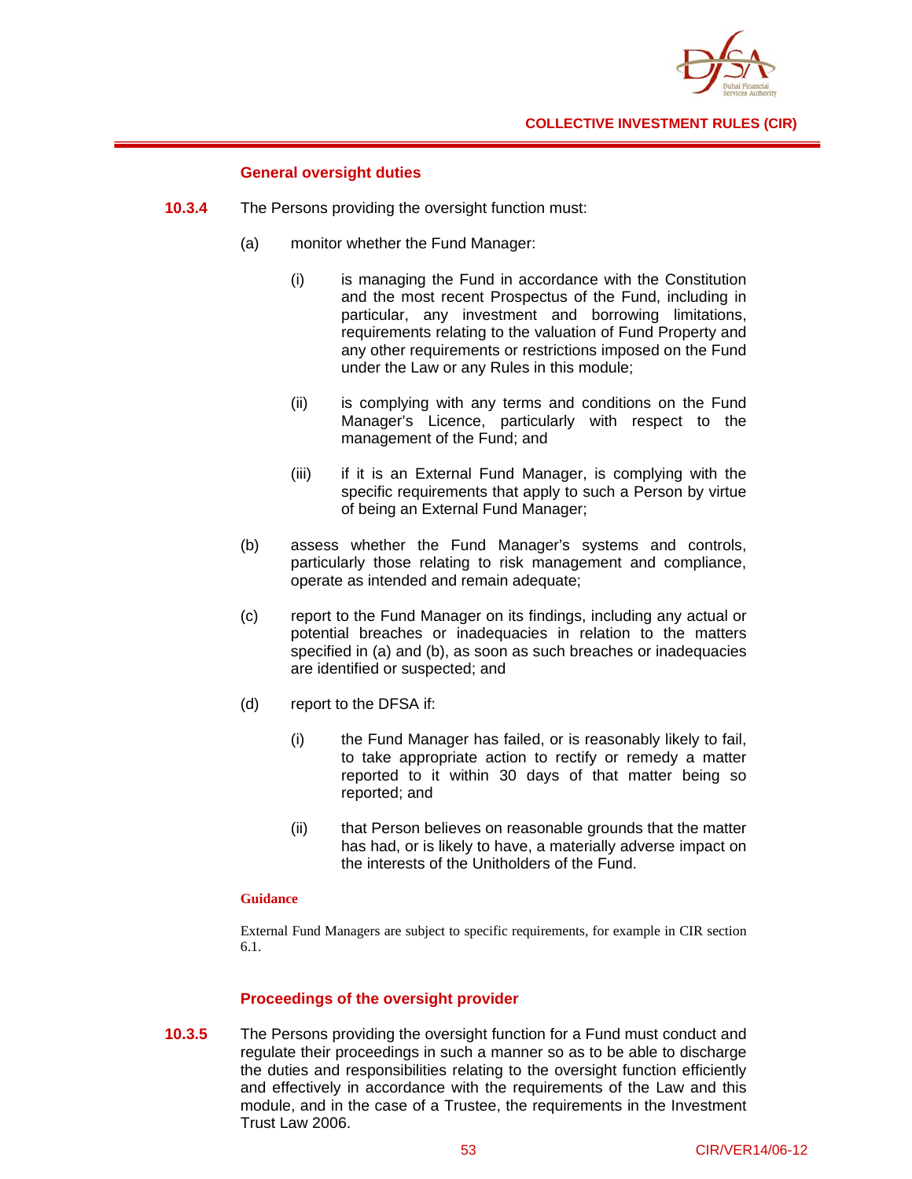#### General oversight duties

**10.3.4** The Persons providing the oversight function must:

(a) monitor whether the Fund Manager:

(i) is managing the Fund in accordance with the Constitution and the most recent Prospectus of the Fund, including in particular, any investment and borrowing limitations, requirements relating to the valuation of Fund Property and any other requirements or restrictions imposed on the Fund under the Law or any Rules in this module;

(ii) is complying with any terms and conditions on the Fund Manager's Licence, particularly with respect to the management of the Fund; and

(iii) if it is an External Fund Manager, is complying with the specific requirements that apply to such a Person by virtue of being an External Fund Manager;

(b) assess whether the Fund Manager's systems and controls, particularly those relating to risk management and compliance, operate as intended and remain adequate;

(c) report to the Fund Manager on its findings, including any actual or potential breaches or inadequacies in relation to the matters specified in (a) and (b), as soon as such breaches or inadequacies are identified or suspected; and

(d) report to the DFSA if:

(i) the Fund Manager has failed, or is reasonably likely to fail, to take appropriate action to rectify or remedy a matter reported to it within 30 days of that matter being so reported; and

(ii) that Person believes on reasonable grounds that the matter has had, or is likely to have, a materially adverse impact on the interests of the Unitholders of the Fund.

**Guidance**

External Fund Managers are subject to specific requirements, for example in CIR section 6.1.

#### Proceedings of the oversight provider

**10.3.5** The Persons providing the oversight function for a Fund must conduct and regulate their proceedings in such a manner so as to be able to discharge the duties and responsibilities relating to the oversight function efficiently and effectively in accordance with the requirements of the Law and this module, and in the case of a Trustee, the requirements in the Investment Trust Law 2006.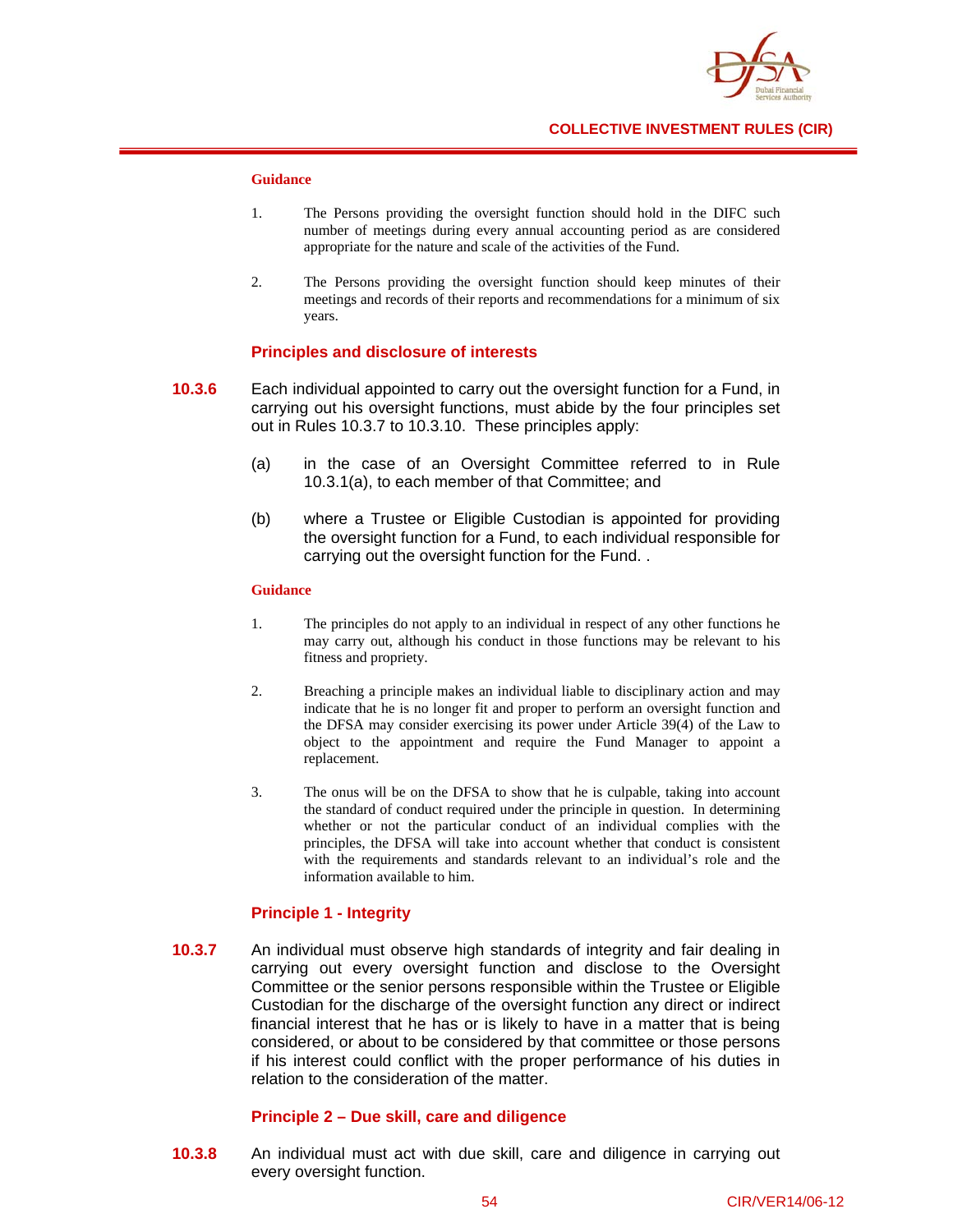**Guidance**

1. The Persons providing the oversight function should hold in the DIFC such number of meetings during every annual accounting period as are considered appropriate for the nature and scale of the activities of the Fund.

2. The Persons providing the oversight function should keep minutes of their meetings and records of their reports and recommendations for a minimum of six years.

### Principles and disclosure of interests

**10.3.6** Each individual appointed to carry out the oversight function for a Fund, in carrying out his oversight functions, must abide by the four principles set out in Rules 10.3.7 to 10.3.10. These principles apply:

(a) in the case of an Oversight Committee referred to in Rule 10.3.1(a), to each member of that Committee; and

(b) where a Trustee or Eligible Custodian is appointed for providing the oversight function for a Fund, to each individual responsible for carrying out the oversight function for the Fund. .

**Guidance**

1. The principles do not apply to an individual in respect of any other functions he may carry out, although his conduct in those functions may be relevant to his fitness and propriety.

2. Breaching a principle makes an individual liable to disciplinary action and may indicate that he is no longer fit and proper to perform an oversight function and the DFSA may consider exercising its power under Article 39(4) of the Law to object to the appointment and require the Fund Manager to appoint a replacement.

3. The onus will be on the DFSA to show that he is culpable, taking into account the standard of conduct required under the principle in question. In determining whether or not the particular conduct of an individual complies with the principles, the DFSA will take into account whether that conduct is consistent with the requirements and standards relevant to an individual's role and the information available to him.

### Principle 1 - Integrity

**10.3.7** An individual must observe high standards of integrity and fair dealing in carrying out every oversight function and disclose to the Oversight Committee or the senior persons responsible within the Trustee or Eligible Custodian for the discharge of the oversight function any direct or indirect financial interest that he has or is likely to have in a matter that is being considered, or about to be considered by that committee or those persons if his interest could conflict with the proper performance of his duties in relation to the consideration of the matter.

### Principle 2 – Due skill, care and diligence

**10.3.8** An individual must act with due skill, care and diligence in carrying out every oversight function.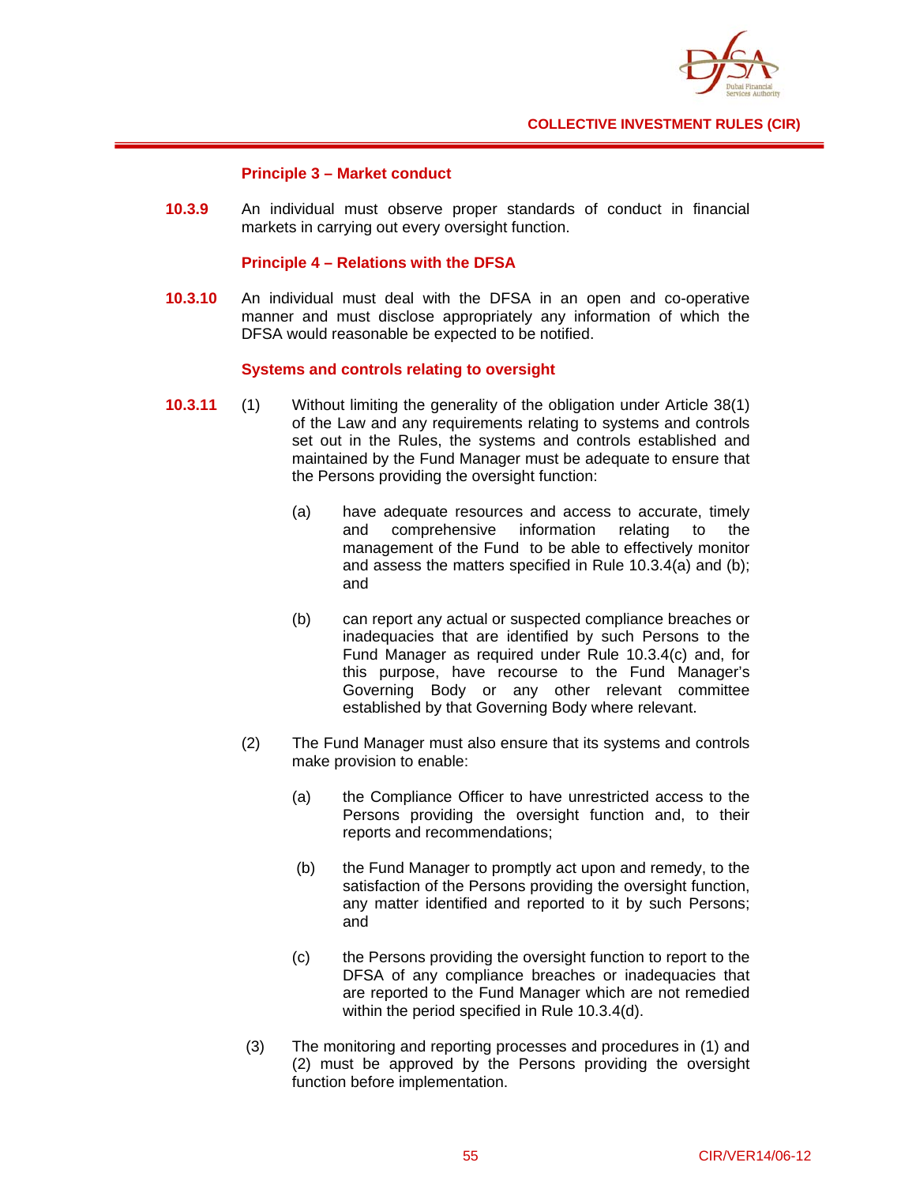#### Principle 3 – Market conduct

**10.3.9** An individual must observe proper standards of conduct in financial markets in carrying out every oversight function.

#### Principle 4 – Relations with the DFSA

**10.3.10** An individual must deal with the DFSA in an open and co-operative manner and must disclose appropriately any information of which the DFSA would reasonable be expected to be notified.

#### Systems and controls relating to oversight

**10.3.11** (1) Without limiting the generality of the obligation under Article 38(1) of the Law and any requirements relating to systems and controls set out in the Rules, the systems and controls established and maintained by the Fund Manager must be adequate to ensure that the Persons providing the oversight function:

(a) have adequate resources and access to accurate, timely and comprehensive information relating to the management of the Fund to be able to effectively monitor and assess the matters specified in Rule 10.3.4(a) and (b); and

(b) can report any actual or suspected compliance breaches or inadequacies that are identified by such Persons to the Fund Manager as required under Rule 10.3.4(c) and, for this purpose, have recourse to the Fund Manager's Governing Body or any other relevant committee established by that Governing Body where relevant.

(2) The Fund Manager must also ensure that its systems and controls make provision to enable:

(a) the Compliance Officer to have unrestricted access to the Persons providing the oversight function and, to their reports and recommendations;

(b) the Fund Manager to promptly act upon and remedy, to the satisfaction of the Persons providing the oversight function, any matter identified and reported to it by such Persons; and

(c) the Persons providing the oversight function to report to the DFSA of any compliance breaches or inadequacies that are reported to the Fund Manager which are not remedied within the period specified in Rule 10.3.4(d).

(3) The monitoring and reporting processes and procedures in (1) and (2) must be approved by the Persons providing the oversight function before implementation.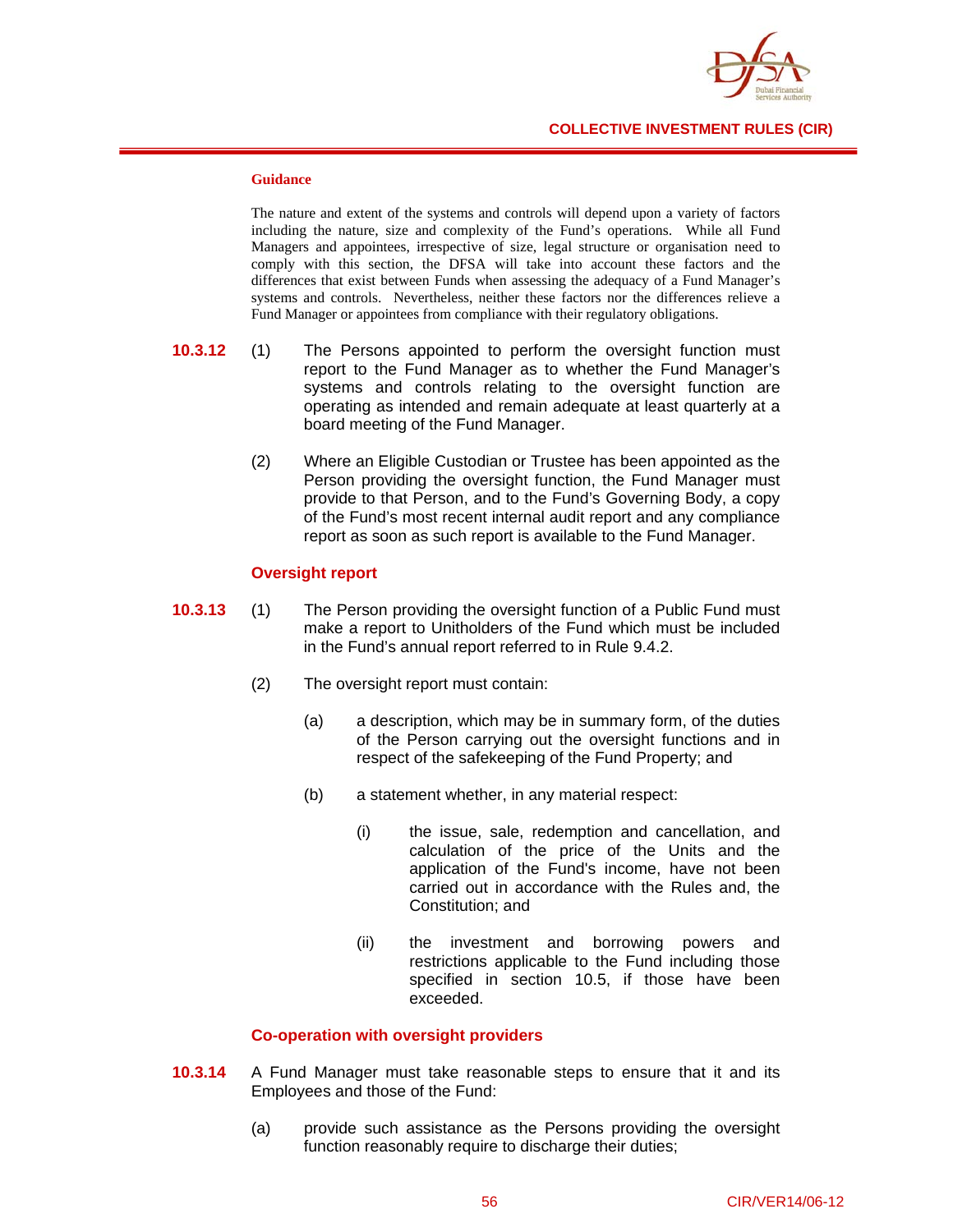#### Guidance

The nature and extent of the systems and controls will depend upon a variety of factors including the nature, size and complexity of the Fund's operations. While all Fund Managers and appointees, irrespective of size, legal structure or organisation need to comply with this section, the DFSA will take into account these factors and the differences that exist between Funds when assessing the adequacy of a Fund Manager's systems and controls. Nevertheless, neither these factors nor the differences relieve a Fund Manager or appointees from compliance with their regulatory obligations.

**10.3.12** (1) The Persons appointed to perform the oversight function must report to the Fund Manager as to whether the Fund Manager's systems and controls relating to the oversight function are operating as intended and remain adequate at least quarterly at a board meeting of the Fund Manager.

(2) Where an Eligible Custodian or Trustee has been appointed as the Person providing the oversight function, the Fund Manager must provide to that Person, and to the Fund's Governing Body, a copy of the Fund's most recent internal audit report and any compliance report as soon as such report is available to the Fund Manager.

#### Oversight report

**10.3.13** (1) The Person providing the oversight function of a Public Fund must make a report to Unitholders of the Fund which must be included in the Fund's annual report referred to in Rule 9.4.2.

(2) The oversight report must contain:

(a) a description, which may be in summary form, of the duties of the Person carrying out the oversight functions and in respect of the safekeeping of the Fund Property; and

(b) a statement whether, in any material respect:

(i) the issue, sale, redemption and cancellation, and calculation of the price of the Units and the application of the Fund's income, have not been carried out in accordance with the Rules and, the Constitution; and

(ii) the investment and borrowing powers and restrictions applicable to the Fund including those specified in section 10.5, if those have been exceeded.

#### Co-operation with oversight providers

**10.3.14** A Fund Manager must take reasonable steps to ensure that it and its Employees and those of the Fund:

(a) provide such assistance as the Persons providing the oversight function reasonably require to discharge their duties;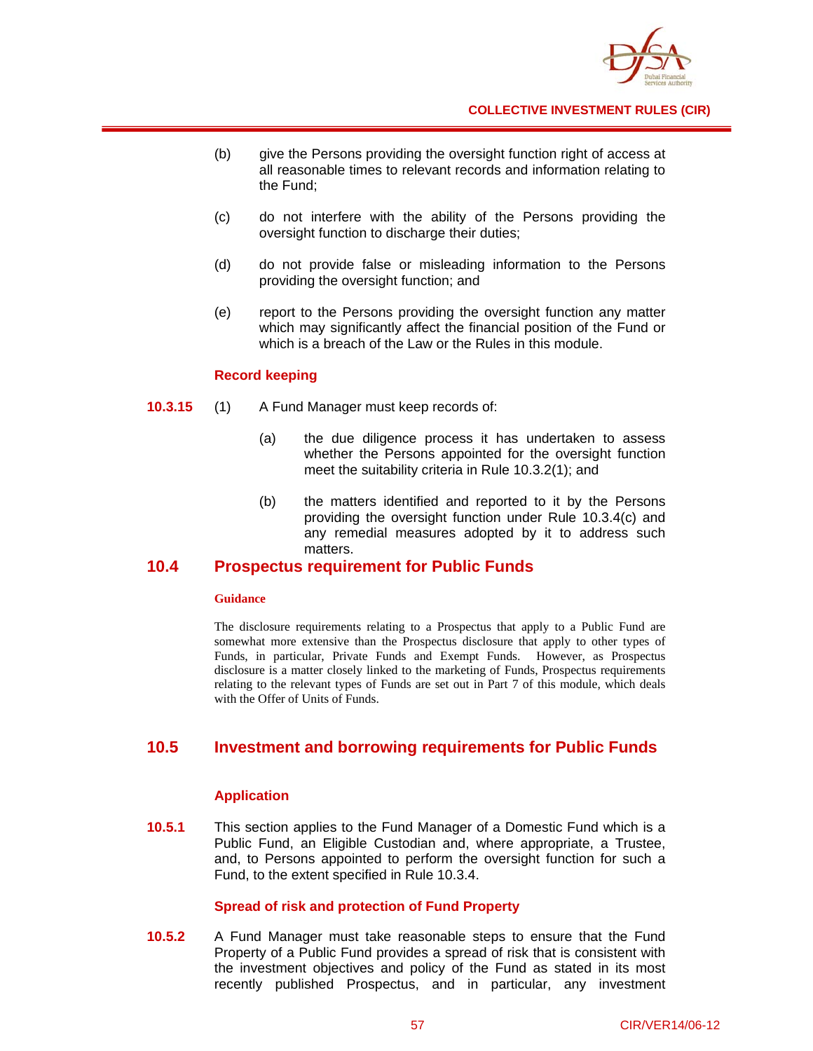(b) give the Persons providing the oversight function right of access at all reasonable times to relevant records and information relating to the Fund;

(c) do not interfere with the ability of the Persons providing the oversight function to discharge their duties;

(d) do not provide false or misleading information to the Persons providing the oversight function; and

(e) report to the Persons providing the oversight function any matter which may significantly affect the financial position of the Fund or which is a breach of the Law or the Rules in this module.

### Record keeping

**10.3.15** (1) A Fund Manager must keep records of:

(a) the due diligence process it has undertaken to assess whether the Persons appointed for the oversight function meet the suitability criteria in Rule 10.3.2(1); and

(b) the matters identified and reported to it by the Persons providing the oversight function under Rule 10.3.4(c) and any remedial measures adopted by it to address such matters.

## 10.4 Prospectus requirement for Public Funds

**Guidance**

The disclosure requirements relating to a Prospectus that apply to a Public Fund are somewhat more extensive than the Prospectus disclosure that apply to other types of Funds, in particular, Private Funds and Exempt Funds. However, as Prospectus disclosure is a matter closely linked to the marketing of Funds, Prospectus requirements relating to the relevant types of Funds are set out in Part 7 of this module, which deals with the Offer of Units of Funds.

## 10.5 Investment and borrowing requirements for Public Funds

### Application

**10.5.1** This section applies to the Fund Manager of a Domestic Fund which is a Public Fund, an Eligible Custodian and, where appropriate, a Trustee, and, to Persons appointed to perform the oversight function for such a Fund, to the extent specified in Rule 10.3.4.

### Spread of risk and protection of Fund Property

**10.5.2** A Fund Manager must take reasonable steps to ensure that the Fund Property of a Public Fund provides a spread of risk that is consistent with the investment objectives and policy of the Fund as stated in its most recently published Prospectus, and in particular, any investment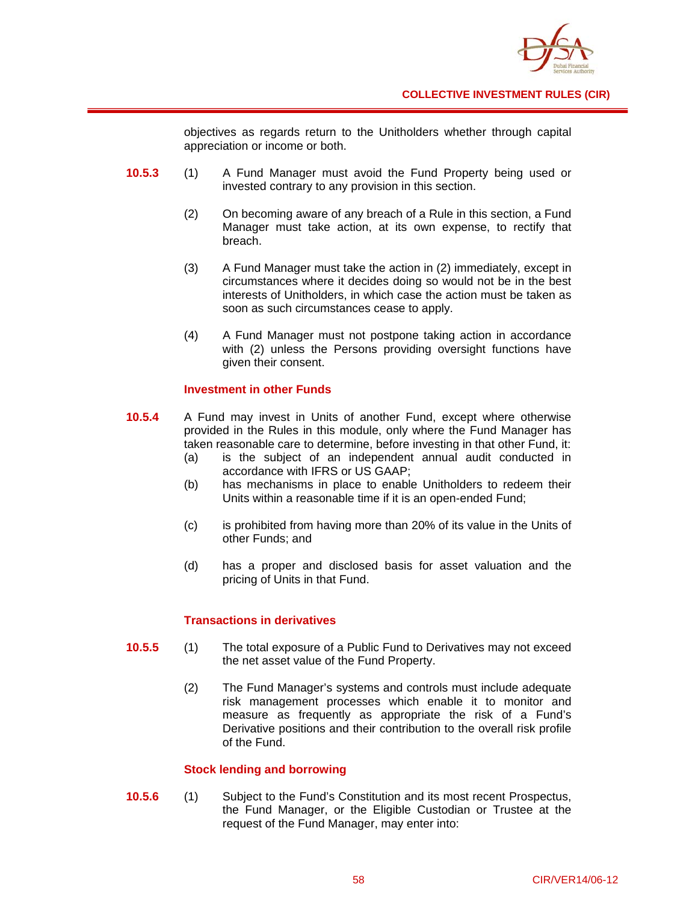objectives as regards return to the Unitholders whether through capital appreciation or income or both.

**10.5.3** (1) A Fund Manager must avoid the Fund Property being used or invested contrary to any provision in this section.

(2) On becoming aware of any breach of a Rule in this section, a Fund Manager must take action, at its own expense, to rectify that breach.

(3) A Fund Manager must take the action in (2) immediately, except in circumstances where it decides doing so would not be in the best interests of Unitholders, in which case the action must be taken as soon as such circumstances cease to apply.

(4) A Fund Manager must not postpone taking action in accordance with (2) unless the Persons providing oversight functions have given their consent.

### Investment in other Funds

**10.5.4** A Fund may invest in Units of another Fund, except where otherwise provided in the Rules in this module, only where the Fund Manager has taken reasonable care to determine, before investing in that other Fund, it:

(a) is the subject of an independent annual audit conducted in accordance with IFRS or US GAAP;

(b) has mechanisms in place to enable Unitholders to redeem their Units within a reasonable time if it is an open-ended Fund;

(c) is prohibited from having more than 20% of its value in the Units of other Funds; and

(d) has a proper and disclosed basis for asset valuation and the pricing of Units in that Fund.

### Transactions in derivatives

**10.5.5** (1) The total exposure of a Public Fund to Derivatives may not exceed the net asset value of the Fund Property.

(2) The Fund Manager's systems and controls must include adequate risk management processes which enable it to monitor and measure as frequently as appropriate the risk of a Fund's Derivative positions and their contribution to the overall risk profile of the Fund.

### Stock lending and borrowing

**10.5.6** (1) Subject to the Fund's Constitution and its most recent Prospectus, the Fund Manager, or the Eligible Custodian or Trustee at the request of the Fund Manager, may enter into: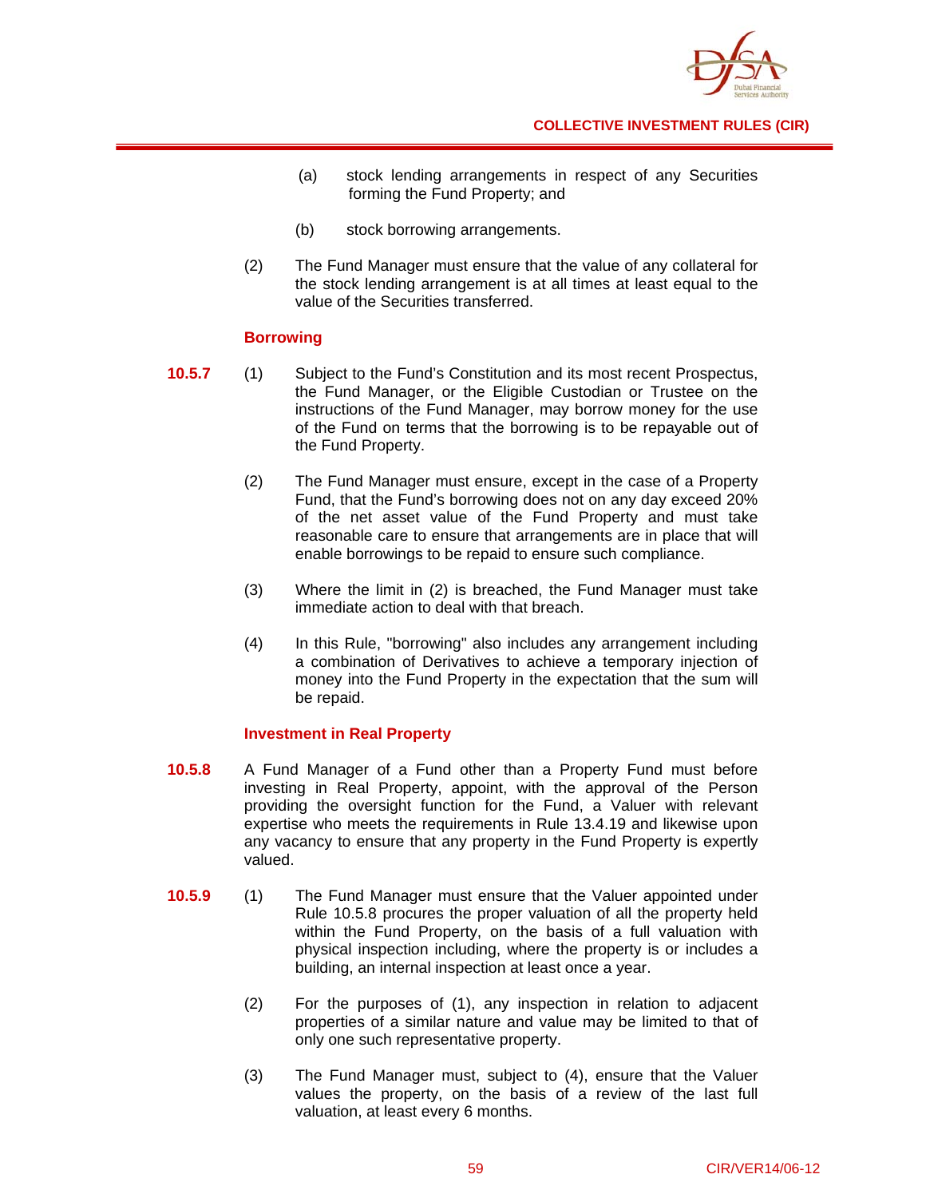(a) stock lending arrangements in respect of any Securities forming the Fund Property; and

(b) stock borrowing arrangements.

(2) The Fund Manager must ensure that the value of any collateral for the stock lending arrangement is at all times at least equal to the value of the Securities transferred.

### Borrowing

**10.5.7** (1) Subject to the Fund's Constitution and its most recent Prospectus, the Fund Manager, or the Eligible Custodian or Trustee on the instructions of the Fund Manager, may borrow money for the use of the Fund on terms that the borrowing is to be repayable out of the Fund Property.

(2) The Fund Manager must ensure, except in the case of a Property Fund, that the Fund's borrowing does not on any day exceed 20% of the net asset value of the Fund Property and must take reasonable care to ensure that arrangements are in place that will enable borrowings to be repaid to ensure such compliance.

(3) Where the limit in (2) is breached, the Fund Manager must take immediate action to deal with that breach.

(4) In this Rule, "borrowing" also includes any arrangement including a combination of Derivatives to achieve a temporary injection of money into the Fund Property in the expectation that the sum will be repaid.

### Investment in Real Property

**10.5.8** A Fund Manager of a Fund other than a Property Fund must before investing in Real Property, appoint, with the approval of the Person providing the oversight function for the Fund, a Valuer with relevant expertise who meets the requirements in Rule 13.4.19 and likewise upon any vacancy to ensure that any property in the Fund Property is expertly valued.

**10.5.9** (1) The Fund Manager must ensure that the Valuer appointed under Rule 10.5.8 procures the proper valuation of all the property held within the Fund Property, on the basis of a full valuation with physical inspection including, where the property is or includes a building, an internal inspection at least once a year.

(2) For the purposes of (1), any inspection in relation to adjacent properties of a similar nature and value may be limited to that of only one such representative property.

(3) The Fund Manager must, subject to (4), ensure that the Valuer values the property, on the basis of a review of the last full valuation, at least every 6 months.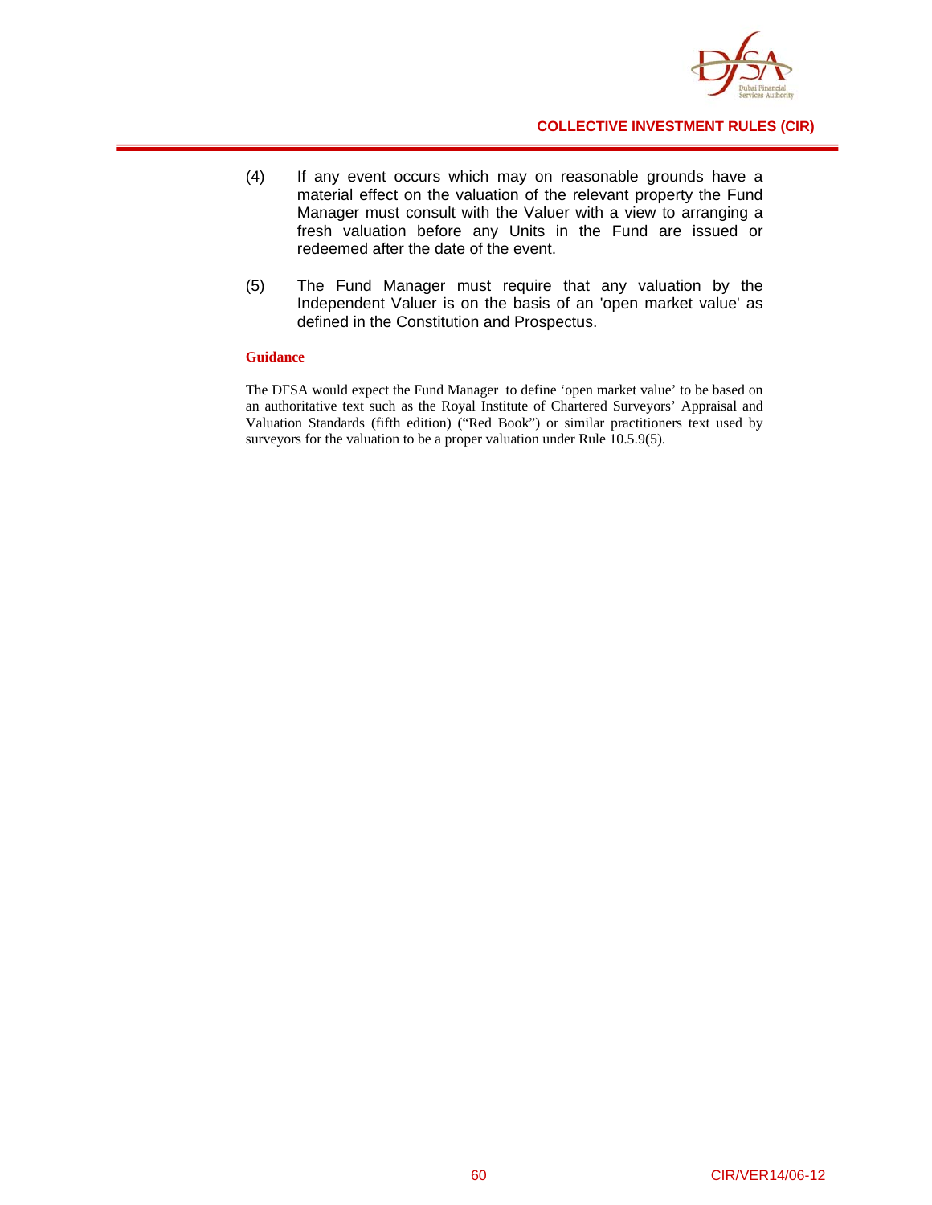(4) If any event occurs which may on reasonable grounds have a material effect on the valuation of the relevant property the Fund Manager must consult with the Valuer with a view to arranging a fresh valuation before any Units in the Fund are issued or redeemed after the date of the event.

(5) The Fund Manager must require that any valuation by the Independent Valuer is on the basis of an 'open market value' as defined in the Constitution and Prospectus.

**Guidance**

The DFSA would expect the Fund Manager to define 'open market value' to be based on an authoritative text such as the Royal Institute of Chartered Surveyors' Appraisal and Valuation Standards (fifth edition) ("Red Book") or similar practitioners text used by surveyors for the valuation to be a proper valuation under Rule 10.5.9(5).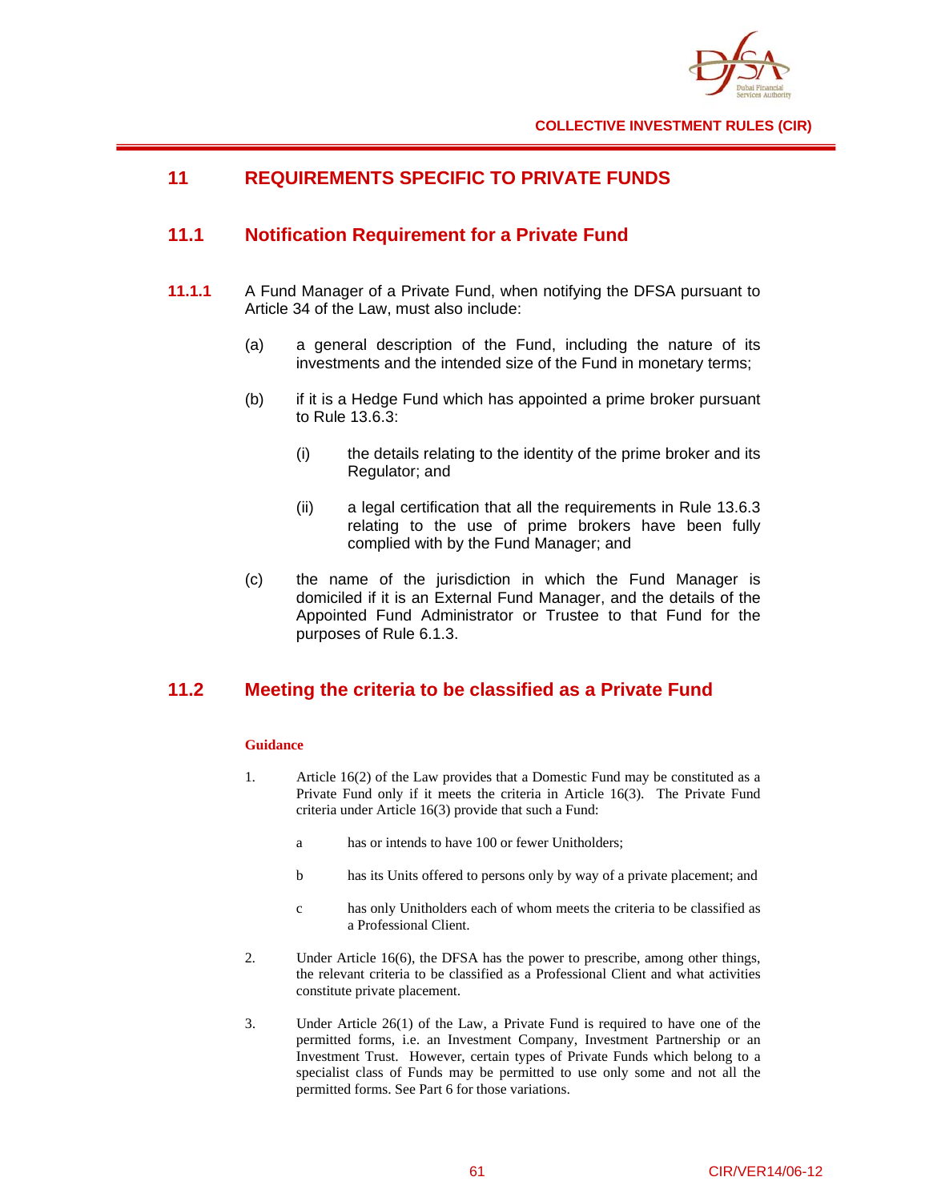## 11 REQUIREMENTS SPECIFIC TO PRIVATE FUNDS

### 11.1 Notification Requirement for a Private Fund

**11.1.1** A Fund Manager of a Private Fund, when notifying the DFSA pursuant to Article 34 of the Law, must also include:

(a) a general description of the Fund, including the nature of its investments and the intended size of the Fund in monetary terms;

(b) if it is a Hedge Fund which has appointed a prime broker pursuant to Rule 13.6.3:

(i) the details relating to the identity of the prime broker and its Regulator; and

(ii) a legal certification that all the requirements in Rule 13.6.3 relating to the use of prime brokers have been fully complied with by the Fund Manager; and

(c) the name of the jurisdiction in which the Fund Manager is domiciled if it is an External Fund Manager, and the details of the Appointed Fund Administrator or Trustee to that Fund for the purposes of Rule 6.1.3.

### 11.2 Meeting the criteria to be classified as a Private Fund

**Guidance**

1. Article 16(2) of the Law provides that a Domestic Fund may be constituted as a Private Fund only if it meets the criteria in Article 16(3). The Private Fund criteria under Article 16(3) provide that such a Fund:

   a has or intends to have 100 or fewer Unitholders;

   b has its Units offered to persons only by way of a private placement; and

   c has only Unitholders each of whom meets the criteria to be classified as a Professional Client.

2. Under Article 16(6), the DFSA has the power to prescribe, among other things, the relevant criteria to be classified as a Professional Client and what activities constitute private placement.

3. Under Article 26(1) of the Law, a Private Fund is required to have one of the permitted forms, i.e. an Investment Company, Investment Partnership or an Investment Trust. However, certain types of Private Funds which belong to a specialist class of Funds may be permitted to use only some and not all the permitted forms. See Part 6 for those variations.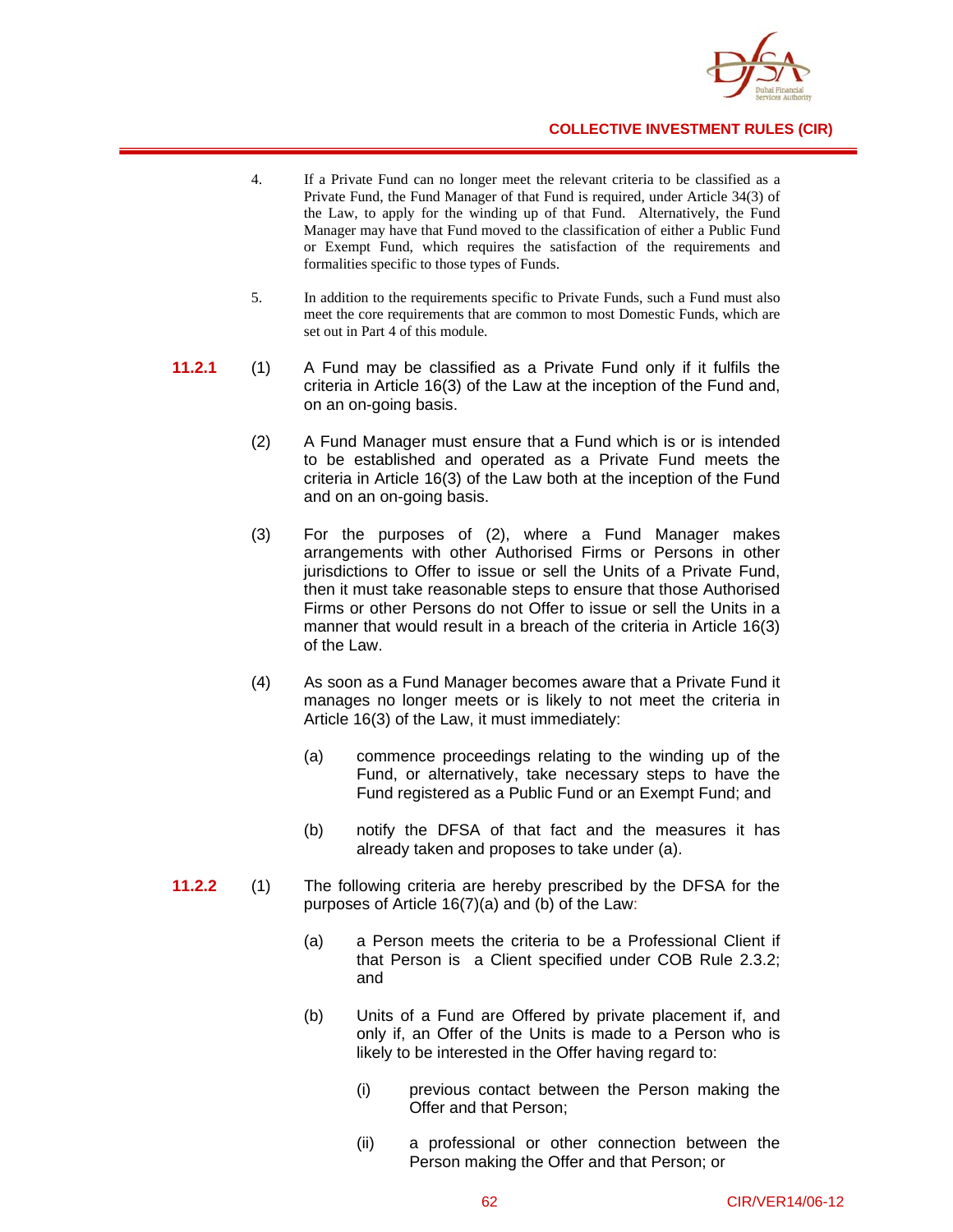4. If a Private Fund can no longer meet the relevant criteria to be classified as a Private Fund, the Fund Manager of that Fund is required, under Article 34(3) of the Law, to apply for the winding up of that Fund. Alternatively, the Fund Manager may have that Fund moved to the classification of either a Public Fund or Exempt Fund, which requires the satisfaction of the requirements and formalities specific to those types of Funds.

5. In addition to the requirements specific to Private Funds, such a Fund must also meet the core requirements that are common to most Domestic Funds, which are set out in Part 4 of this module.

**11.2.1** (1) A Fund may be classified as a Private Fund only if it fulfils the criteria in Article 16(3) of the Law at the inception of the Fund and, on an on-going basis.

(2) A Fund Manager must ensure that a Fund which is or is intended to be established and operated as a Private Fund meets the criteria in Article 16(3) of the Law both at the inception of the Fund and on an on-going basis.

(3) For the purposes of (2), where a Fund Manager makes arrangements with other Authorised Firms or Persons in other jurisdictions to Offer to issue or sell the Units of a Private Fund, then it must take reasonable steps to ensure that those Authorised Firms or other Persons do not Offer to issue or sell the Units in a manner that would result in a breach of the criteria in Article 16(3) of the Law.

(4) As soon as a Fund Manager becomes aware that a Private Fund it manages no longer meets or is likely to not meet the criteria in Article 16(3) of the Law, it must immediately:

(a) commence proceedings relating to the winding up of the Fund, or alternatively, take necessary steps to have the Fund registered as a Public Fund or an Exempt Fund; and

(b) notify the DFSA of that fact and the measures it has already taken and proposes to take under (a).

**11.2.2** (1) The following criteria are hereby prescribed by the DFSA for the purposes of Article 16(7)(a) and (b) of the Law:

(a) a Person meets the criteria to be a Professional Client if that Person is a Client specified under COB Rule 2.3.2; and

(b) Units of a Fund are Offered by private placement if, and only if, an Offer of the Units is made to a Person who is likely to be interested in the Offer having regard to:

(i) previous contact between the Person making the Offer and that Person;

(ii) a professional or other connection between the Person making the Offer and that Person; or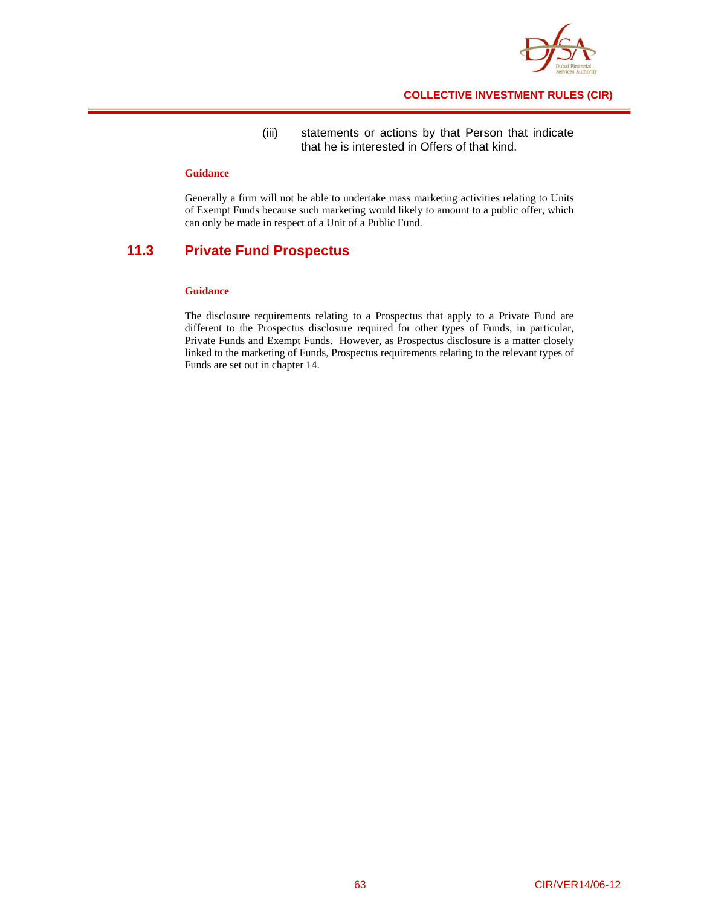(iii) statements or actions by that Person that indicate that he is interested in Offers of that kind.

**Guidance**

Generally a firm will not be able to undertake mass marketing activities relating to Units of Exempt Funds because such marketing would likely to amount to a public offer, which can only be made in respect of a Unit of a Public Fund.

## 11.3 Private Fund Prospectus

**Guidance**

The disclosure requirements relating to a Prospectus that apply to a Private Fund are different to the Prospectus disclosure required for other types of Funds, in particular, Private Funds and Exempt Funds. However, as Prospectus disclosure is a matter closely linked to the marketing of Funds, Prospectus requirements relating to the relevant types of Funds are set out in chapter 14.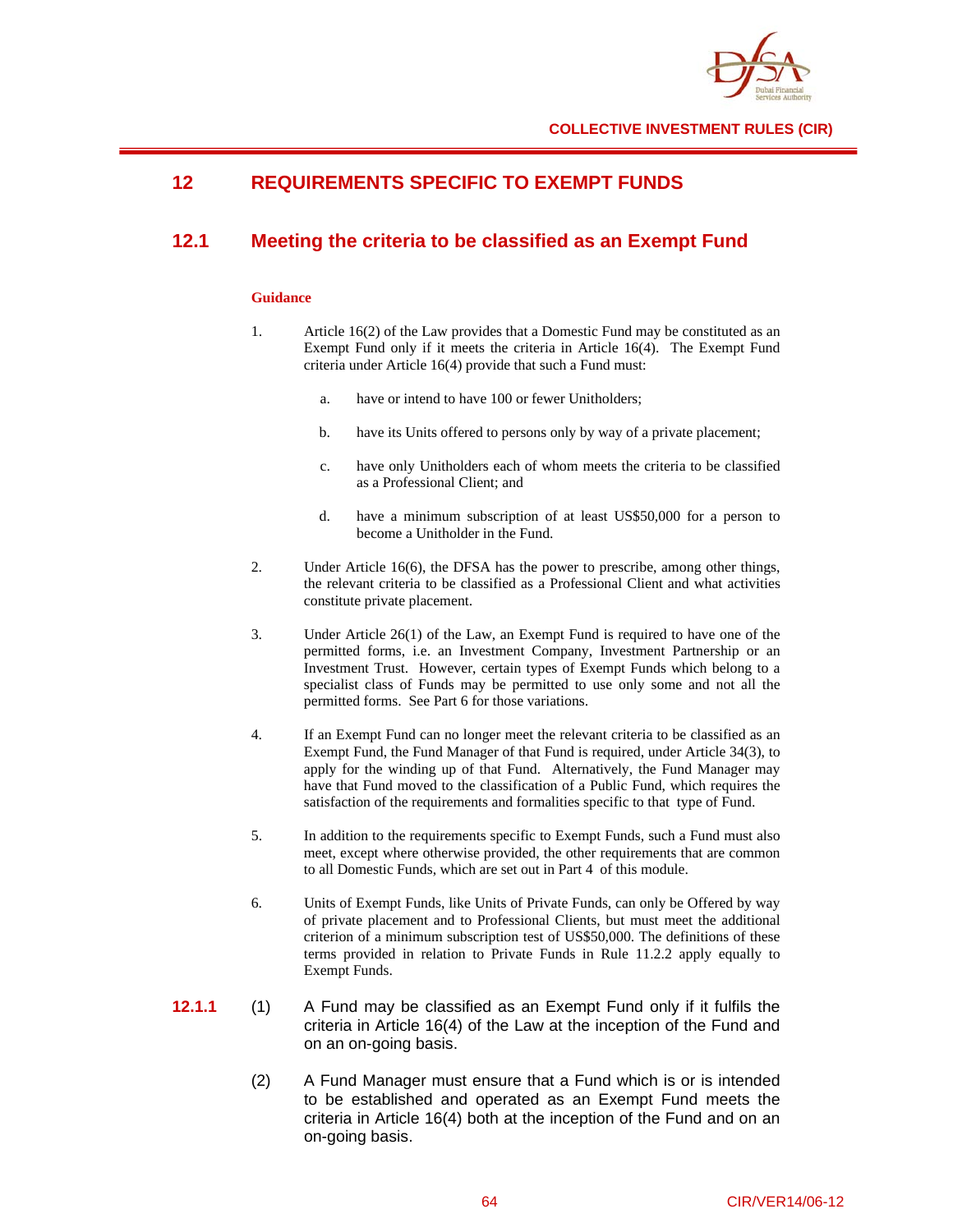## 12 REQUIREMENTS SPECIFIC TO EXEMPT FUNDS

### 12.1 Meeting the criteria to be classified as an Exempt Fund

**Guidance**

1. Article 16(2) of the Law provides that a Domestic Fund may be constituted as an Exempt Fund only if it meets the criteria in Article 16(4). The Exempt Fund criteria under Article 16(4) provide that such a Fund must:

   a. have or intend to have 100 or fewer Unitholders;

   b. have its Units offered to persons only by way of a private placement;

   c. have only Unitholders each of whom meets the criteria to be classified as a Professional Client; and

   d. have a minimum subscription of at least US$50,000 for a person to become a Unitholder in the Fund.

2. Under Article 16(6), the DFSA has the power to prescribe, among other things, the relevant criteria to be classified as a Professional Client and what activities constitute private placement.

3. Under Article 26(1) of the Law, an Exempt Fund is required to have one of the permitted forms, i.e. an Investment Company, Investment Partnership or an Investment Trust. However, certain types of Exempt Funds which belong to a specialist class of Funds may be permitted to use only some and not all the permitted forms. See Part 6 for those variations.

4. If an Exempt Fund can no longer meet the relevant criteria to be classified as an Exempt Fund, the Fund Manager of that Fund is required, under Article 34(3), to apply for the winding up of that Fund. Alternatively, the Fund Manager may have that Fund moved to the classification of a Public Fund, which requires the satisfaction of the requirements and formalities specific to that type of Fund.

5. In addition to the requirements specific to Exempt Funds, such a Fund must also meet, except where otherwise provided, the other requirements that are common to all Domestic Funds, which are set out in Part 4 of this module.

6. Units of Exempt Funds, like Units of Private Funds, can only be Offered by way of private placement and to Professional Clients, but must meet the additional criterion of a minimum subscription test of US$50,000. The definitions of these terms provided in relation to Private Funds in Rule 11.2.2 apply equally to Exempt Funds.

**12.1.1** (1) A Fund may be classified as an Exempt Fund only if it fulfils the criteria in Article 16(4) of the Law at the inception of the Fund and on an on-going basis.

(2) A Fund Manager must ensure that a Fund which is or is intended to be established and operated as an Exempt Fund meets the criteria in Article 16(4) both at the inception of the Fund and on an on-going basis.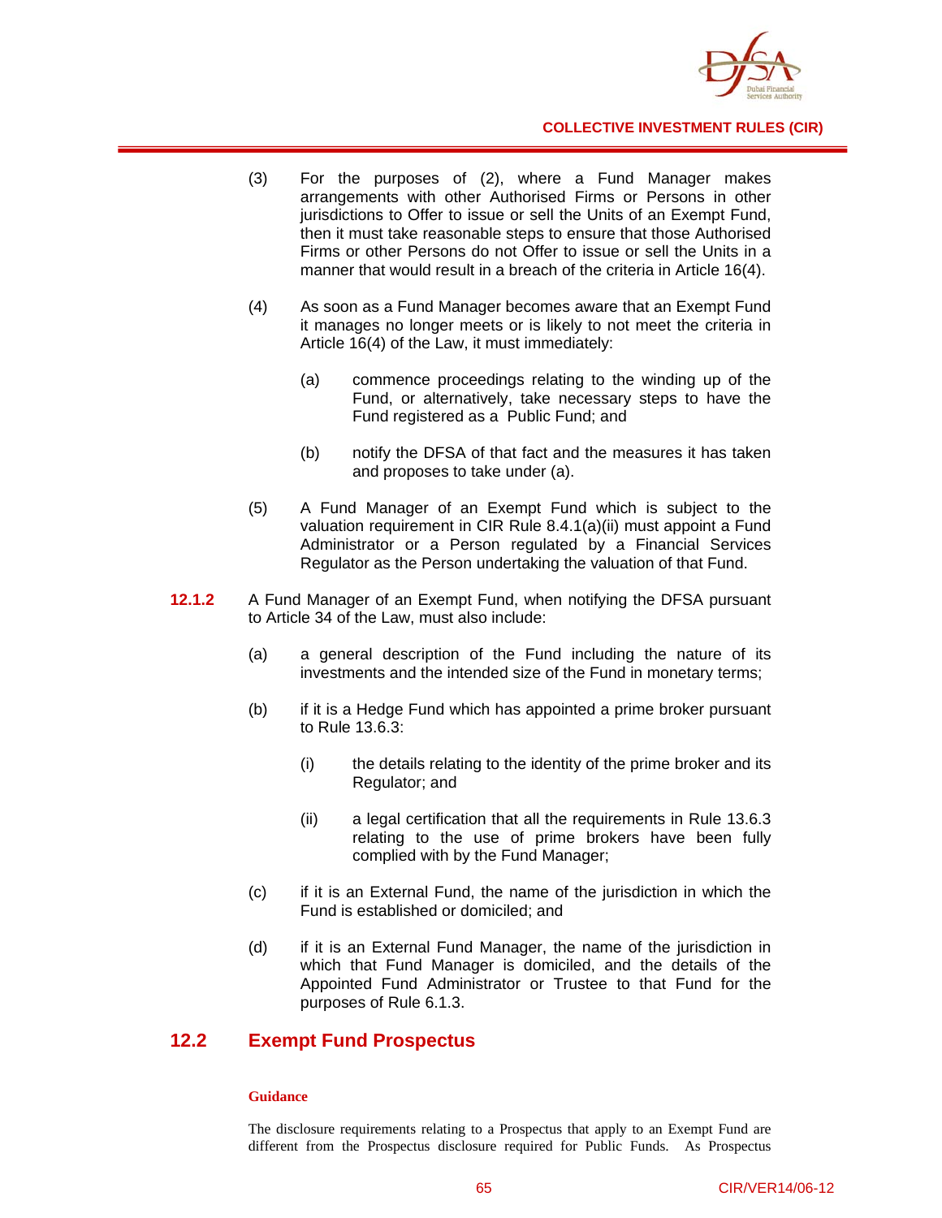(3) For the purposes of (2), where a Fund Manager makes arrangements with other Authorised Firms or Persons in other jurisdictions to Offer to issue or sell the Units of an Exempt Fund, then it must take reasonable steps to ensure that those Authorised Firms or other Persons do not Offer to issue or sell the Units in a manner that would result in a breach of the criteria in Article 16(4).

(4) As soon as a Fund Manager becomes aware that an Exempt Fund it manages no longer meets or is likely to not meet the criteria in Article 16(4) of the Law, it must immediately:

  (a) commence proceedings relating to the winding up of the Fund, or alternatively, take necessary steps to have the Fund registered as a Public Fund; and

  (b) notify the DFSA of that fact and the measures it has taken and proposes to take under (a).

(5) A Fund Manager of an Exempt Fund which is subject to the valuation requirement in CIR Rule 8.4.1(a)(ii) must appoint a Fund Administrator or a Person regulated by a Financial Services Regulator as the Person undertaking the valuation of that Fund.

**12.1.2** A Fund Manager of an Exempt Fund, when notifying the DFSA pursuant to Article 34 of the Law, must also include:

  (a) a general description of the Fund including the nature of its investments and the intended size of the Fund in monetary terms;

  (b) if it is a Hedge Fund which has appointed a prime broker pursuant to Rule 13.6.3:

    (i) the details relating to the identity of the prime broker and its Regulator; and

    (ii) a legal certification that all the requirements in Rule 13.6.3 relating to the use of prime brokers have been fully complied with by the Fund Manager;

  (c) if it is an External Fund, the name of the jurisdiction in which the Fund is established or domiciled; and

  (d) if it is an External Fund Manager, the name of the jurisdiction in which that Fund Manager is domiciled, and the details of the Appointed Fund Administrator or Trustee to that Fund for the purposes of Rule 6.1.3.

## 12.2 Exempt Fund Prospectus

**Guidance**

The disclosure requirements relating to a Prospectus that apply to an Exempt Fund are different from the Prospectus disclosure required for Public Funds. As Prospectus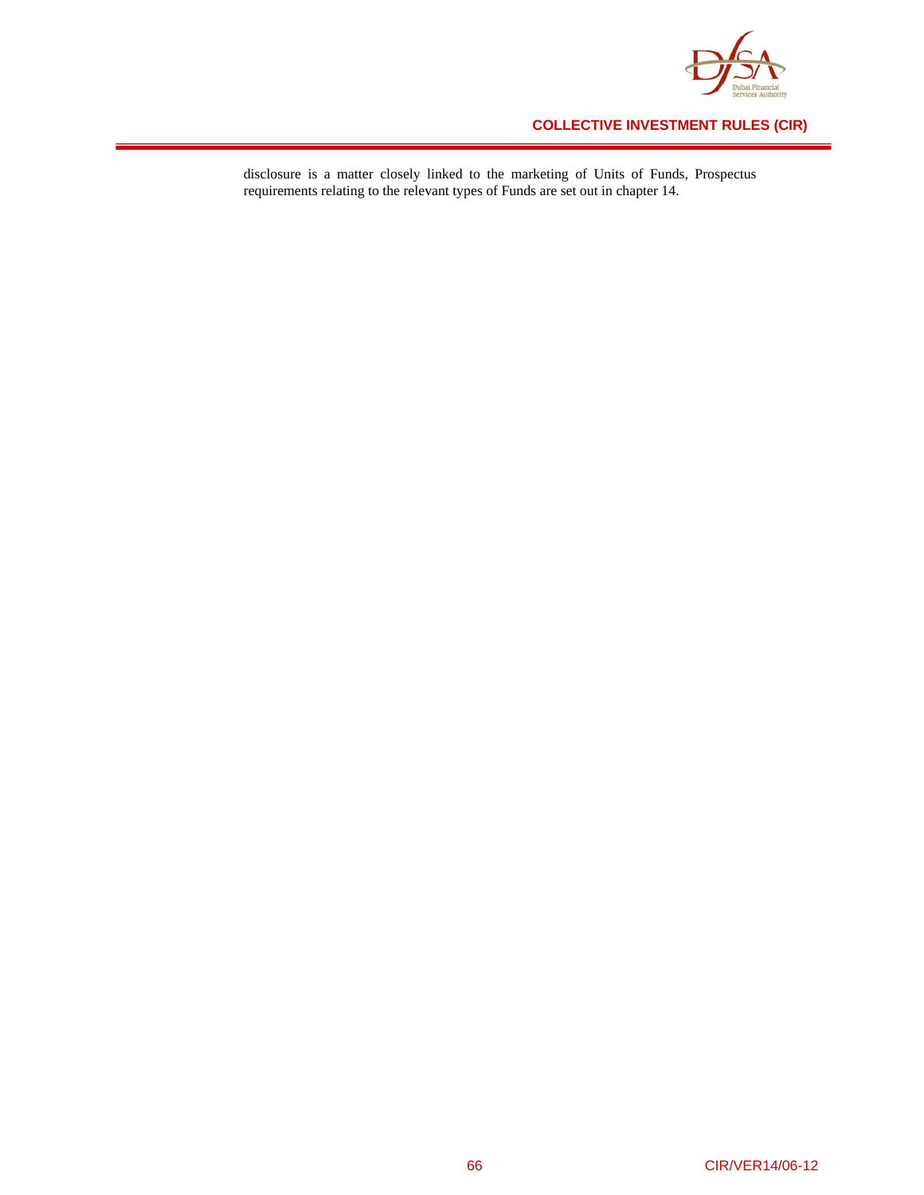disclosure is a matter closely linked to the marketing of Units of Funds, Prospectus requirements relating to the relevant types of Funds are set out in chapter 14.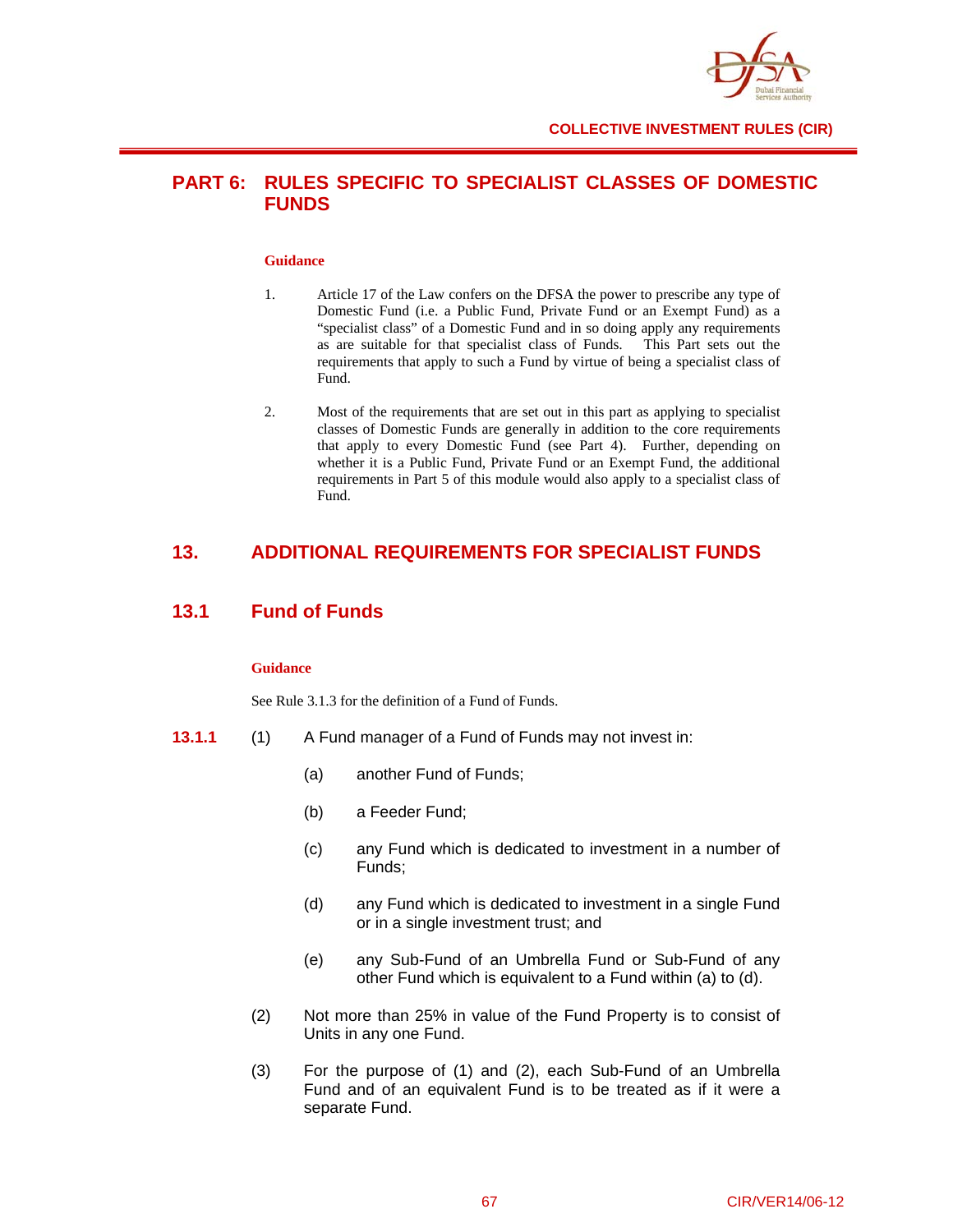# PART 6: RULES SPECIFIC TO SPECIALIST CLASSES OF DOMESTIC FUNDS

**Guidance**

1. Article 17 of the Law confers on the DFSA the power to prescribe any type of Domestic Fund (i.e. a Public Fund, Private Fund or an Exempt Fund) as a "specialist class" of a Domestic Fund and in so doing apply any requirements as are suitable for that specialist class of Funds. This Part sets out the requirements that apply to such a Fund by virtue of being a specialist class of Fund.

2. Most of the requirements that are set out in this part as applying to specialist classes of Domestic Funds are generally in addition to the core requirements that apply to every Domestic Fund (see Part 4). Further, depending on whether it is a Public Fund, Private Fund or an Exempt Fund, the additional requirements in Part 5 of this module would also apply to a specialist class of Fund.

## 13. ADDITIONAL REQUIREMENTS FOR SPECIALIST FUNDS

### 13.1 Fund of Funds

**Guidance**

See Rule 3.1.3 for the definition of a Fund of Funds.

**13.1.1** (1) A Fund manager of a Fund of Funds may not invest in:

(a) another Fund of Funds;

(b) a Feeder Fund;

(c) any Fund which is dedicated to investment in a number of Funds;

(d) any Fund which is dedicated to investment in a single Fund or in a single investment trust; and

(e) any Sub-Fund of an Umbrella Fund or Sub-Fund of any other Fund which is equivalent to a Fund within (a) to (d).

(2) Not more than 25% in value of the Fund Property is to consist of Units in any one Fund.

(3) For the purpose of (1) and (2), each Sub-Fund of an Umbrella Fund and of an equivalent Fund is to be treated as if it were a separate Fund.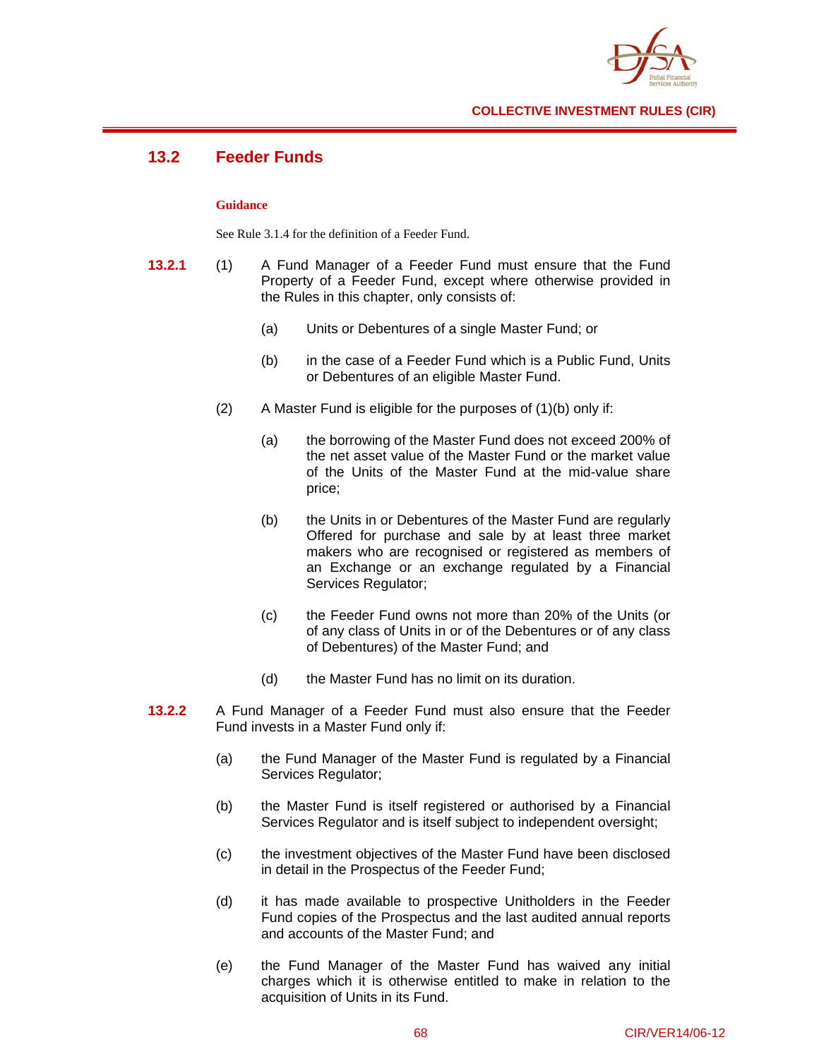## 13.2 Feeder Funds

**Guidance**

See Rule 3.1.4 for the definition of a Feeder Fund.

**13.2.1** (1) A Fund Manager of a Feeder Fund must ensure that the Fund Property of a Feeder Fund, except where otherwise provided in the Rules in this chapter, only consists of:

(a) Units or Debentures of a single Master Fund; or

(b) in the case of a Feeder Fund which is a Public Fund, Units or Debentures of an eligible Master Fund.

(2) A Master Fund is eligible for the purposes of (1)(b) only if:

(a) the borrowing of the Master Fund does not exceed 200% of the net asset value of the Master Fund or the market value of the Units of the Master Fund at the mid-value share price;

(b) the Units in or Debentures of the Master Fund are regularly Offered for purchase and sale by at least three market makers who are recognised or registered as members of an Exchange or an exchange regulated by a Financial Services Regulator;

(c) the Feeder Fund owns not more than 20% of the Units (or of any class of Units in or of the Debentures or of any class of Debentures) of the Master Fund; and

(d) the Master Fund has no limit on its duration.

**13.2.2** A Fund Manager of a Feeder Fund must also ensure that the Feeder Fund invests in a Master Fund only if:

(a) the Fund Manager of the Master Fund is regulated by a Financial Services Regulator;

(b) the Master Fund is itself registered or authorised by a Financial Services Regulator and is itself subject to independent oversight;

(c) the investment objectives of the Master Fund have been disclosed in detail in the Prospectus of the Feeder Fund;

(d) it has made available to prospective Unitholders in the Feeder Fund copies of the Prospectus and the last audited annual reports and accounts of the Master Fund; and

(e) the Fund Manager of the Master Fund has waived any initial charges which it is otherwise entitled to make in relation to the acquisition of Units in its Fund.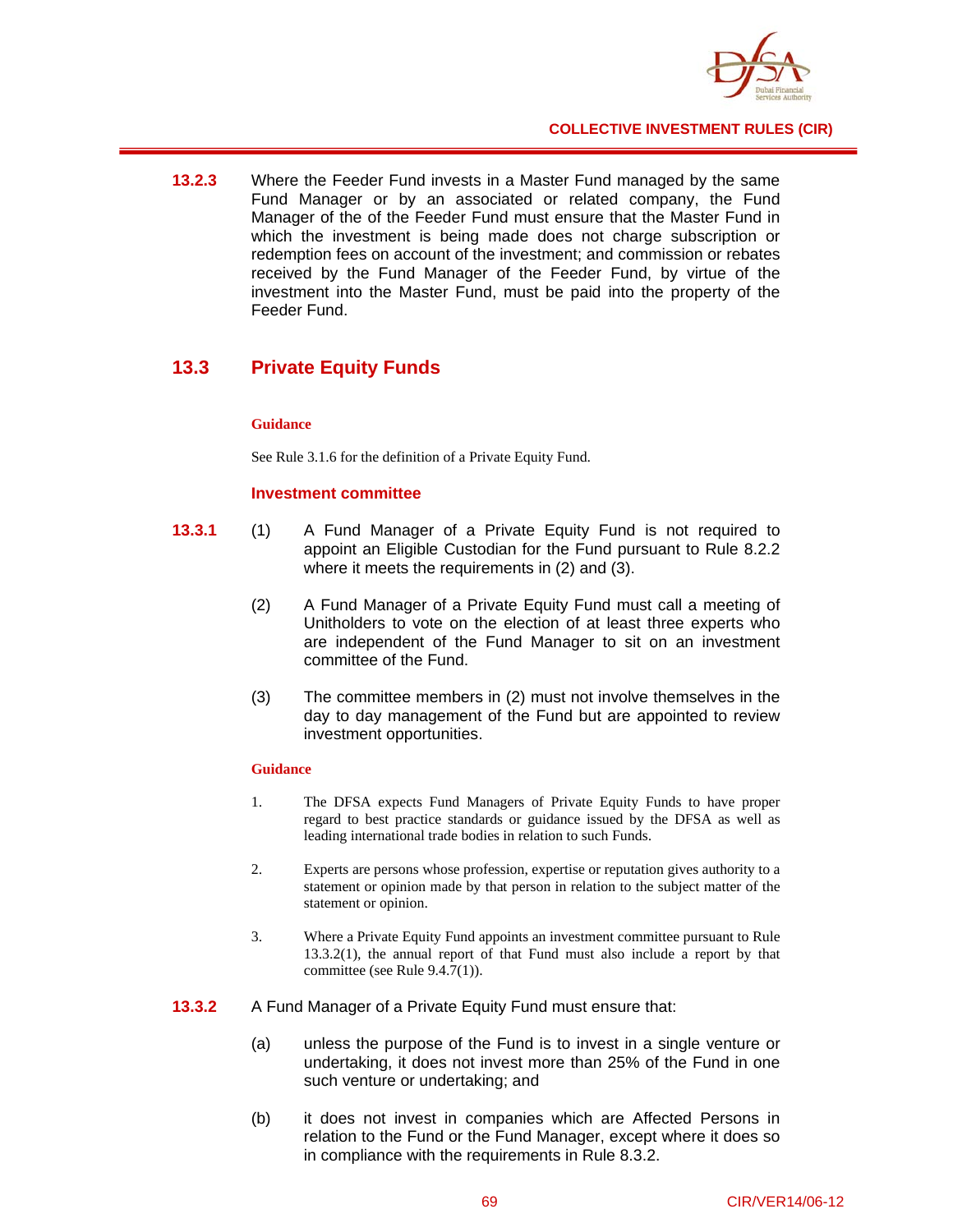**13.2.3** Where the Feeder Fund invests in a Master Fund managed by the same Fund Manager or by an associated or related company, the Fund Manager of the of the Feeder Fund must ensure that the Master Fund in which the investment is being made does not charge subscription or redemption fees on account of the investment; and commission or rebates received by the Fund Manager of the Feeder Fund, by virtue of the investment into the Master Fund, must be paid into the property of the Feeder Fund.

## 13.3 Private Equity Funds

**Guidance**

See Rule 3.1.6 for the definition of a Private Equity Fund.

### Investment committee

**13.3.1**

(1) A Fund Manager of a Private Equity Fund is not required to appoint an Eligible Custodian for the Fund pursuant to Rule 8.2.2 where it meets the requirements in (2) and (3).

(2) A Fund Manager of a Private Equity Fund must call a meeting of Unitholders to vote on the election of at least three experts who are independent of the Fund Manager to sit on an investment committee of the Fund.

(3) The committee members in (2) must not involve themselves in the day to day management of the Fund but are appointed to review investment opportunities.

**Guidance**

1. The DFSA expects Fund Managers of Private Equity Funds to have proper regard to best practice standards or guidance issued by the DFSA as well as leading international trade bodies in relation to such Funds.

2. Experts are persons whose profession, expertise or reputation gives authority to a statement or opinion made by that person in relation to the subject matter of the statement or opinion.

3. Where a Private Equity Fund appoints an investment committee pursuant to Rule 13.3.2(1), the annual report of that Fund must also include a report by that committee (see Rule 9.4.7(1)).

**13.3.2** A Fund Manager of a Private Equity Fund must ensure that:

(a) unless the purpose of the Fund is to invest in a single venture or undertaking, it does not invest more than 25% of the Fund in one such venture or undertaking; and

(b) it does not invest in companies which are Affected Persons in relation to the Fund or the Fund Manager, except where it does so in compliance with the requirements in Rule 8.3.2.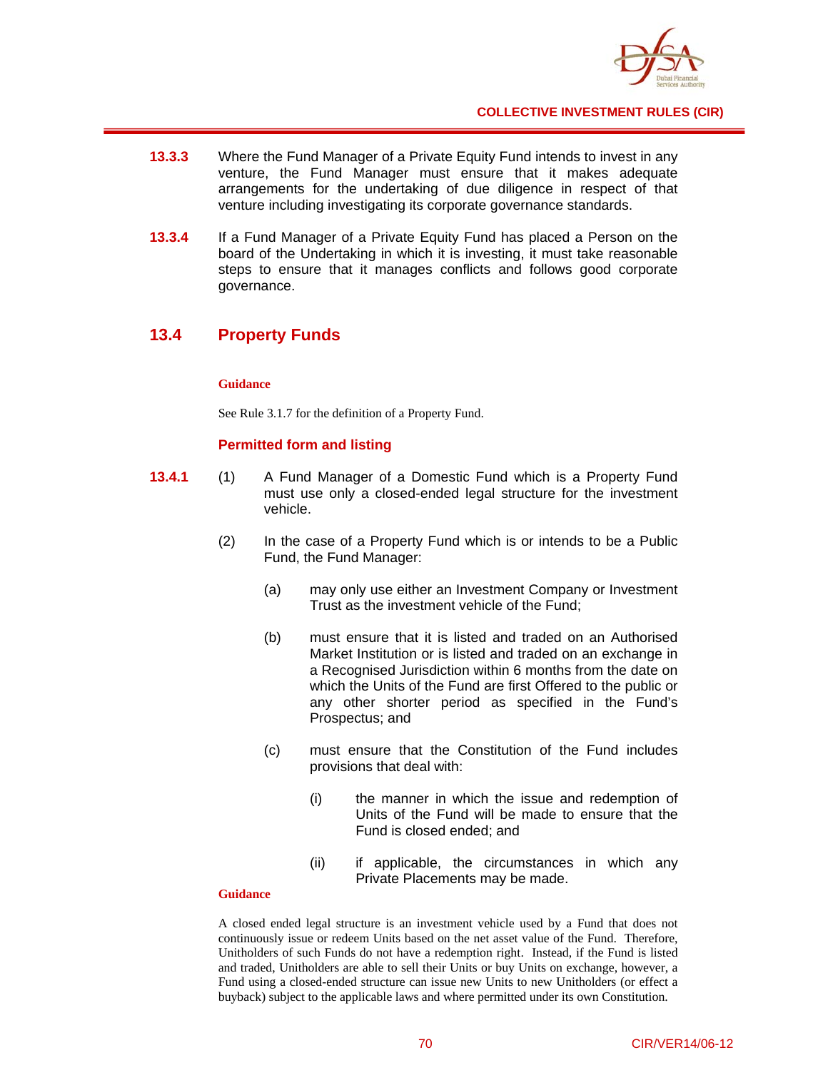**13.3.3** Where the Fund Manager of a Private Equity Fund intends to invest in any venture, the Fund Manager must ensure that it makes adequate arrangements for the undertaking of due diligence in respect of that venture including investigating its corporate governance standards.

**13.3.4** If a Fund Manager of a Private Equity Fund has placed a Person on the board of the Undertaking in which it is investing, it must take reasonable steps to ensure that it manages conflicts and follows good corporate governance.

## 13.4 Property Funds

**Guidance**

See Rule 3.1.7 for the definition of a Property Fund.

### Permitted form and listing

**13.4.1** (1) A Fund Manager of a Domestic Fund which is a Property Fund must use only a closed-ended legal structure for the investment vehicle.

(2) In the case of a Property Fund which is or intends to be a Public Fund, the Fund Manager:

(a) may only use either an Investment Company or Investment Trust as the investment vehicle of the Fund;

(b) must ensure that it is listed and traded on an Authorised Market Institution or is listed and traded on an exchange in a Recognised Jurisdiction within 6 months from the date on which the Units of the Fund are first Offered to the public or any other shorter period as specified in the Fund's Prospectus; and

(c) must ensure that the Constitution of the Fund includes provisions that deal with:

(i) the manner in which the issue and redemption of Units of the Fund will be made to ensure that the Fund is closed ended; and

(ii) if applicable, the circumstances in which any Private Placements may be made.

**Guidance**

A closed ended legal structure is an investment vehicle used by a Fund that does not continuously issue or redeem Units based on the net asset value of the Fund. Therefore, Unitholders of such Funds do not have a redemption right. Instead, if the Fund is listed and traded, Unitholders are able to sell their Units or buy Units on exchange, however, a Fund using a closed-ended structure can issue new Units to new Unitholders (or effect a buyback) subject to the applicable laws and where permitted under its own Constitution.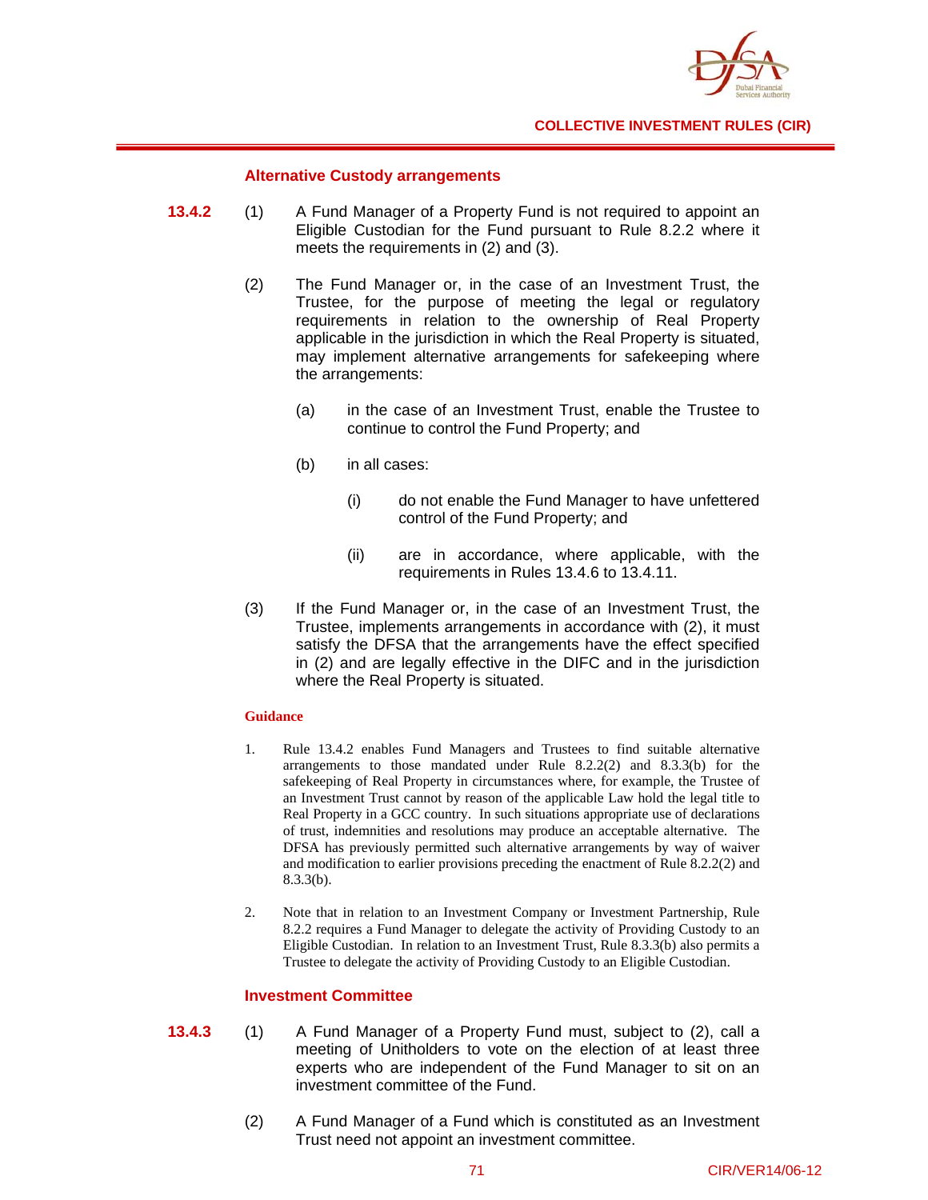### Alternative Custody arrangements

**13.4.2** (1) A Fund Manager of a Property Fund is not required to appoint an Eligible Custodian for the Fund pursuant to Rule 8.2.2 where it meets the requirements in (2) and (3).

(2) The Fund Manager or, in the case of an Investment Trust, the Trustee, for the purpose of meeting the legal or regulatory requirements in relation to the ownership of Real Property applicable in the jurisdiction in which the Real Property is situated, may implement alternative arrangements for safekeeping where the arrangements:

- (a) in the case of an Investment Trust, enable the Trustee to continue to control the Fund Property; and
- (b) in all cases:
  - (i) do not enable the Fund Manager to have unfettered control of the Fund Property; and
  - (ii) are in accordance, where applicable, with the requirements in Rules 13.4.6 to 13.4.11.

(3) If the Fund Manager or, in the case of an Investment Trust, the Trustee, implements arrangements in accordance with (2), it must satisfy the DFSA that the arrangements have the effect specified in (2) and are legally effective in the DIFC and in the jurisdiction where the Real Property is situated.

**Guidance**

1. Rule 13.4.2 enables Fund Managers and Trustees to find suitable alternative arrangements to those mandated under Rule 8.2.2(2) and 8.3.3(b) for the safekeeping of Real Property in circumstances where, for example, the Trustee of an Investment Trust cannot by reason of the applicable Law hold the legal title to Real Property in a GCC country. In such situations appropriate use of declarations of trust, indemnities and resolutions may produce an acceptable alternative. The DFSA has previously permitted such alternative arrangements by way of waiver and modification to earlier provisions preceding the enactment of Rule 8.2.2(2) and 8.3.3(b).

2. Note that in relation to an Investment Company or Investment Partnership, Rule 8.2.2 requires a Fund Manager to delegate the activity of Providing Custody to an Eligible Custodian. In relation to an Investment Trust, Rule 8.3.3(b) also permits a Trustee to delegate the activity of Providing Custody to an Eligible Custodian.

### Investment Committee

**13.4.3** (1) A Fund Manager of a Property Fund must, subject to (2), call a meeting of Unitholders to vote on the election of at least three experts who are independent of the Fund Manager to sit on an investment committee of the Fund.

(2) A Fund Manager of a Fund which is constituted as an Investment Trust need not appoint an investment committee.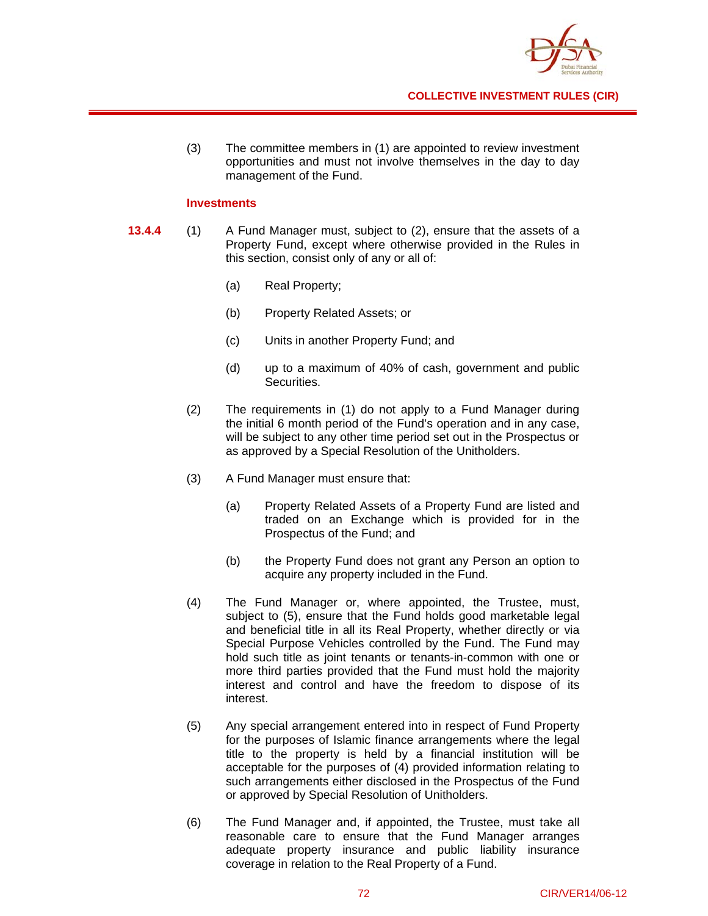(3) The committee members in (1) are appointed to review investment opportunities and must not involve themselves in the day to day management of the Fund.

### Investments

**13.4.4** (1) A Fund Manager must, subject to (2), ensure that the assets of a Property Fund, except where otherwise provided in the Rules in this section, consist only of any or all of:

(a) Real Property;

(b) Property Related Assets; or

(c) Units in another Property Fund; and

(d) up to a maximum of 40% of cash, government and public Securities.

(2) The requirements in (1) do not apply to a Fund Manager during the initial 6 month period of the Fund's operation and in any case, will be subject to any other time period set out in the Prospectus or as approved by a Special Resolution of the Unitholders.

(3) A Fund Manager must ensure that:

(a) Property Related Assets of a Property Fund are listed and traded on an Exchange which is provided for in the Prospectus of the Fund; and

(b) the Property Fund does not grant any Person an option to acquire any property included in the Fund.

(4) The Fund Manager or, where appointed, the Trustee, must, subject to (5), ensure that the Fund holds good marketable legal and beneficial title in all its Real Property, whether directly or via Special Purpose Vehicles controlled by the Fund. The Fund may hold such title as joint tenants or tenants-in-common with one or more third parties provided that the Fund must hold the majority interest and control and have the freedom to dispose of its interest.

(5) Any special arrangement entered into in respect of Fund Property for the purposes of Islamic finance arrangements where the legal title to the property is held by a financial institution will be acceptable for the purposes of (4) provided information relating to such arrangements either disclosed in the Prospectus of the Fund or approved by Special Resolution of Unitholders.

(6) The Fund Manager and, if appointed, the Trustee, must take all reasonable care to ensure that the Fund Manager arranges adequate property insurance and public liability insurance coverage in relation to the Real Property of a Fund.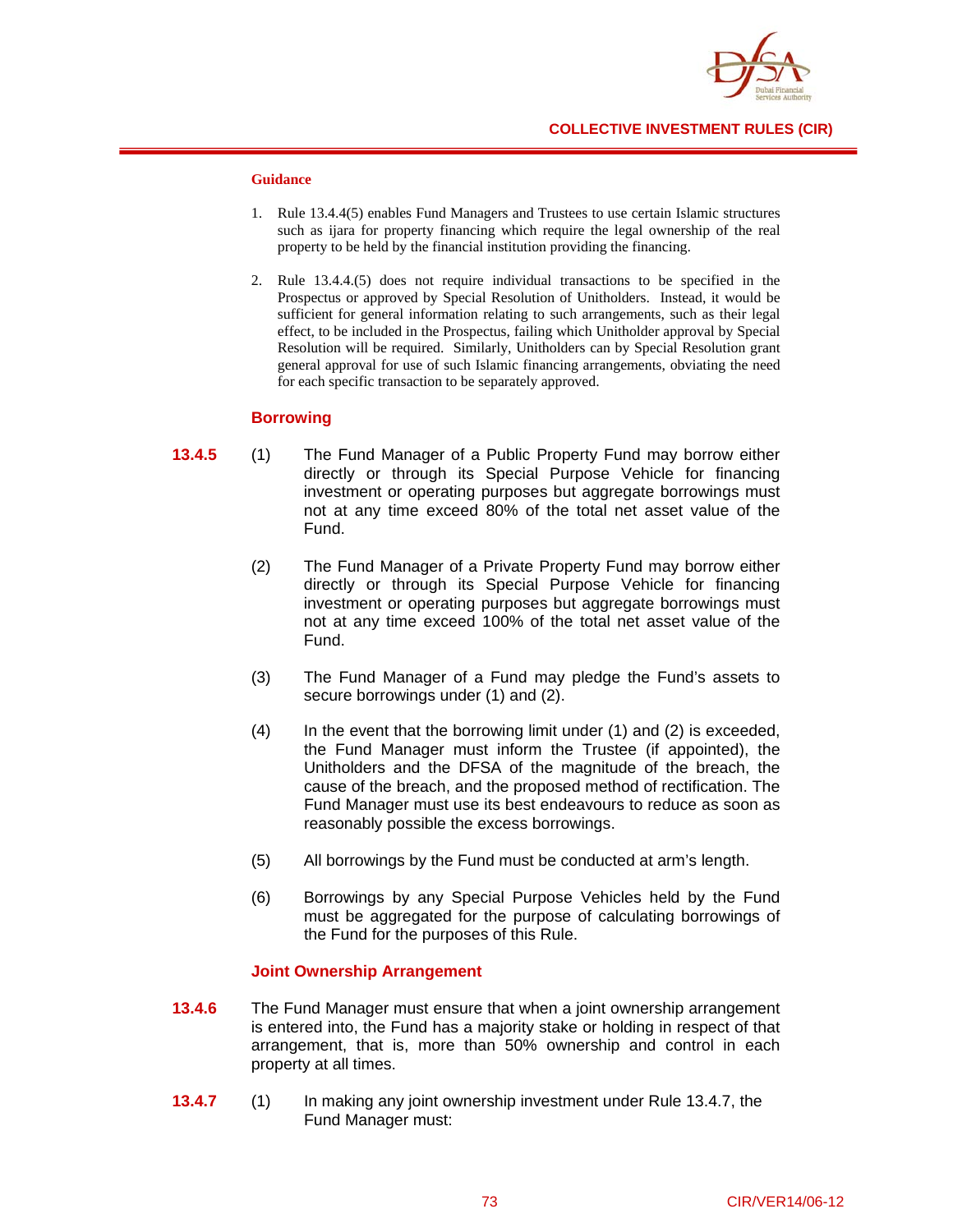**Guidance**

1. Rule 13.4.4(5) enables Fund Managers and Trustees to use certain Islamic structures such as ijara for property financing which require the legal ownership of the real property to be held by the financial institution providing the financing.

2. Rule 13.4.4.(5) does not require individual transactions to be specified in the Prospectus or approved by Special Resolution of Unitholders. Instead, it would be sufficient for general information relating to such arrangements, such as their legal effect, to be included in the Prospectus, failing which Unitholder approval by Special Resolution will be required. Similarly, Unitholders can by Special Resolution grant general approval for use of such Islamic financing arrangements, obviating the need for each specific transaction to be separately approved.

### Borrowing

**13.4.5** (1) The Fund Manager of a Public Property Fund may borrow either directly or through its Special Purpose Vehicle for financing investment or operating purposes but aggregate borrowings must not at any time exceed 80% of the total net asset value of the Fund.

(2) The Fund Manager of a Private Property Fund may borrow either directly or through its Special Purpose Vehicle for financing investment or operating purposes but aggregate borrowings must not at any time exceed 100% of the total net asset value of the Fund.

(3) The Fund Manager of a Fund may pledge the Fund's assets to secure borrowings under (1) and (2).

(4) In the event that the borrowing limit under (1) and (2) is exceeded, the Fund Manager must inform the Trustee (if appointed), the Unitholders and the DFSA of the magnitude of the breach, the cause of the breach, and the proposed method of rectification. The Fund Manager must use its best endeavours to reduce as soon as reasonably possible the excess borrowings.

(5) All borrowings by the Fund must be conducted at arm's length.

(6) Borrowings by any Special Purpose Vehicles held by the Fund must be aggregated for the purpose of calculating borrowings of the Fund for the purposes of this Rule.

### Joint Ownership Arrangement

**13.4.6** The Fund Manager must ensure that when a joint ownership arrangement is entered into, the Fund has a majority stake or holding in respect of that arrangement, that is, more than 50% ownership and control in each property at all times.

**13.4.7** (1) In making any joint ownership investment under Rule 13.4.7, the Fund Manager must: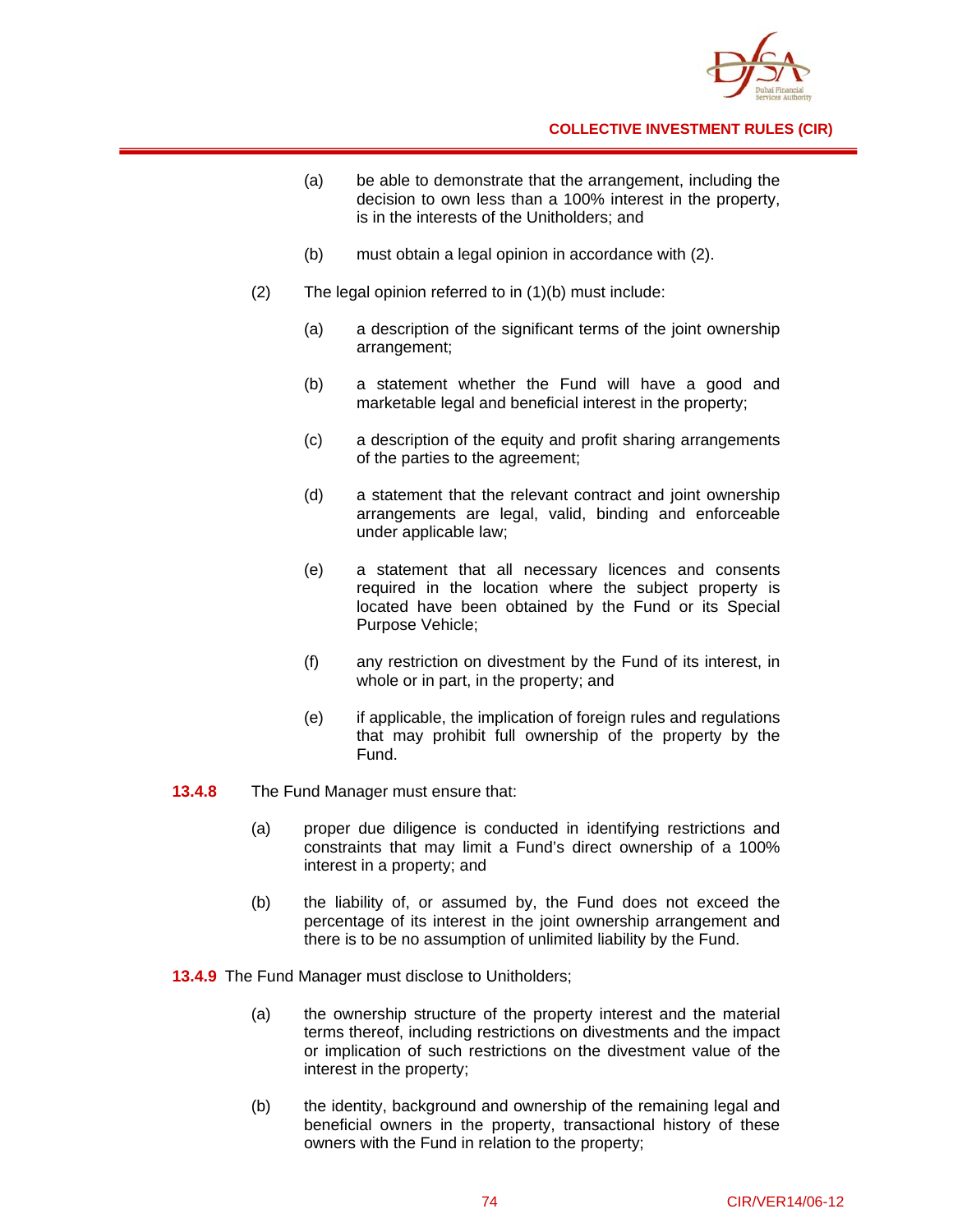(a) be able to demonstrate that the arrangement, including the decision to own less than a 100% interest in the property, is in the interests of the Unitholders; and

(b) must obtain a legal opinion in accordance with (2).

(2) The legal opinion referred to in (1)(b) must include:

(a) a description of the significant terms of the joint ownership arrangement;

(b) a statement whether the Fund will have a good and marketable legal and beneficial interest in the property;

(c) a description of the equity and profit sharing arrangements of the parties to the agreement;

(d) a statement that the relevant contract and joint ownership arrangements are legal, valid, binding and enforceable under applicable law;

(e) a statement that all necessary licences and consents required in the location where the subject property is located have been obtained by the Fund or its Special Purpose Vehicle;

(f) any restriction on divestment by the Fund of its interest, in whole or in part, in the property; and

(e) if applicable, the implication of foreign rules and regulations that may prohibit full ownership of the property by the Fund.

**13.4.8** The Fund Manager must ensure that:

(a) proper due diligence is conducted in identifying restrictions and constraints that may limit a Fund's direct ownership of a 100% interest in a property; and

(b) the liability of, or assumed by, the Fund does not exceed the percentage of its interest in the joint ownership arrangement and there is to be no assumption of unlimited liability by the Fund.

**13.4.9** The Fund Manager must disclose to Unitholders;

(a) the ownership structure of the property interest and the material terms thereof, including restrictions on divestments and the impact or implication of such restrictions on the divestment value of the interest in the property;

(b) the identity, background and ownership of the remaining legal and beneficial owners in the property, transactional history of these owners with the Fund in relation to the property;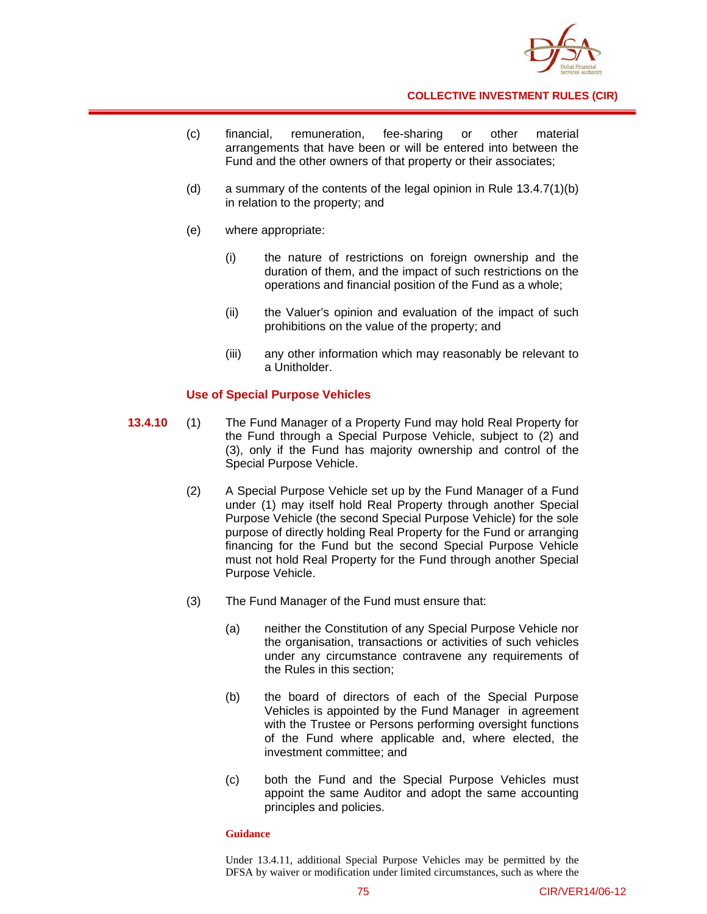(c) financial, remuneration, fee-sharing or other material arrangements that have been or will be entered into between the Fund and the other owners of that property or their associates;

(d) a summary of the contents of the legal opinion in Rule 13.4.7(1)(b) in relation to the property; and

(e) where appropriate:

(i) the nature of restrictions on foreign ownership and the duration of them, and the impact of such restrictions on the operations and financial position of the Fund as a whole;

(ii) the Valuer's opinion and evaluation of the impact of such prohibitions on the value of the property; and

(iii) any other information which may reasonably be relevant to a Unitholder.

### Use of Special Purpose Vehicles

**13.4.10** (1) The Fund Manager of a Property Fund may hold Real Property for the Fund through a Special Purpose Vehicle, subject to (2) and (3), only if the Fund has majority ownership and control of the Special Purpose Vehicle.

(2) A Special Purpose Vehicle set up by the Fund Manager of a Fund under (1) may itself hold Real Property through another Special Purpose Vehicle (the second Special Purpose Vehicle) for the sole purpose of directly holding Real Property for the Fund or arranging financing for the Fund but the second Special Purpose Vehicle must not hold Real Property for the Fund through another Special Purpose Vehicle.

(3) The Fund Manager of the Fund must ensure that:

(a) neither the Constitution of any Special Purpose Vehicle nor the organisation, transactions or activities of such vehicles under any circumstance contravene any requirements of the Rules in this section;

(b) the board of directors of each of the Special Purpose Vehicles is appointed by the Fund Manager in agreement with the Trustee or Persons performing oversight functions of the Fund where applicable and, where elected, the investment committee; and

(c) both the Fund and the Special Purpose Vehicles must appoint the same Auditor and adopt the same accounting principles and policies.

**Guidance**

Under 13.4.11, additional Special Purpose Vehicles may be permitted by the DFSA by waiver or modification under limited circumstances, such as where the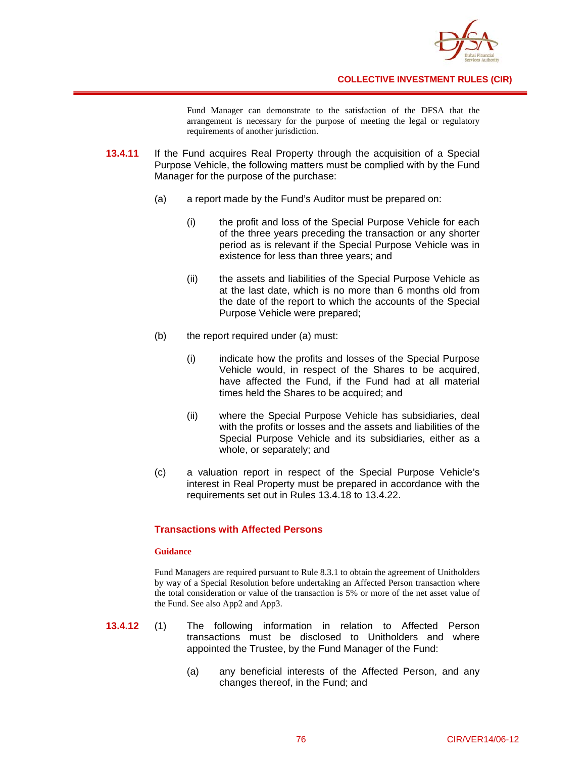Fund Manager can demonstrate to the satisfaction of the DFSA that the arrangement is necessary for the purpose of meeting the legal or regulatory requirements of another jurisdiction.

**13.4.11** If the Fund acquires Real Property through the acquisition of a Special Purpose Vehicle, the following matters must be complied with by the Fund Manager for the purpose of the purchase:

(a) a report made by the Fund's Auditor must be prepared on:

(i) the profit and loss of the Special Purpose Vehicle for each of the three years preceding the transaction or any shorter period as is relevant if the Special Purpose Vehicle was in existence for less than three years; and

(ii) the assets and liabilities of the Special Purpose Vehicle as at the last date, which is no more than 6 months old from the date of the report to which the accounts of the Special Purpose Vehicle were prepared;

(b) the report required under (a) must:

(i) indicate how the profits and losses of the Special Purpose Vehicle would, in respect of the Shares to be acquired, have affected the Fund, if the Fund had at all material times held the Shares to be acquired; and

(ii) where the Special Purpose Vehicle has subsidiaries, deal with the profits or losses and the assets and liabilities of the Special Purpose Vehicle and its subsidiaries, either as a whole, or separately; and

(c) a valuation report in respect of the Special Purpose Vehicle's interest in Real Property must be prepared in accordance with the requirements set out in Rules 13.4.18 to 13.4.22.

### Transactions with Affected Persons

**Guidance**

Fund Managers are required pursuant to Rule 8.3.1 to obtain the agreement of Unitholders by way of a Special Resolution before undertaking an Affected Person transaction where the total consideration or value of the transaction is 5% or more of the net asset value of the Fund. See also App2 and App3.

**13.4.12** (1) The following information in relation to Affected Person transactions must be disclosed to Unitholders and where appointed the Trustee, by the Fund Manager of the Fund:

(a) any beneficial interests of the Affected Person, and any changes thereof, in the Fund; and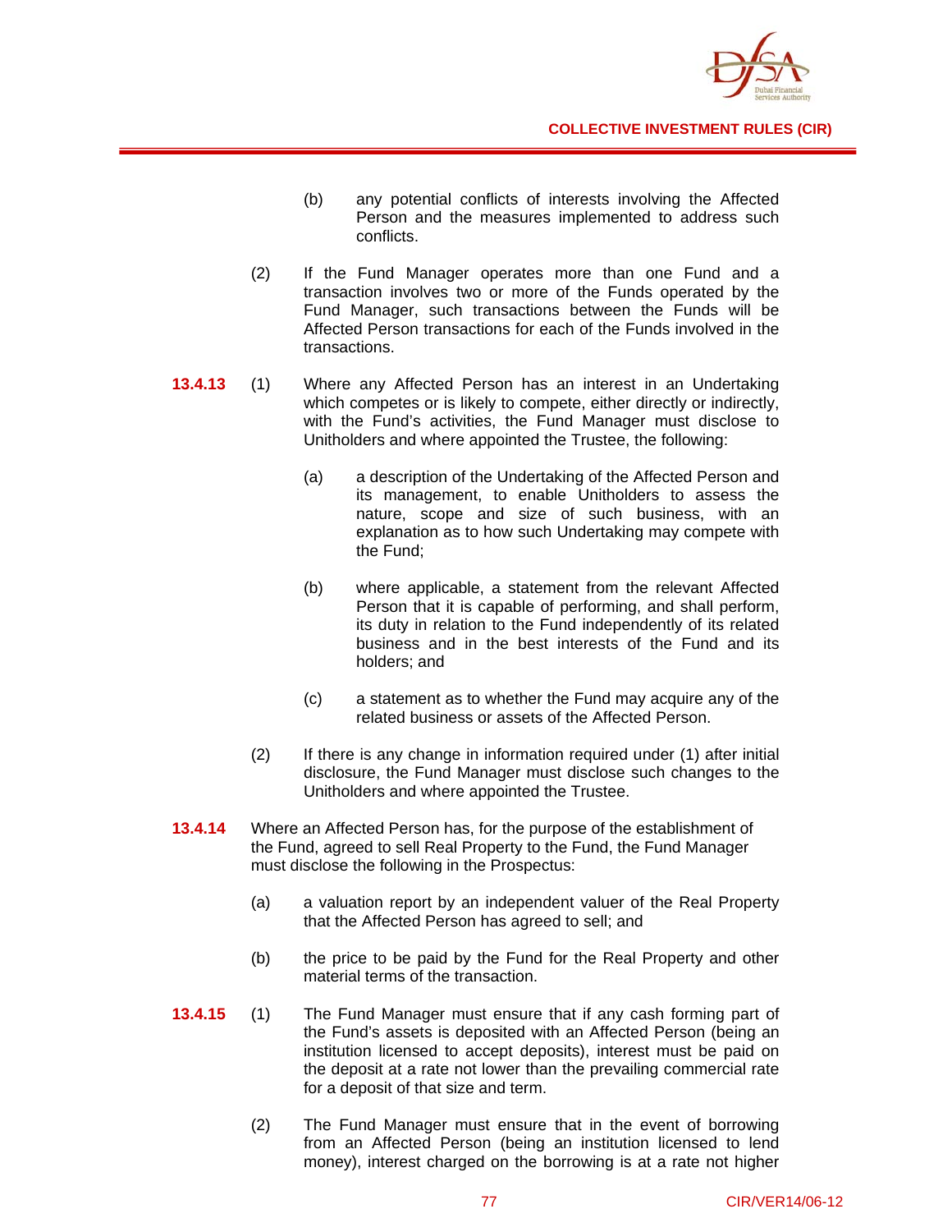(b) any potential conflicts of interests involving the Affected Person and the measures implemented to address such conflicts.

(2) If the Fund Manager operates more than one Fund and a transaction involves two or more of the Funds operated by the Fund Manager, such transactions between the Funds will be Affected Person transactions for each of the Funds involved in the transactions.

**13.4.13** (1) Where any Affected Person has an interest in an Undertaking which competes or is likely to compete, either directly or indirectly, with the Fund's activities, the Fund Manager must disclose to Unitholders and where appointed the Trustee, the following:

(a) a description of the Undertaking of the Affected Person and its management, to enable Unitholders to assess the nature, scope and size of such business, with an explanation as to how such Undertaking may compete with the Fund;

(b) where applicable, a statement from the relevant Affected Person that it is capable of performing, and shall perform, its duty in relation to the Fund independently of its related business and in the best interests of the Fund and its holders; and

(c) a statement as to whether the Fund may acquire any of the related business or assets of the Affected Person.

(2) If there is any change in information required under (1) after initial disclosure, the Fund Manager must disclose such changes to the Unitholders and where appointed the Trustee.

**13.4.14** Where an Affected Person has, for the purpose of the establishment of the Fund, agreed to sell Real Property to the Fund, the Fund Manager must disclose the following in the Prospectus:

(a) a valuation report by an independent valuer of the Real Property that the Affected Person has agreed to sell; and

(b) the price to be paid by the Fund for the Real Property and other material terms of the transaction.

**13.4.15** (1) The Fund Manager must ensure that if any cash forming part of the Fund's assets is deposited with an Affected Person (being an institution licensed to accept deposits), interest must be paid on the deposit at a rate not lower than the prevailing commercial rate for a deposit of that size and term.

(2) The Fund Manager must ensure that in the event of borrowing from an Affected Person (being an institution licensed to lend money), interest charged on the borrowing is at a rate not higher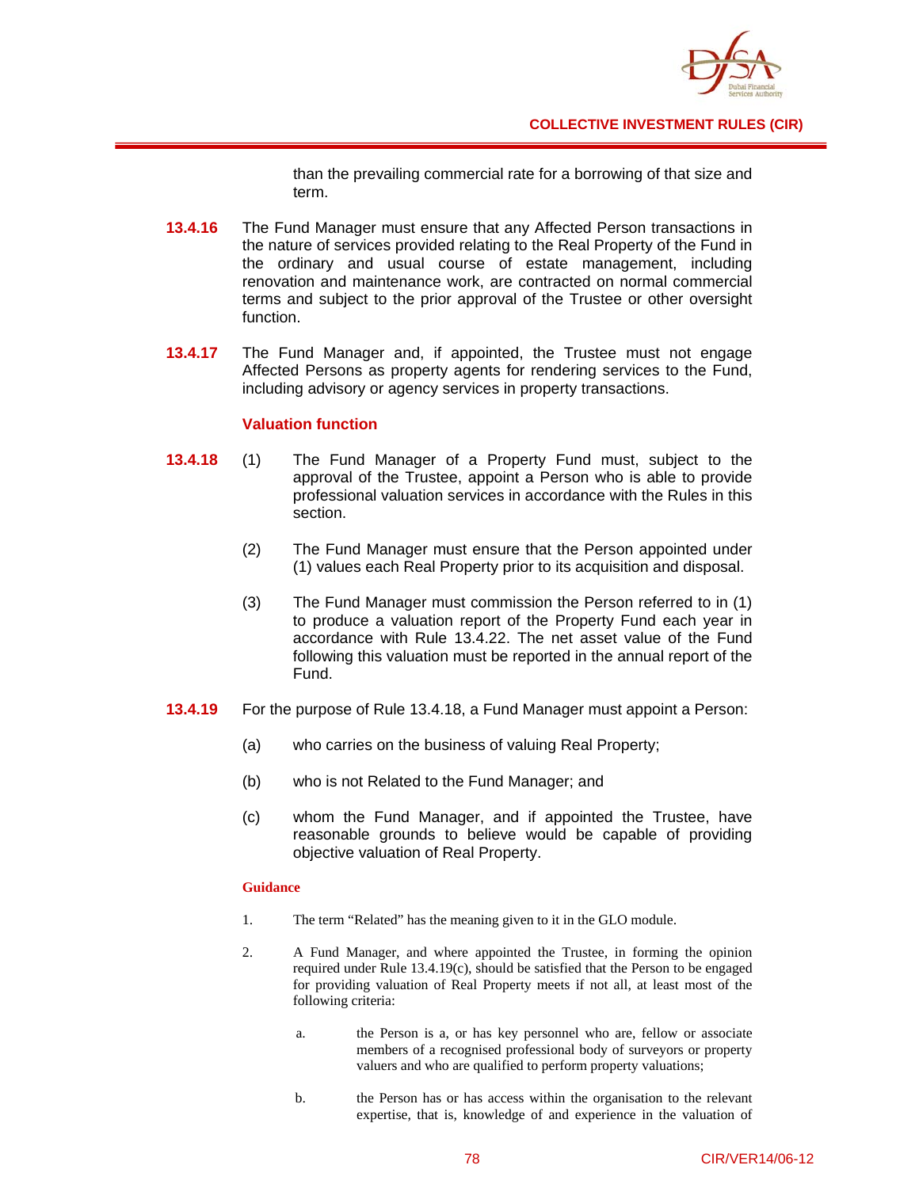than the prevailing commercial rate for a borrowing of that size and term.

**13.4.16** The Fund Manager must ensure that any Affected Person transactions in the nature of services provided relating to the Real Property of the Fund in the ordinary and usual course of estate management, including renovation and maintenance work, are contracted on normal commercial terms and subject to the prior approval of the Trustee or other oversight function.

**13.4.17** The Fund Manager and, if appointed, the Trustee must not engage Affected Persons as property agents for rendering services to the Fund, including advisory or agency services in property transactions.

### Valuation function

**13.4.18** (1) The Fund Manager of a Property Fund must, subject to the approval of the Trustee, appoint a Person who is able to provide professional valuation services in accordance with the Rules in this section.

(2) The Fund Manager must ensure that the Person appointed under (1) values each Real Property prior to its acquisition and disposal.

(3) The Fund Manager must commission the Person referred to in (1) to produce a valuation report of the Property Fund each year in accordance with Rule 13.4.22. The net asset value of the Fund following this valuation must be reported in the annual report of the Fund.

**13.4.19** For the purpose of Rule 13.4.18, a Fund Manager must appoint a Person:

(a) who carries on the business of valuing Real Property;

(b) who is not Related to the Fund Manager; and

(c) whom the Fund Manager, and if appointed the Trustee, have reasonable grounds to believe would be capable of providing objective valuation of Real Property.

**Guidance**

1. The term "Related" has the meaning given to it in the GLO module.

2. A Fund Manager, and where appointed the Trustee, in forming the opinion required under Rule 13.4.19(c), should be satisfied that the Person to be engaged for providing valuation of Real Property meets if not all, at least most of the following criteria:

   a. the Person is a, or has key personnel who are, fellow or associate members of a recognised professional body of surveyors or property valuers and who are qualified to perform property valuations;

   b. the Person has or has access within the organisation to the relevant expertise, that is, knowledge of and experience in the valuation of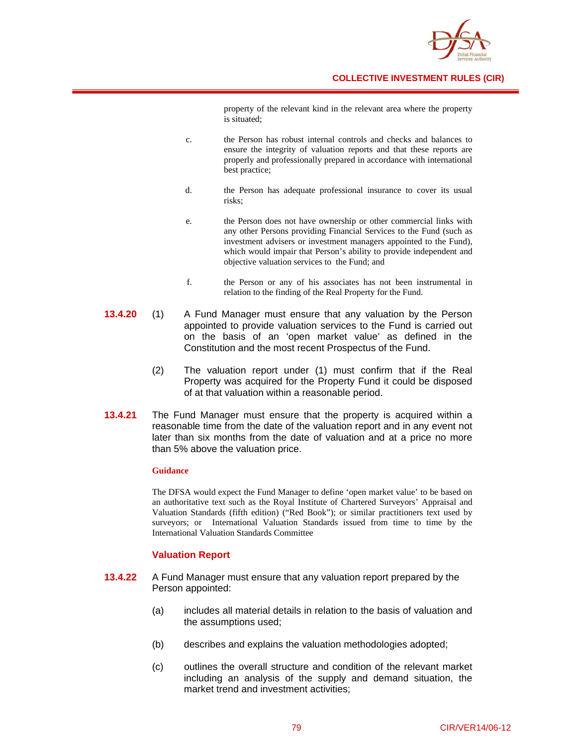property of the relevant kind in the relevant area where the property is situated;

c. the Person has robust internal controls and checks and balances to ensure the integrity of valuation reports and that these reports are properly and professionally prepared in accordance with international best practice;

d. the Person has adequate professional insurance to cover its usual risks;

e. the Person does not have ownership or other commercial links with any other Persons providing Financial Services to the Fund (such as investment advisers or investment managers appointed to the Fund), which would impair that Person's ability to provide independent and objective valuation services to the Fund; and

f. the Person or any of his associates has not been instrumental in relation to the finding of the Real Property for the Fund.

**13.4.20** (1) A Fund Manager must ensure that any valuation by the Person appointed to provide valuation services to the Fund is carried out on the basis of an 'open market value' as defined in the Constitution and the most recent Prospectus of the Fund.

(2) The valuation report under (1) must confirm that if the Real Property was acquired for the Property Fund it could be disposed of at that valuation within a reasonable period.

**13.4.21** The Fund Manager must ensure that the property is acquired within a reasonable time from the date of the valuation report and in any event not later than six months from the date of valuation and at a price no more than 5% above the valuation price.

**Guidance**

The DFSA would expect the Fund Manager to define 'open market value' to be based on an authoritative text such as the Royal Institute of Chartered Surveyors' Appraisal and Valuation Standards (fifth edition) ("Red Book"); or similar practitioners text used by surveyors; or International Valuation Standards issued from time to time by the International Valuation Standards Committee

### Valuation Report

**13.4.22** A Fund Manager must ensure that any valuation report prepared by the Person appointed:

(a) includes all material details in relation to the basis of valuation and the assumptions used;

(b) describes and explains the valuation methodologies adopted;

(c) outlines the overall structure and condition of the relevant market including an analysis of the supply and demand situation, the market trend and investment activities;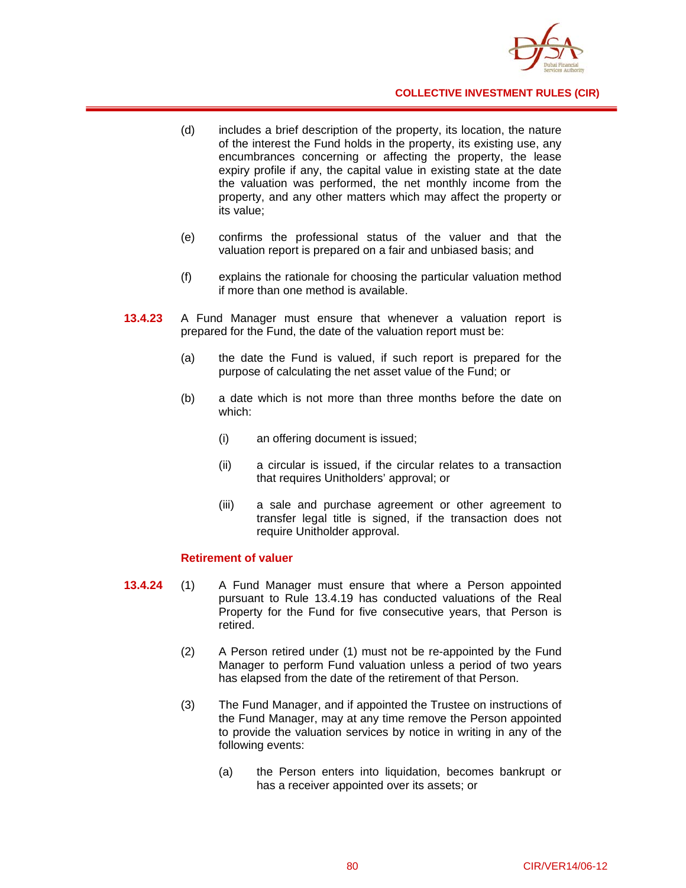(d) includes a brief description of the property, its location, the nature of the interest the Fund holds in the property, its existing use, any encumbrances concerning or affecting the property, the lease expiry profile if any, the capital value in existing state at the date the valuation was performed, the net monthly income from the property, and any other matters which may affect the property or its value;

(e) confirms the professional status of the valuer and that the valuation report is prepared on a fair and unbiased basis; and

(f) explains the rationale for choosing the particular valuation method if more than one method is available.

**13.4.23** A Fund Manager must ensure that whenever a valuation report is prepared for the Fund, the date of the valuation report must be:

(a) the date the Fund is valued, if such report is prepared for the purpose of calculating the net asset value of the Fund; or

(b) a date which is not more than three months before the date on which:

(i) an offering document is issued;

(ii) a circular is issued, if the circular relates to a transaction that requires Unitholders' approval; or

(iii) a sale and purchase agreement or other agreement to transfer legal title is signed, if the transaction does not require Unitholder approval.

**Retirement of valuer**

**13.4.24** (1) A Fund Manager must ensure that where a Person appointed pursuant to Rule 13.4.19 has conducted valuations of the Real Property for the Fund for five consecutive years, that Person is retired.

(2) A Person retired under (1) must not be re-appointed by the Fund Manager to perform Fund valuation unless a period of two years has elapsed from the date of the retirement of that Person.

(3) The Fund Manager, and if appointed the Trustee on instructions of the Fund Manager, may at any time remove the Person appointed to provide the valuation services by notice in writing in any of the following events:

(a) the Person enters into liquidation, becomes bankrupt or has a receiver appointed over its assets; or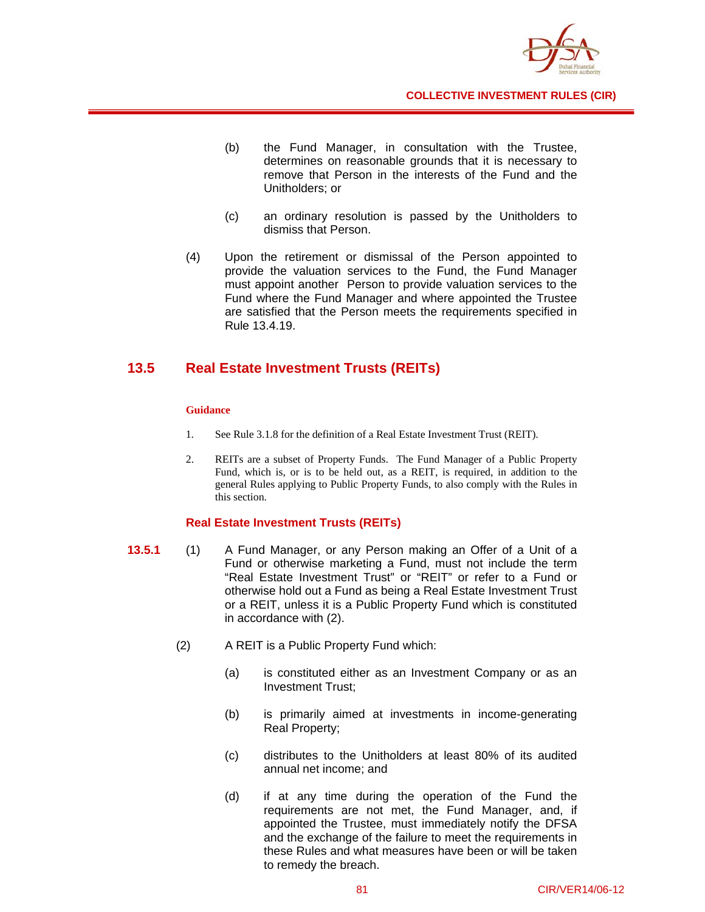(b) the Fund Manager, in consultation with the Trustee, determines on reasonable grounds that it is necessary to remove that Person in the interests of the Fund and the Unitholders; or

(c) an ordinary resolution is passed by the Unitholders to dismiss that Person.

(4) Upon the retirement or dismissal of the Person appointed to provide the valuation services to the Fund, the Fund Manager must appoint another Person to provide valuation services to the Fund where the Fund Manager and where appointed the Trustee are satisfied that the Person meets the requirements specified in Rule 13.4.19.

## 13.5 Real Estate Investment Trusts (REITs)

**Guidance**

1. See Rule 3.1.8 for the definition of a Real Estate Investment Trust (REIT).

2. REITs are a subset of Property Funds. The Fund Manager of a Public Property Fund, which is, or is to be held out, as a REIT, is required, in addition to the general Rules applying to Public Property Funds, to also comply with the Rules in this section.

### Real Estate Investment Trusts (REITs)

**13.5.1** (1) A Fund Manager, or any Person making an Offer of a Unit of a Fund or otherwise marketing a Fund, must not include the term "Real Estate Investment Trust" or "REIT" or refer to a Fund or otherwise hold out a Fund as being a Real Estate Investment Trust or a REIT, unless it is a Public Property Fund which is constituted in accordance with (2).

(2) A REIT is a Public Property Fund which:

(a) is constituted either as an Investment Company or as an Investment Trust;

(b) is primarily aimed at investments in income-generating Real Property;

(c) distributes to the Unitholders at least 80% of its audited annual net income; and

(d) if at any time during the operation of the Fund the requirements are not met, the Fund Manager, and, if appointed the Trustee, must immediately notify the DFSA and the exchange of the failure to meet the requirements in these Rules and what measures have been or will be taken to remedy the breach.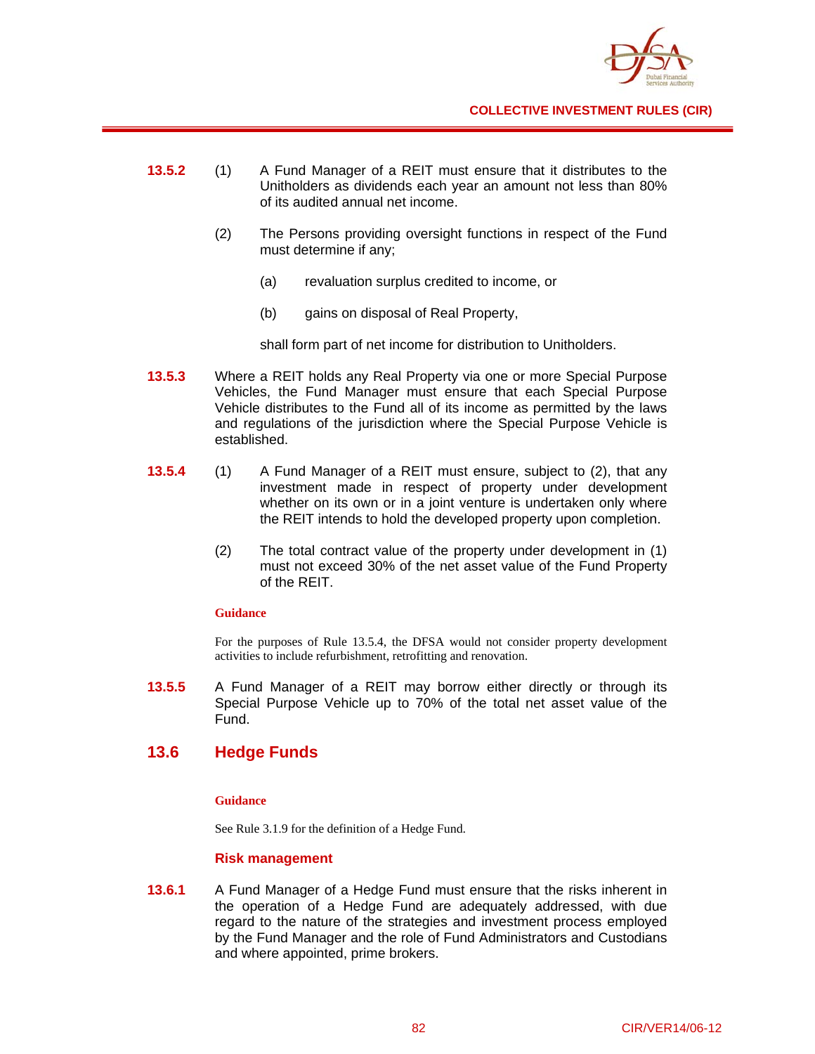**13.5.2** (1) A Fund Manager of a REIT must ensure that it distributes to the Unitholders as dividends each year an amount not less than 80% of its audited annual net income.

(2) The Persons providing oversight functions in respect of the Fund must determine if any;

(a) revaluation surplus credited to income, or

(b) gains on disposal of Real Property,

shall form part of net income for distribution to Unitholders.

**13.5.3** Where a REIT holds any Real Property via one or more Special Purpose Vehicles, the Fund Manager must ensure that each Special Purpose Vehicle distributes to the Fund all of its income as permitted by the laws and regulations of the jurisdiction where the Special Purpose Vehicle is established.

**13.5.4** (1) A Fund Manager of a REIT must ensure, subject to (2), that any investment made in respect of property under development whether on its own or in a joint venture is undertaken only where the REIT intends to hold the developed property upon completion.

(2) The total contract value of the property under development in (1) must not exceed 30% of the net asset value of the Fund Property of the REIT.

**Guidance**

For the purposes of Rule 13.5.4, the DFSA would not consider property development activities to include refurbishment, retrofitting and renovation.

**13.5.5** A Fund Manager of a REIT may borrow either directly or through its Special Purpose Vehicle up to 70% of the total net asset value of the Fund.

## 13.6 Hedge Funds

**Guidance**

See Rule 3.1.9 for the definition of a Hedge Fund.

### Risk management

**13.6.1** A Fund Manager of a Hedge Fund must ensure that the risks inherent in the operation of a Hedge Fund are adequately addressed, with due regard to the nature of the strategies and investment process employed by the Fund Manager and the role of Fund Administrators and Custodians and where appointed, prime brokers.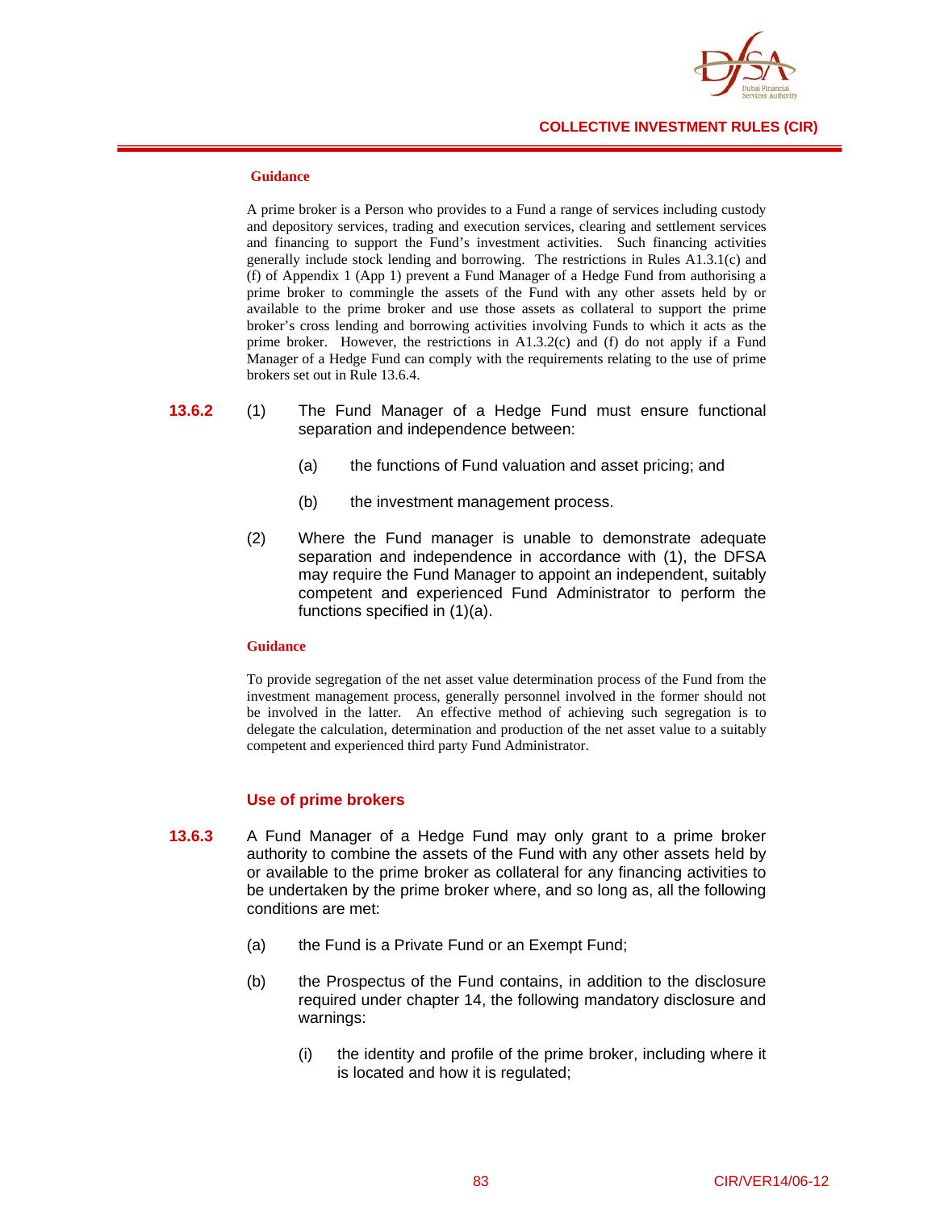**Guidance**

A prime broker is a Person who provides to a Fund a range of services including custody and depository services, trading and execution services, clearing and settlement services and financing to support the Fund's investment activities. Such financing activities generally include stock lending and borrowing. The restrictions in Rules A1.3.1(c) and (f) of Appendix 1 (App 1) prevent a Fund Manager of a Hedge Fund from authorising a prime broker to commingle the assets of the Fund with any other assets held by or available to the prime broker and use those assets as collateral to support the prime broker's cross lending and borrowing activities involving Funds to which it acts as the prime broker. However, the restrictions in A1.3.2(c) and (f) do not apply if a Fund Manager of a Hedge Fund can comply with the requirements relating to the use of prime brokers set out in Rule 13.6.4.

**13.6.2** (1) The Fund Manager of a Hedge Fund must ensure functional separation and independence between:

(a) the functions of Fund valuation and asset pricing; and

(b) the investment management process.

(2) Where the Fund manager is unable to demonstrate adequate separation and independence in accordance with (1), the DFSA may require the Fund Manager to appoint an independent, suitably competent and experienced Fund Administrator to perform the functions specified in (1)(a).

**Guidance**

To provide segregation of the net asset value determination process of the Fund from the investment management process, generally personnel involved in the former should not be involved in the latter. An effective method of achieving such segregation is to delegate the calculation, determination and production of the net asset value to a suitably competent and experienced third party Fund Administrator.

### Use of prime brokers

**13.6.3** A Fund Manager of a Hedge Fund may only grant to a prime broker authority to combine the assets of the Fund with any other assets held by or available to the prime broker as collateral for any financing activities to be undertaken by the prime broker where, and so long as, all the following conditions are met:

(a) the Fund is a Private Fund or an Exempt Fund;

(b) the Prospectus of the Fund contains, in addition to the disclosure required under chapter 14, the following mandatory disclosure and warnings:

(i) the identity and profile of the prime broker, including where it is located and how it is regulated;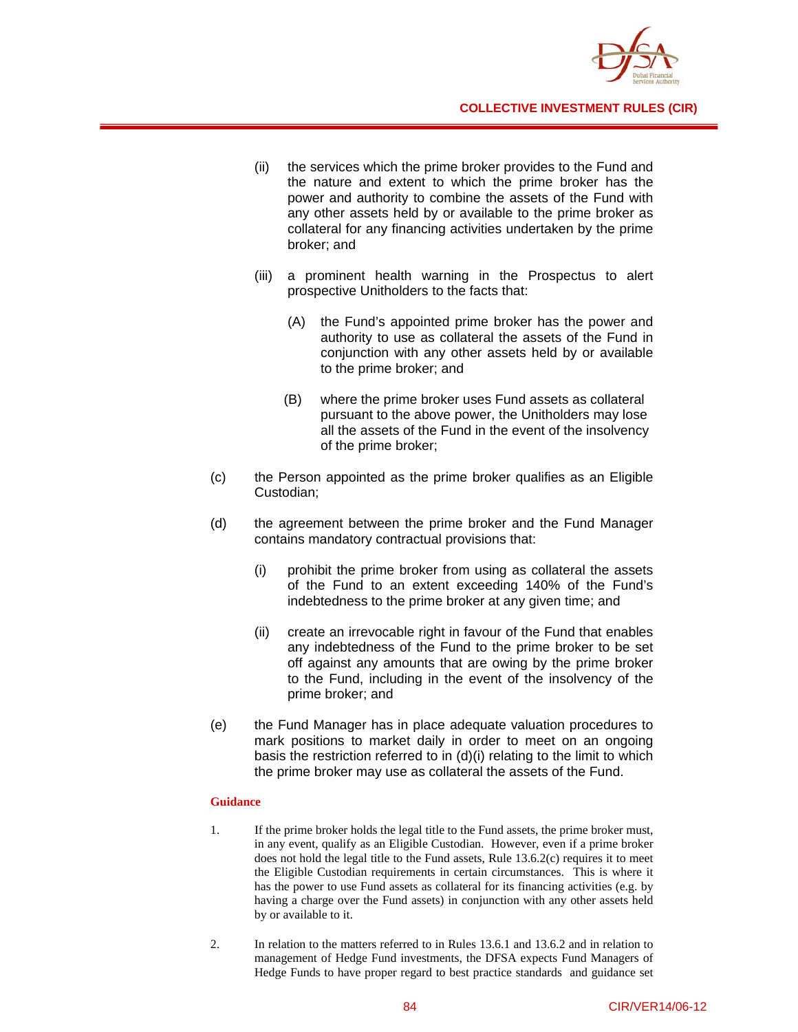(ii) the services which the prime broker provides to the Fund and the nature and extent to which the prime broker has the power and authority to combine the assets of the Fund with any other assets held by or available to the prime broker as collateral for any financing activities undertaken by the prime broker; and

(iii) a prominent health warning in the Prospectus to alert prospective Unitholders to the facts that:

(A) the Fund's appointed prime broker has the power and authority to use as collateral the assets of the Fund in conjunction with any other assets held by or available to the prime broker; and

(B) where the prime broker uses Fund assets as collateral pursuant to the above power, the Unitholders may lose all the assets of the Fund in the event of the insolvency of the prime broker;

(c) the Person appointed as the prime broker qualifies as an Eligible Custodian;

(d) the agreement between the prime broker and the Fund Manager contains mandatory contractual provisions that:

(i) prohibit the prime broker from using as collateral the assets of the Fund to an extent exceeding 140% of the Fund's indebtedness to the prime broker at any given time; and

(ii) create an irrevocable right in favour of the Fund that enables any indebtedness of the Fund to the prime broker to be set off against any amounts that are owing by the prime broker to the Fund, including in the event of the insolvency of the prime broker; and

(e) the Fund Manager has in place adequate valuation procedures to mark positions to market daily in order to meet on an ongoing basis the restriction referred to in (d)(i) relating to the limit to which the prime broker may use as collateral the assets of the Fund.

**Guidance**

1. If the prime broker holds the legal title to the Fund assets, the prime broker must, in any event, qualify as an Eligible Custodian. However, even if a prime broker does not hold the legal title to the Fund assets, Rule 13.6.2(c) requires it to meet the Eligible Custodian requirements in certain circumstances. This is where it has the power to use Fund assets as collateral for its financing activities (e.g. by having a charge over the Fund assets) in conjunction with any other assets held by or available to it.

2. In relation to the matters referred to in Rules 13.6.1 and 13.6.2 and in relation to management of Hedge Fund investments, the DFSA expects Fund Managers of Hedge Funds to have proper regard to best practice standards and guidance set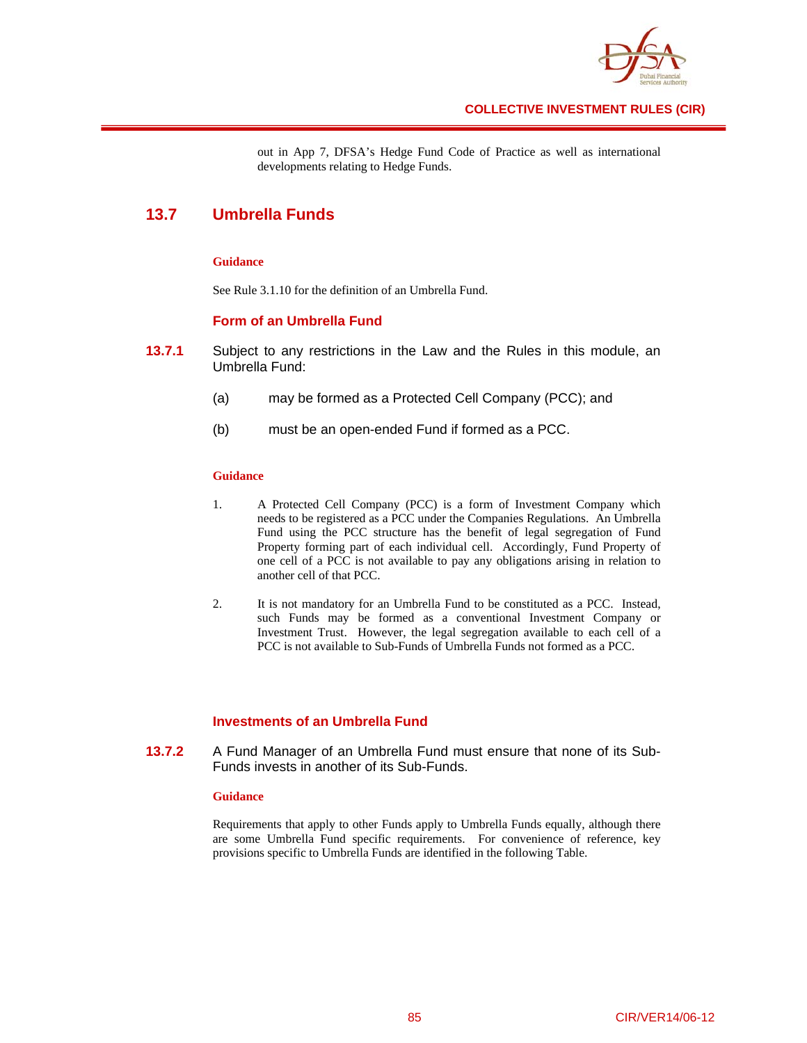out in App 7, DFSA's Hedge Fund Code of Practice as well as international developments relating to Hedge Funds.

## 13.7 Umbrella Funds

**Guidance**

See Rule 3.1.10 for the definition of an Umbrella Fund.

### Form of an Umbrella Fund

**13.7.1** Subject to any restrictions in the Law and the Rules in this module, an Umbrella Fund:

(a) may be formed as a Protected Cell Company (PCC); and

(b) must be an open-ended Fund if formed as a PCC.

**Guidance**

1. A Protected Cell Company (PCC) is a form of Investment Company which needs to be registered as a PCC under the Companies Regulations. An Umbrella Fund using the PCC structure has the benefit of legal segregation of Fund Property forming part of each individual cell. Accordingly, Fund Property of one cell of a PCC is not available to pay any obligations arising in relation to another cell of that PCC.

2. It is not mandatory for an Umbrella Fund to be constituted as a PCC. Instead, such Funds may be formed as a conventional Investment Company or Investment Trust. However, the legal segregation available to each cell of a PCC is not available to Sub-Funds of Umbrella Funds not formed as a PCC.

### Investments of an Umbrella Fund

**13.7.2** A Fund Manager of an Umbrella Fund must ensure that none of its Sub-Funds invests in another of its Sub-Funds.

**Guidance**

Requirements that apply to other Funds apply to Umbrella Funds equally, although there are some Umbrella Fund specific requirements. For convenience of reference, key provisions specific to Umbrella Funds are identified in the following Table.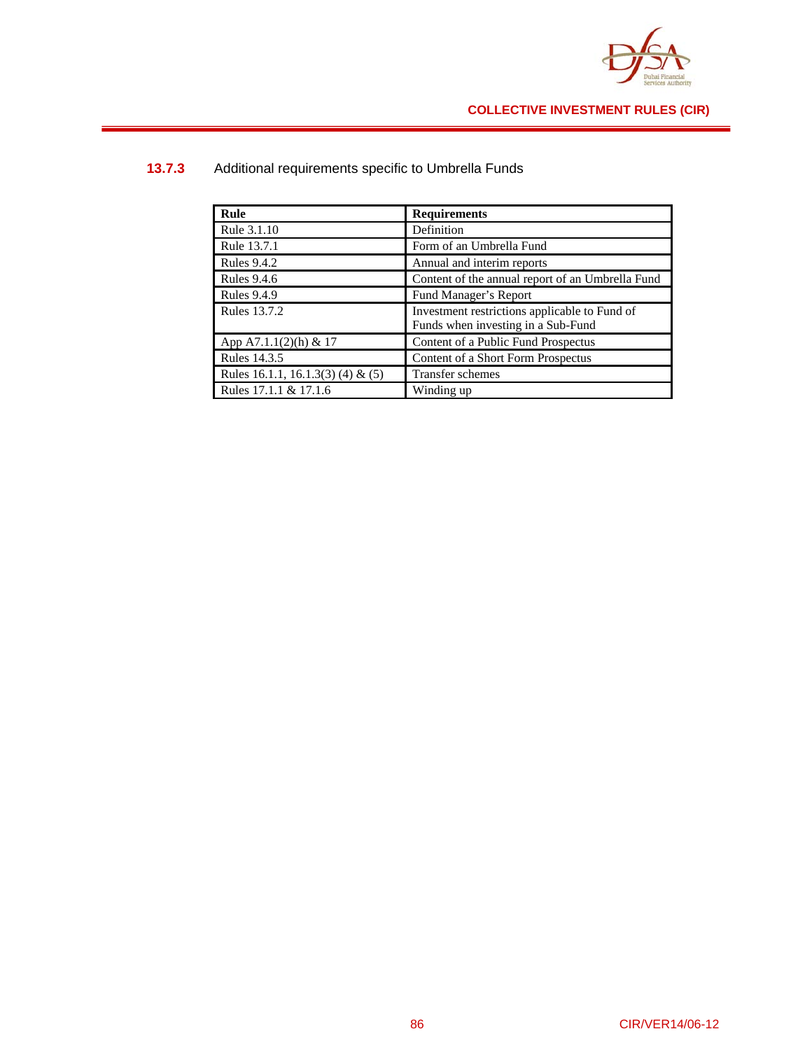**13.7.3** Additional requirements specific to Umbrella Funds

| Rule | Requirements |
|---|---|
| Rule 3.1.10 | Definition |
| Rule 13.7.1 | Form of an Umbrella Fund |
| Rules 9.4.2 | Annual and interim reports |
| Rules 9.4.6 | Content of the annual report of an Umbrella Fund |
| Rules 9.4.9 | Fund Manager's Report |
| Rules 13.7.2 | Investment restrictions applicable to Fund of Funds when investing in a Sub-Fund |
| App A7.1.1(2)(h) & 17 | Content of a Public Fund Prospectus |
| Rules 14.3.5 | Content of a Short Form Prospectus |
| Rules 16.1.1, 16.1.3(3) (4) & (5) | Transfer schemes |
| Rules 17.1.1 & 17.1.6 | Winding up |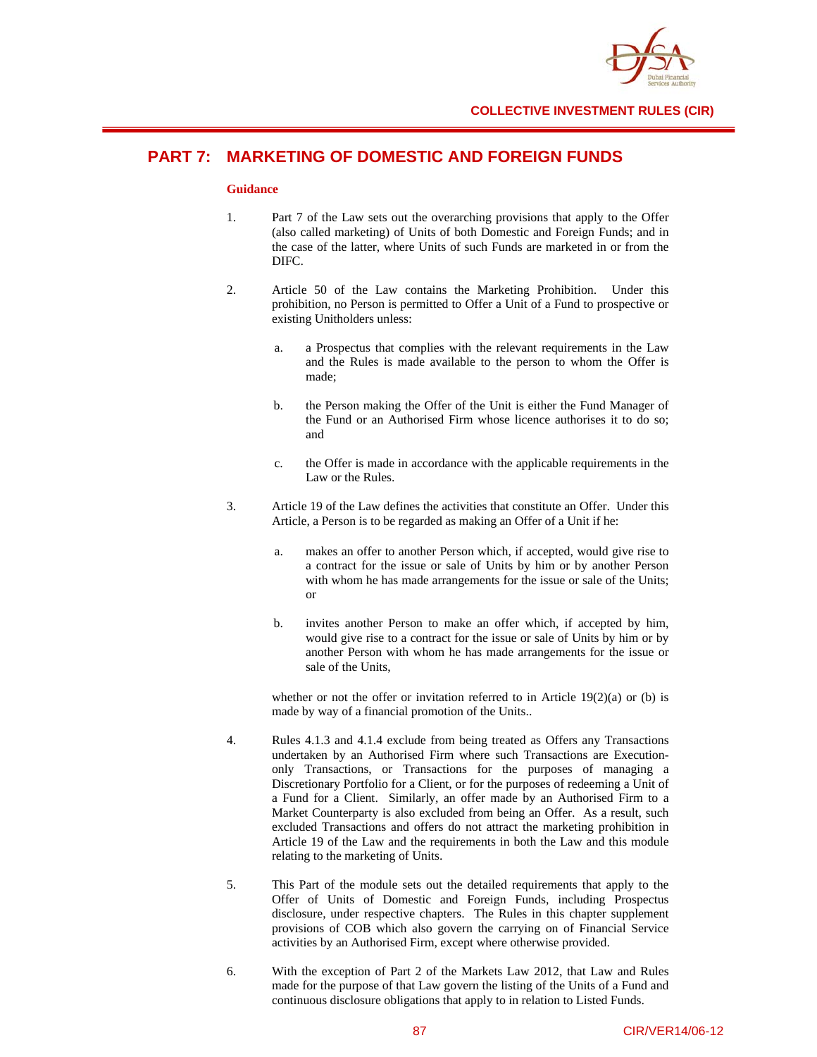# PART 7: MARKETING OF DOMESTIC AND FOREIGN FUNDS

**Guidance**

1. Part 7 of the Law sets out the overarching provisions that apply to the Offer (also called marketing) of Units of both Domestic and Foreign Funds; and in the case of the latter, where Units of such Funds are marketed in or from the DIFC.

2. Article 50 of the Law contains the Marketing Prohibition. Under this prohibition, no Person is permitted to Offer a Unit of a Fund to prospective or existing Unitholders unless:

   a. a Prospectus that complies with the relevant requirements in the Law and the Rules is made available to the person to whom the Offer is made;

   b. the Person making the Offer of the Unit is either the Fund Manager of the Fund or an Authorised Firm whose licence authorises it to do so; and

   c. the Offer is made in accordance with the applicable requirements in the Law or the Rules.

3. Article 19 of the Law defines the activities that constitute an Offer. Under this Article, a Person is to be regarded as making an Offer of a Unit if he:

   a. makes an offer to another Person which, if accepted, would give rise to a contract for the issue or sale of Units by him or by another Person with whom he has made arrangements for the issue or sale of the Units; or

   b. invites another Person to make an offer which, if accepted by him, would give rise to a contract for the issue or sale of Units by him or by another Person with whom he has made arrangements for the issue or sale of the Units,

   whether or not the offer or invitation referred to in Article 19(2)(a) or (b) is made by way of a financial promotion of the Units..

4. Rules 4.1.3 and 4.1.4 exclude from being treated as Offers any Transactions undertaken by an Authorised Firm where such Transactions are Execution-only Transactions, or Transactions for the purposes of managing a Discretionary Portfolio for a Client, or for the purposes of redeeming a Unit of a Fund for a Client. Similarly, an offer made by an Authorised Firm to a Market Counterparty is also excluded from being an Offer. As a result, such excluded Transactions and offers do not attract the marketing prohibition in Article 19 of the Law and the requirements in both the Law and this module relating to the marketing of Units.

5. This Part of the module sets out the detailed requirements that apply to the Offer of Units of Domestic and Foreign Funds, including Prospectus disclosure, under respective chapters. The Rules in this chapter supplement provisions of COB which also govern the carrying on of Financial Service activities by an Authorised Firm, except where otherwise provided.

6. With the exception of Part 2 of the Markets Law 2012, that Law and Rules made for the purpose of that Law govern the listing of the Units of a Fund and continuous disclosure obligations that apply to in relation to Listed Funds.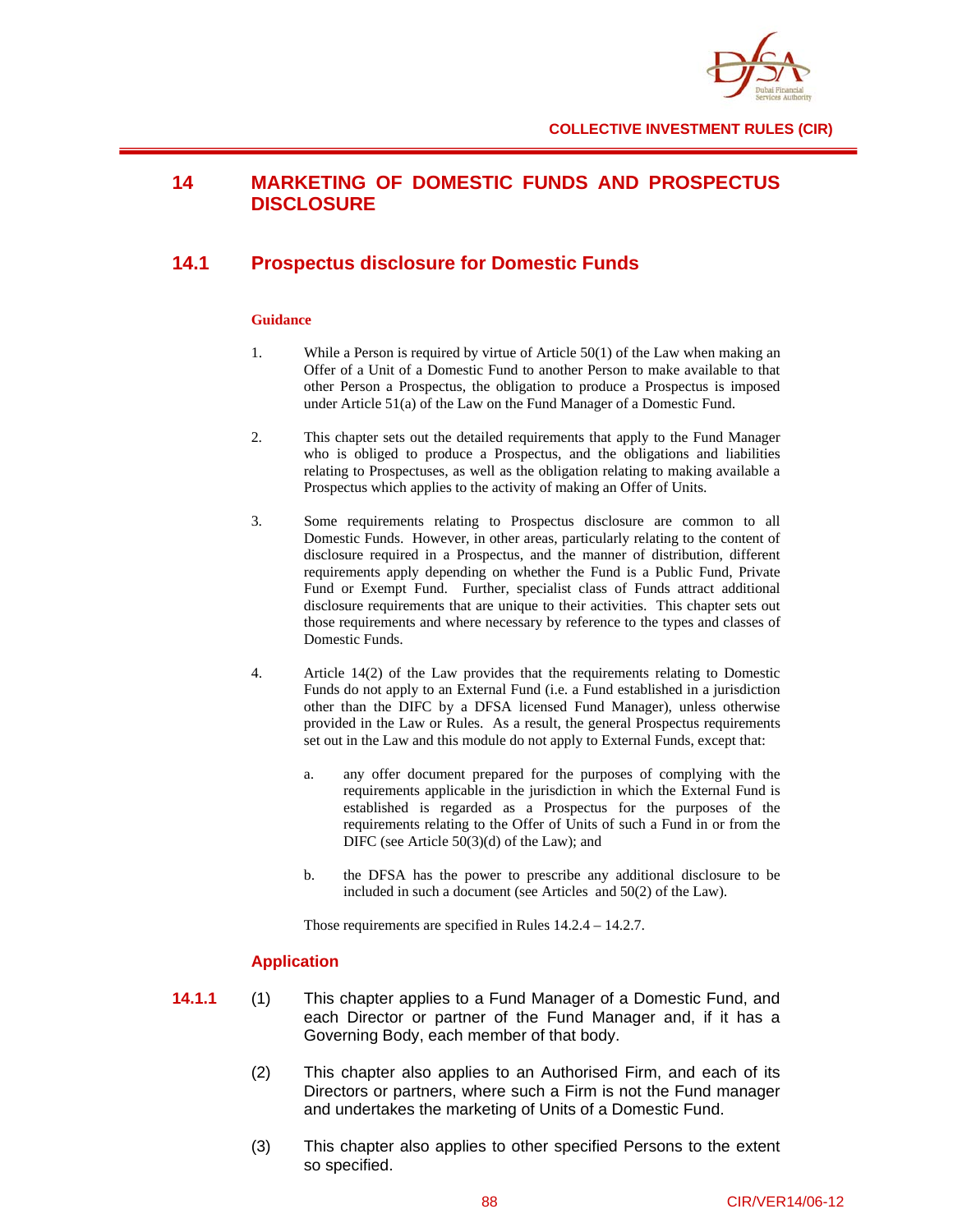# 14 MARKETING OF DOMESTIC FUNDS AND PROSPECTUS DISCLOSURE

## 14.1 Prospectus disclosure for Domestic Funds

#### Guidance

1. While a Person is required by virtue of Article 50(1) of the Law when making an Offer of a Unit of a Domestic Fund to another Person to make available to that other Person a Prospectus, the obligation to produce a Prospectus is imposed under Article 51(a) of the Law on the Fund Manager of a Domestic Fund.

2. This chapter sets out the detailed requirements that apply to the Fund Manager who is obliged to produce a Prospectus, and the obligations and liabilities relating to Prospectuses, as well as the obligation relating to making available a Prospectus which applies to the activity of making an Offer of Units.

3. Some requirements relating to Prospectus disclosure are common to all Domestic Funds. However, in other areas, particularly relating to the content of disclosure required in a Prospectus, and the manner of distribution, different requirements apply depending on whether the Fund is a Public Fund, Private Fund or Exempt Fund. Further, specialist class of Funds attract additional disclosure requirements that are unique to their activities. This chapter sets out those requirements and where necessary by reference to the types and classes of Domestic Funds.

4. Article 14(2) of the Law provides that the requirements relating to Domestic Funds do not apply to an External Fund (i.e. a Fund established in a jurisdiction other than the DIFC by a DFSA licensed Fund Manager), unless otherwise provided in the Law or Rules. As a result, the general Prospectus requirements set out in the Law and this module do not apply to External Funds, except that:

   a. any offer document prepared for the purposes of complying with the requirements applicable in the jurisdiction in which the External Fund is established is regarded as a Prospectus for the purposes of the requirements relating to the Offer of Units of such a Fund in or from the DIFC (see Article 50(3)(d) of the Law); and

   b. the DFSA has the power to prescribe any additional disclosure to be included in such a document (see Articles and 50(2) of the Law).

   Those requirements are specified in Rules 14.2.4 – 14.2.7.

#### Application

**14.1.1** (1) This chapter applies to a Fund Manager of a Domestic Fund, and each Director or partner of the Fund Manager and, if it has a Governing Body, each member of that body.

(2) This chapter also applies to an Authorised Firm, and each of its Directors or partners, where such a Firm is not the Fund manager and undertakes the marketing of Units of a Domestic Fund.

(3) This chapter also applies to other specified Persons to the extent so specified.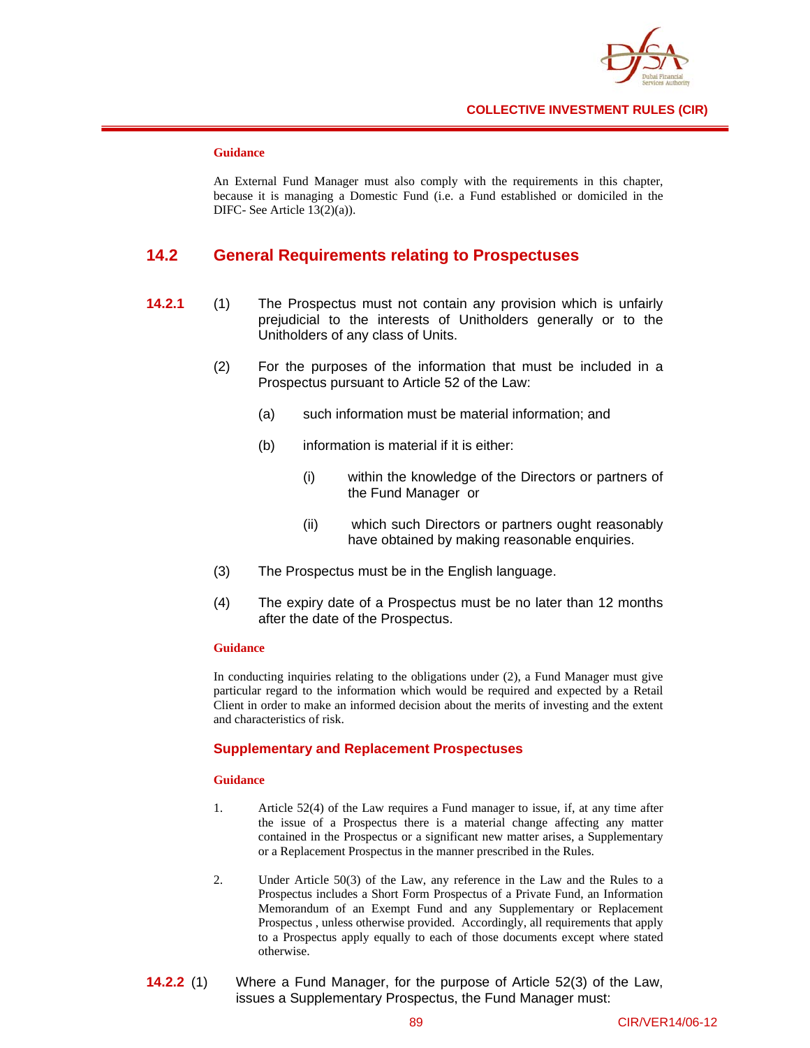**Guidance**

An External Fund Manager must also comply with the requirements in this chapter, because it is managing a Domestic Fund (i.e. a Fund established or domiciled in the DIFC- See Article 13(2)(a)).

## 14.2 General Requirements relating to Prospectuses

**14.2.1** (1) The Prospectus must not contain any provision which is unfairly prejudicial to the interests of Unitholders generally or to the Unitholders of any class of Units.

(2) For the purposes of the information that must be included in a Prospectus pursuant to Article 52 of the Law:

(a) such information must be material information; and

(b) information is material if it is either:

(i) within the knowledge of the Directors or partners of the Fund Manager or

(ii) which such Directors or partners ought reasonably have obtained by making reasonable enquiries.

(3) The Prospectus must be in the English language.

(4) The expiry date of a Prospectus must be no later than 12 months after the date of the Prospectus.

**Guidance**

In conducting inquiries relating to the obligations under (2), a Fund Manager must give particular regard to the information which would be required and expected by a Retail Client in order to make an informed decision about the merits of investing and the extent and characteristics of risk.

### Supplementary and Replacement Prospectuses

**Guidance**

1. Article 52(4) of the Law requires a Fund manager to issue, if, at any time after the issue of a Prospectus there is a material change affecting any matter contained in the Prospectus or a significant new matter arises, a Supplementary or a Replacement Prospectus in the manner prescribed in the Rules.

2. Under Article 50(3) of the Law, any reference in the Law and the Rules to a Prospectus includes a Short Form Prospectus of a Private Fund, an Information Memorandum of an Exempt Fund and any Supplementary or Replacement Prospectus , unless otherwise provided. Accordingly, all requirements that apply to a Prospectus apply equally to each of those documents except where stated otherwise.

**14.2.2** (1) Where a Fund Manager, for the purpose of Article 52(3) of the Law, issues a Supplementary Prospectus, the Fund Manager must: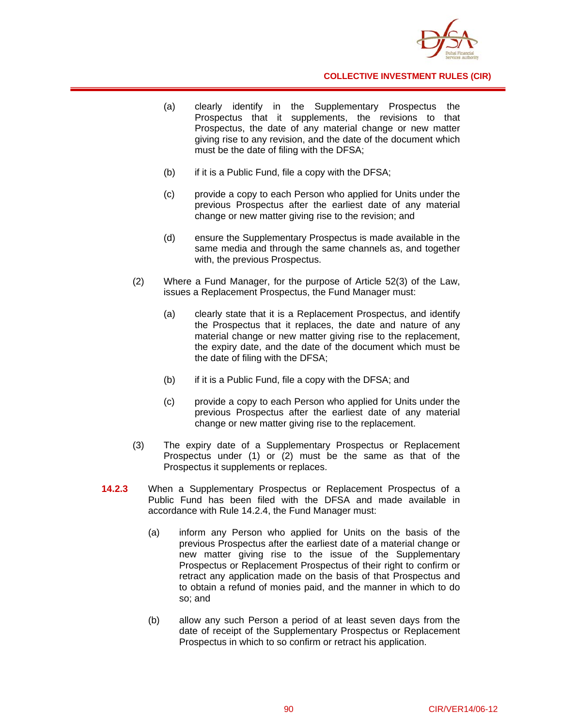(a) clearly identify in the Supplementary Prospectus the Prospectus that it supplements, the revisions to that Prospectus, the date of any material change or new matter giving rise to any revision, and the date of the document which must be the date of filing with the DFSA;

(b) if it is a Public Fund, file a copy with the DFSA;

(c) provide a copy to each Person who applied for Units under the previous Prospectus after the earliest date of any material change or new matter giving rise to the revision; and

(d) ensure the Supplementary Prospectus is made available in the same media and through the same channels as, and together with, the previous Prospectus.

(2) Where a Fund Manager, for the purpose of Article 52(3) of the Law, issues a Replacement Prospectus, the Fund Manager must:

(a) clearly state that it is a Replacement Prospectus, and identify the Prospectus that it replaces, the date and nature of any material change or new matter giving rise to the replacement, the expiry date, and the date of the document which must be the date of filing with the DFSA;

(b) if it is a Public Fund, file a copy with the DFSA; and

(c) provide a copy to each Person who applied for Units under the previous Prospectus after the earliest date of any material change or new matter giving rise to the replacement.

(3) The expiry date of a Supplementary Prospectus or Replacement Prospectus under (1) or (2) must be the same as that of the Prospectus it supplements or replaces.

**14.2.3** When a Supplementary Prospectus or Replacement Prospectus of a Public Fund has been filed with the DFSA and made available in accordance with Rule 14.2.4, the Fund Manager must:

(a) inform any Person who applied for Units on the basis of the previous Prospectus after the earliest date of a material change or new matter giving rise to the issue of the Supplementary Prospectus or Replacement Prospectus of their right to confirm or retract any application made on the basis of that Prospectus and to obtain a refund of monies paid, and the manner in which to do so; and

(b) allow any such Person a period of at least seven days from the date of receipt of the Supplementary Prospectus or Replacement Prospectus in which to so confirm or retract his application.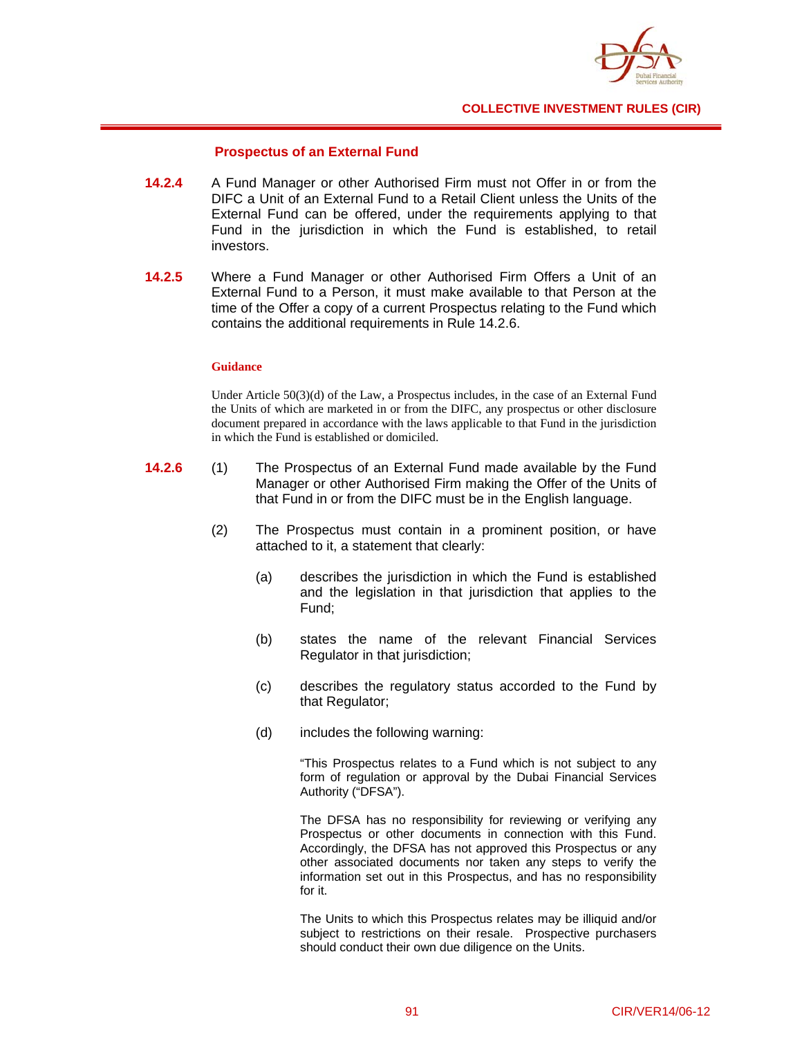### Prospectus of an External Fund

**14.2.4** A Fund Manager or other Authorised Firm must not Offer in or from the DIFC a Unit of an External Fund to a Retail Client unless the Units of the External Fund can be offered, under the requirements applying to that Fund in the jurisdiction in which the Fund is established, to retail investors.

**14.2.5** Where a Fund Manager or other Authorised Firm Offers a Unit of an External Fund to a Person, it must make available to that Person at the time of the Offer a copy of a current Prospectus relating to the Fund which contains the additional requirements in Rule 14.2.6.

**Guidance**

Under Article 50(3)(d) of the Law, a Prospectus includes, in the case of an External Fund the Units of which are marketed in or from the DIFC, any prospectus or other disclosure document prepared in accordance with the laws applicable to that Fund in the jurisdiction in which the Fund is established or domiciled.

**14.2.6** (1) The Prospectus of an External Fund made available by the Fund Manager or other Authorised Firm making the Offer of the Units of that Fund in or from the DIFC must be in the English language.

(2) The Prospectus must contain in a prominent position, or have attached to it, a statement that clearly:

(a) describes the jurisdiction in which the Fund is established and the legislation in that jurisdiction that applies to the Fund;

(b) states the name of the relevant Financial Services Regulator in that jurisdiction;

(c) describes the regulatory status accorded to the Fund by that Regulator;

(d) includes the following warning:

"This Prospectus relates to a Fund which is not subject to any form of regulation or approval by the Dubai Financial Services Authority ("DFSA").

The DFSA has no responsibility for reviewing or verifying any Prospectus or other documents in connection with this Fund. Accordingly, the DFSA has not approved this Prospectus or any other associated documents nor taken any steps to verify the information set out in this Prospectus, and has no responsibility for it.

The Units to which this Prospectus relates may be illiquid and/or subject to restrictions on their resale. Prospective purchasers should conduct their own due diligence on the Units.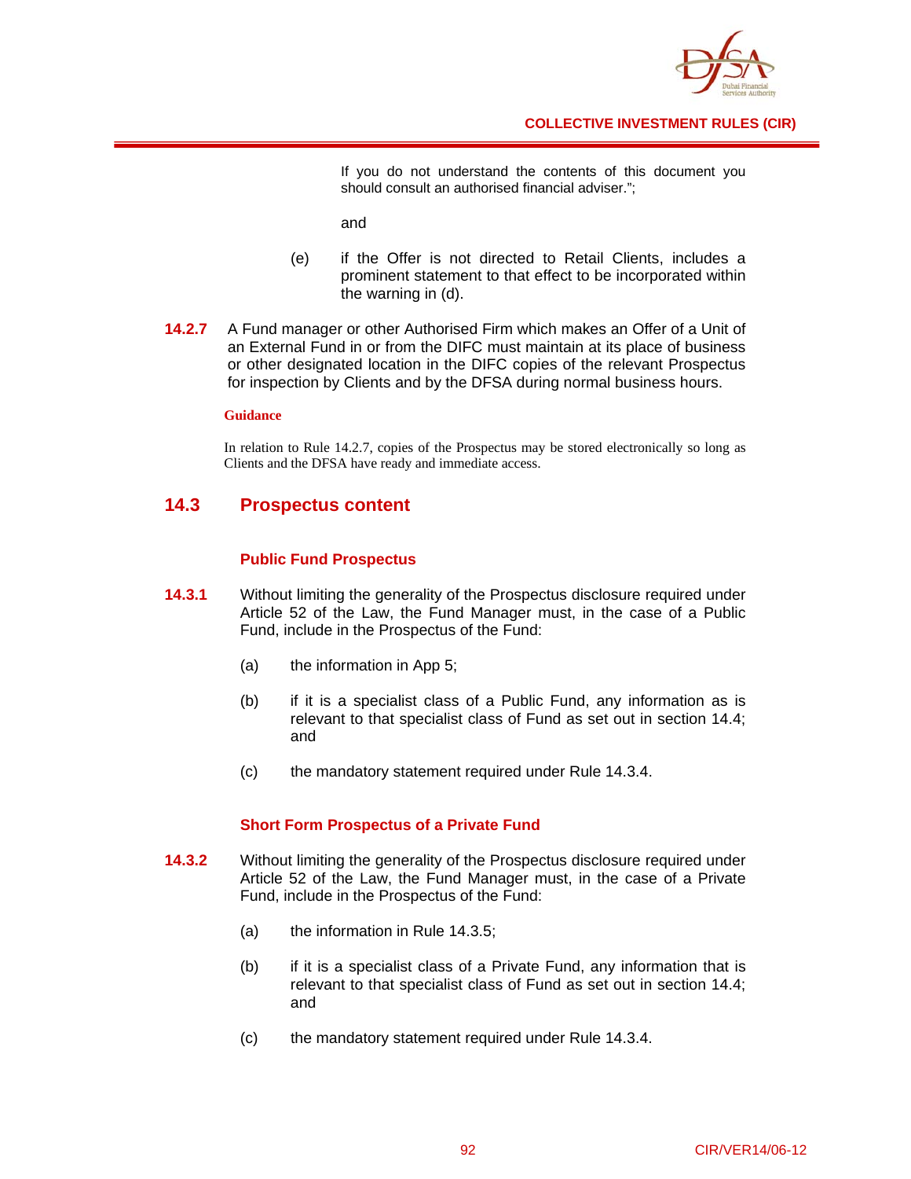If you do not understand the contents of this document you should consult an authorised financial adviser.";

and

(e) if the Offer is not directed to Retail Clients, includes a prominent statement to that effect to be incorporated within the warning in (d).

**14.2.7** A Fund manager or other Authorised Firm which makes an Offer of a Unit of an External Fund in or from the DIFC must maintain at its place of business or other designated location in the DIFC copies of the relevant Prospectus for inspection by Clients and by the DFSA during normal business hours.

**Guidance**

In relation to Rule 14.2.7, copies of the Prospectus may be stored electronically so long as Clients and the DFSA have ready and immediate access.

## 14.3 Prospectus content

### Public Fund Prospectus

**14.3.1** Without limiting the generality of the Prospectus disclosure required under Article 52 of the Law, the Fund Manager must, in the case of a Public Fund, include in the Prospectus of the Fund:

(a) the information in App 5;

(b) if it is a specialist class of a Public Fund, any information as is relevant to that specialist class of Fund as set out in section 14.4; and

(c) the mandatory statement required under Rule 14.3.4.

### Short Form Prospectus of a Private Fund

**14.3.2** Without limiting the generality of the Prospectus disclosure required under Article 52 of the Law, the Fund Manager must, in the case of a Private Fund, include in the Prospectus of the Fund:

(a) the information in Rule 14.3.5;

(b) if it is a specialist class of a Private Fund, any information that is relevant to that specialist class of Fund as set out in section 14.4; and

(c) the mandatory statement required under Rule 14.3.4.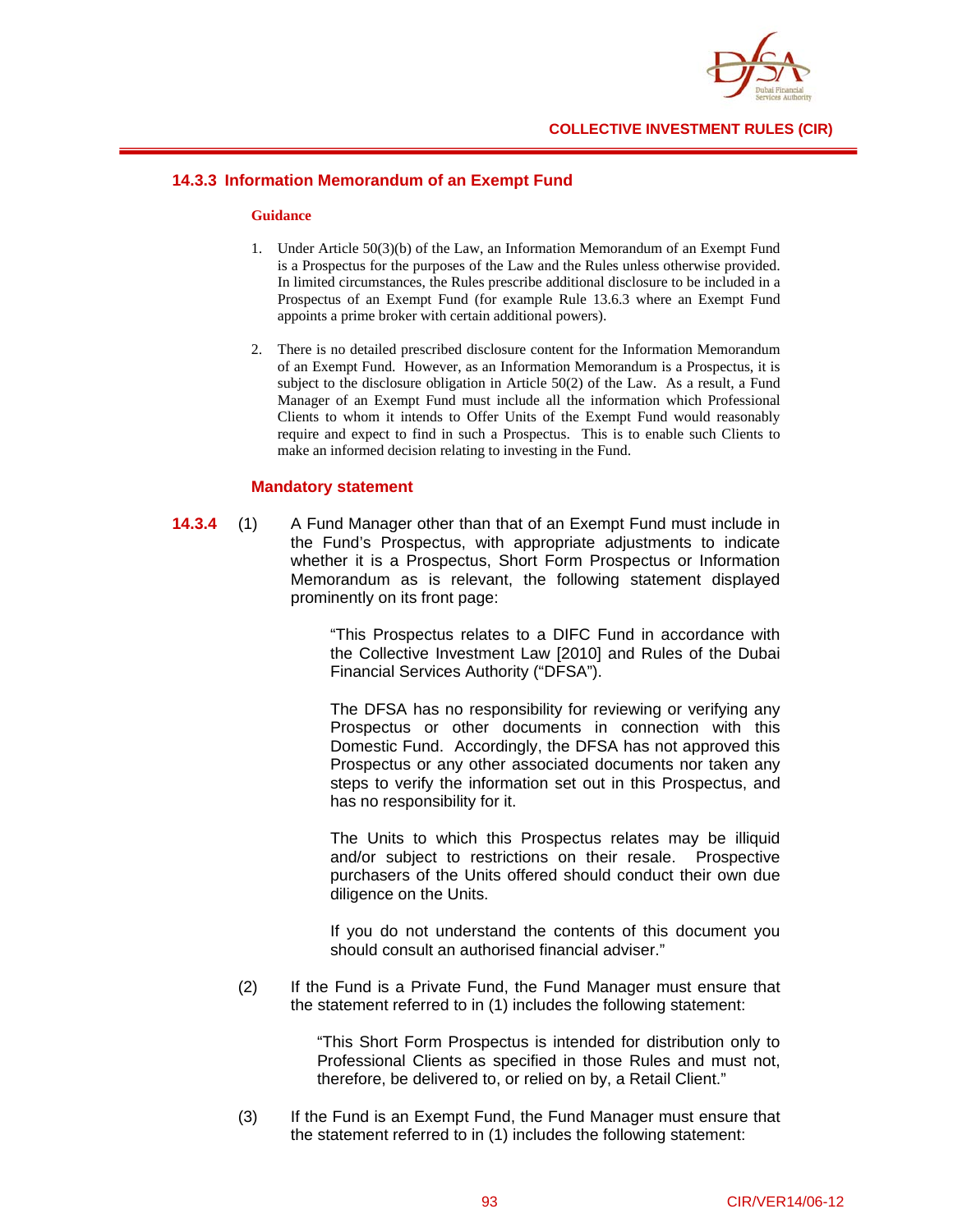### 14.3.3 Information Memorandum of an Exempt Fund

**Guidance**

1. Under Article 50(3)(b) of the Law, an Information Memorandum of an Exempt Fund is a Prospectus for the purposes of the Law and the Rules unless otherwise provided. In limited circumstances, the Rules prescribe additional disclosure to be included in a Prospectus of an Exempt Fund (for example Rule 13.6.3 where an Exempt Fund appoints a prime broker with certain additional powers).

2. There is no detailed prescribed disclosure content for the Information Memorandum of an Exempt Fund. However, as an Information Memorandum is a Prospectus, it is subject to the disclosure obligation in Article 50(2) of the Law. As a result, a Fund Manager of an Exempt Fund must include all the information which Professional Clients to whom it intends to Offer Units of the Exempt Fund would reasonably require and expect to find in such a Prospectus. This is to enable such Clients to make an informed decision relating to investing in the Fund.

#### Mandatory statement

**14.3.4** (1) A Fund Manager other than that of an Exempt Fund must include in the Fund's Prospectus, with appropriate adjustments to indicate whether it is a Prospectus, Short Form Prospectus or Information Memorandum as is relevant, the following statement displayed prominently on its front page:

> "This Prospectus relates to a DIFC Fund in accordance with the Collective Investment Law [2010] and Rules of the Dubai Financial Services Authority ("DFSA").
>
> The DFSA has no responsibility for reviewing or verifying any Prospectus or other documents in connection with this Domestic Fund. Accordingly, the DFSA has not approved this Prospectus or any other associated documents nor taken any steps to verify the information set out in this Prospectus, and has no responsibility for it.
>
> The Units to which this Prospectus relates may be illiquid and/or subject to restrictions on their resale. Prospective purchasers of the Units offered should conduct their own due diligence on the Units.
>
> If you do not understand the contents of this document you should consult an authorised financial adviser."

(2) If the Fund is a Private Fund, the Fund Manager must ensure that the statement referred to in (1) includes the following statement:

> "This Short Form Prospectus is intended for distribution only to Professional Clients as specified in those Rules and must not, therefore, be delivered to, or relied on by, a Retail Client."

(3) If the Fund is an Exempt Fund, the Fund Manager must ensure that the statement referred to in (1) includes the following statement: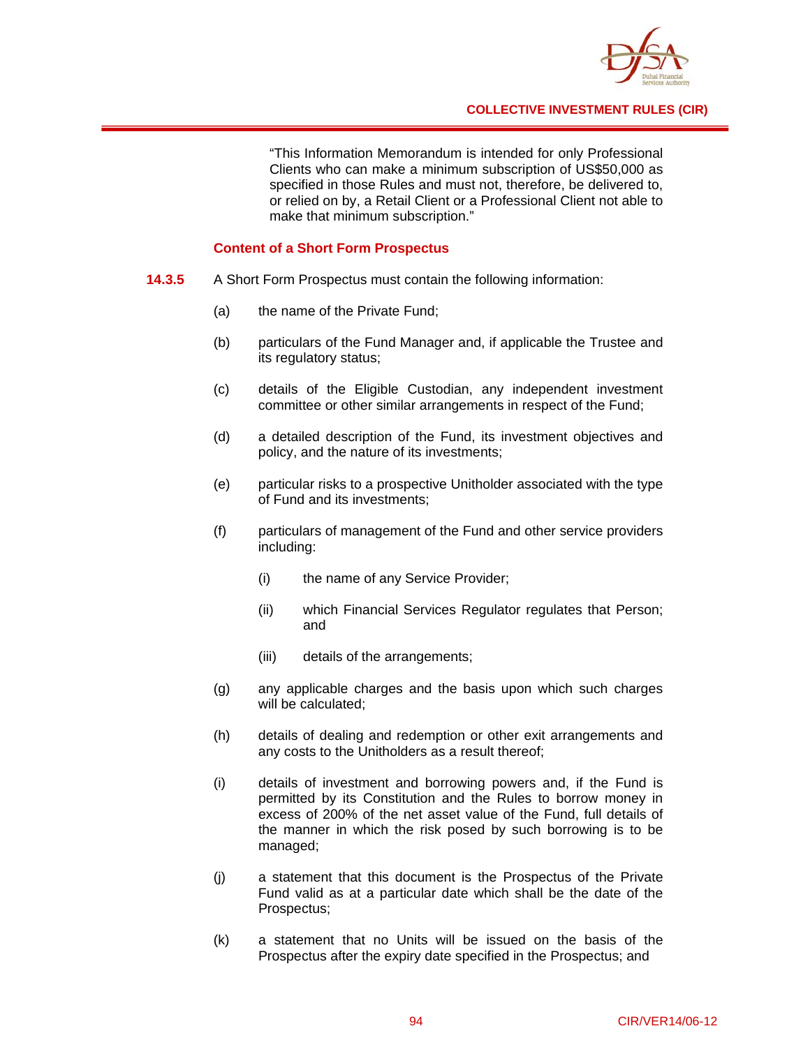"This Information Memorandum is intended for only Professional Clients who can make a minimum subscription of US$50,000 as specified in those Rules and must not, therefore, be delivered to, or relied on by, a Retail Client or a Professional Client not able to make that minimum subscription."

### Content of a Short Form Prospectus

**14.3.5** A Short Form Prospectus must contain the following information:

(a) the name of the Private Fund;

(b) particulars of the Fund Manager and, if applicable the Trustee and its regulatory status;

(c) details of the Eligible Custodian, any independent investment committee or other similar arrangements in respect of the Fund;

(d) a detailed description of the Fund, its investment objectives and policy, and the nature of its investments;

(e) particular risks to a prospective Unitholder associated with the type of Fund and its investments;

(f) particulars of management of the Fund and other service providers including:

  (i) the name of any Service Provider;

  (ii) which Financial Services Regulator regulates that Person; and

  (iii) details of the arrangements;

(g) any applicable charges and the basis upon which such charges will be calculated;

(h) details of dealing and redemption or other exit arrangements and any costs to the Unitholders as a result thereof;

(i) details of investment and borrowing powers and, if the Fund is permitted by its Constitution and the Rules to borrow money in excess of 200% of the net asset value of the Fund, full details of the manner in which the risk posed by such borrowing is to be managed;

(j) a statement that this document is the Prospectus of the Private Fund valid as at a particular date which shall be the date of the Prospectus;

(k) a statement that no Units will be issued on the basis of the Prospectus after the expiry date specified in the Prospectus; and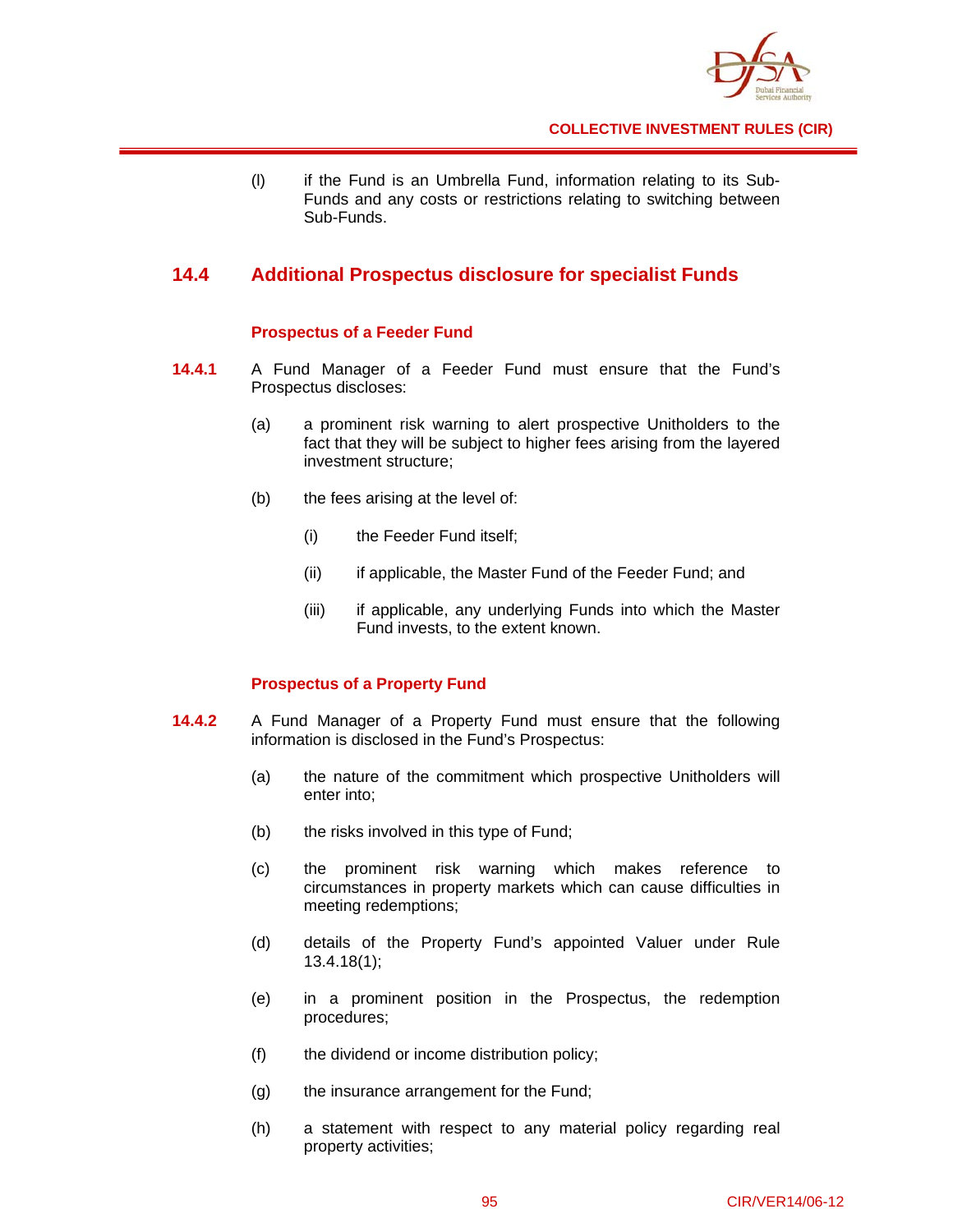(l) if the Fund is an Umbrella Fund, information relating to its Sub-Funds and any costs or restrictions relating to switching between Sub-Funds.

## 14.4 Additional Prospectus disclosure for specialist Funds

### Prospectus of a Feeder Fund

**14.4.1** A Fund Manager of a Feeder Fund must ensure that the Fund's Prospectus discloses:

(a) a prominent risk warning to alert prospective Unitholders to the fact that they will be subject to higher fees arising from the layered investment structure;

(b) the fees arising at the level of:

(i) the Feeder Fund itself;

(ii) if applicable, the Master Fund of the Feeder Fund; and

(iii) if applicable, any underlying Funds into which the Master Fund invests, to the extent known.

### Prospectus of a Property Fund

**14.4.2** A Fund Manager of a Property Fund must ensure that the following information is disclosed in the Fund's Prospectus:

(a) the nature of the commitment which prospective Unitholders will enter into;

(b) the risks involved in this type of Fund;

(c) the prominent risk warning which makes reference to circumstances in property markets which can cause difficulties in meeting redemptions;

(d) details of the Property Fund's appointed Valuer under Rule 13.4.18(1);

(e) in a prominent position in the Prospectus, the redemption procedures;

(f) the dividend or income distribution policy;

(g) the insurance arrangement for the Fund;

(h) a statement with respect to any material policy regarding real property activities;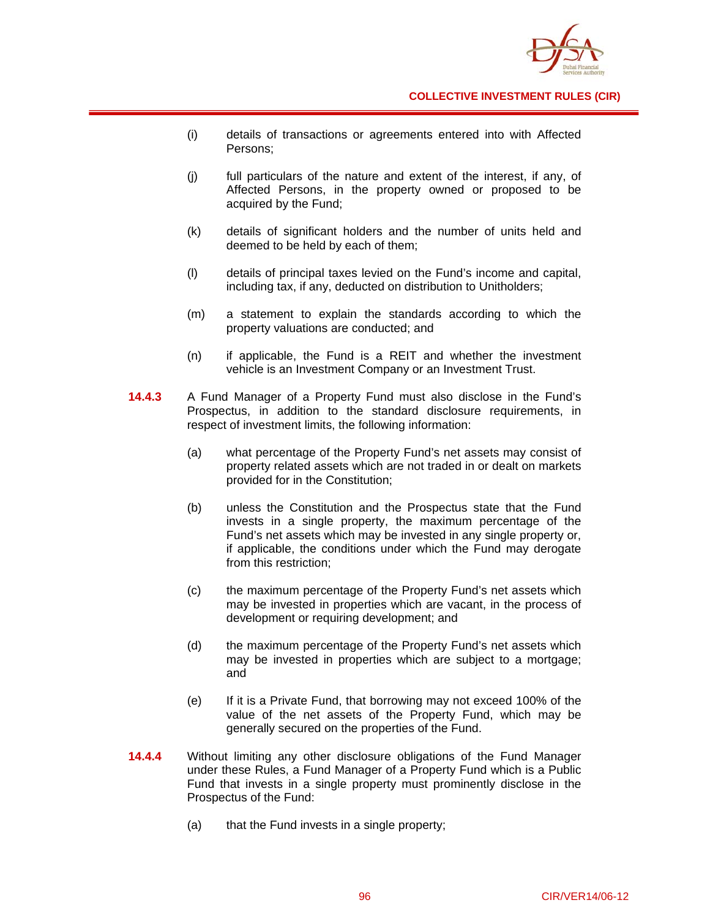(i) details of transactions or agreements entered into with Affected Persons;

(j) full particulars of the nature and extent of the interest, if any, of Affected Persons, in the property owned or proposed to be acquired by the Fund;

(k) details of significant holders and the number of units held and deemed to be held by each of them;

(l) details of principal taxes levied on the Fund's income and capital, including tax, if any, deducted on distribution to Unitholders;

(m) a statement to explain the standards according to which the property valuations are conducted; and

(n) if applicable, the Fund is a REIT and whether the investment vehicle is an Investment Company or an Investment Trust.

**14.4.3** A Fund Manager of a Property Fund must also disclose in the Fund's Prospectus, in addition to the standard disclosure requirements, in respect of investment limits, the following information:

(a) what percentage of the Property Fund's net assets may consist of property related assets which are not traded in or dealt on markets provided for in the Constitution;

(b) unless the Constitution and the Prospectus state that the Fund invests in a single property, the maximum percentage of the Fund's net assets which may be invested in any single property or, if applicable, the conditions under which the Fund may derogate from this restriction;

(c) the maximum percentage of the Property Fund's net assets which may be invested in properties which are vacant, in the process of development or requiring development; and

(d) the maximum percentage of the Property Fund's net assets which may be invested in properties which are subject to a mortgage; and

(e) If it is a Private Fund, that borrowing may not exceed 100% of the value of the net assets of the Property Fund, which may be generally secured on the properties of the Fund.

**14.4.4** Without limiting any other disclosure obligations of the Fund Manager under these Rules, a Fund Manager of a Property Fund which is a Public Fund that invests in a single property must prominently disclose in the Prospectus of the Fund:

(a) that the Fund invests in a single property;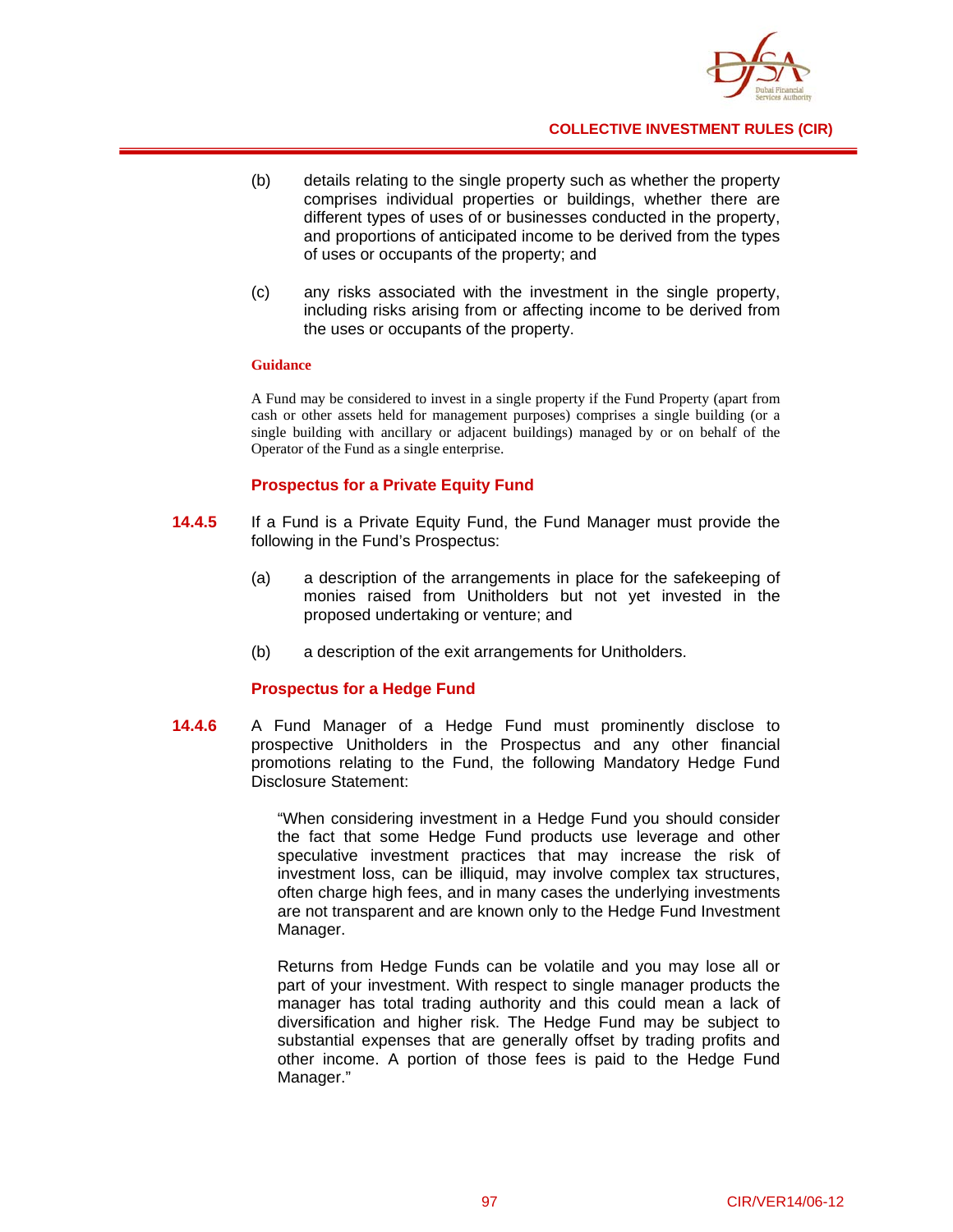(b) details relating to the single property such as whether the property comprises individual properties or buildings, whether there are different types of uses of or businesses conducted in the property, and proportions of anticipated income to be derived from the types of uses or occupants of the property; and

(c) any risks associated with the investment in the single property, including risks arising from or affecting income to be derived from the uses or occupants of the property.

**Guidance**

A Fund may be considered to invest in a single property if the Fund Property (apart from cash or other assets held for management purposes) comprises a single building (or a single building with ancillary or adjacent buildings) managed by or on behalf of the Operator of the Fund as a single enterprise.

### Prospectus for a Private Equity Fund

**14.4.5** If a Fund is a Private Equity Fund, the Fund Manager must provide the following in the Fund's Prospectus:

(a) a description of the arrangements in place for the safekeeping of monies raised from Unitholders but not yet invested in the proposed undertaking or venture; and

(b) a description of the exit arrangements for Unitholders.

### Prospectus for a Hedge Fund

**14.4.6** A Fund Manager of a Hedge Fund must prominently disclose to prospective Unitholders in the Prospectus and any other financial promotions relating to the Fund, the following Mandatory Hedge Fund Disclosure Statement:

> "When considering investment in a Hedge Fund you should consider the fact that some Hedge Fund products use leverage and other speculative investment practices that may increase the risk of investment loss, can be illiquid, may involve complex tax structures, often charge high fees, and in many cases the underlying investments are not transparent and are known only to the Hedge Fund Investment Manager.
>
> Returns from Hedge Funds can be volatile and you may lose all or part of your investment. With respect to single manager products the manager has total trading authority and this could mean a lack of diversification and higher risk. The Hedge Fund may be subject to substantial expenses that are generally offset by trading profits and other income. A portion of those fees is paid to the Hedge Fund Manager."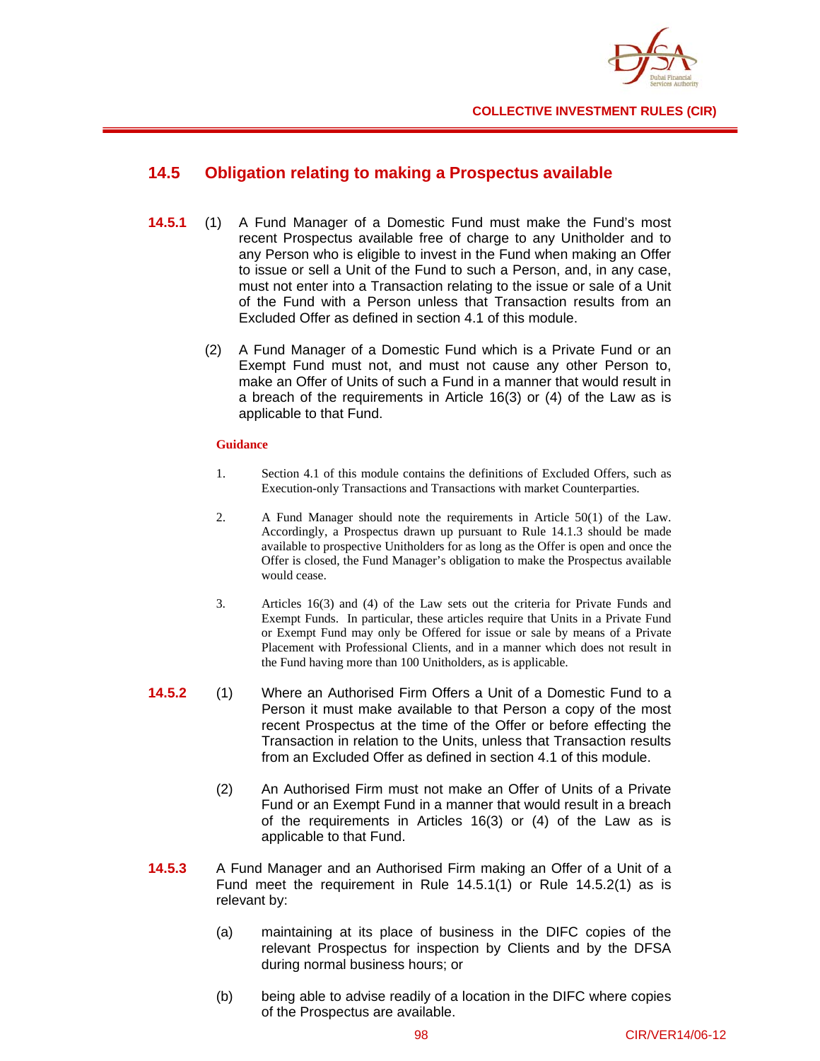## 14.5 Obligation relating to making a Prospectus available

**14.5.1** (1) A Fund Manager of a Domestic Fund must make the Fund's most recent Prospectus available free of charge to any Unitholder and to any Person who is eligible to invest in the Fund when making an Offer to issue or sell a Unit of the Fund to such a Person, and, in any case, must not enter into a Transaction relating to the issue or sale of a Unit of the Fund with a Person unless that Transaction results from an Excluded Offer as defined in section 4.1 of this module.

(2) A Fund Manager of a Domestic Fund which is a Private Fund or an Exempt Fund must not, and must not cause any other Person to, make an Offer of Units of such a Fund in a manner that would result in a breach of the requirements in Article 16(3) or (4) of the Law as is applicable to that Fund.

**Guidance**

1. Section 4.1 of this module contains the definitions of Excluded Offers, such as Execution-only Transactions and Transactions with market Counterparties.

2. A Fund Manager should note the requirements in Article 50(1) of the Law. Accordingly, a Prospectus drawn up pursuant to Rule 14.1.3 should be made available to prospective Unitholders for as long as the Offer is open and once the Offer is closed, the Fund Manager's obligation to make the Prospectus available would cease.

3. Articles 16(3) and (4) of the Law sets out the criteria for Private Funds and Exempt Funds. In particular, these articles require that Units in a Private Fund or Exempt Fund may only be Offered for issue or sale by means of a Private Placement with Professional Clients, and in a manner which does not result in the Fund having more than 100 Unitholders, as is applicable.

**14.5.2** (1) Where an Authorised Firm Offers a Unit of a Domestic Fund to a Person it must make available to that Person a copy of the most recent Prospectus at the time of the Offer or before effecting the Transaction in relation to the Units, unless that Transaction results from an Excluded Offer as defined in section 4.1 of this module.

(2) An Authorised Firm must not make an Offer of Units of a Private Fund or an Exempt Fund in a manner that would result in a breach of the requirements in Articles 16(3) or (4) of the Law as is applicable to that Fund.

**14.5.3** A Fund Manager and an Authorised Firm making an Offer of a Unit of a Fund meet the requirement in Rule 14.5.1(1) or Rule 14.5.2(1) as is relevant by:

(a) maintaining at its place of business in the DIFC copies of the relevant Prospectus for inspection by Clients and by the DFSA during normal business hours; or

(b) being able to advise readily of a location in the DIFC where copies of the Prospectus are available.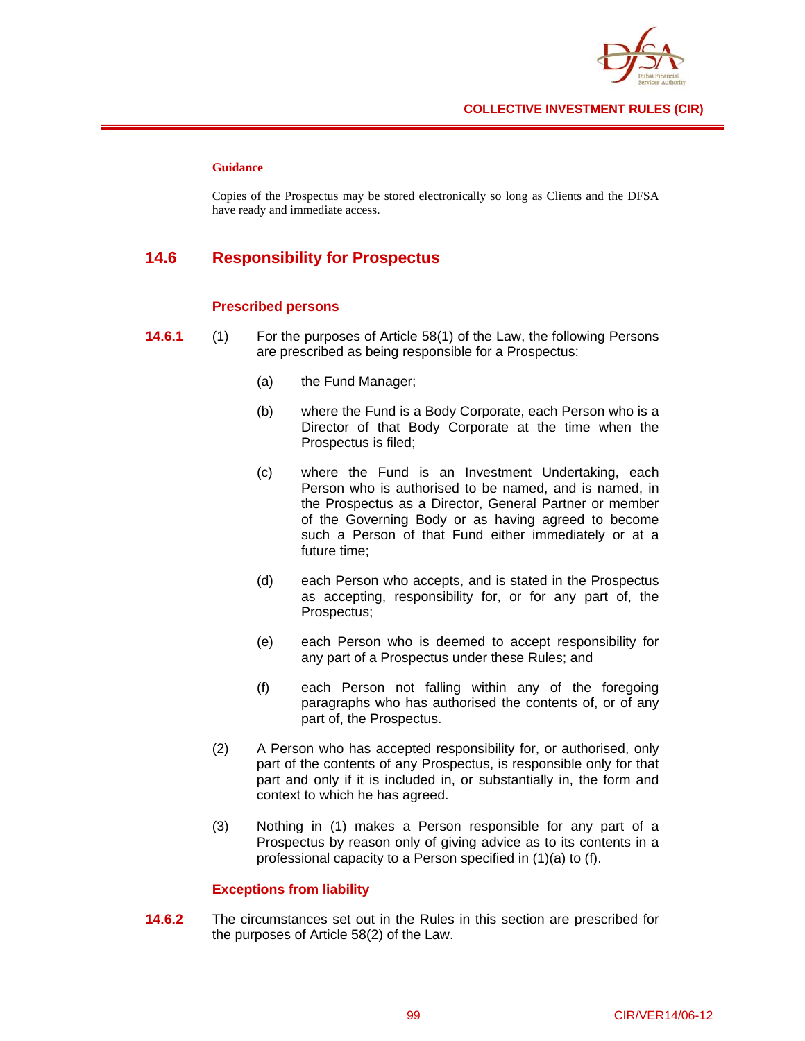#### Guidance

Copies of the Prospectus may be stored electronically so long as Clients and the DFSA have ready and immediate access.

## 14.6 Responsibility for Prospectus

### Prescribed persons

**14.6.1** (1) For the purposes of Article 58(1) of the Law, the following Persons are prescribed as being responsible for a Prospectus:

(a) the Fund Manager;

(b) where the Fund is a Body Corporate, each Person who is a Director of that Body Corporate at the time when the Prospectus is filed;

(c) where the Fund is an Investment Undertaking, each Person who is authorised to be named, and is named, in the Prospectus as a Director, General Partner or member of the Governing Body or as having agreed to become such a Person of that Fund either immediately or at a future time;

(d) each Person who accepts, and is stated in the Prospectus as accepting, responsibility for, or for any part of, the Prospectus;

(e) each Person who is deemed to accept responsibility for any part of a Prospectus under these Rules; and

(f) each Person not falling within any of the foregoing paragraphs who has authorised the contents of, or of any part of, the Prospectus.

(2) A Person who has accepted responsibility for, or authorised, only part of the contents of any Prospectus, is responsible only for that part and only if it is included in, or substantially in, the form and context to which he has agreed.

(3) Nothing in (1) makes a Person responsible for any part of a Prospectus by reason only of giving advice as to its contents in a professional capacity to a Person specified in (1)(a) to (f).

### Exceptions from liability

**14.6.2** The circumstances set out in the Rules in this section are prescribed for the purposes of Article 58(2) of the Law.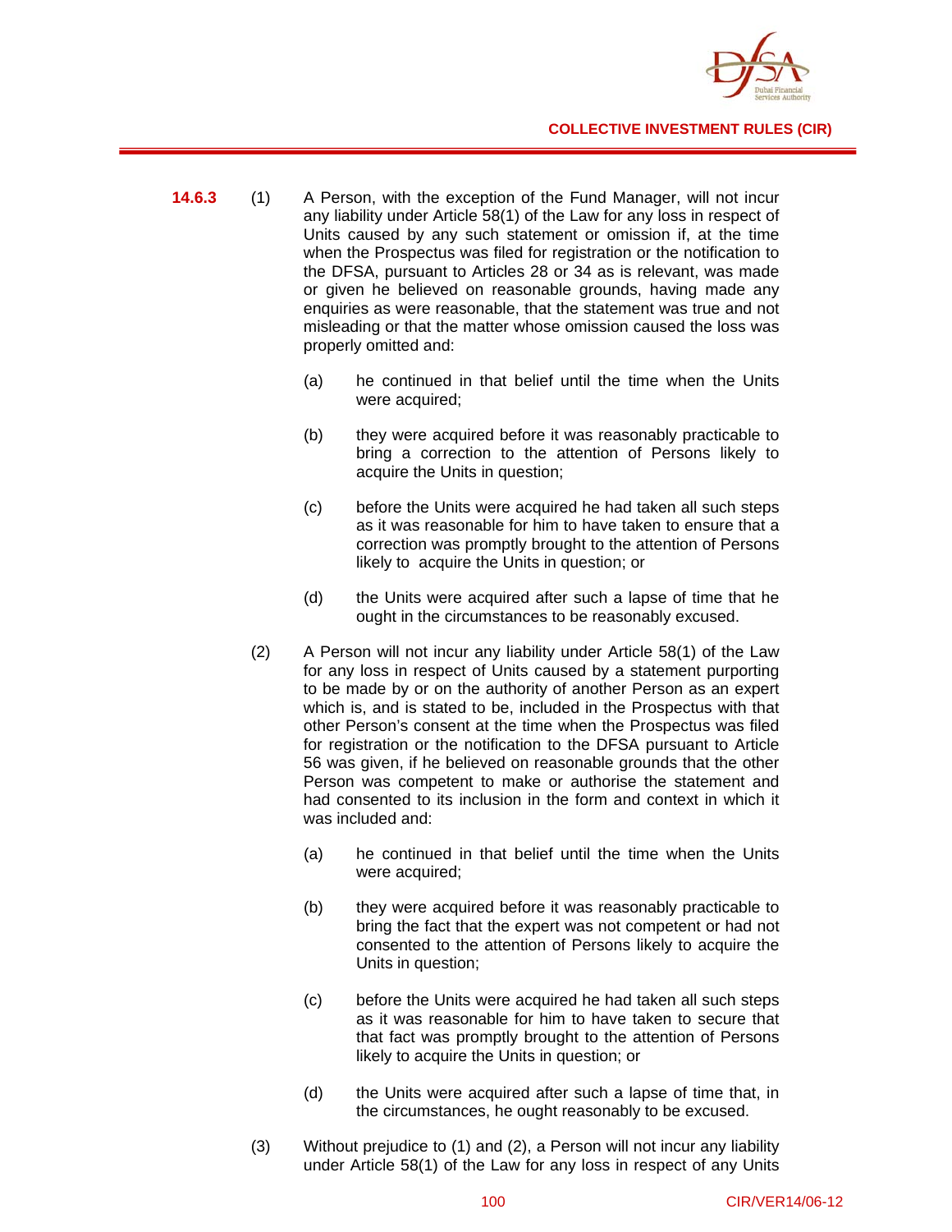**14.6.3** (1) A Person, with the exception of the Fund Manager, will not incur any liability under Article 58(1) of the Law for any loss in respect of Units caused by any such statement or omission if, at the time when the Prospectus was filed for registration or the notification to the DFSA, pursuant to Articles 28 or 34 as is relevant, was made or given he believed on reasonable grounds, having made any enquiries as were reasonable, that the statement was true and not misleading or that the matter whose omission caused the loss was properly omitted and:

(a) he continued in that belief until the time when the Units were acquired;

(b) they were acquired before it was reasonably practicable to bring a correction to the attention of Persons likely to acquire the Units in question;

(c) before the Units were acquired he had taken all such steps as it was reasonable for him to have taken to ensure that a correction was promptly brought to the attention of Persons likely to acquire the Units in question; or

(d) the Units were acquired after such a lapse of time that he ought in the circumstances to be reasonably excused.

(2) A Person will not incur any liability under Article 58(1) of the Law for any loss in respect of Units caused by a statement purporting to be made by or on the authority of another Person as an expert which is, and is stated to be, included in the Prospectus with that other Person's consent at the time when the Prospectus was filed for registration or the notification to the DFSA pursuant to Article 56 was given, if he believed on reasonable grounds that the other Person was competent to make or authorise the statement and had consented to its inclusion in the form and context in which it was included and:

(a) he continued in that belief until the time when the Units were acquired;

(b) they were acquired before it was reasonably practicable to bring the fact that the expert was not competent or had not consented to the attention of Persons likely to acquire the Units in question;

(c) before the Units were acquired he had taken all such steps as it was reasonable for him to have taken to secure that that fact was promptly brought to the attention of Persons likely to acquire the Units in question; or

(d) the Units were acquired after such a lapse of time that, in the circumstances, he ought reasonably to be excused.

(3) Without prejudice to (1) and (2), a Person will not incur any liability under Article 58(1) of the Law for any loss in respect of any Units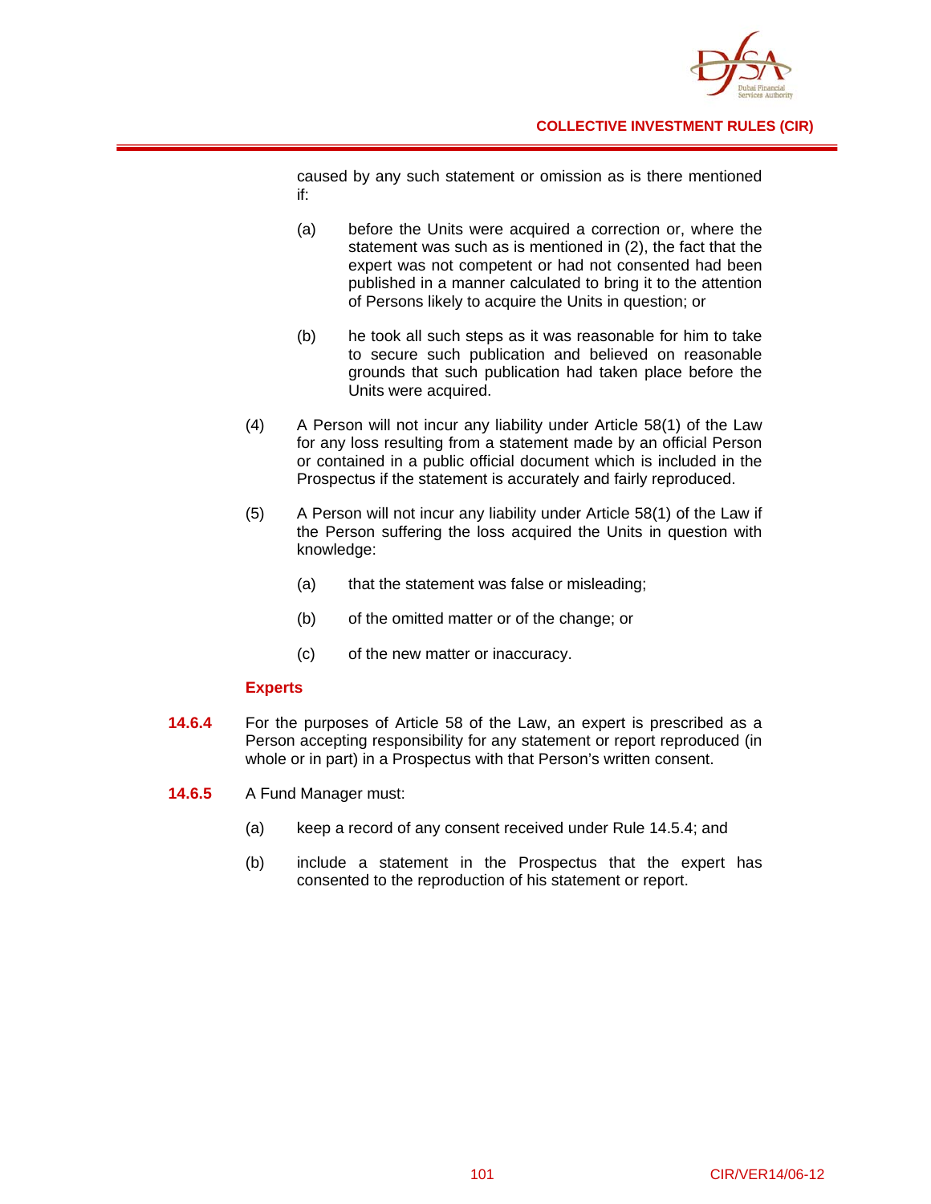caused by any such statement or omission as is there mentioned if:

(a) before the Units were acquired a correction or, where the statement was such as is mentioned in (2), the fact that the expert was not competent or had not consented had been published in a manner calculated to bring it to the attention of Persons likely to acquire the Units in question; or

(b) he took all such steps as it was reasonable for him to take to secure such publication and believed on reasonable grounds that such publication had taken place before the Units were acquired.

(4) A Person will not incur any liability under Article 58(1) of the Law for any loss resulting from a statement made by an official Person or contained in a public official document which is included in the Prospectus if the statement is accurately and fairly reproduced.

(5) A Person will not incur any liability under Article 58(1) of the Law if the Person suffering the loss acquired the Units in question with knowledge:

(a) that the statement was false or misleading;

(b) of the omitted matter or of the change; or

(c) of the new matter or inaccuracy.

**Experts**

**14.6.4** For the purposes of Article 58 of the Law, an expert is prescribed as a Person accepting responsibility for any statement or report reproduced (in whole or in part) in a Prospectus with that Person's written consent.

**14.6.5** A Fund Manager must:

(a) keep a record of any consent received under Rule 14.5.4; and

(b) include a statement in the Prospectus that the expert has consented to the reproduction of his statement or report.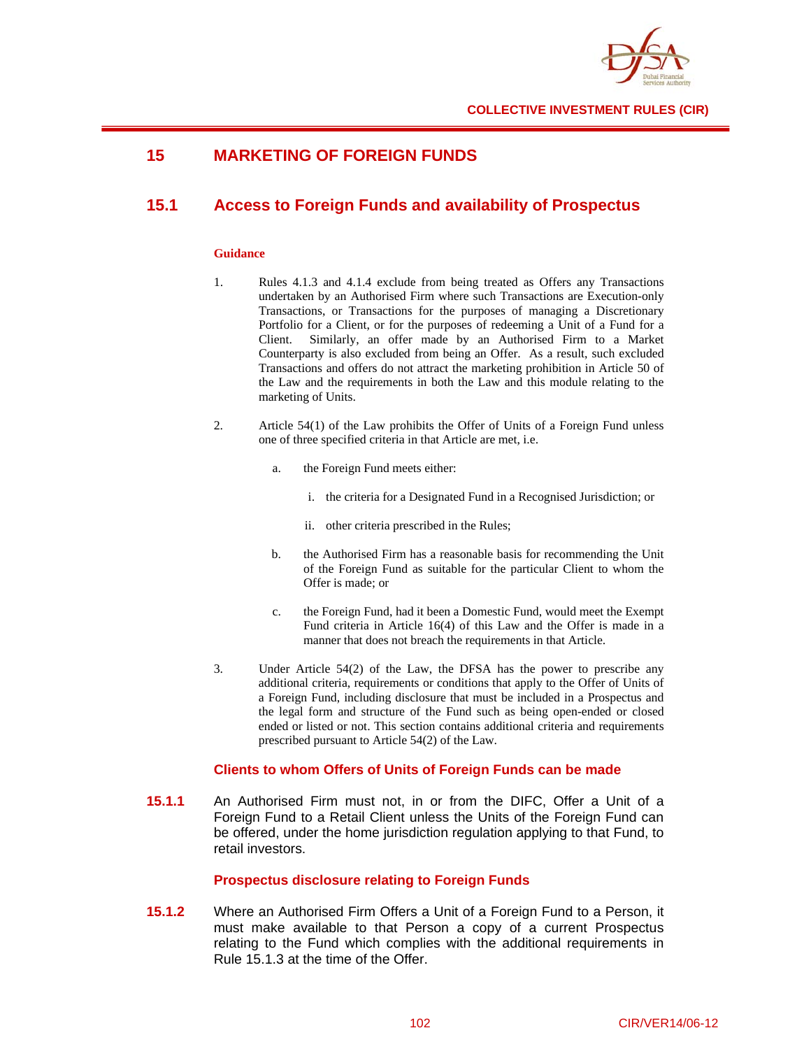## 15 MARKETING OF FOREIGN FUNDS

### 15.1 Access to Foreign Funds and availability of Prospectus

**Guidance**

1. Rules 4.1.3 and 4.1.4 exclude from being treated as Offers any Transactions undertaken by an Authorised Firm where such Transactions are Execution-only Transactions, or Transactions for the purposes of managing a Discretionary Portfolio for a Client, or for the purposes of redeeming a Unit of a Fund for a Client. Similarly, an offer made by an Authorised Firm to a Market Counterparty is also excluded from being an Offer. As a result, such excluded Transactions and offers do not attract the marketing prohibition in Article 50 of the Law and the requirements in both the Law and this module relating to the marketing of Units.

2. Article 54(1) of the Law prohibits the Offer of Units of a Foreign Fund unless one of three specified criteria in that Article are met, i.e.

   a. the Foreign Fund meets either:

      i. the criteria for a Designated Fund in a Recognised Jurisdiction; or

      ii. other criteria prescribed in the Rules;

   b. the Authorised Firm has a reasonable basis for recommending the Unit of the Foreign Fund as suitable for the particular Client to whom the Offer is made; or

   c. the Foreign Fund, had it been a Domestic Fund, would meet the Exempt Fund criteria in Article 16(4) of this Law and the Offer is made in a manner that does not breach the requirements in that Article.

3. Under Article 54(2) of the Law, the DFSA has the power to prescribe any additional criteria, requirements or conditions that apply to the Offer of Units of a Foreign Fund, including disclosure that must be included in a Prospectus and the legal form and structure of the Fund such as being open-ended or closed ended or listed or not. This section contains additional criteria and requirements prescribed pursuant to Article 54(2) of the Law.

#### Clients to whom Offers of Units of Foreign Funds can be made

**15.1.1** An Authorised Firm must not, in or from the DIFC, Offer a Unit of a Foreign Fund to a Retail Client unless the Units of the Foreign Fund can be offered, under the home jurisdiction regulation applying to that Fund, to retail investors.

#### Prospectus disclosure relating to Foreign Funds

**15.1.2** Where an Authorised Firm Offers a Unit of a Foreign Fund to a Person, it must make available to that Person a copy of a current Prospectus relating to the Fund which complies with the additional requirements in Rule 15.1.3 at the time of the Offer.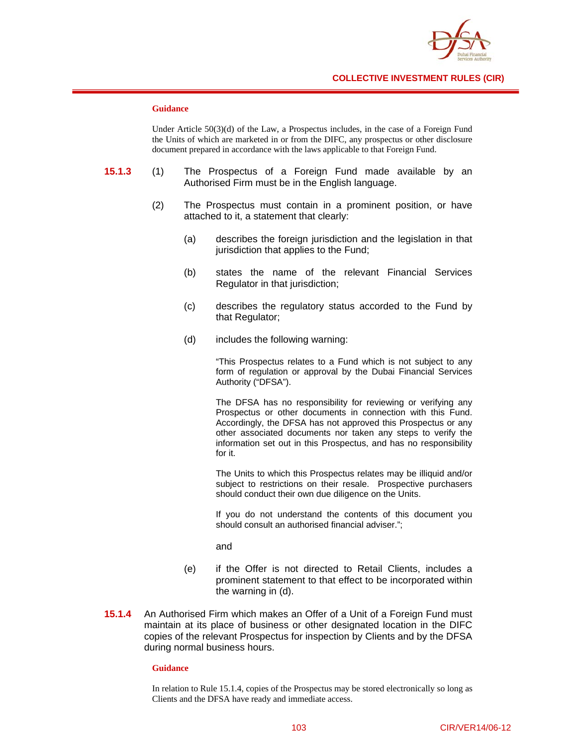**Guidance**

Under Article 50(3)(d) of the Law, a Prospectus includes, in the case of a Foreign Fund the Units of which are marketed in or from the DIFC, any prospectus or other disclosure document prepared in accordance with the laws applicable to that Foreign Fund.

**15.1.3** (1) The Prospectus of a Foreign Fund made available by an Authorised Firm must be in the English language.

(2) The Prospectus must contain in a prominent position, or have attached to it, a statement that clearly:

(a) describes the foreign jurisdiction and the legislation in that jurisdiction that applies to the Fund;

(b) states the name of the relevant Financial Services Regulator in that jurisdiction;

(c) describes the regulatory status accorded to the Fund by that Regulator;

(d) includes the following warning:

"This Prospectus relates to a Fund which is not subject to any form of regulation or approval by the Dubai Financial Services Authority ("DFSA").

The DFSA has no responsibility for reviewing or verifying any Prospectus or other documents in connection with this Fund. Accordingly, the DFSA has not approved this Prospectus or any other associated documents nor taken any steps to verify the information set out in this Prospectus, and has no responsibility for it.

The Units to which this Prospectus relates may be illiquid and/or subject to restrictions on their resale. Prospective purchasers should conduct their own due diligence on the Units.

If you do not understand the contents of this document you should consult an authorised financial adviser.";

and

(e) if the Offer is not directed to Retail Clients, includes a prominent statement to that effect to be incorporated within the warning in (d).

**15.1.4** An Authorised Firm which makes an Offer of a Unit of a Foreign Fund must maintain at its place of business or other designated location in the DIFC copies of the relevant Prospectus for inspection by Clients and by the DFSA during normal business hours.

**Guidance**

In relation to Rule 15.1.4, copies of the Prospectus may be stored electronically so long as Clients and the DFSA have ready and immediate access.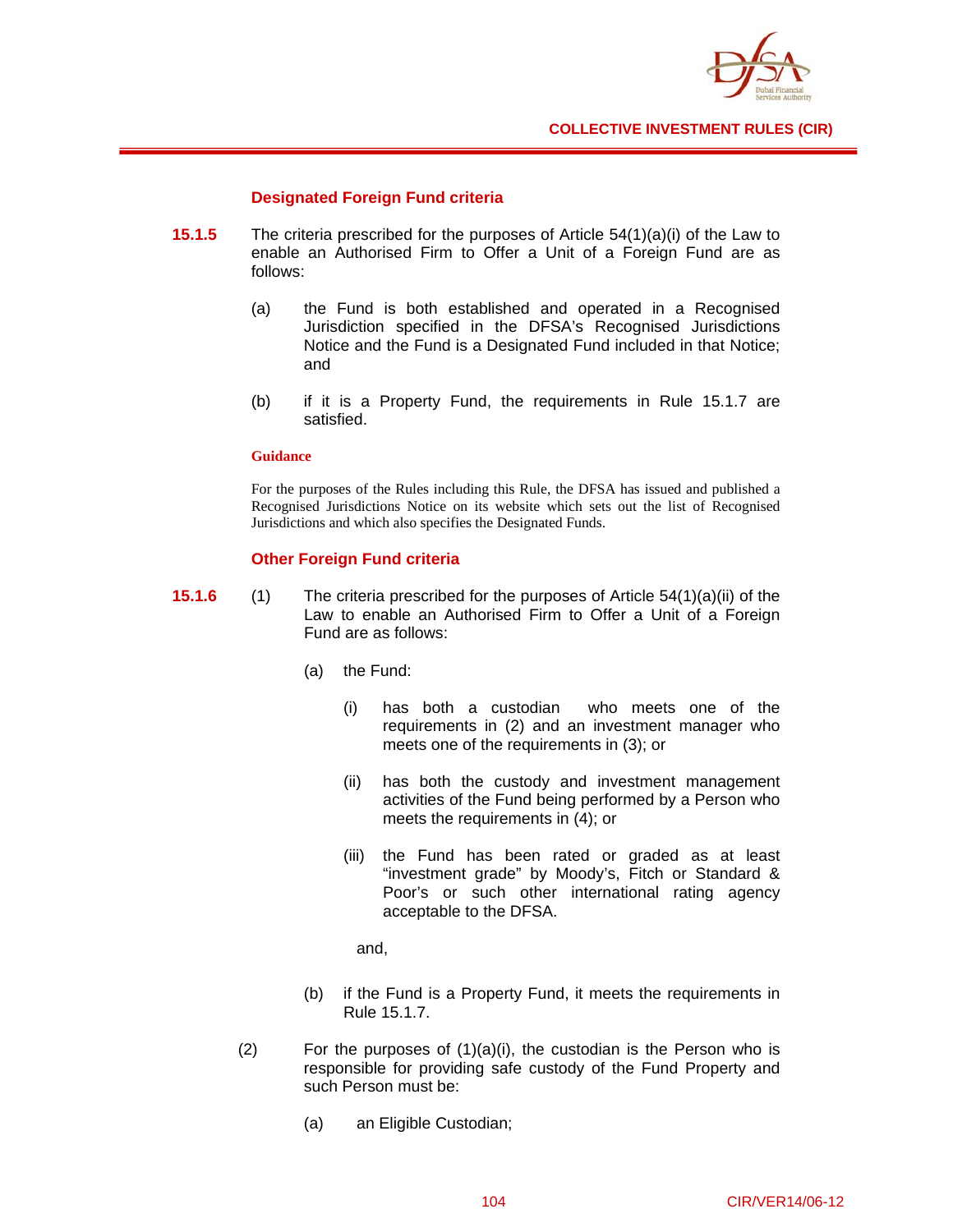### Designated Foreign Fund criteria

**15.1.5** The criteria prescribed for the purposes of Article 54(1)(a)(i) of the Law to enable an Authorised Firm to Offer a Unit of a Foreign Fund are as follows:

(a) the Fund is both established and operated in a Recognised Jurisdiction specified in the DFSA's Recognised Jurisdictions Notice and the Fund is a Designated Fund included in that Notice; and

(b) if it is a Property Fund, the requirements in Rule 15.1.7 are satisfied.

**Guidance**

For the purposes of the Rules including this Rule, the DFSA has issued and published a Recognised Jurisdictions Notice on its website which sets out the list of Recognised Jurisdictions and which also specifies the Designated Funds.

### Other Foreign Fund criteria

**15.1.6** (1) The criteria prescribed for the purposes of Article 54(1)(a)(ii) of the Law to enable an Authorised Firm to Offer a Unit of a Foreign Fund are as follows:

(a) the Fund:

(i) has both a custodian who meets one of the requirements in (2) and an investment manager who meets one of the requirements in (3); or

(ii) has both the custody and investment management activities of the Fund being performed by a Person who meets the requirements in (4); or

(iii) the Fund has been rated or graded as at least "investment grade" by Moody's, Fitch or Standard & Poor's or such other international rating agency acceptable to the DFSA.

and,

(b) if the Fund is a Property Fund, it meets the requirements in Rule 15.1.7.

(2) For the purposes of (1)(a)(i), the custodian is the Person who is responsible for providing safe custody of the Fund Property and such Person must be:

(a) an Eligible Custodian;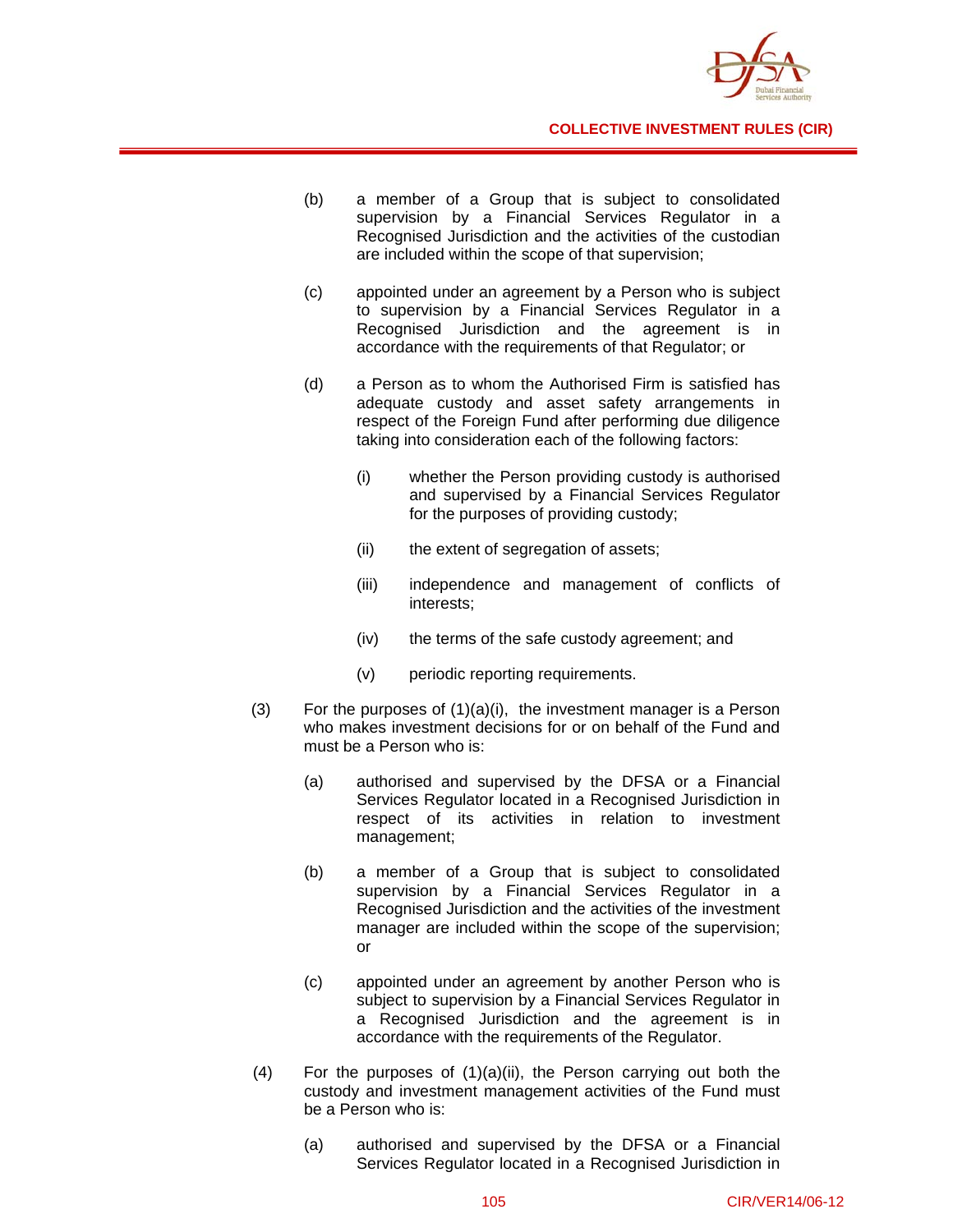(b) a member of a Group that is subject to consolidated supervision by a Financial Services Regulator in a Recognised Jurisdiction and the activities of the custodian are included within the scope of that supervision;

(c) appointed under an agreement by a Person who is subject to supervision by a Financial Services Regulator in a Recognised Jurisdiction and the agreement is in accordance with the requirements of that Regulator; or

(d) a Person as to whom the Authorised Firm is satisfied has adequate custody and asset safety arrangements in respect of the Foreign Fund after performing due diligence taking into consideration each of the following factors:

   (i) whether the Person providing custody is authorised and supervised by a Financial Services Regulator for the purposes of providing custody;

   (ii) the extent of segregation of assets;

   (iii) independence and management of conflicts of interests;

   (iv) the terms of the safe custody agreement; and

   (v) periodic reporting requirements.

(3) For the purposes of (1)(a)(i), the investment manager is a Person who makes investment decisions for or on behalf of the Fund and must be a Person who is:

(a) authorised and supervised by the DFSA or a Financial Services Regulator located in a Recognised Jurisdiction in respect of its activities in relation to investment management;

(b) a member of a Group that is subject to consolidated supervision by a Financial Services Regulator in a Recognised Jurisdiction and the activities of the investment manager are included within the scope of the supervision; or

(c) appointed under an agreement by another Person who is subject to supervision by a Financial Services Regulator in a Recognised Jurisdiction and the agreement is in accordance with the requirements of the Regulator.

(4) For the purposes of (1)(a)(ii), the Person carrying out both the custody and investment management activities of the Fund must be a Person who is:

(a) authorised and supervised by the DFSA or a Financial Services Regulator located in a Recognised Jurisdiction in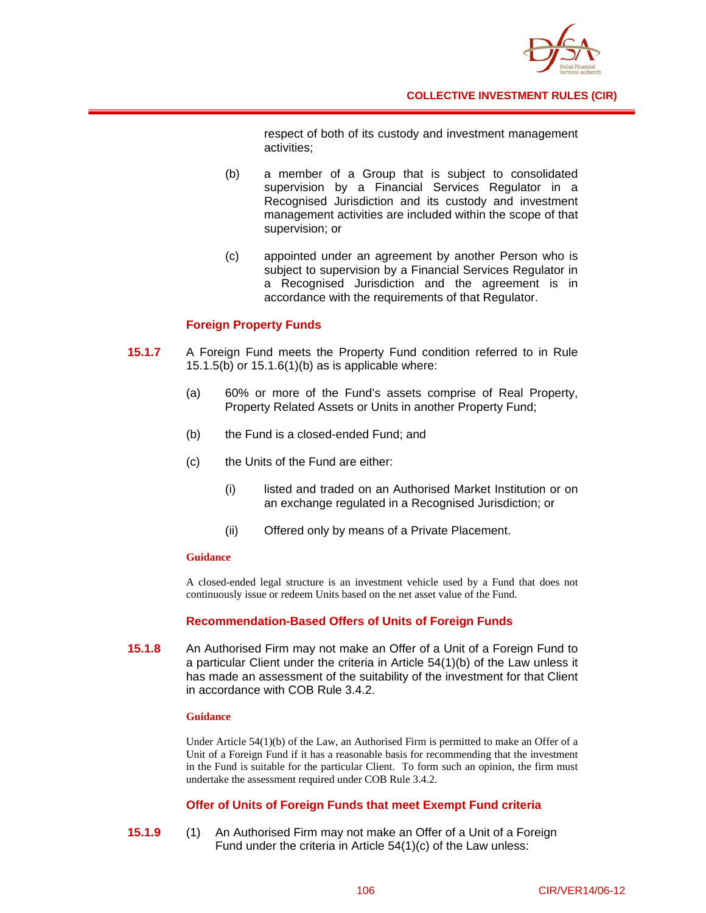respect of both of its custody and investment management activities;

(b) a member of a Group that is subject to consolidated supervision by a Financial Services Regulator in a Recognised Jurisdiction and its custody and investment management activities are included within the scope of that supervision; or

(c) appointed under an agreement by another Person who is subject to supervision by a Financial Services Regulator in a Recognised Jurisdiction and the agreement is in accordance with the requirements of that Regulator.

### Foreign Property Funds

**15.1.7** A Foreign Fund meets the Property Fund condition referred to in Rule 15.1.5(b) or 15.1.6(1)(b) as is applicable where:

(a) 60% or more of the Fund's assets comprise of Real Property, Property Related Assets or Units in another Property Fund;

(b) the Fund is a closed-ended Fund; and

(c) the Units of the Fund are either:

(i) listed and traded on an Authorised Market Institution or on an exchange regulated in a Recognised Jurisdiction; or

(ii) Offered only by means of a Private Placement.

**Guidance**

A closed-ended legal structure is an investment vehicle used by a Fund that does not continuously issue or redeem Units based on the net asset value of the Fund.

### Recommendation-Based Offers of Units of Foreign Funds

**15.1.8** An Authorised Firm may not make an Offer of a Unit of a Foreign Fund to a particular Client under the criteria in Article 54(1)(b) of the Law unless it has made an assessment of the suitability of the investment for that Client in accordance with COB Rule 3.4.2.

**Guidance**

Under Article 54(1)(b) of the Law, an Authorised Firm is permitted to make an Offer of a Unit of a Foreign Fund if it has a reasonable basis for recommending that the investment in the Fund is suitable for the particular Client. To form such an opinion, the firm must undertake the assessment required under COB Rule 3.4.2.

### Offer of Units of Foreign Funds that meet Exempt Fund criteria

**15.1.9** (1) An Authorised Firm may not make an Offer of a Unit of a Foreign Fund under the criteria in Article 54(1)(c) of the Law unless: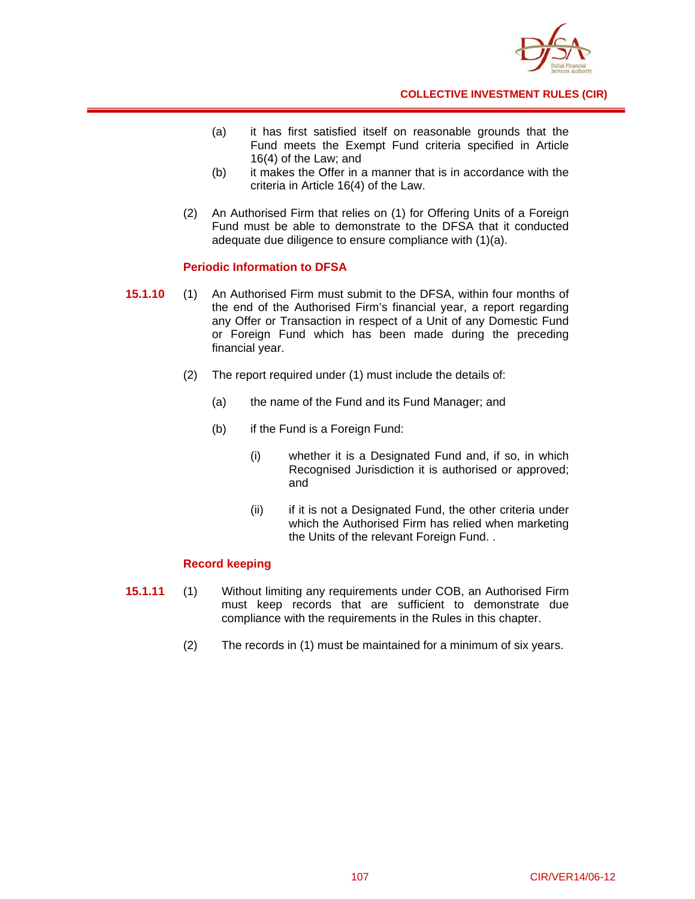(a) it has first satisfied itself on reasonable grounds that the Fund meets the Exempt Fund criteria specified in Article 16(4) of the Law; and

(b) it makes the Offer in a manner that is in accordance with the criteria in Article 16(4) of the Law.

(2) An Authorised Firm that relies on (1) for Offering Units of a Foreign Fund must be able to demonstrate to the DFSA that it conducted adequate due diligence to ensure compliance with (1)(a).

### Periodic Information to DFSA

**15.1.10** (1) An Authorised Firm must submit to the DFSA, within four months of the end of the Authorised Firm's financial year, a report regarding any Offer or Transaction in respect of a Unit of any Domestic Fund or Foreign Fund which has been made during the preceding financial year.

(2) The report required under (1) must include the details of:

(a) the name of the Fund and its Fund Manager; and

(b) if the Fund is a Foreign Fund:

(i) whether it is a Designated Fund and, if so, in which Recognised Jurisdiction it is authorised or approved; and

(ii) if it is not a Designated Fund, the other criteria under which the Authorised Firm has relied when marketing the Units of the relevant Foreign Fund. .

### Record keeping

**15.1.11** (1) Without limiting any requirements under COB, an Authorised Firm must keep records that are sufficient to demonstrate due compliance with the requirements in the Rules in this chapter.

(2) The records in (1) must be maintained for a minimum of six years.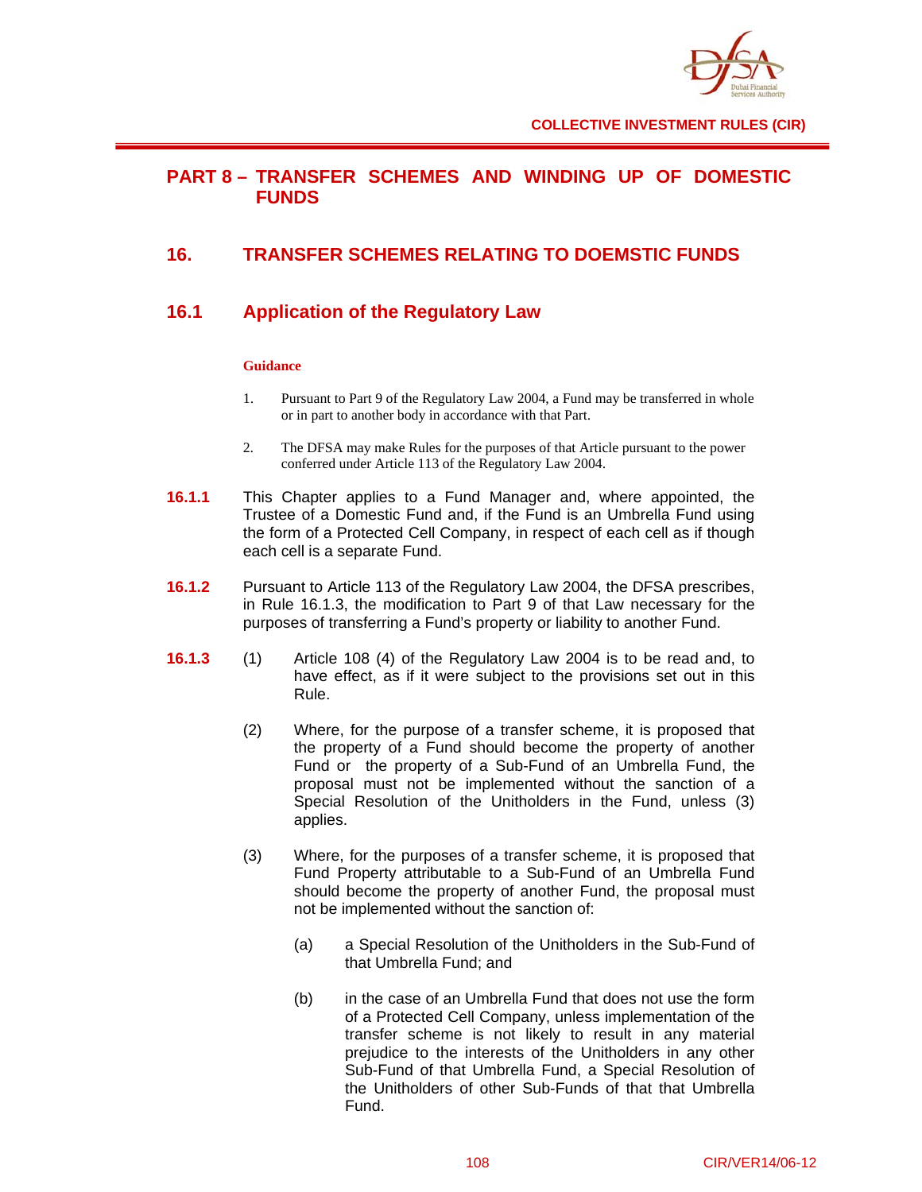# PART 8 – TRANSFER SCHEMES AND WINDING UP OF DOMESTIC FUNDS

## 16. TRANSFER SCHEMES RELATING TO DOEMSTIC FUNDS

### 16.1 Application of the Regulatory Law

**Guidance**

1. Pursuant to Part 9 of the Regulatory Law 2004, a Fund may be transferred in whole or in part to another body in accordance with that Part.

2. The DFSA may make Rules for the purposes of that Article pursuant to the power conferred under Article 113 of the Regulatory Law 2004.

**16.1.1** This Chapter applies to a Fund Manager and, where appointed, the Trustee of a Domestic Fund and, if the Fund is an Umbrella Fund using the form of a Protected Cell Company, in respect of each cell as if though each cell is a separate Fund.

**16.1.2** Pursuant to Article 113 of the Regulatory Law 2004, the DFSA prescribes, in Rule 16.1.3, the modification to Part 9 of that Law necessary for the purposes of transferring a Fund's property or liability to another Fund.

**16.1.3** (1) Article 108 (4) of the Regulatory Law 2004 is to be read and, to have effect, as if it were subject to the provisions set out in this Rule.

(2) Where, for the purpose of a transfer scheme, it is proposed that the property of a Fund should become the property of another Fund or the property of a Sub-Fund of an Umbrella Fund, the proposal must not be implemented without the sanction of a Special Resolution of the Unitholders in the Fund, unless (3) applies.

(3) Where, for the purposes of a transfer scheme, it is proposed that Fund Property attributable to a Sub-Fund of an Umbrella Fund should become the property of another Fund, the proposal must not be implemented without the sanction of:

(a) a Special Resolution of the Unitholders in the Sub-Fund of that Umbrella Fund; and

(b) in the case of an Umbrella Fund that does not use the form of a Protected Cell Company, unless implementation of the transfer scheme is not likely to result in any material prejudice to the interests of the Unitholders in any other Sub-Fund of that Umbrella Fund, a Special Resolution of the Unitholders of other Sub-Funds of that that Umbrella Fund.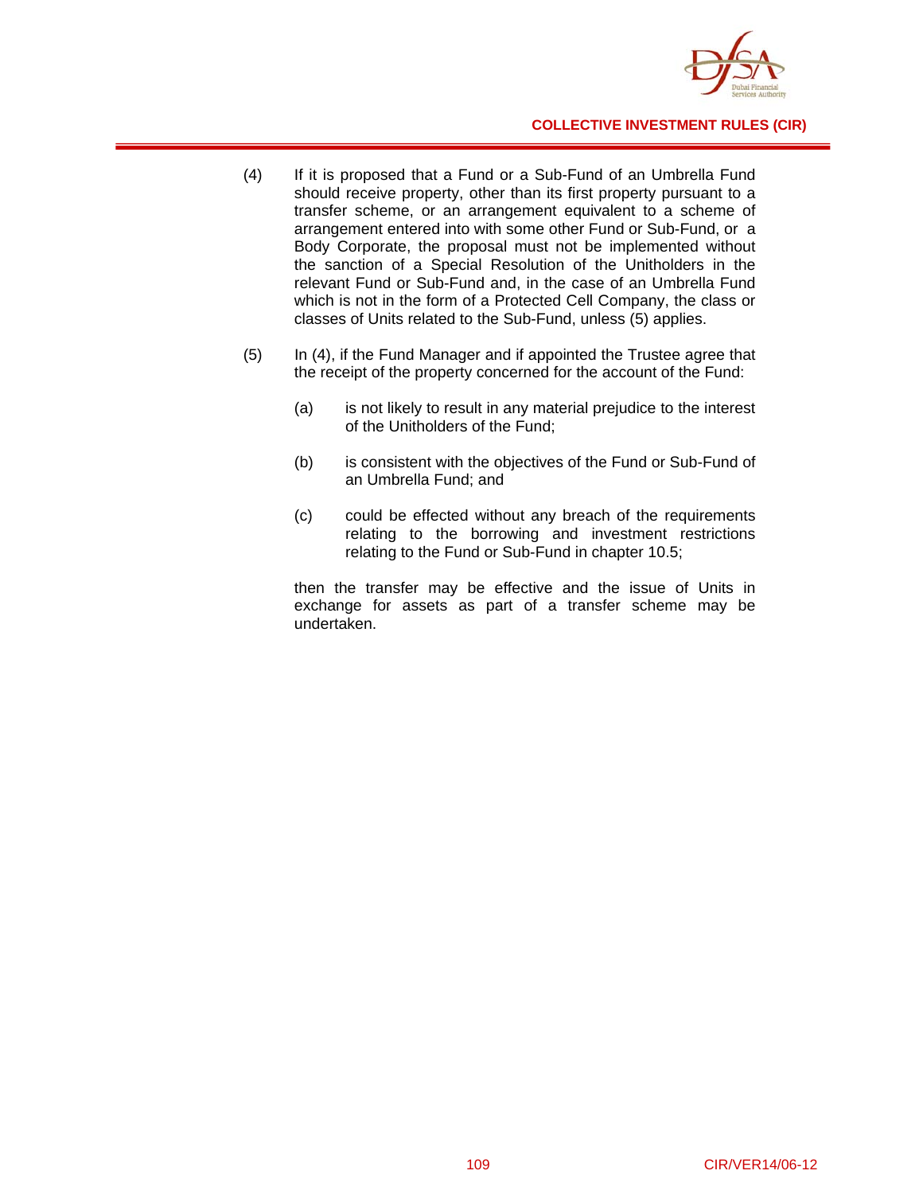(4) If it is proposed that a Fund or a Sub-Fund of an Umbrella Fund should receive property, other than its first property pursuant to a transfer scheme, or an arrangement equivalent to a scheme of arrangement entered into with some other Fund or Sub-Fund, or a Body Corporate, the proposal must not be implemented without the sanction of a Special Resolution of the Unitholders in the relevant Fund or Sub-Fund and, in the case of an Umbrella Fund which is not in the form of a Protected Cell Company, the class or classes of Units related to the Sub-Fund, unless (5) applies.

(5) In (4), if the Fund Manager and if appointed the Trustee agree that the receipt of the property concerned for the account of the Fund:

(a) is not likely to result in any material prejudice to the interest of the Unitholders of the Fund;

(b) is consistent with the objectives of the Fund or Sub-Fund of an Umbrella Fund; and

(c) could be effected without any breach of the requirements relating to the borrowing and investment restrictions relating to the Fund or Sub-Fund in chapter 10.5;

then the transfer may be effective and the issue of Units in exchange for assets as part of a transfer scheme may be undertaken.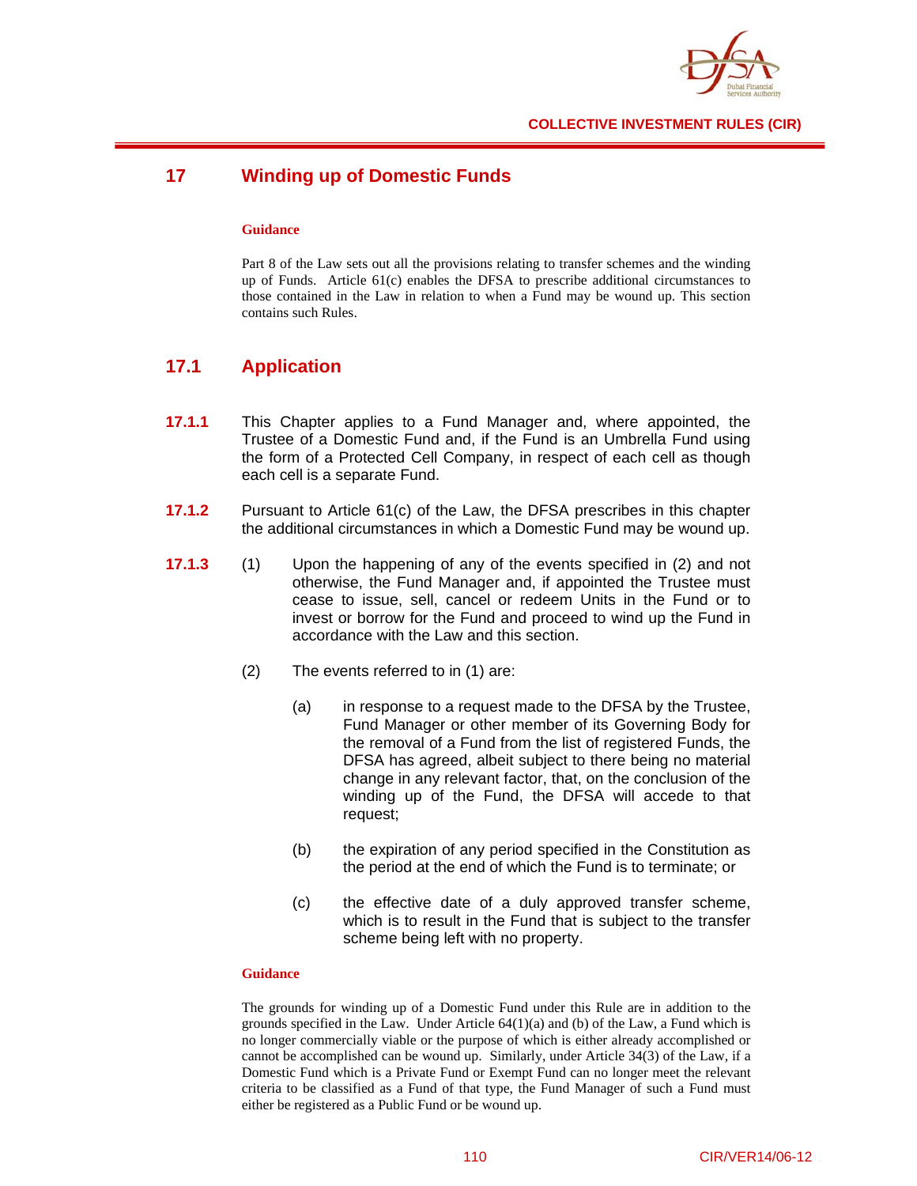# 17 Winding up of Domestic Funds

**Guidance**

Part 8 of the Law sets out all the provisions relating to transfer schemes and the winding up of Funds. Article 61(c) enables the DFSA to prescribe additional circumstances to those contained in the Law in relation to when a Fund may be wound up. This section contains such Rules.

## 17.1 Application

**17.1.1** This Chapter applies to a Fund Manager and, where appointed, the Trustee of a Domestic Fund and, if the Fund is an Umbrella Fund using the form of a Protected Cell Company, in respect of each cell as though each cell is a separate Fund.

**17.1.2** Pursuant to Article 61(c) of the Law, the DFSA prescribes in this chapter the additional circumstances in which a Domestic Fund may be wound up.

**17.1.3** (1) Upon the happening of any of the events specified in (2) and not otherwise, the Fund Manager and, if appointed the Trustee must cease to issue, sell, cancel or redeem Units in the Fund or to invest or borrow for the Fund and proceed to wind up the Fund in accordance with the Law and this section.

(2) The events referred to in (1) are:

(a) in response to a request made to the DFSA by the Trustee, Fund Manager or other member of its Governing Body for the removal of a Fund from the list of registered Funds, the DFSA has agreed, albeit subject to there being no material change in any relevant factor, that, on the conclusion of the winding up of the Fund, the DFSA will accede to that request;

(b) the expiration of any period specified in the Constitution as the period at the end of which the Fund is to terminate; or

(c) the effective date of a duly approved transfer scheme, which is to result in the Fund that is subject to the transfer scheme being left with no property.

**Guidance**

The grounds for winding up of a Domestic Fund under this Rule are in addition to the grounds specified in the Law. Under Article 64(1)(a) and (b) of the Law, a Fund which is no longer commercially viable or the purpose of which is either already accomplished or cannot be accomplished can be wound up. Similarly, under Article 34(3) of the Law, if a Domestic Fund which is a Private Fund or Exempt Fund can no longer meet the relevant criteria to be classified as a Fund of that type, the Fund Manager of such a Fund must either be registered as a Public Fund or be wound up.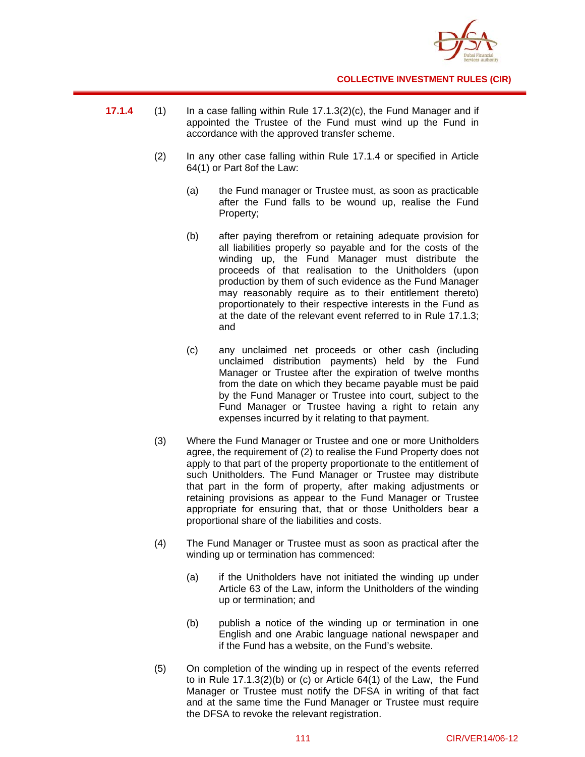**17.1.4** (1) In a case falling within Rule 17.1.3(2)(c), the Fund Manager and if appointed the Trustee of the Fund must wind up the Fund in accordance with the approved transfer scheme.

(2) In any other case falling within Rule 17.1.4 or specified in Article 64(1) or Part 8of the Law:

(a) the Fund manager or Trustee must, as soon as practicable after the Fund falls to be wound up, realise the Fund Property;

(b) after paying therefrom or retaining adequate provision for all liabilities properly so payable and for the costs of the winding up, the Fund Manager must distribute the proceeds of that realisation to the Unitholders (upon production by them of such evidence as the Fund Manager may reasonably require as to their entitlement thereto) proportionately to their respective interests in the Fund as at the date of the relevant event referred to in Rule 17.1.3; and

(c) any unclaimed net proceeds or other cash (including unclaimed distribution payments) held by the Fund Manager or Trustee after the expiration of twelve months from the date on which they became payable must be paid by the Fund Manager or Trustee into court, subject to the Fund Manager or Trustee having a right to retain any expenses incurred by it relating to that payment.

(3) Where the Fund Manager or Trustee and one or more Unitholders agree, the requirement of (2) to realise the Fund Property does not apply to that part of the property proportionate to the entitlement of such Unitholders. The Fund Manager or Trustee may distribute that part in the form of property, after making adjustments or retaining provisions as appear to the Fund Manager or Trustee appropriate for ensuring that, that or those Unitholders bear a proportional share of the liabilities and costs.

(4) The Fund Manager or Trustee must as soon as practical after the winding up or termination has commenced:

(a) if the Unitholders have not initiated the winding up under Article 63 of the Law, inform the Unitholders of the winding up or termination; and

(b) publish a notice of the winding up or termination in one English and one Arabic language national newspaper and if the Fund has a website, on the Fund's website.

(5) On completion of the winding up in respect of the events referred to in Rule 17.1.3(2)(b) or (c) or Article 64(1) of the Law, the Fund Manager or Trustee must notify the DFSA in writing of that fact and at the same time the Fund Manager or Trustee must require the DFSA to revoke the relevant registration.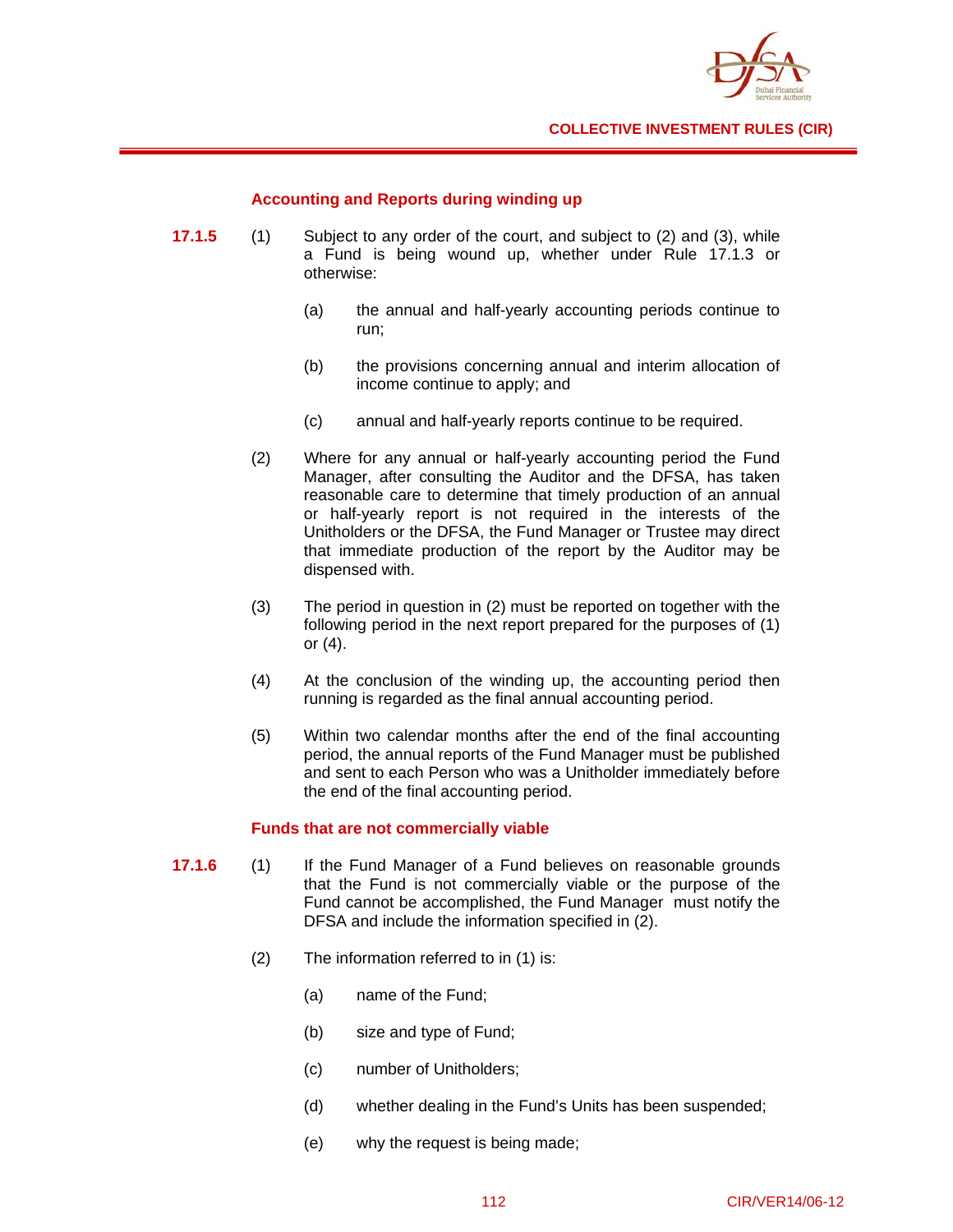### Accounting and Reports during winding up

**17.1.5** (1) Subject to any order of the court, and subject to (2) and (3), while a Fund is being wound up, whether under Rule 17.1.3 or otherwise:

(a) the annual and half-yearly accounting periods continue to run;

(b) the provisions concerning annual and interim allocation of income continue to apply; and

(c) annual and half-yearly reports continue to be required.

(2) Where for any annual or half-yearly accounting period the Fund Manager, after consulting the Auditor and the DFSA, has taken reasonable care to determine that timely production of an annual or half-yearly report is not required in the interests of the Unitholders or the DFSA, the Fund Manager or Trustee may direct that immediate production of the report by the Auditor may be dispensed with.

(3) The period in question in (2) must be reported on together with the following period in the next report prepared for the purposes of (1) or (4).

(4) At the conclusion of the winding up, the accounting period then running is regarded as the final annual accounting period.

(5) Within two calendar months after the end of the final accounting period, the annual reports of the Fund Manager must be published and sent to each Person who was a Unitholder immediately before the end of the final accounting period.

### Funds that are not commercially viable

**17.1.6** (1) If the Fund Manager of a Fund believes on reasonable grounds that the Fund is not commercially viable or the purpose of the Fund cannot be accomplished, the Fund Manager must notify the DFSA and include the information specified in (2).

(2) The information referred to in (1) is:

(a) name of the Fund;

(b) size and type of Fund;

(c) number of Unitholders;

(d) whether dealing in the Fund's Units has been suspended;

(e) why the request is being made;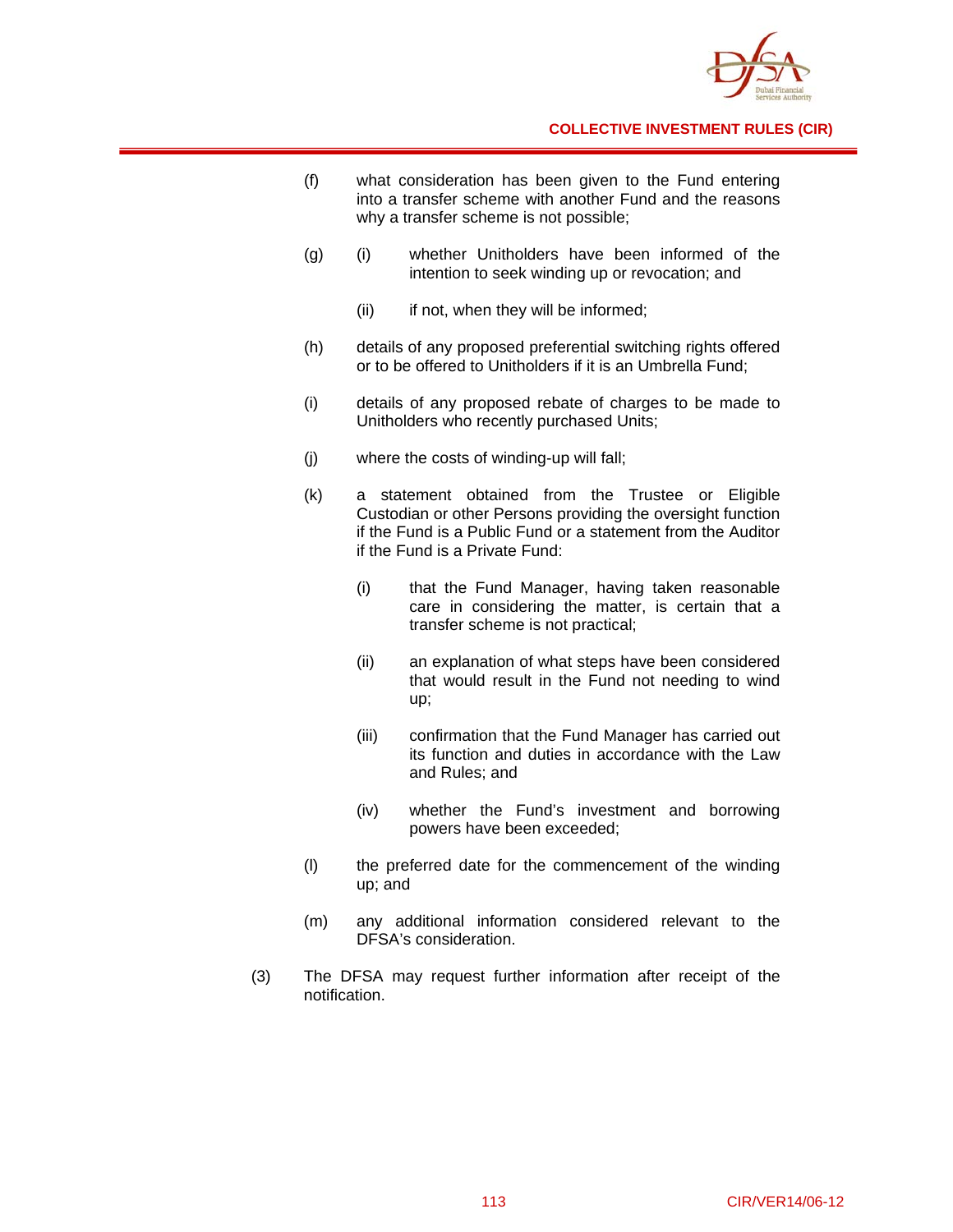(f) what consideration has been given to the Fund entering into a transfer scheme with another Fund and the reasons why a transfer scheme is not possible;

(g) (i) whether Unitholders have been informed of the intention to seek winding up or revocation; and

    (ii) if not, when they will be informed;

(h) details of any proposed preferential switching rights offered or to be offered to Unitholders if it is an Umbrella Fund;

(i) details of any proposed rebate of charges to be made to Unitholders who recently purchased Units;

(j) where the costs of winding-up will fall;

(k) a statement obtained from the Trustee or Eligible Custodian or other Persons providing the oversight function if the Fund is a Public Fund or a statement from the Auditor if the Fund is a Private Fund:

    (i) that the Fund Manager, having taken reasonable care in considering the matter, is certain that a transfer scheme is not practical;

    (ii) an explanation of what steps have been considered that would result in the Fund not needing to wind up;

    (iii) confirmation that the Fund Manager has carried out its function and duties in accordance with the Law and Rules; and

    (iv) whether the Fund's investment and borrowing powers have been exceeded;

(l) the preferred date for the commencement of the winding up; and

(m) any additional information considered relevant to the DFSA's consideration.

(3) The DFSA may request further information after receipt of the notification.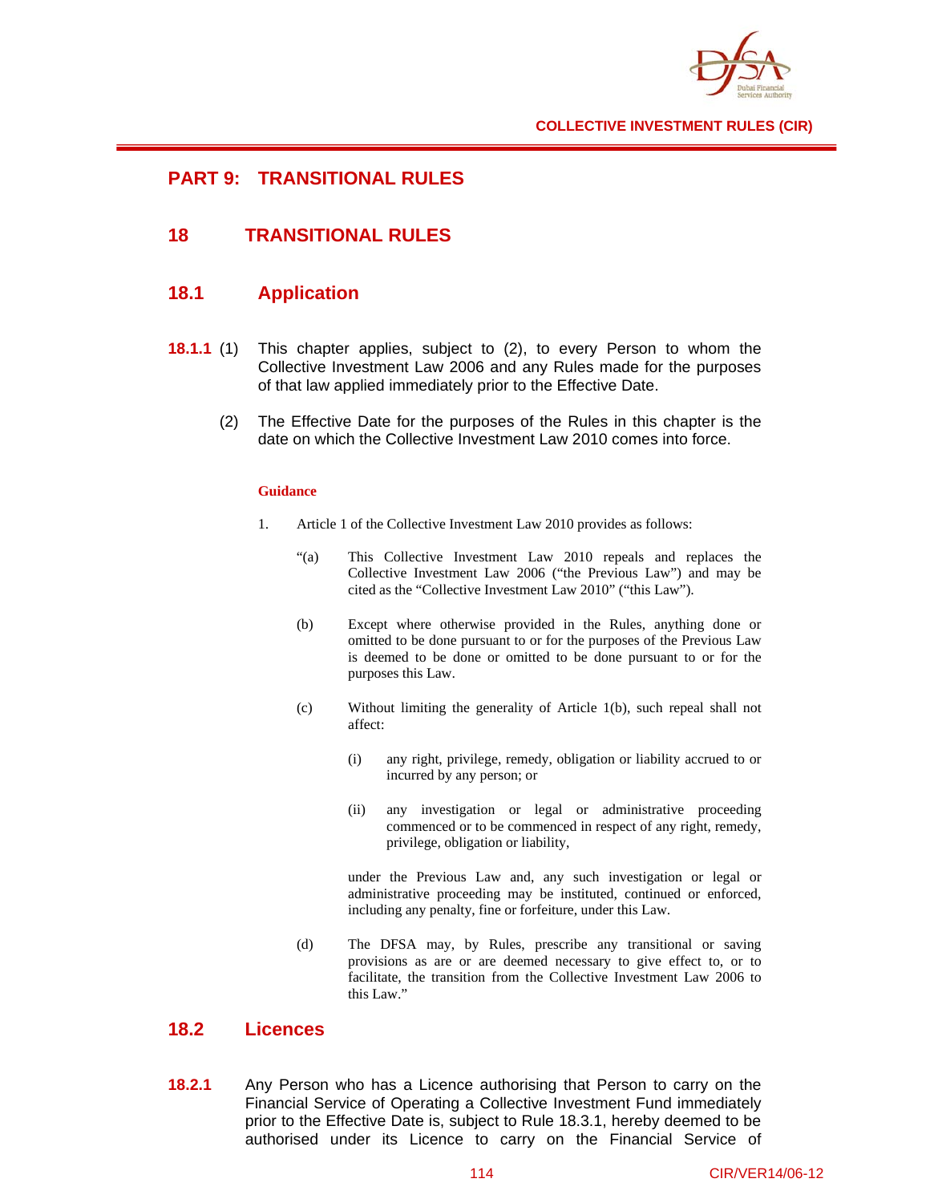# PART 9: TRANSITIONAL RULES

## 18 TRANSITIONAL RULES

### 18.1 Application

**18.1.1** (1) This chapter applies, subject to (2), to every Person to whom the Collective Investment Law 2006 and any Rules made for the purposes of that law applied immediately prior to the Effective Date.

(2) The Effective Date for the purposes of the Rules in this chapter is the date on which the Collective Investment Law 2010 comes into force.

**Guidance**

1. Article 1 of the Collective Investment Law 2010 provides as follows:

   "(a) This Collective Investment Law 2010 repeals and replaces the Collective Investment Law 2006 ("the Previous Law") and may be cited as the "Collective Investment Law 2010" ("this Law").

   (b) Except where otherwise provided in the Rules, anything done or omitted to be done pursuant to or for the purposes of the Previous Law is deemed to be done or omitted to be done pursuant to or for the purposes this Law.

   (c) Without limiting the generality of Article 1(b), such repeal shall not affect:

      (i) any right, privilege, remedy, obligation or liability accrued to or incurred by any person; or

      (ii) any investigation or legal or administrative proceeding commenced or to be commenced in respect of any right, remedy, privilege, obligation or liability,

   under the Previous Law and, any such investigation or legal or administrative proceeding may be instituted, continued or enforced, including any penalty, fine or forfeiture, under this Law.

   (d) The DFSA may, by Rules, prescribe any transitional or saving provisions as are or are deemed necessary to give effect to, or to facilitate, the transition from the Collective Investment Law 2006 to this Law."

### 18.2 Licences

**18.2.1** Any Person who has a Licence authorising that Person to carry on the Financial Service of Operating a Collective Investment Fund immediately prior to the Effective Date is, subject to Rule 18.3.1, hereby deemed to be authorised under its Licence to carry on the Financial Service of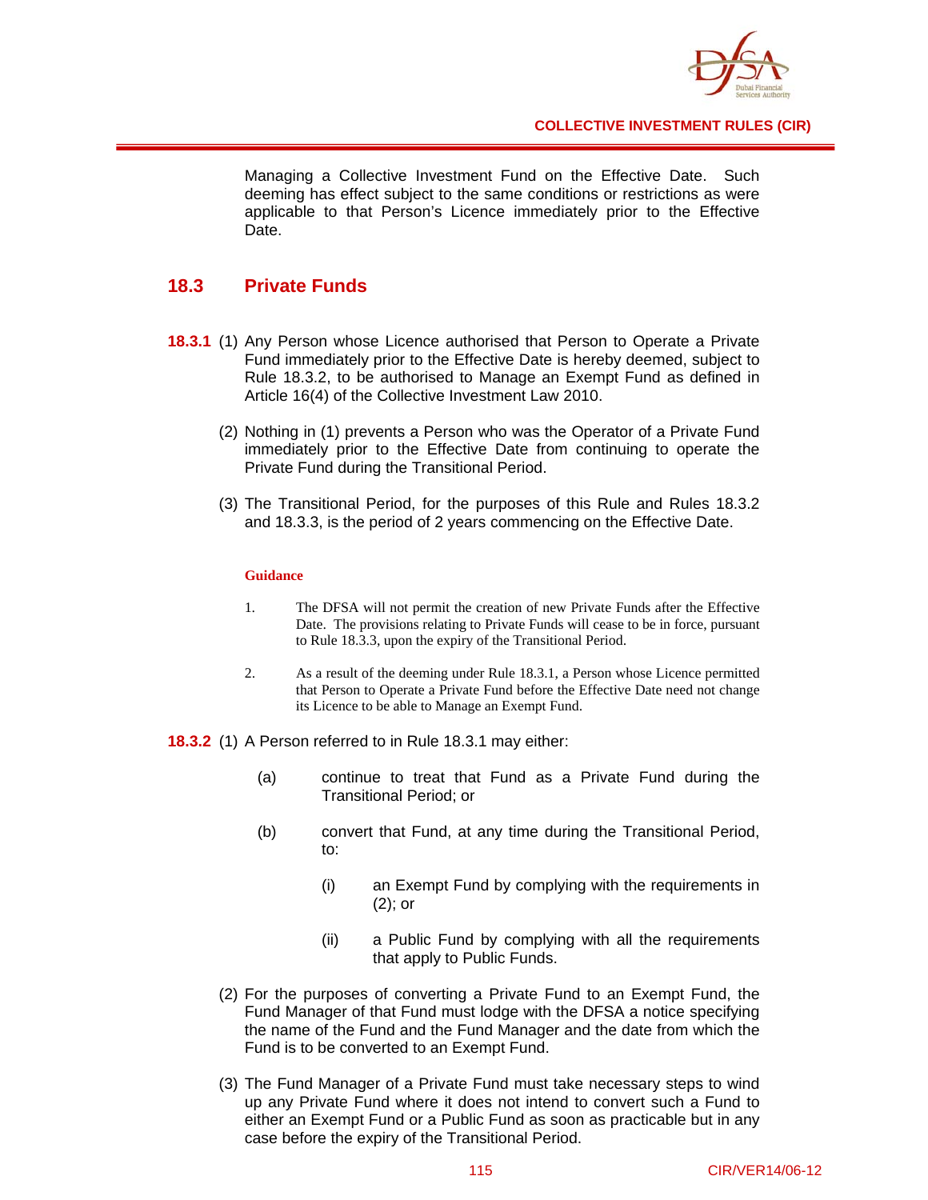Managing a Collective Investment Fund on the Effective Date. Such deeming has effect subject to the same conditions or restrictions as were applicable to that Person's Licence immediately prior to the Effective Date.

## 18.3 Private Funds

**18.3.1** (1) Any Person whose Licence authorised that Person to Operate a Private Fund immediately prior to the Effective Date is hereby deemed, subject to Rule 18.3.2, to be authorised to Manage an Exempt Fund as defined in Article 16(4) of the Collective Investment Law 2010.

(2) Nothing in (1) prevents a Person who was the Operator of a Private Fund immediately prior to the Effective Date from continuing to operate the Private Fund during the Transitional Period.

(3) The Transitional Period, for the purposes of this Rule and Rules 18.3.2 and 18.3.3, is the period of 2 years commencing on the Effective Date.

**Guidance**

1. The DFSA will not permit the creation of new Private Funds after the Effective Date. The provisions relating to Private Funds will cease to be in force, pursuant to Rule 18.3.3, upon the expiry of the Transitional Period.

2. As a result of the deeming under Rule 18.3.1, a Person whose Licence permitted that Person to Operate a Private Fund before the Effective Date need not change its Licence to be able to Manage an Exempt Fund.

**18.3.2** (1) A Person referred to in Rule 18.3.1 may either:

(a) continue to treat that Fund as a Private Fund during the Transitional Period; or

(b) convert that Fund, at any time during the Transitional Period, to:

(i) an Exempt Fund by complying with the requirements in (2); or

(ii) a Public Fund by complying with all the requirements that apply to Public Funds.

(2) For the purposes of converting a Private Fund to an Exempt Fund, the Fund Manager of that Fund must lodge with the DFSA a notice specifying the name of the Fund and the Fund Manager and the date from which the Fund is to be converted to an Exempt Fund.

(3) The Fund Manager of a Private Fund must take necessary steps to wind up any Private Fund where it does not intend to convert such a Fund to either an Exempt Fund or a Public Fund as soon as practicable but in any case before the expiry of the Transitional Period.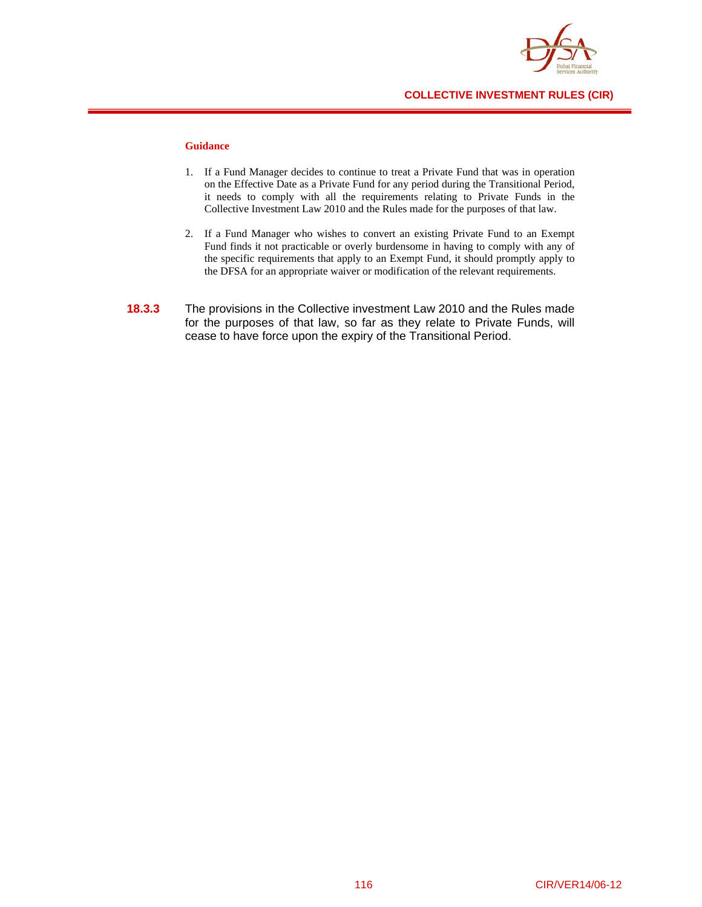**Guidance**

1. If a Fund Manager decides to continue to treat a Private Fund that was in operation on the Effective Date as a Private Fund for any period during the Transitional Period, it needs to comply with all the requirements relating to Private Funds in the Collective Investment Law 2010 and the Rules made for the purposes of that law.

2. If a Fund Manager who wishes to convert an existing Private Fund to an Exempt Fund finds it not practicable or overly burdensome in having to comply with any of the specific requirements that apply to an Exempt Fund, it should promptly apply to the DFSA for an appropriate waiver or modification of the relevant requirements.

**18.3.3** The provisions in the Collective investment Law 2010 and the Rules made for the purposes of that law, so far as they relate to Private Funds, will cease to have force upon the expiry of the Transitional Period.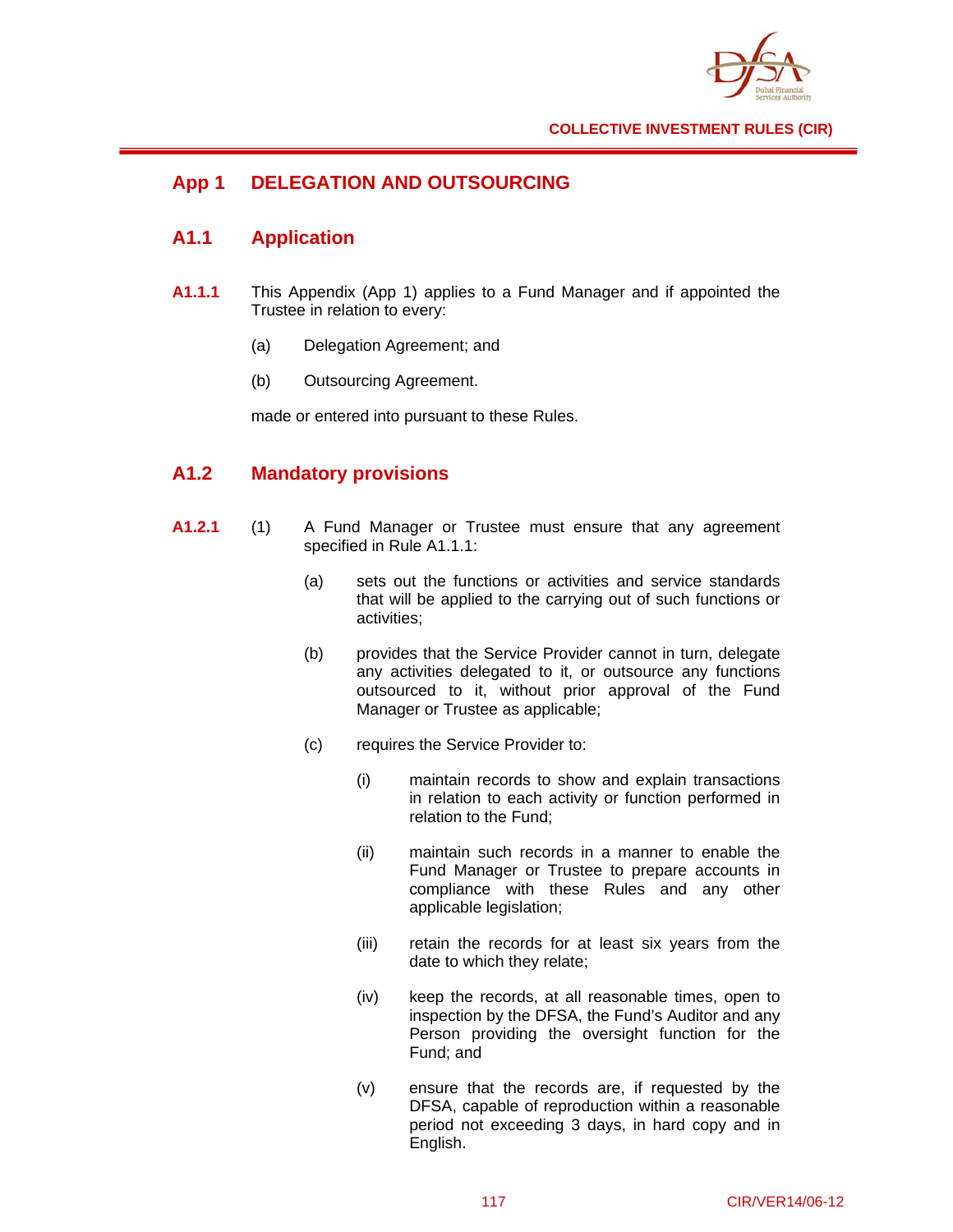## App 1 DELEGATION AND OUTSOURCING

### A1.1 Application

**A1.1.1** This Appendix (App 1) applies to a Fund Manager and if appointed the Trustee in relation to every:

(a) Delegation Agreement; and

(b) Outsourcing Agreement.

made or entered into pursuant to these Rules.

### A1.2 Mandatory provisions

**A1.2.1** (1) A Fund Manager or Trustee must ensure that any agreement specified in Rule A1.1.1:

(a) sets out the functions or activities and service standards that will be applied to the carrying out of such functions or activities;

(b) provides that the Service Provider cannot in turn, delegate any activities delegated to it, or outsource any functions outsourced to it, without prior approval of the Fund Manager or Trustee as applicable;

(c) requires the Service Provider to:

(i) maintain records to show and explain transactions in relation to each activity or function performed in relation to the Fund;

(ii) maintain such records in a manner to enable the Fund Manager or Trustee to prepare accounts in compliance with these Rules and any other applicable legislation;

(iii) retain the records for at least six years from the date to which they relate;

(iv) keep the records, at all reasonable times, open to inspection by the DFSA, the Fund's Auditor and any Person providing the oversight function for the Fund; and

(v) ensure that the records are, if requested by the DFSA, capable of reproduction within a reasonable period not exceeding 3 days, in hard copy and in English.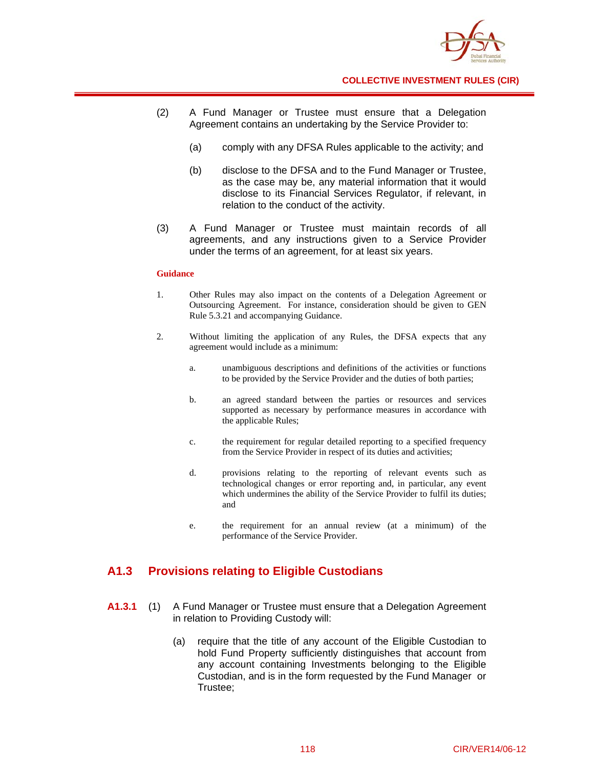(2) A Fund Manager or Trustee must ensure that a Delegation Agreement contains an undertaking by the Service Provider to:

  (a) comply with any DFSA Rules applicable to the activity; and

  (b) disclose to the DFSA and to the Fund Manager or Trustee, as the case may be, any material information that it would disclose to its Financial Services Regulator, if relevant, in relation to the conduct of the activity.

(3) A Fund Manager or Trustee must maintain records of all agreements, and any instructions given to a Service Provider under the terms of an agreement, for at least six years.

**Guidance**

1. Other Rules may also impact on the contents of a Delegation Agreement or Outsourcing Agreement. For instance, consideration should be given to GEN Rule 5.3.21 and accompanying Guidance.

2. Without limiting the application of any Rules, the DFSA expects that any agreement would include as a minimum:

  a. unambiguous descriptions and definitions of the activities or functions to be provided by the Service Provider and the duties of both parties;

  b. an agreed standard between the parties or resources and services supported as necessary by performance measures in accordance with the applicable Rules;

  c. the requirement for regular detailed reporting to a specified frequency from the Service Provider in respect of its duties and activities;

  d. provisions relating to the reporting of relevant events such as technological changes or error reporting and, in particular, any event which undermines the ability of the Service Provider to fulfil its duties; and

  e. the requirement for an annual review (at a minimum) of the performance of the Service Provider.

## A1.3 Provisions relating to Eligible Custodians

**A1.3.1** (1) A Fund Manager or Trustee must ensure that a Delegation Agreement in relation to Providing Custody will:

  (a) require that the title of any account of the Eligible Custodian to hold Fund Property sufficiently distinguishes that account from any account containing Investments belonging to the Eligible Custodian, and is in the form requested by the Fund Manager or Trustee;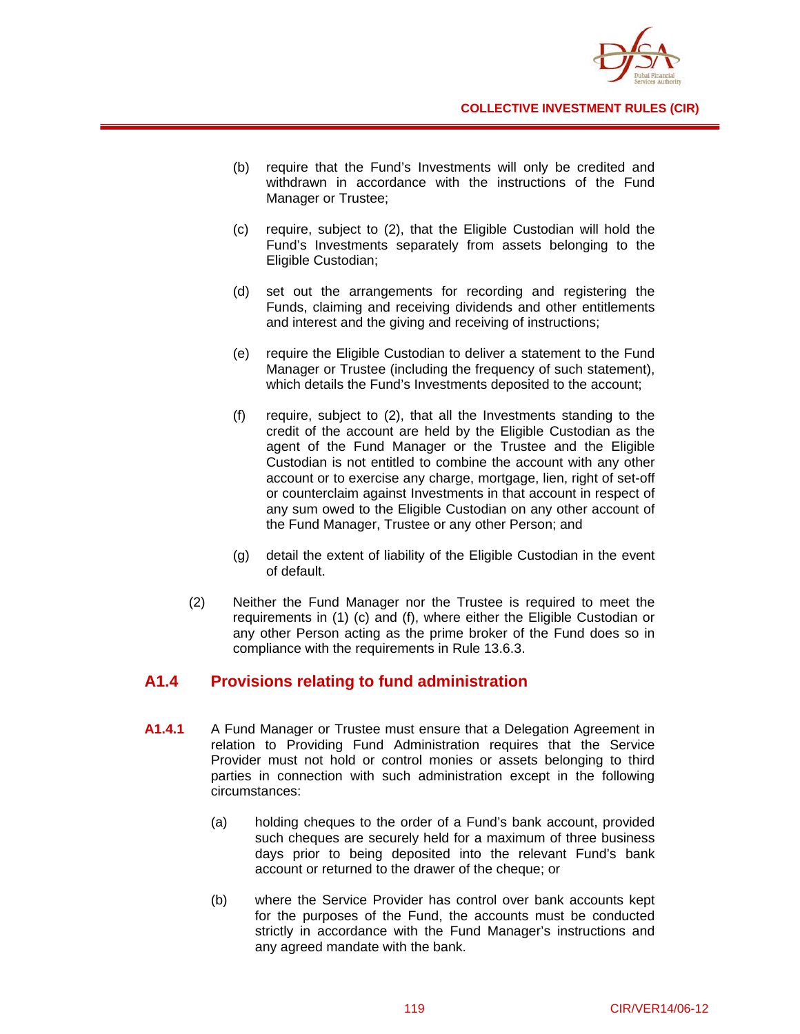(b) require that the Fund's Investments will only be credited and withdrawn in accordance with the instructions of the Fund Manager or Trustee;

(c) require, subject to (2), that the Eligible Custodian will hold the Fund's Investments separately from assets belonging to the Eligible Custodian;

(d) set out the arrangements for recording and registering the Funds, claiming and receiving dividends and other entitlements and interest and the giving and receiving of instructions;

(e) require the Eligible Custodian to deliver a statement to the Fund Manager or Trustee (including the frequency of such statement), which details the Fund's Investments deposited to the account;

(f) require, subject to (2), that all the Investments standing to the credit of the account are held by the Eligible Custodian as the agent of the Fund Manager or the Trustee and the Eligible Custodian is not entitled to combine the account with any other account or to exercise any charge, mortgage, lien, right of set-off or counterclaim against Investments in that account in respect of any sum owed to the Eligible Custodian on any other account of the Fund Manager, Trustee or any other Person; and

(g) detail the extent of liability of the Eligible Custodian in the event of default.

(2) Neither the Fund Manager nor the Trustee is required to meet the requirements in (1) (c) and (f), where either the Eligible Custodian or any other Person acting as the prime broker of the Fund does so in compliance with the requirements in Rule 13.6.3.

## A1.4 Provisions relating to fund administration

**A1.4.1** A Fund Manager or Trustee must ensure that a Delegation Agreement in relation to Providing Fund Administration requires that the Service Provider must not hold or control monies or assets belonging to third parties in connection with such administration except in the following circumstances:

(a) holding cheques to the order of a Fund's bank account, provided such cheques are securely held for a maximum of three business days prior to being deposited into the relevant Fund's bank account or returned to the drawer of the cheque; or

(b) where the Service Provider has control over bank accounts kept for the purposes of the Fund, the accounts must be conducted strictly in accordance with the Fund Manager's instructions and any agreed mandate with the bank.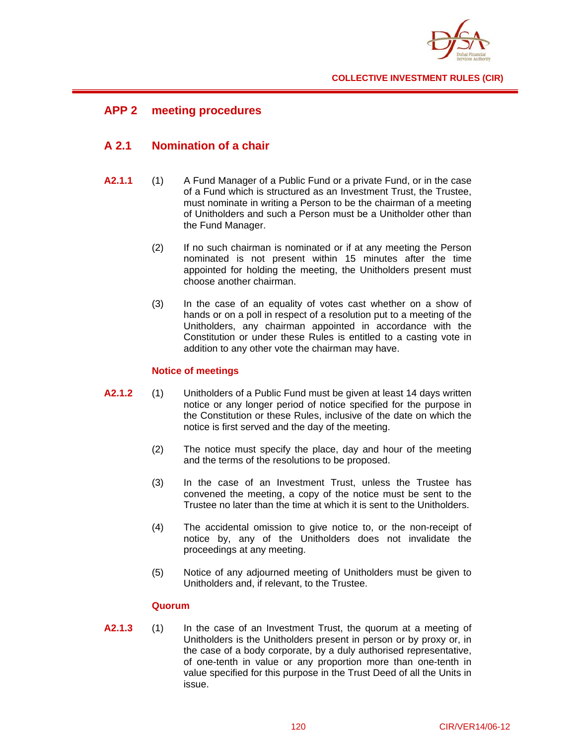## APP 2 meeting procedures

### A 2.1 Nomination of a chair

**A2.1.1** (1) A Fund Manager of a Public Fund or a private Fund, or in the case of a Fund which is structured as an Investment Trust, the Trustee, must nominate in writing a Person to be the chairman of a meeting of Unitholders and such a Person must be a Unitholder other than the Fund Manager.

(2) If no such chairman is nominated or if at any meeting the Person nominated is not present within 15 minutes after the time appointed for holding the meeting, the Unitholders present must choose another chairman.

(3) In the case of an equality of votes cast whether on a show of hands or on a poll in respect of a resolution put to a meeting of the Unitholders, any chairman appointed in accordance with the Constitution or under these Rules is entitled to a casting vote in addition to any other vote the chairman may have.

#### Notice of meetings

**A2.1.2** (1) Unitholders of a Public Fund must be given at least 14 days written notice or any longer period of notice specified for the purpose in the Constitution or these Rules, inclusive of the date on which the notice is first served and the day of the meeting.

(2) The notice must specify the place, day and hour of the meeting and the terms of the resolutions to be proposed.

(3) In the case of an Investment Trust, unless the Trustee has convened the meeting, a copy of the notice must be sent to the Trustee no later than the time at which it is sent to the Unitholders.

(4) The accidental omission to give notice to, or the non-receipt of notice by, any of the Unitholders does not invalidate the proceedings at any meeting.

(5) Notice of any adjourned meeting of Unitholders must be given to Unitholders and, if relevant, to the Trustee.

#### Quorum

**A2.1.3** (1) In the case of an Investment Trust, the quorum at a meeting of Unitholders is the Unitholders present in person or by proxy or, in the case of a body corporate, by a duly authorised representative, of one-tenth in value or any proportion more than one-tenth in value specified for this purpose in the Trust Deed of all the Units in issue.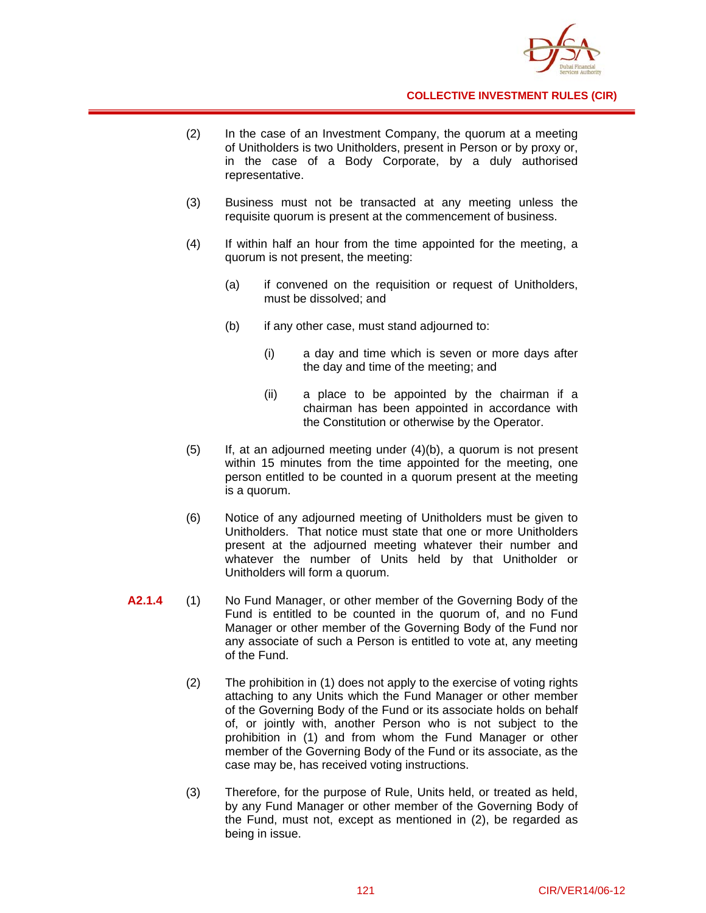(2) In the case of an Investment Company, the quorum at a meeting of Unitholders is two Unitholders, present in Person or by proxy or, in the case of a Body Corporate, by a duly authorised representative.

(3) Business must not be transacted at any meeting unless the requisite quorum is present at the commencement of business.

(4) If within half an hour from the time appointed for the meeting, a quorum is not present, the meeting:

- (a) if convened on the requisition or request of Unitholders, must be dissolved; and
- (b) if any other case, must stand adjourned to:
  - (i) a day and time which is seven or more days after the day and time of the meeting; and
  - (ii) a place to be appointed by the chairman if a chairman has been appointed in accordance with the Constitution or otherwise by the Operator.

(5) If, at an adjourned meeting under (4)(b), a quorum is not present within 15 minutes from the time appointed for the meeting, one person entitled to be counted in a quorum present at the meeting is a quorum.

(6) Notice of any adjourned meeting of Unitholders must be given to Unitholders. That notice must state that one or more Unitholders present at the adjourned meeting whatever their number and whatever the number of Units held by that Unitholder or Unitholders will form a quorum.

**A2.1.4** (1) No Fund Manager, or other member of the Governing Body of the Fund is entitled to be counted in the quorum of, and no Fund Manager or other member of the Governing Body of the Fund nor any associate of such a Person is entitled to vote at, any meeting of the Fund.

(2) The prohibition in (1) does not apply to the exercise of voting rights attaching to any Units which the Fund Manager or other member of the Governing Body of the Fund or its associate holds on behalf of, or jointly with, another Person who is not subject to the prohibition in (1) and from whom the Fund Manager or other member of the Governing Body of the Fund or its associate, as the case may be, has received voting instructions.

(3) Therefore, for the purpose of Rule, Units held, or treated as held, by any Fund Manager or other member of the Governing Body of the Fund, must not, except as mentioned in (2), be regarded as being in issue.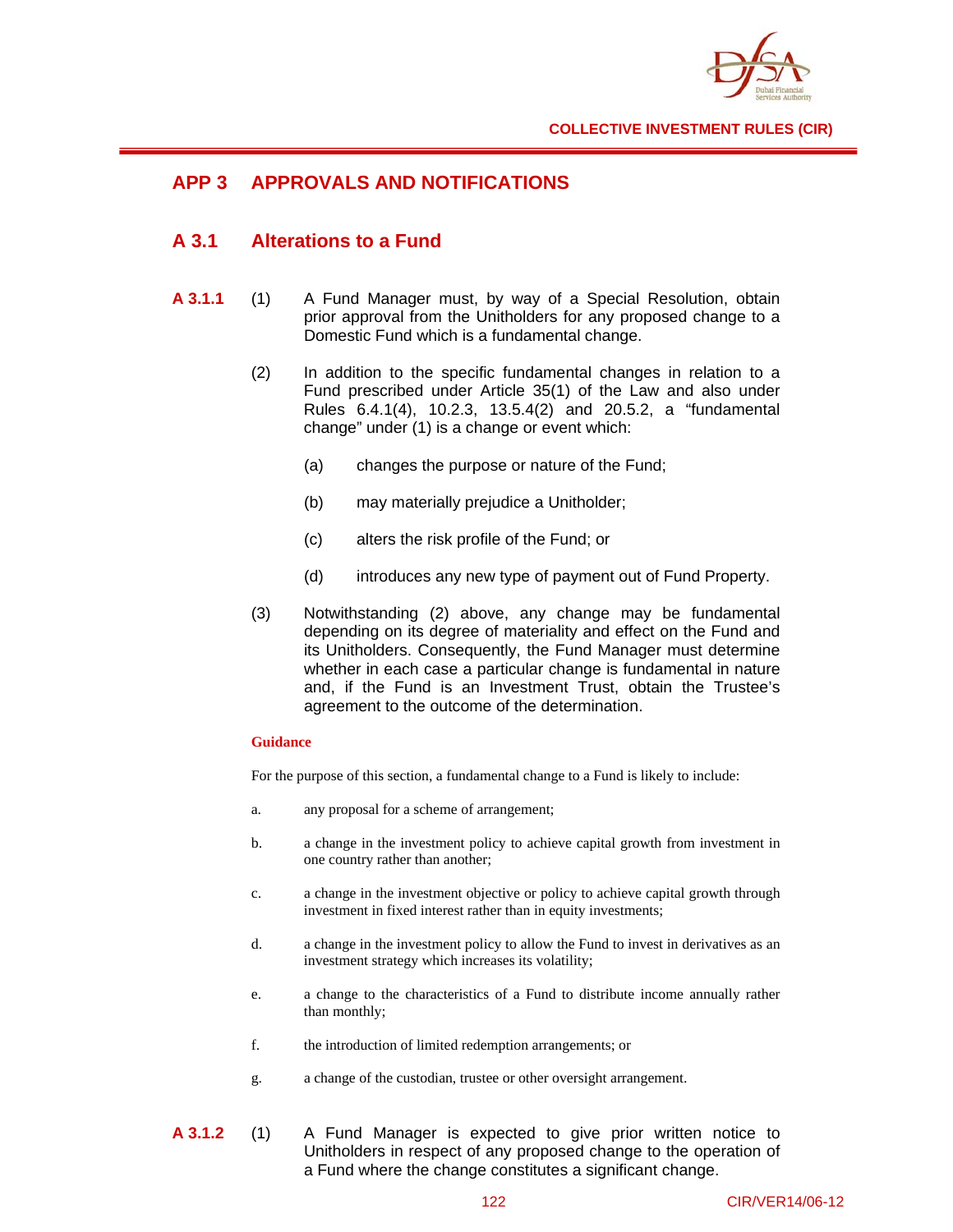## APP 3 APPROVALS AND NOTIFICATIONS

### A 3.1 Alterations to a Fund

**A 3.1.1** (1) A Fund Manager must, by way of a Special Resolution, obtain prior approval from the Unitholders for any proposed change to a Domestic Fund which is a fundamental change.

(2) In addition to the specific fundamental changes in relation to a Fund prescribed under Article 35(1) of the Law and also under Rules 6.4.1(4), 10.2.3, 13.5.4(2) and 20.5.2, a "fundamental change" under (1) is a change or event which:

(a) changes the purpose or nature of the Fund;

(b) may materially prejudice a Unitholder;

(c) alters the risk profile of the Fund; or

(d) introduces any new type of payment out of Fund Property.

(3) Notwithstanding (2) above, any change may be fundamental depending on its degree of materiality and effect on the Fund and its Unitholders. Consequently, the Fund Manager must determine whether in each case a particular change is fundamental in nature and, if the Fund is an Investment Trust, obtain the Trustee's agreement to the outcome of the determination.

**Guidance**

For the purpose of this section, a fundamental change to a Fund is likely to include:

a. any proposal for a scheme of arrangement;

b. a change in the investment policy to achieve capital growth from investment in one country rather than another;

c. a change in the investment objective or policy to achieve capital growth through investment in fixed interest rather than in equity investments;

d. a change in the investment policy to allow the Fund to invest in derivatives as an investment strategy which increases its volatility;

e. a change to the characteristics of a Fund to distribute income annually rather than monthly;

f. the introduction of limited redemption arrangements; or

g. a change of the custodian, trustee or other oversight arrangement.

**A 3.1.2** (1) A Fund Manager is expected to give prior written notice to Unitholders in respect of any proposed change to the operation of a Fund where the change constitutes a significant change.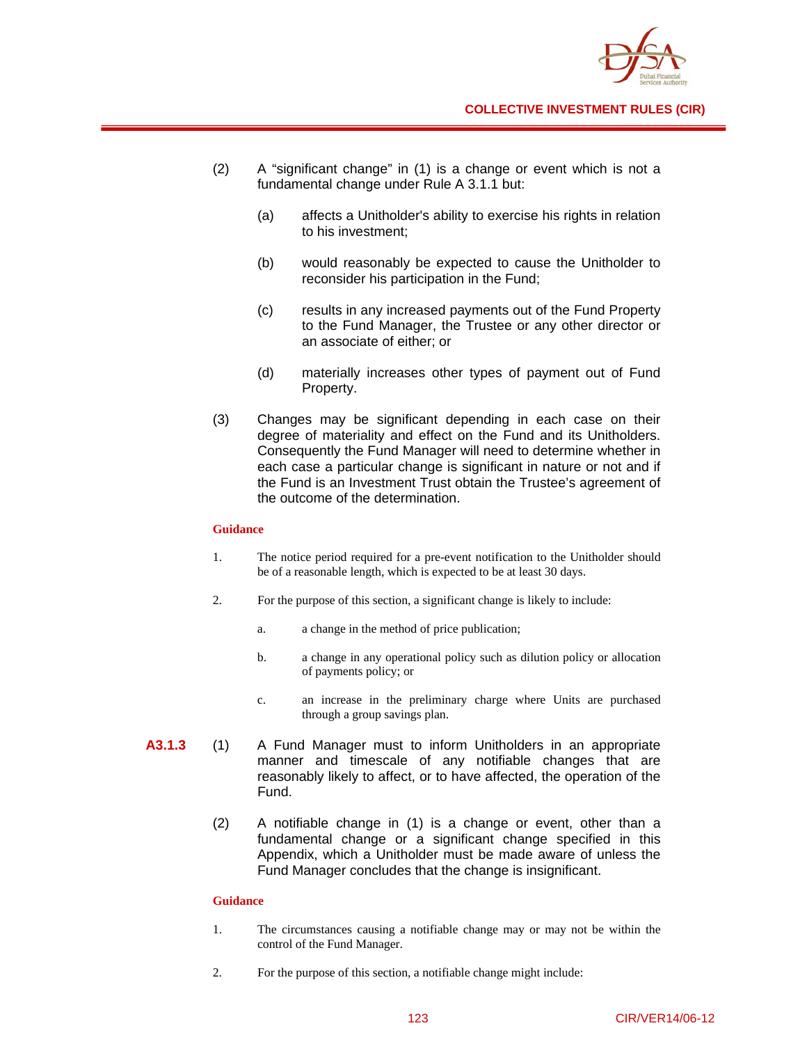(2) A "significant change" in (1) is a change or event which is not a fundamental change under Rule A 3.1.1 but:

(a) affects a Unitholder's ability to exercise his rights in relation to his investment;

(b) would reasonably be expected to cause the Unitholder to reconsider his participation in the Fund;

(c) results in any increased payments out of the Fund Property to the Fund Manager, the Trustee or any other director or an associate of either; or

(d) materially increases other types of payment out of Fund Property.

(3) Changes may be significant depending in each case on their degree of materiality and effect on the Fund and its Unitholders. Consequently the Fund Manager will need to determine whether in each case a particular change is significant in nature or not and if the Fund is an Investment Trust obtain the Trustee's agreement of the outcome of the determination.

**Guidance**

1. The notice period required for a pre-event notification to the Unitholder should be of a reasonable length, which is expected to be at least 30 days.

2. For the purpose of this section, a significant change is likely to include:

   a. a change in the method of price publication;

   b. a change in any operational policy such as dilution policy or allocation of payments policy; or

   c. an increase in the preliminary charge where Units are purchased through a group savings plan.

**A3.1.3** (1) A Fund Manager must to inform Unitholders in an appropriate manner and timescale of any notifiable changes that are reasonably likely to affect, or to have affected, the operation of the Fund.

(2) A notifiable change in (1) is a change or event, other than a fundamental change or a significant change specified in this Appendix, which a Unitholder must be made aware of unless the Fund Manager concludes that the change is insignificant.

**Guidance**

1. The circumstances causing a notifiable change may or may not be within the control of the Fund Manager.

2. For the purpose of this section, a notifiable change might include: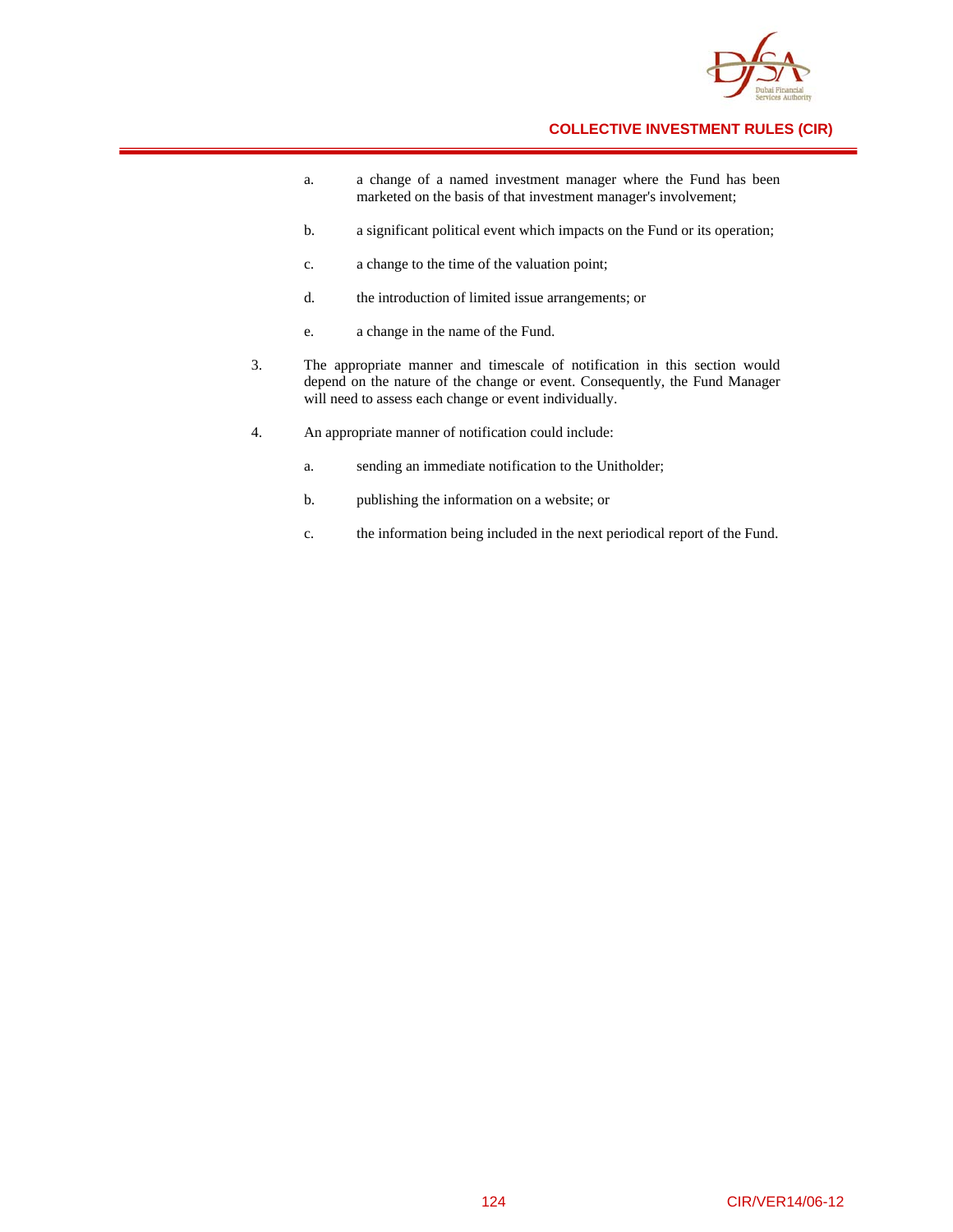a. a change of a named investment manager where the Fund has been marketed on the basis of that investment manager's involvement;

b. a significant political event which impacts on the Fund or its operation;

c. a change to the time of the valuation point;

d. the introduction of limited issue arrangements; or

e. a change in the name of the Fund.

3. The appropriate manner and timescale of notification in this section would depend on the nature of the change or event. Consequently, the Fund Manager will need to assess each change or event individually.

4. An appropriate manner of notification could include:

   a. sending an immediate notification to the Unitholder;

   b. publishing the information on a website; or

   c. the information being included in the next periodical report of the Fund.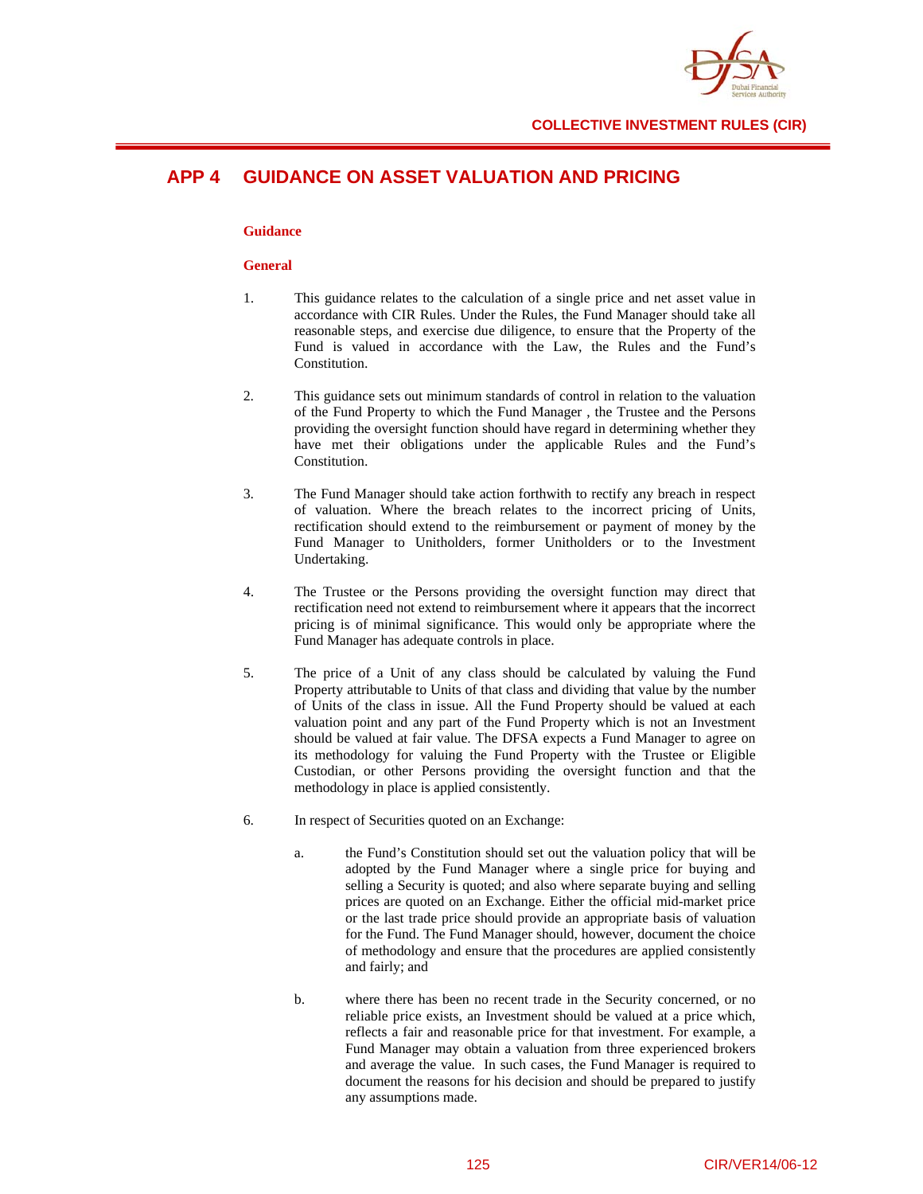# APP 4 GUIDANCE ON ASSET VALUATION AND PRICING

**Guidance**

**General**

1. This guidance relates to the calculation of a single price and net asset value in accordance with CIR Rules. Under the Rules, the Fund Manager should take all reasonable steps, and exercise due diligence, to ensure that the Property of the Fund is valued in accordance with the Law, the Rules and the Fund's Constitution.

2. This guidance sets out minimum standards of control in relation to the valuation of the Fund Property to which the Fund Manager , the Trustee and the Persons providing the oversight function should have regard in determining whether they have met their obligations under the applicable Rules and the Fund's Constitution.

3. The Fund Manager should take action forthwith to rectify any breach in respect of valuation. Where the breach relates to the incorrect pricing of Units, rectification should extend to the reimbursement or payment of money by the Fund Manager to Unitholders, former Unitholders or to the Investment Undertaking.

4. The Trustee or the Persons providing the oversight function may direct that rectification need not extend to reimbursement where it appears that the incorrect pricing is of minimal significance. This would only be appropriate where the Fund Manager has adequate controls in place.

5. The price of a Unit of any class should be calculated by valuing the Fund Property attributable to Units of that class and dividing that value by the number of Units of the class in issue. All the Fund Property should be valued at each valuation point and any part of the Fund Property which is not an Investment should be valued at fair value. The DFSA expects a Fund Manager to agree on its methodology for valuing the Fund Property with the Trustee or Eligible Custodian, or other Persons providing the oversight function and that the methodology in place is applied consistently.

6. In respect of Securities quoted on an Exchange:

   a. the Fund's Constitution should set out the valuation policy that will be adopted by the Fund Manager where a single price for buying and selling a Security is quoted; and also where separate buying and selling prices are quoted on an Exchange. Either the official mid-market price or the last trade price should provide an appropriate basis of valuation for the Fund. The Fund Manager should, however, document the choice of methodology and ensure that the procedures are applied consistently and fairly; and

   b. where there has been no recent trade in the Security concerned, or no reliable price exists, an Investment should be valued at a price which, reflects a fair and reasonable price for that investment. For example, a Fund Manager may obtain a valuation from three experienced brokers and average the value. In such cases, the Fund Manager is required to document the reasons for his decision and should be prepared to justify any assumptions made.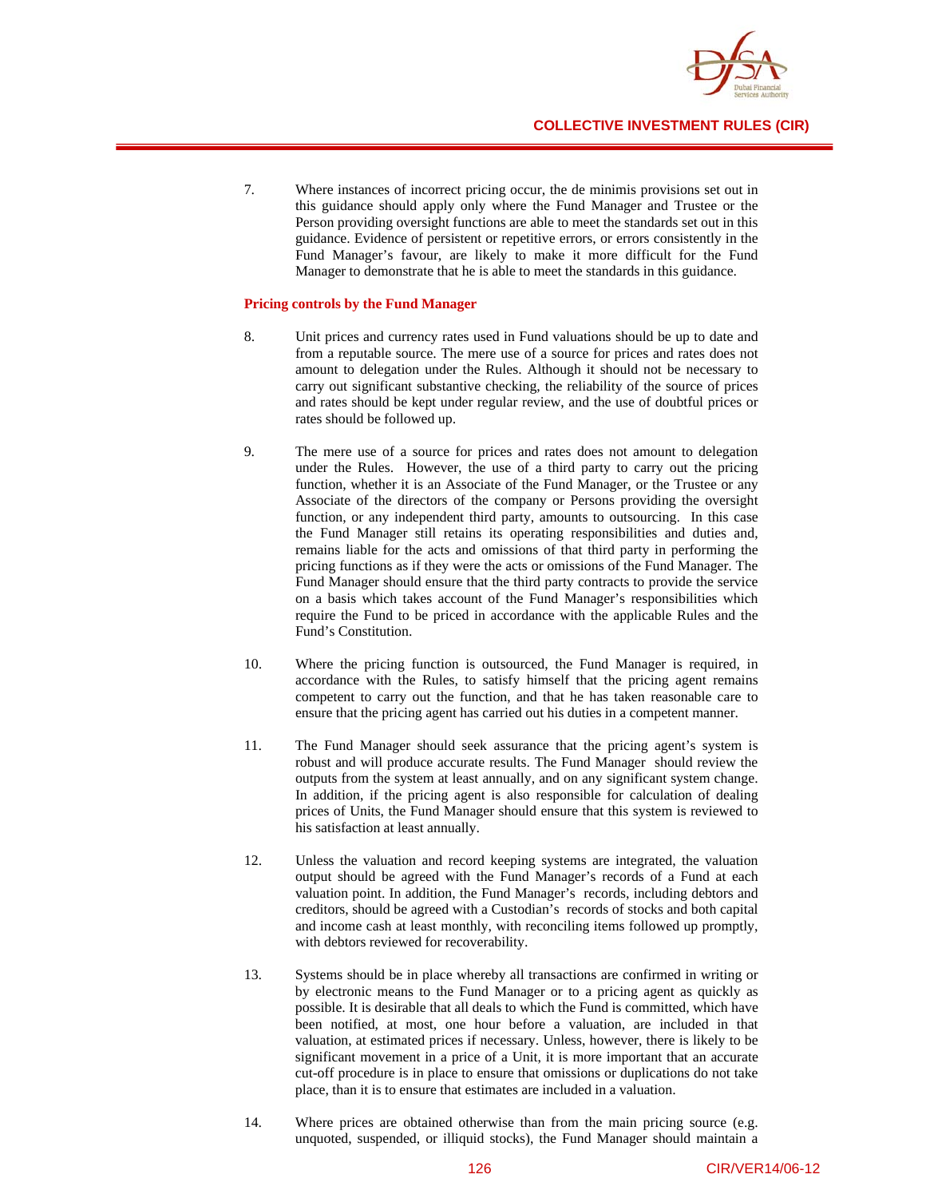7. Where instances of incorrect pricing occur, the de minimis provisions set out in this guidance should apply only where the Fund Manager and Trustee or the Person providing oversight functions are able to meet the standards set out in this guidance. Evidence of persistent or repetitive errors, or errors consistently in the Fund Manager's favour, are likely to make it more difficult for the Fund Manager to demonstrate that he is able to meet the standards in this guidance.

**Pricing controls by the Fund Manager**

8. Unit prices and currency rates used in Fund valuations should be up to date and from a reputable source. The mere use of a source for prices and rates does not amount to delegation under the Rules. Although it should not be necessary to carry out significant substantive checking, the reliability of the source of prices and rates should be kept under regular review, and the use of doubtful prices or rates should be followed up.

9. The mere use of a source for prices and rates does not amount to delegation under the Rules. However, the use of a third party to carry out the pricing function, whether it is an Associate of the Fund Manager, or the Trustee or any Associate of the directors of the company or Persons providing the oversight function, or any independent third party, amounts to outsourcing. In this case the Fund Manager still retains its operating responsibilities and duties and, remains liable for the acts and omissions of that third party in performing the pricing functions as if they were the acts or omissions of the Fund Manager. The Fund Manager should ensure that the third party contracts to provide the service on a basis which takes account of the Fund Manager's responsibilities which require the Fund to be priced in accordance with the applicable Rules and the Fund's Constitution.

10. Where the pricing function is outsourced, the Fund Manager is required, in accordance with the Rules, to satisfy himself that the pricing agent remains competent to carry out the function, and that he has taken reasonable care to ensure that the pricing agent has carried out his duties in a competent manner.

11. The Fund Manager should seek assurance that the pricing agent's system is robust and will produce accurate results. The Fund Manager should review the outputs from the system at least annually, and on any significant system change. In addition, if the pricing agent is also responsible for calculation of dealing prices of Units, the Fund Manager should ensure that this system is reviewed to his satisfaction at least annually.

12. Unless the valuation and record keeping systems are integrated, the valuation output should be agreed with the Fund Manager's records of a Fund at each valuation point. In addition, the Fund Manager's records, including debtors and creditors, should be agreed with a Custodian's records of stocks and both capital and income cash at least monthly, with reconciling items followed up promptly, with debtors reviewed for recoverability.

13. Systems should be in place whereby all transactions are confirmed in writing or by electronic means to the Fund Manager or to a pricing agent as quickly as possible. It is desirable that all deals to which the Fund is committed, which have been notified, at most, one hour before a valuation, are included in that valuation, at estimated prices if necessary. Unless, however, there is likely to be significant movement in a price of a Unit, it is more important that an accurate cut-off procedure is in place to ensure that omissions or duplications do not take place, than it is to ensure that estimates are included in a valuation.

14. Where prices are obtained otherwise than from the main pricing source (e.g. unquoted, suspended, or illiquid stocks), the Fund Manager should maintain a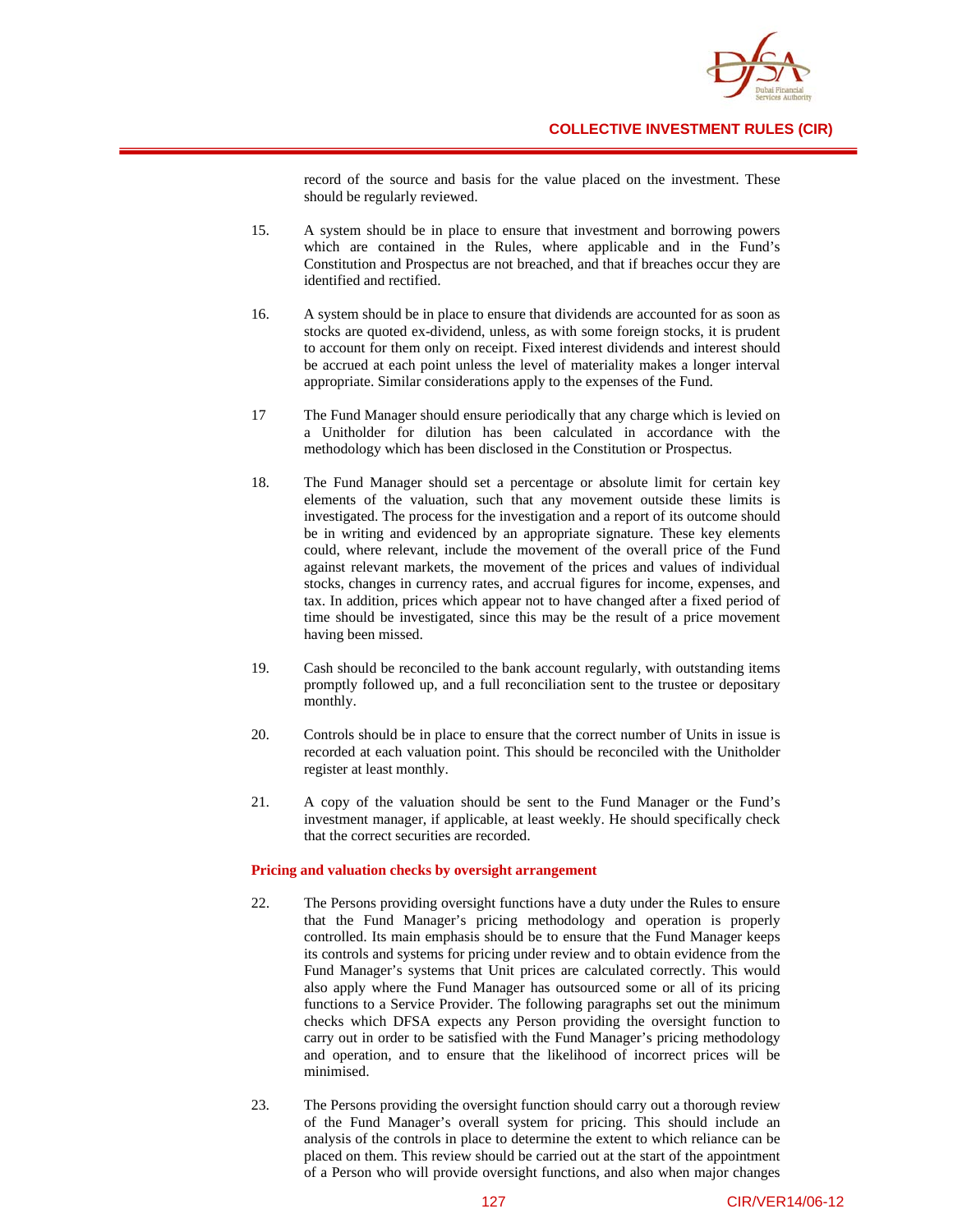record of the source and basis for the value placed on the investment. These should be regularly reviewed.

15. A system should be in place to ensure that investment and borrowing powers which are contained in the Rules, where applicable and in the Fund's Constitution and Prospectus are not breached, and that if breaches occur they are identified and rectified.

16. A system should be in place to ensure that dividends are accounted for as soon as stocks are quoted ex-dividend, unless, as with some foreign stocks, it is prudent to account for them only on receipt. Fixed interest dividends and interest should be accrued at each point unless the level of materiality makes a longer interval appropriate. Similar considerations apply to the expenses of the Fund.

17 The Fund Manager should ensure periodically that any charge which is levied on a Unitholder for dilution has been calculated in accordance with the methodology which has been disclosed in the Constitution or Prospectus.

18. The Fund Manager should set a percentage or absolute limit for certain key elements of the valuation, such that any movement outside these limits is investigated. The process for the investigation and a report of its outcome should be in writing and evidenced by an appropriate signature. These key elements could, where relevant, include the movement of the overall price of the Fund against relevant markets, the movement of the prices and values of individual stocks, changes in currency rates, and accrual figures for income, expenses, and tax. In addition, prices which appear not to have changed after a fixed period of time should be investigated, since this may be the result of a price movement having been missed.

19. Cash should be reconciled to the bank account regularly, with outstanding items promptly followed up, and a full reconciliation sent to the trustee or depositary monthly.

20. Controls should be in place to ensure that the correct number of Units in issue is recorded at each valuation point. This should be reconciled with the Unitholder register at least monthly.

21. A copy of the valuation should be sent to the Fund Manager or the Fund's investment manager, if applicable, at least weekly. He should specifically check that the correct securities are recorded.

**Pricing and valuation checks by oversight arrangement**

22. The Persons providing oversight functions have a duty under the Rules to ensure that the Fund Manager's pricing methodology and operation is properly controlled. Its main emphasis should be to ensure that the Fund Manager keeps its controls and systems for pricing under review and to obtain evidence from the Fund Manager's systems that Unit prices are calculated correctly. This would also apply where the Fund Manager has outsourced some or all of its pricing functions to a Service Provider. The following paragraphs set out the minimum checks which DFSA expects any Person providing the oversight function to carry out in order to be satisfied with the Fund Manager's pricing methodology and operation, and to ensure that the likelihood of incorrect prices will be minimised.

23. The Persons providing the oversight function should carry out a thorough review of the Fund Manager's overall system for pricing. This should include an analysis of the controls in place to determine the extent to which reliance can be placed on them. This review should be carried out at the start of the appointment of a Person who will provide oversight functions, and also when major changes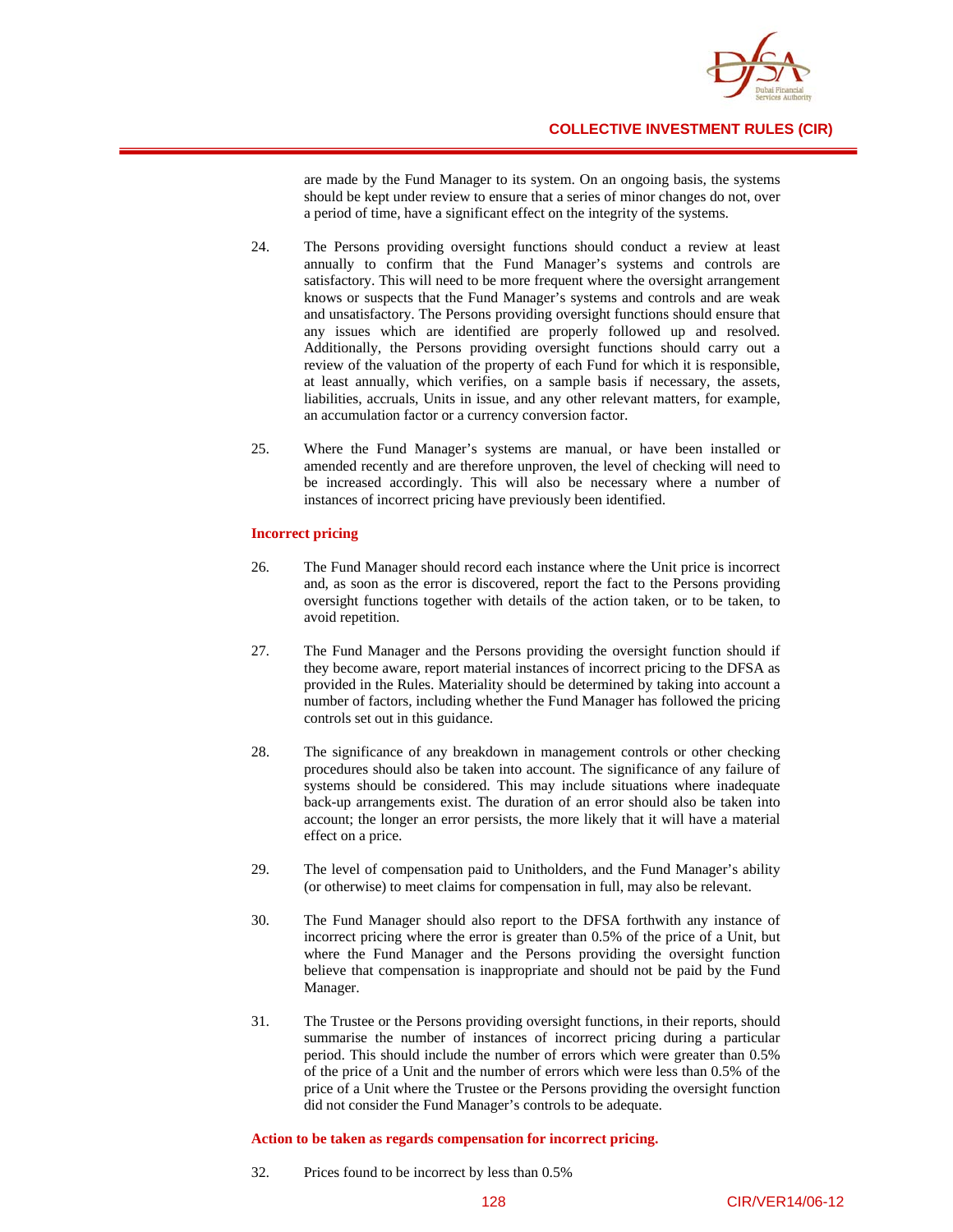are made by the Fund Manager to its system. On an ongoing basis, the systems should be kept under review to ensure that a series of minor changes do not, over a period of time, have a significant effect on the integrity of the systems.

24. The Persons providing oversight functions should conduct a review at least annually to confirm that the Fund Manager's systems and controls are satisfactory. This will need to be more frequent where the oversight arrangement knows or suspects that the Fund Manager's systems and controls and are weak and unsatisfactory. The Persons providing oversight functions should ensure that any issues which are identified are properly followed up and resolved. Additionally, the Persons providing oversight functions should carry out a review of the valuation of the property of each Fund for which it is responsible, at least annually, which verifies, on a sample basis if necessary, the assets, liabilities, accruals, Units in issue, and any other relevant matters, for example, an accumulation factor or a currency conversion factor.

25. Where the Fund Manager's systems are manual, or have been installed or amended recently and are therefore unproven, the level of checking will need to be increased accordingly. This will also be necessary where a number of instances of incorrect pricing have previously been identified.

**Incorrect pricing**

26. The Fund Manager should record each instance where the Unit price is incorrect and, as soon as the error is discovered, report the fact to the Persons providing oversight functions together with details of the action taken, or to be taken, to avoid repetition.

27. The Fund Manager and the Persons providing the oversight function should if they become aware, report material instances of incorrect pricing to the DFSA as provided in the Rules. Materiality should be determined by taking into account a number of factors, including whether the Fund Manager has followed the pricing controls set out in this guidance.

28. The significance of any breakdown in management controls or other checking procedures should also be taken into account. The significance of any failure of systems should be considered. This may include situations where inadequate back-up arrangements exist. The duration of an error should also be taken into account; the longer an error persists, the more likely that it will have a material effect on a price.

29. The level of compensation paid to Unitholders, and the Fund Manager's ability (or otherwise) to meet claims for compensation in full, may also be relevant.

30. The Fund Manager should also report to the DFSA forthwith any instance of incorrect pricing where the error is greater than 0.5% of the price of a Unit, but where the Fund Manager and the Persons providing the oversight function believe that compensation is inappropriate and should not be paid by the Fund Manager.

31. The Trustee or the Persons providing oversight functions, in their reports, should summarise the number of instances of incorrect pricing during a particular period. This should include the number of errors which were greater than 0.5% of the price of a Unit and the number of errors which were less than 0.5% of the price of a Unit where the Trustee or the Persons providing the oversight function did not consider the Fund Manager's controls to be adequate.

**Action to be taken as regards compensation for incorrect pricing.**

32. Prices found to be incorrect by less than 0.5%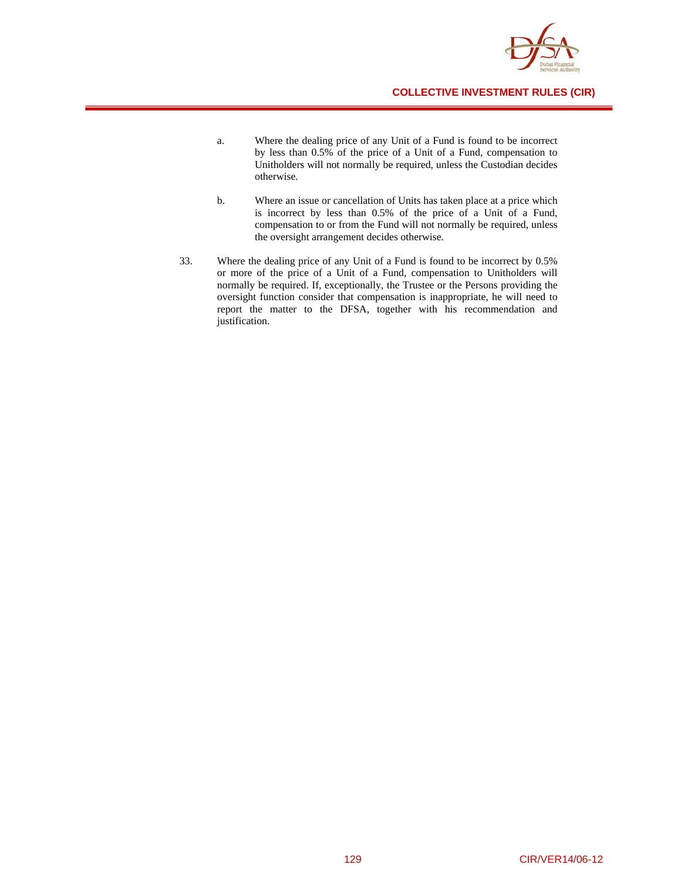a. Where the dealing price of any Unit of a Fund is found to be incorrect by less than 0.5% of the price of a Unit of a Fund, compensation to Unitholders will not normally be required, unless the Custodian decides otherwise.

b. Where an issue or cancellation of Units has taken place at a price which is incorrect by less than 0.5% of the price of a Unit of a Fund, compensation to or from the Fund will not normally be required, unless the oversight arrangement decides otherwise.

33. Where the dealing price of any Unit of a Fund is found to be incorrect by 0.5% or more of the price of a Unit of a Fund, compensation to Unitholders will normally be required. If, exceptionally, the Trustee or the Persons providing the oversight function consider that compensation is inappropriate, he will need to report the matter to the DFSA, together with his recommendation and justification.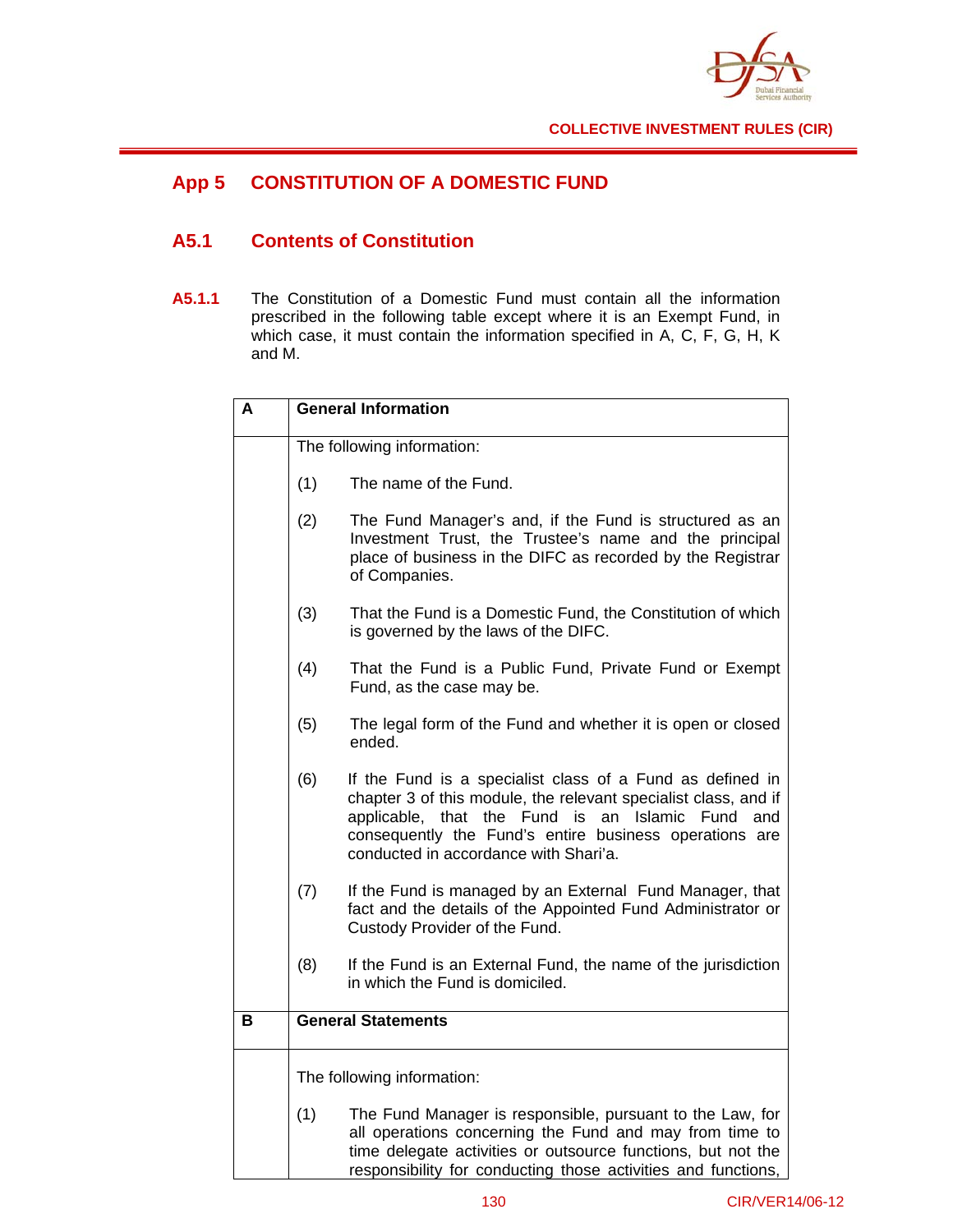## App 5 CONSTITUTION OF A DOMESTIC FUND

### A5.1 Contents of Constitution

**A5.1.1** The Constitution of a Domestic Fund must contain all the information prescribed in the following table except where it is an Exempt Fund, in which case, it must contain the information specified in A, C, F, G, H, K and M.

| | |
|---|---|
| **A** | **General Information** |
| | The following information:<br><br>(1) The name of the Fund.<br><br>(2) The Fund Manager's and, if the Fund is structured as an Investment Trust, the Trustee's name and the principal place of business in the DIFC as recorded by the Registrar of Companies.<br><br>(3) That the Fund is a Domestic Fund, the Constitution of which is governed by the laws of the DIFC.<br><br>(4) That the Fund is a Public Fund, Private Fund or Exempt Fund, as the case may be.<br><br>(5) The legal form of the Fund and whether it is open or closed ended.<br><br>(6) If the Fund is a specialist class of a Fund as defined in chapter 3 of this module, the relevant specialist class, and if applicable, that the Fund is an Islamic Fund and consequently the Fund's entire business operations are conducted in accordance with Shari'a.<br><br>(7) If the Fund is managed by an External Fund Manager, that fact and the details of the Appointed Fund Administrator or Custody Provider of the Fund.<br><br>(8) If the Fund is an External Fund, the name of the jurisdiction in which the Fund is domiciled. |
| **B** | **General Statements** |
| | The following information:<br><br>(1) The Fund Manager is responsible, pursuant to the Law, for all operations concerning the Fund and may from time to time delegate activities or outsource functions, but not the responsibility for conducting those activities and functions, |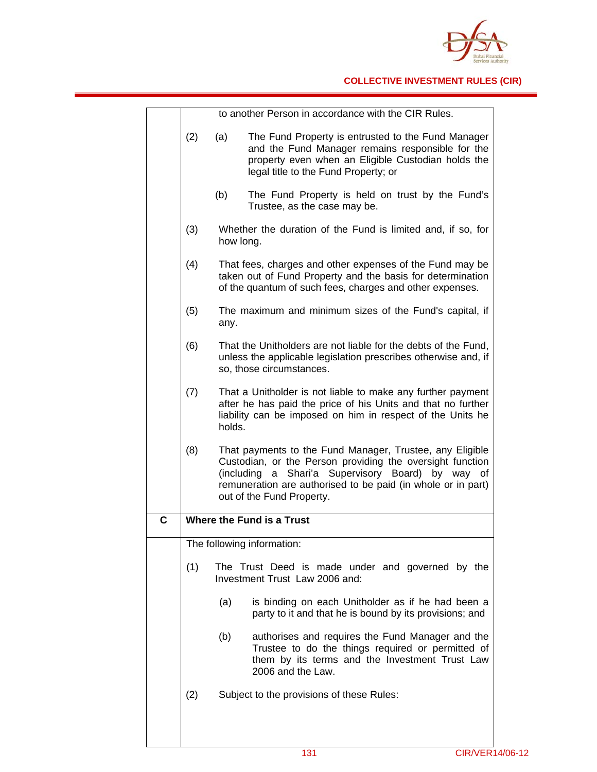| | |
|---|---|
| | to another Person in accordance with the CIR Rules. |
| | (2) (a) The Fund Property is entrusted to the Fund Manager and the Fund Manager remains responsible for the property even when an Eligible Custodian holds the legal title to the Fund Property; or |
| | (b) The Fund Property is held on trust by the Fund's Trustee, as the case may be. |
| | (3) Whether the duration of the Fund is limited and, if so, for how long. |
| | (4) That fees, charges and other expenses of the Fund may be taken out of Fund Property and the basis for determination of the quantum of such fees, charges and other expenses. |
| | (5) The maximum and minimum sizes of the Fund's capital, if any. |
| | (6) That the Unitholders are not liable for the debts of the Fund, unless the applicable legislation prescribes otherwise and, if so, those circumstances. |
| | (7) That a Unitholder is not liable to make any further payment after he has paid the price of his Units and that no further liability can be imposed on him in respect of the Units he holds. |
| | (8) That payments to the Fund Manager, Trustee, any Eligible Custodian, or the Person providing the oversight function (including a Shari'a Supervisory Board) by way of remuneration are authorised to be paid (in whole or in part) out of the Fund Property. |
| **C** | **Where the Fund is a Trust** |
| | The following information: |
| | (1) The Trust Deed is made under and governed by the Investment Trust Law 2006 and: |
| | (a) is binding on each Unitholder as if he had been a party to it and that he is bound by its provisions; and |
| | (b) authorises and requires the Fund Manager and the Trustee to do the things required or permitted of them by its terms and the Investment Trust Law 2006 and the Law. |
| | (2) Subject to the provisions of these Rules: |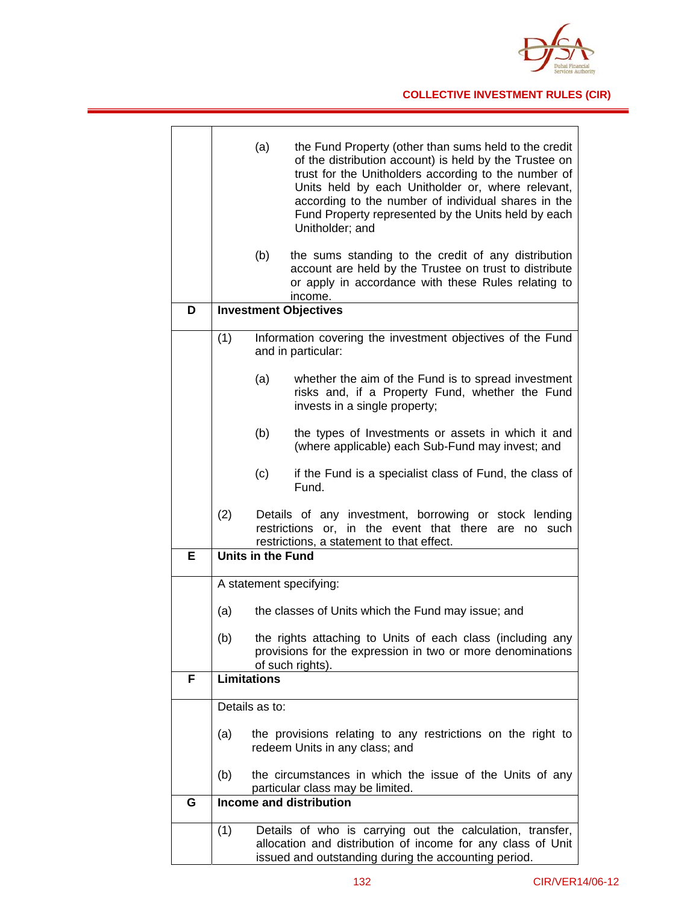| | |
|---|---|
| | (a) the Fund Property (other than sums held to the credit of the distribution account) is held by the Trustee on trust for the Unitholders according to the number of Units held by each Unitholder or, where relevant, according to the number of individual shares in the Fund Property represented by the Units held by each Unitholder; and<br><br>(b) the sums standing to the credit of any distribution account are held by the Trustee on trust to distribute or apply in accordance with these Rules relating to income. |
| **D** | **Investment Objectives** |
| | (1) Information covering the investment objectives of the Fund and in particular:<br><br>(a) whether the aim of the Fund is to spread investment risks and, if a Property Fund, whether the Fund invests in a single property;<br><br>(b) the types of Investments or assets in which it and (where applicable) each Sub-Fund may invest; and<br><br>(c) if the Fund is a specialist class of Fund, the class of Fund.<br><br>(2) Details of any investment, borrowing or stock lending restrictions or, in the event that there are no such restrictions, a statement to that effect. |
| **E** | **Units in the Fund** |
| | A statement specifying:<br><br>(a) the classes of Units which the Fund may issue; and<br><br>(b) the rights attaching to Units of each class (including any provisions for the expression in two or more denominations of such rights). |
| **F** | **Limitations** |
| | Details as to:<br><br>(a) the provisions relating to any restrictions on the right to redeem Units in any class; and<br><br>(b) the circumstances in which the issue of the Units of any particular class may be limited. |
| **G** | **Income and distribution** |
| | (1) Details of who is carrying out the calculation, transfer, allocation and distribution of income for any class of Unit issued and outstanding during the accounting period. |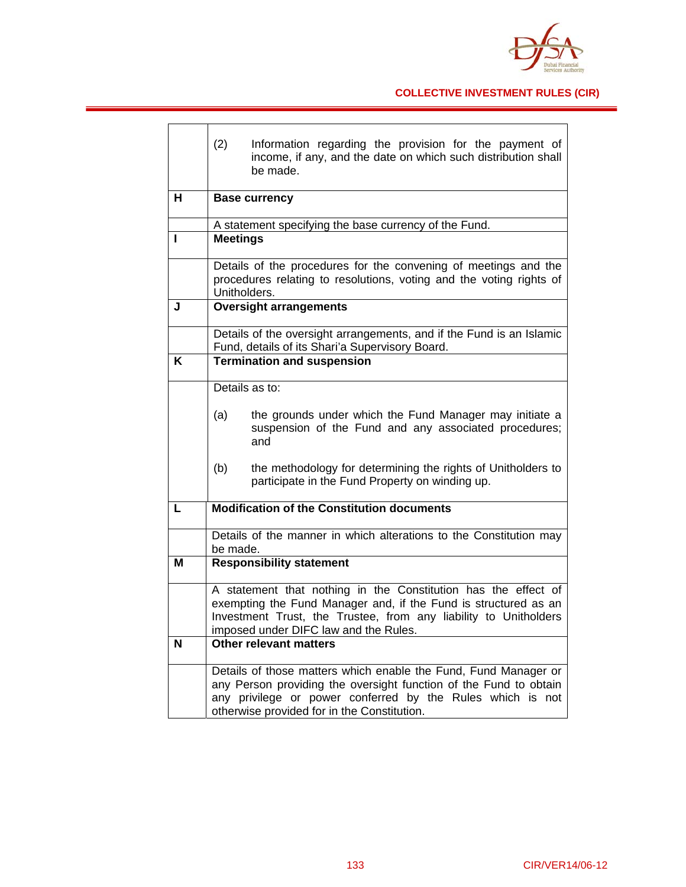| | |
|---|---|
| | (2) Information regarding the provision for the payment of income, if any, and the date on which such distribution shall be made. |
| **H** | **Base currency** |
| | A statement specifying the base currency of the Fund. |
| **I** | **Meetings** |
| | Details of the procedures for the convening of meetings and the procedures relating to resolutions, voting and the voting rights of Unitholders. |
| **J** | **Oversight arrangements** |
| | Details of the oversight arrangements, and if the Fund is an Islamic Fund, details of its Shari'a Supervisory Board. |
| **K** | **Termination and suspension** |
| | Details as to:<br><br>(a) the grounds under which the Fund Manager may initiate a suspension of the Fund and any associated procedures; and<br><br>(b) the methodology for determining the rights of Unitholders to participate in the Fund Property on winding up. |
| **L** | **Modification of the Constitution documents** |
| | Details of the manner in which alterations to the Constitution may be made. |
| **M** | **Responsibility statement** |
| | A statement that nothing in the Constitution has the effect of exempting the Fund Manager and, if the Fund is structured as an Investment Trust, the Trustee, from any liability to Unitholders imposed under DIFC law and the Rules. |
| **N** | **Other relevant matters** |
| | Details of those matters which enable the Fund, Fund Manager or any Person providing the oversight function of the Fund to obtain any privilege or power conferred by the Rules which is not otherwise provided for in the Constitution. |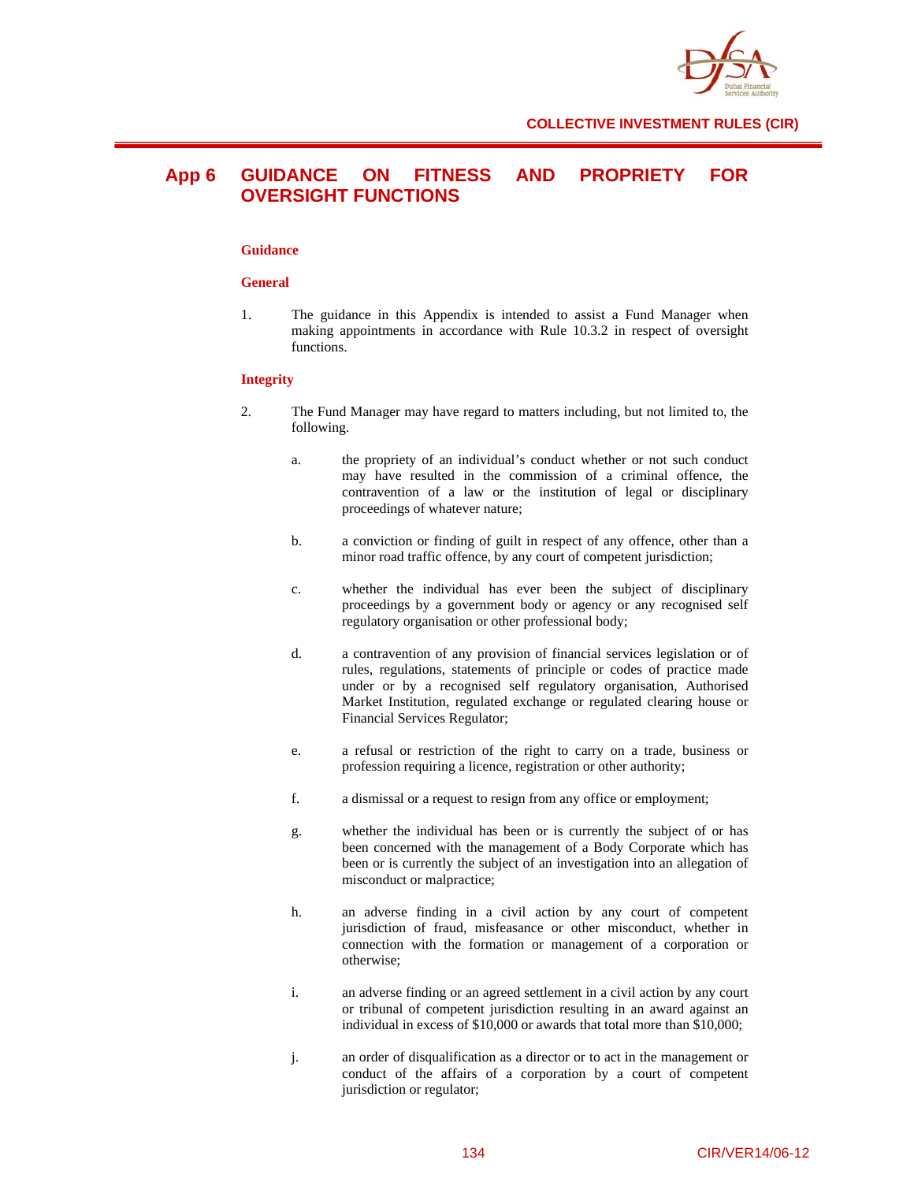# App 6 GUIDANCE ON FITNESS AND PROPRIETY FOR OVERSIGHT FUNCTIONS

**Guidance**

**General**

1. The guidance in this Appendix is intended to assist a Fund Manager when making appointments in accordance with Rule 10.3.2 in respect of oversight functions.

**Integrity**

2. The Fund Manager may have regard to matters including, but not limited to, the following.

    a. the propriety of an individual's conduct whether or not such conduct may have resulted in the commission of a criminal offence, the contravention of a law or the institution of legal or disciplinary proceedings of whatever nature;

    b. a conviction or finding of guilt in respect of any offence, other than a minor road traffic offence, by any court of competent jurisdiction;

    c. whether the individual has ever been the subject of disciplinary proceedings by a government body or agency or any recognised self regulatory organisation or other professional body;

    d. a contravention of any provision of financial services legislation or of rules, regulations, statements of principle or codes of practice made under or by a recognised self regulatory organisation, Authorised Market Institution, regulated exchange or regulated clearing house or Financial Services Regulator;

    e. a refusal or restriction of the right to carry on a trade, business or profession requiring a licence, registration or other authority;

    f. a dismissal or a request to resign from any office or employment;

    g. whether the individual has been or is currently the subject of or has been concerned with the management of a Body Corporate which has been or is currently the subject of an investigation into an allegation of misconduct or malpractice;

    h. an adverse finding in a civil action by any court of competent jurisdiction of fraud, misfeasance or other misconduct, whether in connection with the formation or management of a corporation or otherwise;

    i. an adverse finding or an agreed settlement in a civil action by any court or tribunal of competent jurisdiction resulting in an award against an individual in excess of $10,000 or awards that total more than $10,000;

    j. an order of disqualification as a director or to act in the management or conduct of the affairs of a corporation by a court of competent jurisdiction or regulator;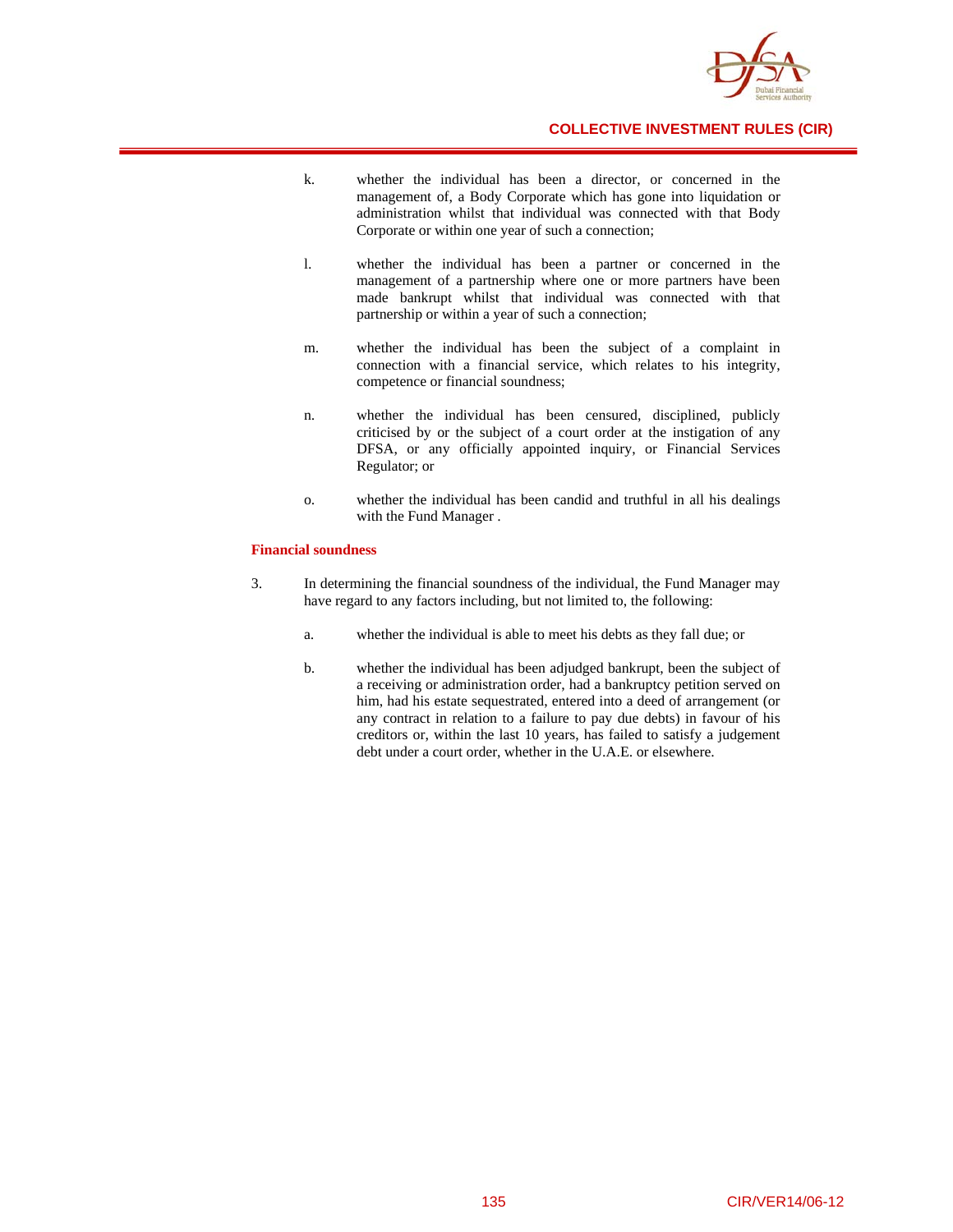k. whether the individual has been a director, or concerned in the management of, a Body Corporate which has gone into liquidation or administration whilst that individual was connected with that Body Corporate or within one year of such a connection;

l. whether the individual has been a partner or concerned in the management of a partnership where one or more partners have been made bankrupt whilst that individual was connected with that partnership or within a year of such a connection;

m. whether the individual has been the subject of a complaint in connection with a financial service, which relates to his integrity, competence or financial soundness;

n. whether the individual has been censured, disciplined, publicly criticised by or the subject of a court order at the instigation of any DFSA, or any officially appointed inquiry, or Financial Services Regulator; or

o. whether the individual has been candid and truthful in all his dealings with the Fund Manager .

**Financial soundness**

3. In determining the financial soundness of the individual, the Fund Manager may have regard to any factors including, but not limited to, the following:

   a. whether the individual is able to meet his debts as they fall due; or

   b. whether the individual has been adjudged bankrupt, been the subject of a receiving or administration order, had a bankruptcy petition served on him, had his estate sequestrated, entered into a deed of arrangement (or any contract in relation to a failure to pay due debts) in favour of his creditors or, within the last 10 years, has failed to satisfy a judgement debt under a court order, whether in the U.A.E. or elsewhere.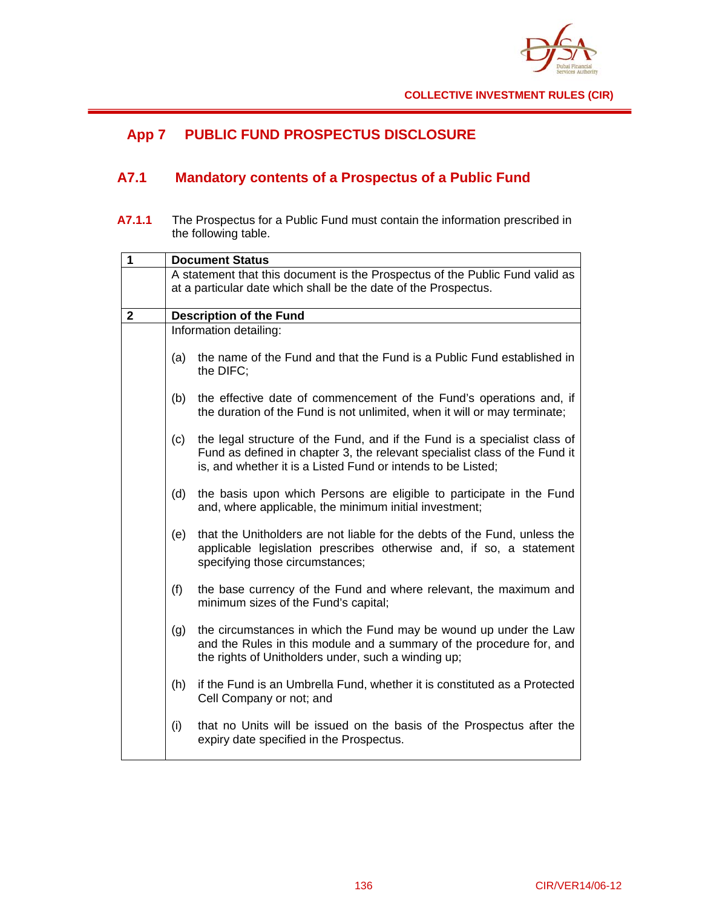# App 7 PUBLIC FUND PROSPECTUS DISCLOSURE

## A7.1 Mandatory contents of a Prospectus of a Public Fund

**A7.1.1** The Prospectus for a Public Fund must contain the information prescribed in the following table.

| | |
|---|---|
| **1** | **Document Status** |
| | A statement that this document is the Prospectus of the Public Fund valid as at a particular date which shall be the date of the Prospectus. |
| **2** | **Description of the Fund** |
| | Information detailing:<br><br>(a) the name of the Fund and that the Fund is a Public Fund established in the DIFC;<br><br>(b) the effective date of commencement of the Fund's operations and, if the duration of the Fund is not unlimited, when it will or may terminate;<br><br>(c) the legal structure of the Fund, and if the Fund is a specialist class of Fund as defined in chapter 3, the relevant specialist class of the Fund it is, and whether it is a Listed Fund or intends to be Listed;<br><br>(d) the basis upon which Persons are eligible to participate in the Fund and, where applicable, the minimum initial investment;<br><br>(e) that the Unitholders are not liable for the debts of the Fund, unless the applicable legislation prescribes otherwise and, if so, a statement specifying those circumstances;<br><br>(f) the base currency of the Fund and where relevant, the maximum and minimum sizes of the Fund's capital;<br><br>(g) the circumstances in which the Fund may be wound up under the Law and the Rules in this module and a summary of the procedure for, and the rights of Unitholders under, such a winding up;<br><br>(h) if the Fund is an Umbrella Fund, whether it is constituted as a Protected Cell Company or not; and<br><br>(i) that no Units will be issued on the basis of the Prospectus after the expiry date specified in the Prospectus. |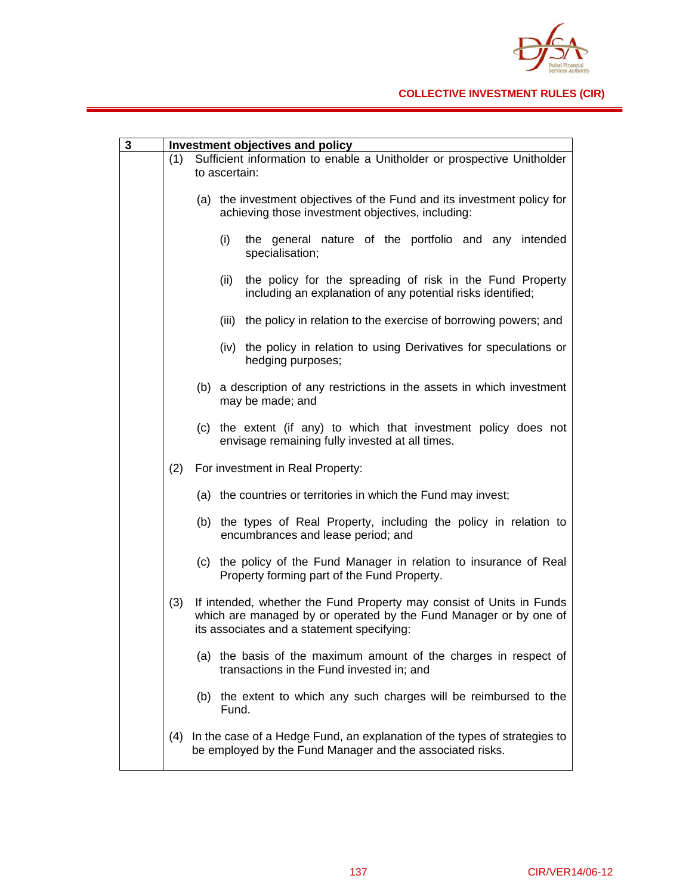| 3 | Investment objectives and policy |
|---|---|
| | (1) Sufficient information to enable a Unitholder or prospective Unitholder to ascertain:<br><br>(a) the investment objectives of the Fund and its investment policy for achieving those investment objectives, including:<br><br>(i) the general nature of the portfolio and any intended specialisation;<br><br>(ii) the policy for the spreading of risk in the Fund Property including an explanation of any potential risks identified;<br><br>(iii) the policy in relation to the exercise of borrowing powers; and<br><br>(iv) the policy in relation to using Derivatives for speculations or hedging purposes;<br><br>(b) a description of any restrictions in the assets in which investment may be made; and<br><br>(c) the extent (if any) to which that investment policy does not envisage remaining fully invested at all times.<br><br>(2) For investment in Real Property:<br><br>(a) the countries or territories in which the Fund may invest;<br><br>(b) the types of Real Property, including the policy in relation to encumbrances and lease period; and<br><br>(c) the policy of the Fund Manager in relation to insurance of Real Property forming part of the Fund Property.<br><br>(3) If intended, whether the Fund Property may consist of Units in Funds which are managed by or operated by the Fund Manager or by one of its associates and a statement specifying:<br><br>(a) the basis of the maximum amount of the charges in respect of transactions in the Fund invested in; and<br><br>(b) the extent to which any such charges will be reimbursed to the Fund.<br><br>(4) In the case of a Hedge Fund, an explanation of the types of strategies to be employed by the Fund Manager and the associated risks. |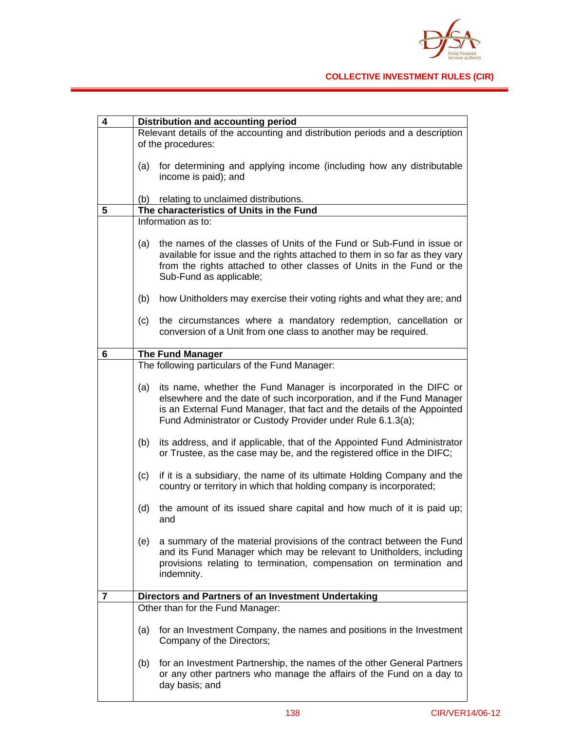| | |
|---|---|
| **4** | **Distribution and accounting period** |
| | Relevant details of the accounting and distribution periods and a description of the procedures:<br><br>(a) for determining and applying income (including how any distributable income is paid); and<br><br>(b) relating to unclaimed distributions. |
| **5** | **The characteristics of Units in the Fund** |
| | Information as to:<br><br>(a) the names of the classes of Units of the Fund or Sub-Fund in issue or available for issue and the rights attached to them in so far as they vary from the rights attached to other classes of Units in the Fund or the Sub-Fund as applicable;<br><br>(b) how Unitholders may exercise their voting rights and what they are; and<br><br>(c) the circumstances where a mandatory redemption, cancellation or conversion of a Unit from one class to another may be required. |
| **6** | **The Fund Manager** |
| | The following particulars of the Fund Manager:<br><br>(a) its name, whether the Fund Manager is incorporated in the DIFC or elsewhere and the date of such incorporation, and if the Fund Manager is an External Fund Manager, that fact and the details of the Appointed Fund Administrator or Custody Provider under Rule 6.1.3(a);<br><br>(b) its address, and if applicable, that of the Appointed Fund Administrator or Trustee, as the case may be, and the registered office in the DIFC;<br><br>(c) if it is a subsidiary, the name of its ultimate Holding Company and the country or territory in which that holding company is incorporated;<br><br>(d) the amount of its issued share capital and how much of it is paid up; and<br><br>(e) a summary of the material provisions of the contract between the Fund and its Fund Manager which may be relevant to Unitholders, including provisions relating to termination, compensation on termination and indemnity. |
| **7** | **Directors and Partners of an Investment Undertaking** |
| | Other than for the Fund Manager:<br><br>(a) for an Investment Company, the names and positions in the Investment Company of the Directors;<br><br>(b) for an Investment Partnership, the names of the other General Partners or any other partners who manage the affairs of the Fund on a day to day basis; and |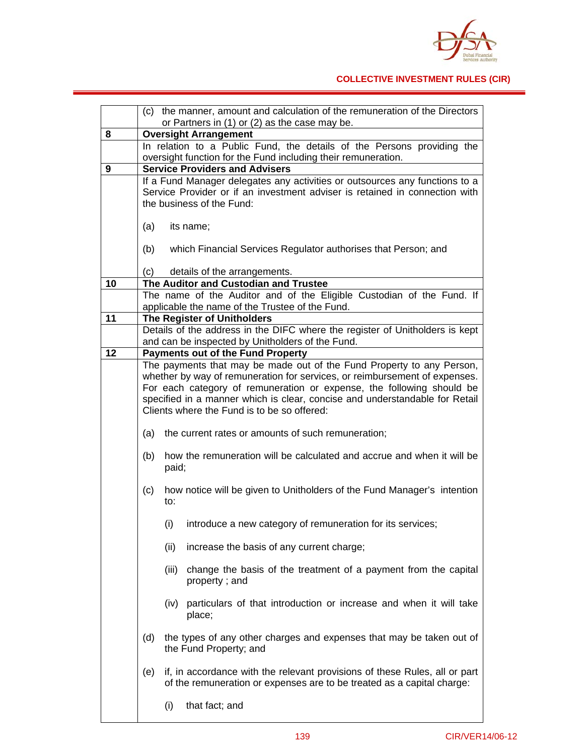| | |
|---|---|
| | (c) the manner, amount and calculation of the remuneration of the Directors or Partners in (1) or (2) as the case may be. |
| **8** | **Oversight Arrangement** |
| | In relation to a Public Fund, the details of the Persons providing the oversight function for the Fund including their remuneration. |
| **9** | **Service Providers and Advisers** |
| | If a Fund Manager delegates any activities or outsources any functions to a Service Provider or if an investment adviser is retained in connection with the business of the Fund:<br><br>(a) its name;<br><br>(b) which Financial Services Regulator authorises that Person; and<br><br>(c) details of the arrangements. |
| **10** | **The Auditor and Custodian and Trustee** |
| | The name of the Auditor and of the Eligible Custodian of the Fund. If applicable the name of the Trustee of the Fund. |
| **11** | **The Register of Unitholders** |
| | Details of the address in the DIFC where the register of Unitholders is kept and can be inspected by Unitholders of the Fund. |
| **12** | **Payments out of the Fund Property** |
| | The payments that may be made out of the Fund Property to any Person, whether by way of remuneration for services, or reimbursement of expenses. For each category of remuneration or expense, the following should be specified in a manner which is clear, concise and understandable for Retail Clients where the Fund is to be so offered:<br><br>(a) the current rates or amounts of such remuneration;<br><br>(b) how the remuneration will be calculated and accrue and when it will be paid;<br><br>(c) how notice will be given to Unitholders of the Fund Manager's intention to:<br><br>(i) introduce a new category of remuneration for its services;<br><br>(ii) increase the basis of any current charge;<br><br>(iii) change the basis of the treatment of a payment from the capital property ; and<br><br>(iv) particulars of that introduction or increase and when it will take place;<br><br>(d) the types of any other charges and expenses that may be taken out of the Fund Property; and<br><br>(e) if, in accordance with the relevant provisions of these Rules, all or part of the remuneration or expenses are to be treated as a capital charge:<br><br>(i) that fact; and |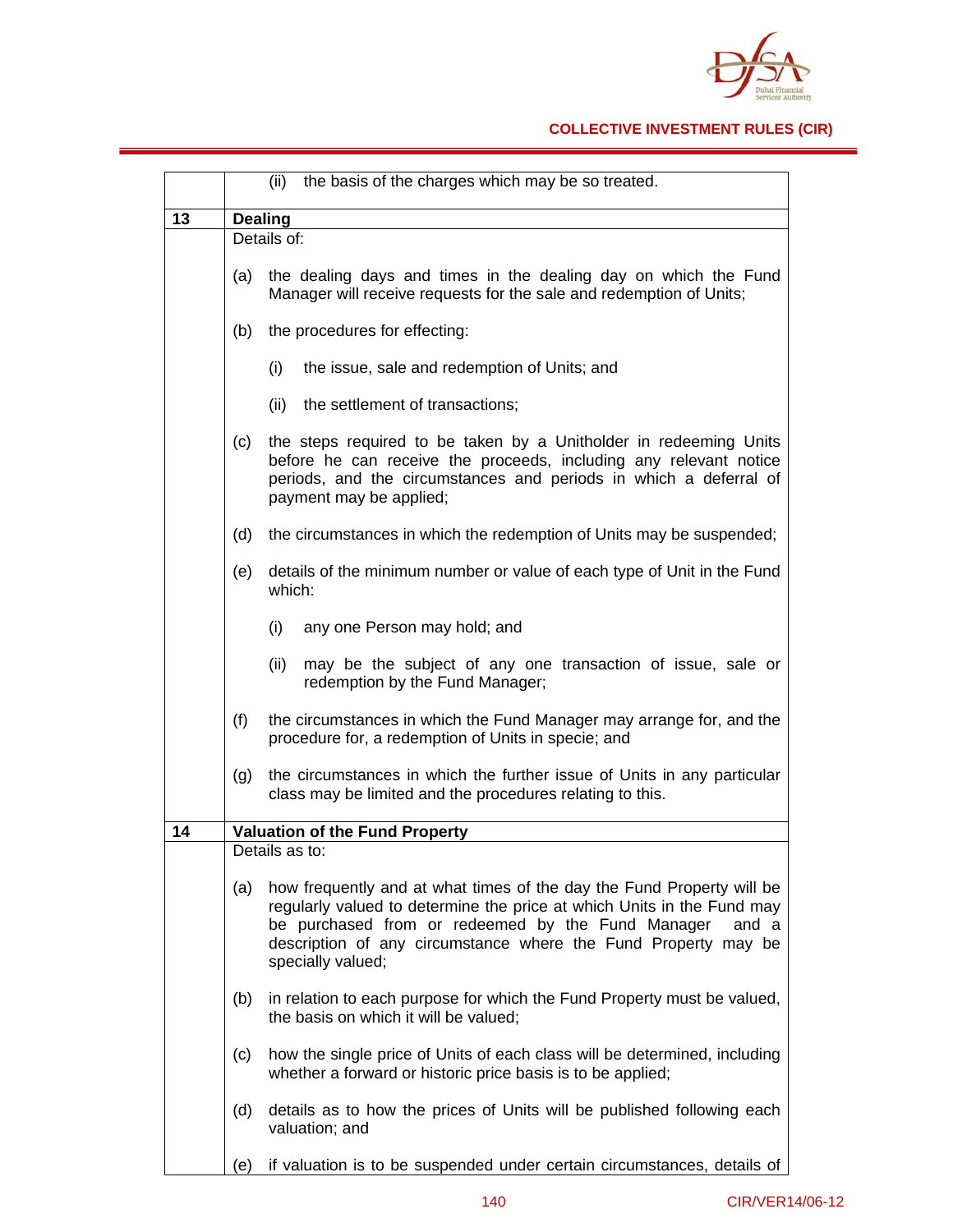| | |
|---|---|
| | (ii) the basis of the charges which may be so treated. |
| **13** | **Dealing** |
| | Details of:<br><br>(a) the dealing days and times in the dealing day on which the Fund Manager will receive requests for the sale and redemption of Units;<br><br>(b) the procedures for effecting:<br><br>(i) the issue, sale and redemption of Units; and<br><br>(ii) the settlement of transactions;<br><br>(c) the steps required to be taken by a Unitholder in redeeming Units before he can receive the proceeds, including any relevant notice periods, and the circumstances and periods in which a deferral of payment may be applied;<br><br>(d) the circumstances in which the redemption of Units may be suspended;<br><br>(e) details of the minimum number or value of each type of Unit in the Fund which:<br><br>(i) any one Person may hold; and<br><br>(ii) may be the subject of any one transaction of issue, sale or redemption by the Fund Manager;<br><br>(f) the circumstances in which the Fund Manager may arrange for, and the procedure for, a redemption of Units in specie; and<br><br>(g) the circumstances in which the further issue of Units in any particular class may be limited and the procedures relating to this. |
| **14** | **Valuation of the Fund Property** |
| | Details as to:<br><br>(a) how frequently and at what times of the day the Fund Property will be regularly valued to determine the price at which Units in the Fund may be purchased from or redeemed by the Fund Manager and a description of any circumstance where the Fund Property may be specially valued;<br><br>(b) in relation to each purpose for which the Fund Property must be valued, the basis on which it will be valued;<br><br>(c) how the single price of Units of each class will be determined, including whether a forward or historic price basis is to be applied;<br><br>(d) details as to how the prices of Units will be published following each valuation; and<br><br>(e) if valuation is to be suspended under certain circumstances, details of |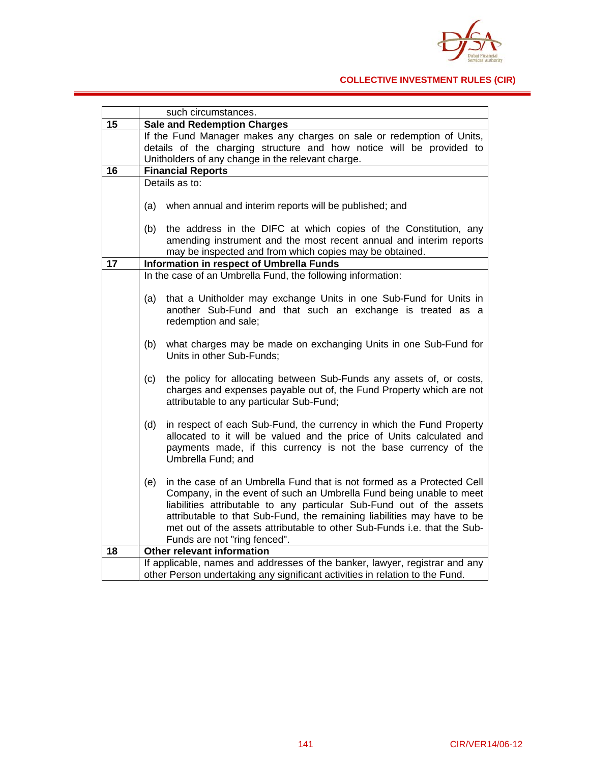| | |
|---|---|
| | such circumstances. |
| **15** | **Sale and Redemption Charges** |
| | If the Fund Manager makes any charges on sale or redemption of Units, details of the charging structure and how notice will be provided to Unitholders of any change in the relevant charge. |
| **16** | **Financial Reports** |
| | Details as to:<br><br>(a) when annual and interim reports will be published; and<br><br>(b) the address in the DIFC at which copies of the Constitution, any amending instrument and the most recent annual and interim reports may be inspected and from which copies may be obtained. |
| **17** | **Information in respect of Umbrella Funds** |
| | In the case of an Umbrella Fund, the following information:<br><br>(a) that a Unitholder may exchange Units in one Sub-Fund for Units in another Sub-Fund and that such an exchange is treated as a redemption and sale;<br><br>(b) what charges may be made on exchanging Units in one Sub-Fund for Units in other Sub-Funds;<br><br>(c) the policy for allocating between Sub-Funds any assets of, or costs, charges and expenses payable out of, the Fund Property which are not attributable to any particular Sub-Fund;<br><br>(d) in respect of each Sub-Fund, the currency in which the Fund Property allocated to it will be valued and the price of Units calculated and payments made, if this currency is not the base currency of the Umbrella Fund; and<br><br>(e) in the case of an Umbrella Fund that is not formed as a Protected Cell Company, in the event of such an Umbrella Fund being unable to meet liabilities attributable to any particular Sub-Fund out of the assets attributable to that Sub-Fund, the remaining liabilities may have to be met out of the assets attributable to other Sub-Funds i.e. that the Sub-Funds are not "ring fenced". |
| **18** | **Other relevant information** |
| | If applicable, names and addresses of the banker, lawyer, registrar and any other Person undertaking any significant activities in relation to the Fund. |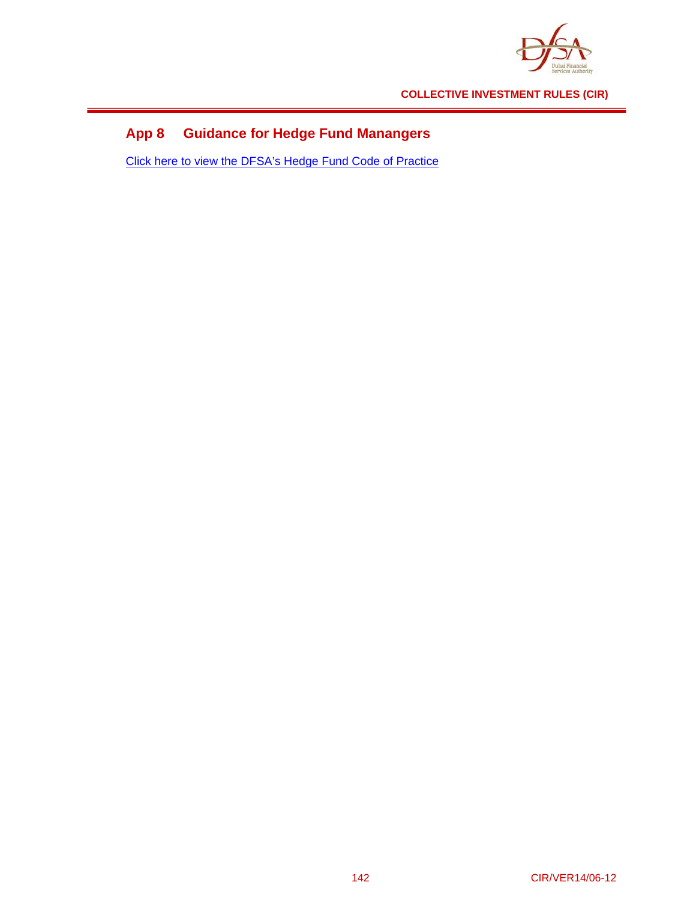## App 8 Guidance for Hedge Fund Manangers

Click here to view the DFSA's Hedge Fund Code of Practice